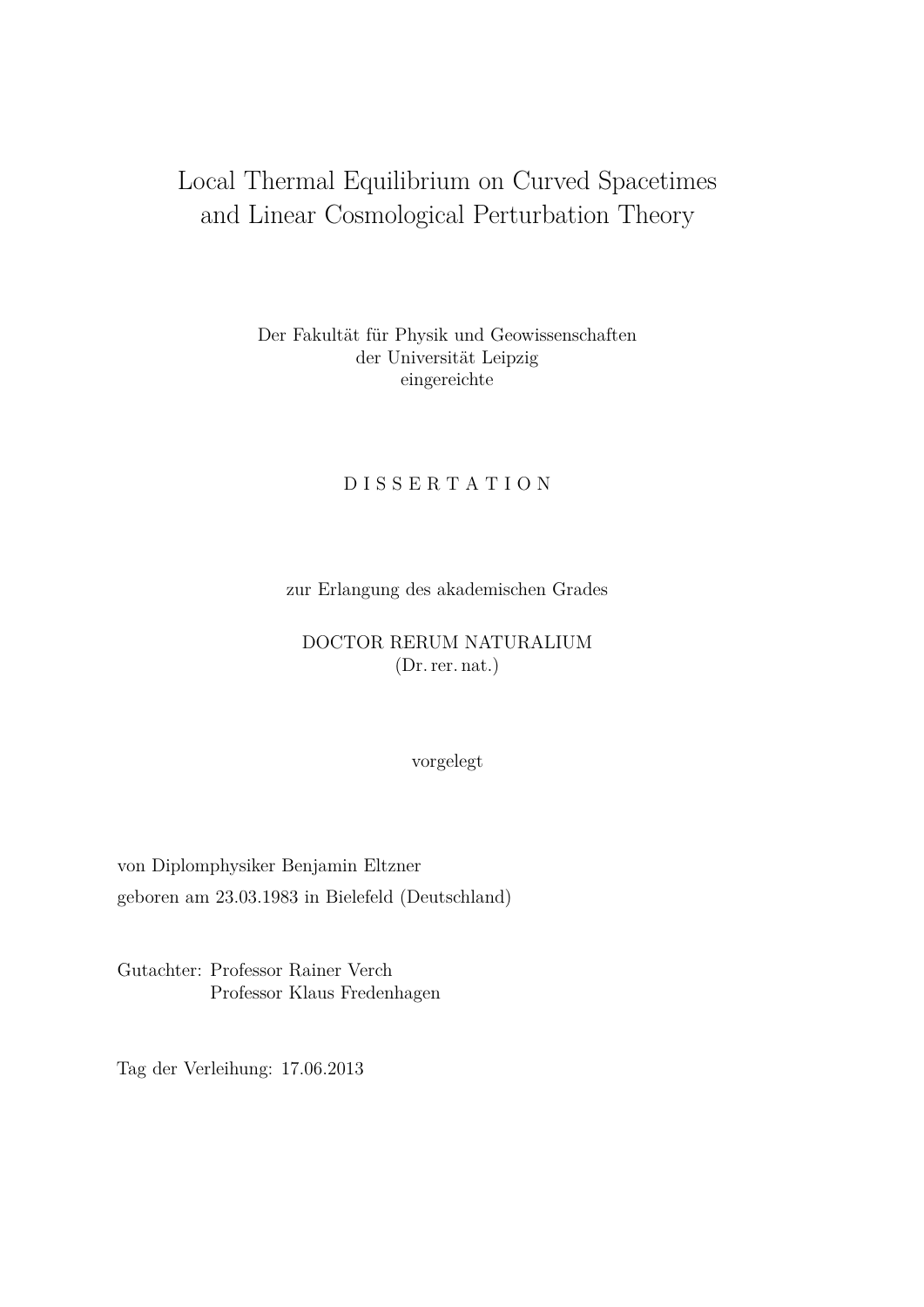# Local Thermal Equilibrium on Curved Spacetimes and Linear Cosmological Perturbation Theory

Der Fakultät für Physik und Geowissenschaften
der Universität Leipzig
eingereichte

D I S S E R T A T I O N

zur Erlangung des akademischen Grades

DOCTOR RERUM NATURALIUM
(Dr. rer. nat.)

vorgelegt

von Diplomphysiker Benjamin Eltzner
geboren am 23.03.1983 in Bielefeld (Deutschland)

Gutachter: Professor Rainer Verch
Professor Klaus Fredenhagen

Tag der Verleihung: 17.06.2013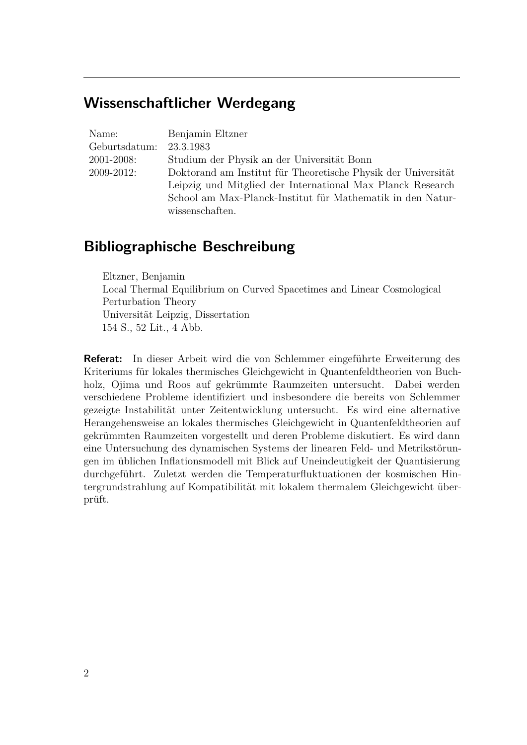## Wissenschaftlicher Werdegang

| | |
|---|---|
| Name: | Benjamin Eltzner |
| Geburtsdatum: | 23.3.1983 |
| 2001-2008: | Studium der Physik an der Universität Bonn |
| 2009-2012: | Doktorand am Institut für Theoretische Physik der Universität Leipzig und Mitglied der International Max Planck Research School am Max-Planck-Institut für Mathematik in den Naturwissenschaften. |

## Bibliographische Beschreibung

Eltzner, Benjamin
Local Thermal Equilibrium on Curved Spacetimes and Linear Cosmological Perturbation Theory
Universität Leipzig, Dissertation
154 S., 52 Lit., 4 Abb.

**Referat:** In dieser Arbeit wird die von Schlemmer eingeführte Erweiterung des Kriteriums für lokales thermisches Gleichgewicht in Quantenfeldtheorien von Buchholz, Ojima und Roos auf gekrümmte Raumzeiten untersucht. Dabei werden verschiedene Probleme identifiziert und insbesondere die bereits von Schlemmer gezeigte Instabilität unter Zeitentwicklung untersucht. Es wird eine alternative Herangehensweise an lokales thermisches Gleichgewicht in Quantenfeldtheorien auf gekrümmten Raumzeiten vorgestellt und deren Probleme diskutiert. Es wird dann eine Untersuchung des dynamischen Systems der linearen Feld- und Metrikstörungen im üblichen Inflationsmodell mit Blick auf Uneindeutigkeit der Quantisierung durchgeführt. Zuletzt werden die Temperaturfluktuationen der kosmischen Hintergrundstrahlung auf Kompatibilität mit lokalem thermalem Gleichgewicht überprüft.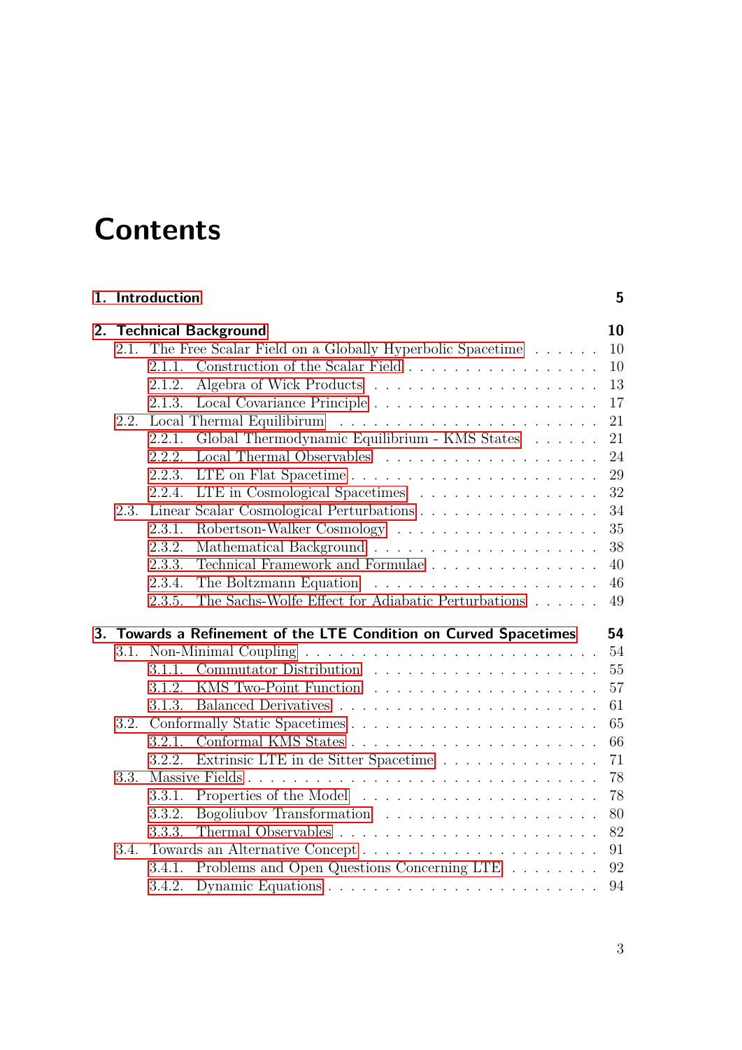# Contents

**1. Introduction** **5**

**2. Technical Background** **10**

- 2.1. The Free Scalar Field on a Globally Hyperbolic Spacetime . . . . . . 10
  - 2.1.1. Construction of the Scalar Field . . . . . . . . . . . . . . . . . 10
  - 2.1.2. Algebra of Wick Products . . . . . . . . . . . . . . . . . . . 13
  - 2.1.3. Local Covariance Principle . . . . . . . . . . . . . . . . . . . 17
- 2.2. Local Thermal Equilibirum . . . . . . . . . . . . . . . . . . . . . . 21
  - 2.2.1. Global Thermodynamic Equilibrium - KMS States . . . . . . 21
  - 2.2.2. Local Thermal Observables . . . . . . . . . . . . . . . . . . 24
  - 2.2.3. LTE on Flat Spacetime . . . . . . . . . . . . . . . . . . . . . 29
  - 2.2.4. LTE in Cosmological Spacetimes . . . . . . . . . . . . . . . 32
- 2.3. Linear Scalar Cosmological Perturbations . . . . . . . . . . . . . . 34
  - 2.3.1. Robertson-Walker Cosmology . . . . . . . . . . . . . . . . . 35
  - 2.3.2. Mathematical Background . . . . . . . . . . . . . . . . . . . 38
  - 2.3.3. Technical Framework and Formulae . . . . . . . . . . . . . . 40
  - 2.3.4. The Boltzmann Equation . . . . . . . . . . . . . . . . . . . 46
  - 2.3.5. The Sachs-Wolfe Effect for Adiabatic Perturbations . . . . . . 49

**3. Towards a Refinement of the LTE Condition on Curved Spacetimes** **54**

- 3.1. Non-Minimal Coupling . . . . . . . . . . . . . . . . . . . . . . . . 54
  - 3.1.1. Commutator Distribution . . . . . . . . . . . . . . . . . . . 55
  - 3.1.2. KMS Two-Point Function . . . . . . . . . . . . . . . . . . . 57
  - 3.1.3. Balanced Derivatives . . . . . . . . . . . . . . . . . . . . . 61
- 3.2. Conformally Static Spacetimes . . . . . . . . . . . . . . . . . . . . 65
  - 3.2.1. Conformal KMS States . . . . . . . . . . . . . . . . . . . . . 66
  - 3.2.2. Extrinsic LTE in de Sitter Spacetime . . . . . . . . . . . . . 71
- 3.3. Massive Fields . . . . . . . . . . . . . . . . . . . . . . . . . . . . . 78
  - 3.3.1. Properties of the Model . . . . . . . . . . . . . . . . . . . . 78
  - 3.3.2. Bogoliubov Transformation . . . . . . . . . . . . . . . . . . 80
  - 3.3.3. Thermal Observables . . . . . . . . . . . . . . . . . . . . . . 82
- 3.4. Towards an Alternative Concept . . . . . . . . . . . . . . . . . . . 91
  - 3.4.1. Problems and Open Questions Concerning LTE . . . . . . . . 92
  - 3.4.2. Dynamic Equations . . . . . . . . . . . . . . . . . . . . . . . 94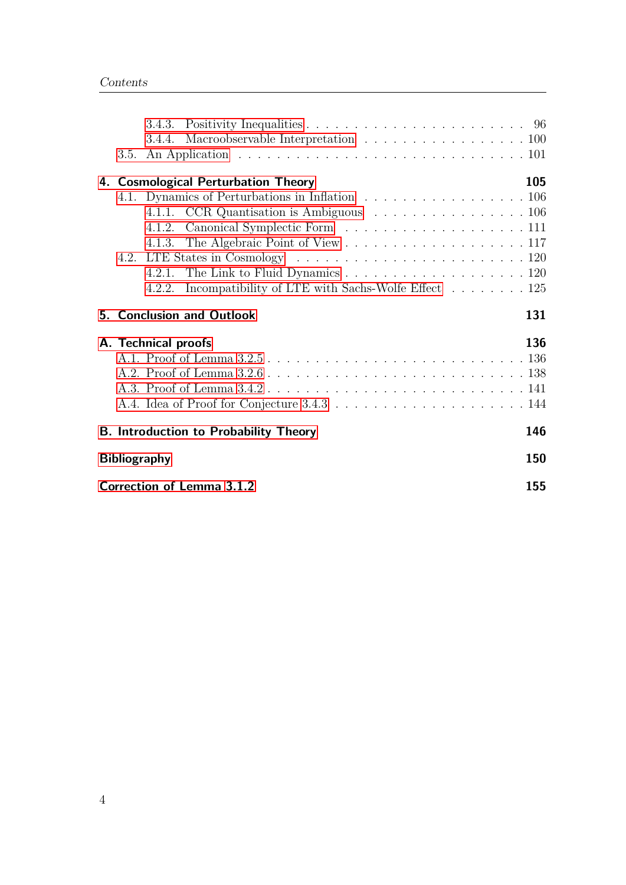- 3.4.3. Positivity Inequalities . . . . . . . . . . 96
- 3.4.4. Macroobservable Interpretation . . . . . . . . . . 100
- 3.5. An Application . . . . . . . . . . 101

**4. Cosmological Perturbation Theory** **105**

- 4.1. Dynamics of Perturbations in Inflation . . . . . . . . . . 106
  - 4.1.1. CCR Quantisation is Ambiguous . . . . . . . . . . 106
  - 4.1.2. Canonical Symplectic Form . . . . . . . . . . 111
  - 4.1.3. The Algebraic Point of View . . . . . . . . . . 117
- 4.2. LTE States in Cosmology . . . . . . . . . . 120
  - 4.2.1. The Link to Fluid Dynamics . . . . . . . . . . 120
  - 4.2.2. Incompatibility of LTE with Sachs-Wolfe Effect . . . . . . . . . . 125

**5. Conclusion and Outlook** **131**

**A. Technical proofs** **136**

- A.1. Proof of Lemma 3.2.5 . . . . . . . . . . 136
- A.2. Proof of Lemma 3.2.6 . . . . . . . . . . 138
- A.3. Proof of Lemma 3.4.2 . . . . . . . . . . 141
- A.4. Idea of Proof for Conjecture 3.4.3 . . . . . . . . . . 144

**B. Introduction to Probability Theory** **146**

**Bibliography** **150**

**Correction of Lemma 3.1.2** **155**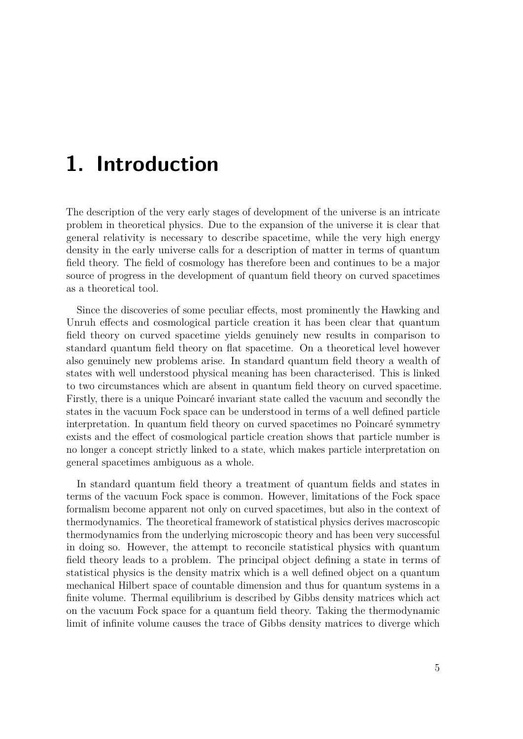# 1. Introduction

The description of the very early stages of development of the universe is an intricate problem in theoretical physics. Due to the expansion of the universe it is clear that general relativity is necessary to describe spacetime, while the very high energy density in the early universe calls for a description of matter in terms of quantum field theory. The field of cosmology has therefore been and continues to be a major source of progress in the development of quantum field theory on curved spacetimes as a theoretical tool.

Since the discoveries of some peculiar effects, most prominently the Hawking and Unruh effects and cosmological particle creation it has been clear that quantum field theory on curved spacetime yields genuinely new results in comparison to standard quantum field theory on flat spacetime. On a theoretical level however also genuinely new problems arise. In standard quantum field theory a wealth of states with well understood physical meaning has been characterised. This is linked to two circumstances which are absent in quantum field theory on curved spacetime. Firstly, there is a unique Poincaré invariant state called the vacuum and secondly the states in the vacuum Fock space can be understood in terms of a well defined particle interpretation. In quantum field theory on curved spacetimes no Poincaré symmetry exists and the effect of cosmological particle creation shows that particle number is no longer a concept strictly linked to a state, which makes particle interpretation on general spacetimes ambiguous as a whole.

In standard quantum field theory a treatment of quantum fields and states in terms of the vacuum Fock space is common. However, limitations of the Fock space formalism become apparent not only on curved spacetimes, but also in the context of thermodynamics. The theoretical framework of statistical physics derives macroscopic thermodynamics from the underlying microscopic theory and has been very successful in doing so. However, the attempt to reconcile statistical physics with quantum field theory leads to a problem. The principal object defining a state in terms of statistical physics is the density matrix which is a well defined object on a quantum mechanical Hilbert space of countable dimension and thus for quantum systems in a finite volume. Thermal equilibrium is described by Gibbs density matrices which act on the vacuum Fock space for a quantum field theory. Taking the thermodynamic limit of infinite volume causes the trace of Gibbs density matrices to diverge which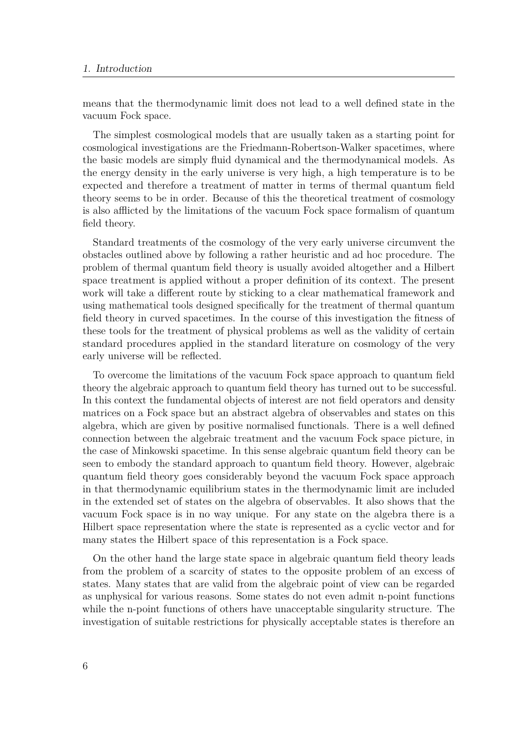means that the thermodynamic limit does not lead to a well defined state in the vacuum Fock space.

The simplest cosmological models that are usually taken as a starting point for cosmological investigations are the Friedmann-Robertson-Walker spacetimes, where the basic models are simply fluid dynamical and the thermodynamical models. As the energy density in the early universe is very high, a high temperature is to be expected and therefore a treatment of matter in terms of thermal quantum field theory seems to be in order. Because of this the theoretical treatment of cosmology is also afflicted by the limitations of the vacuum Fock space formalism of quantum field theory.

Standard treatments of the cosmology of the very early universe circumvent the obstacles outlined above by following a rather heuristic and ad hoc procedure. The problem of thermal quantum field theory is usually avoided altogether and a Hilbert space treatment is applied without a proper definition of its context. The present work will take a different route by sticking to a clear mathematical framework and using mathematical tools designed specifically for the treatment of thermal quantum field theory in curved spacetimes. In the course of this investigation the fitness of these tools for the treatment of physical problems as well as the validity of certain standard procedures applied in the standard literature on cosmology of the very early universe will be reflected.

To overcome the limitations of the vacuum Fock space approach to quantum field theory the algebraic approach to quantum field theory has turned out to be successful. In this context the fundamental objects of interest are not field operators and density matrices on a Fock space but an abstract algebra of observables and states on this algebra, which are given by positive normalised functionals. There is a well defined connection between the algebraic treatment and the vacuum Fock space picture, in the case of Minkowski spacetime. In this sense algebraic quantum field theory can be seen to embody the standard approach to quantum field theory. However, algebraic quantum field theory goes considerably beyond the vacuum Fock space approach in that thermodynamic equilibrium states in the thermodynamic limit are included in the extended set of states on the algebra of observables. It also shows that the vacuum Fock space is in no way unique. For any state on the algebra there is a Hilbert space representation where the state is represented as a cyclic vector and for many states the Hilbert space of this representation is a Fock space.

On the other hand the large state space in algebraic quantum field theory leads from the problem of a scarcity of states to the opposite problem of an excess of states. Many states that are valid from the algebraic point of view can be regarded as unphysical for various reasons. Some states do not even admit n-point functions while the n-point functions of others have unacceptable singularity structure. The investigation of suitable restrictions for physically acceptable states is therefore an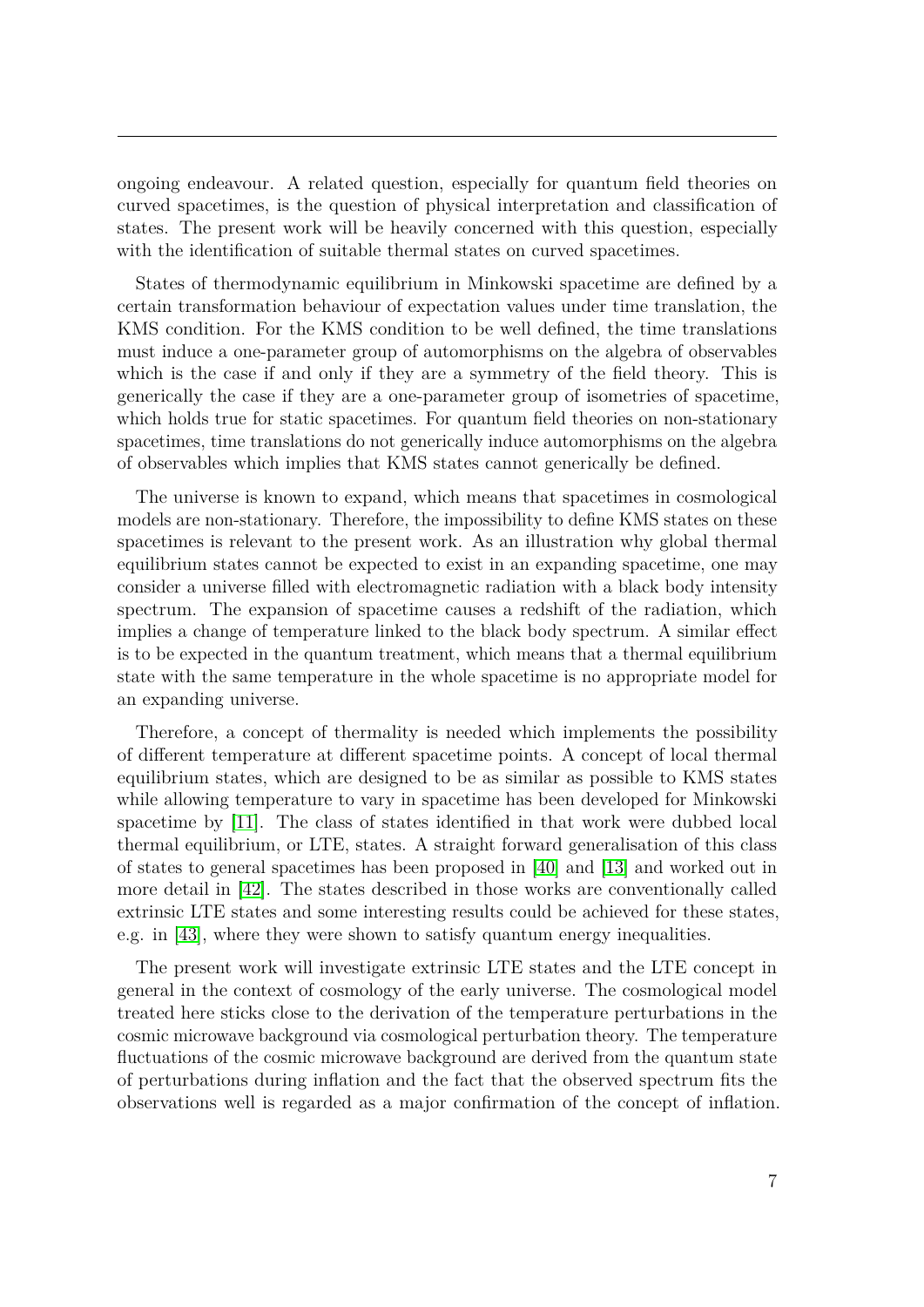ongoing endeavour. A related question, especially for quantum field theories on curved spacetimes, is the question of physical interpretation and classification of states. The present work will be heavily concerned with this question, especially with the identification of suitable thermal states on curved spacetimes.

States of thermodynamic equilibrium in Minkowski spacetime are defined by a certain transformation behaviour of expectation values under time translation, the KMS condition. For the KMS condition to be well defined, the time translations must induce a one-parameter group of automorphisms on the algebra of observables which is the case if and only if they are a symmetry of the field theory. This is generically the case if they are a one-parameter group of isometries of spacetime, which holds true for static spacetimes. For quantum field theories on non-stationary spacetimes, time translations do not generically induce automorphisms on the algebra of observables which implies that KMS states cannot generically be defined.

The universe is known to expand, which means that spacetimes in cosmological models are non-stationary. Therefore, the impossibility to define KMS states on these spacetimes is relevant to the present work. As an illustration why global thermal equilibrium states cannot be expected to exist in an expanding spacetime, one may consider a universe filled with electromagnetic radiation with a black body intensity spectrum. The expansion of spacetime causes a redshift of the radiation, which implies a change of temperature linked to the black body spectrum. A similar effect is to be expected in the quantum treatment, which means that a thermal equilibrium state with the same temperature in the whole spacetime is no appropriate model for an expanding universe.

Therefore, a concept of thermality is needed which implements the possibility of different temperature at different spacetime points. A concept of local thermal equilibrium states, which are designed to be as similar as possible to KMS states while allowing temperature to vary in spacetime has been developed for Minkowski spacetime by [11]. The class of states identified in that work were dubbed local thermal equilibrium, or LTE, states. A straight forward generalisation of this class of states to general spacetimes has been proposed in [40] and [13] and worked out in more detail in [42]. The states described in those works are conventionally called extrinsic LTE states and some interesting results could be achieved for these states, e.g. in [43], where they were shown to satisfy quantum energy inequalities.

The present work will investigate extrinsic LTE states and the LTE concept in general in the context of cosmology of the early universe. The cosmological model treated here sticks close to the derivation of the temperature perturbations in the cosmic microwave background via cosmological perturbation theory. The temperature fluctuations of the cosmic microwave background are derived from the quantum state of perturbations during inflation and the fact that the observed spectrum fits the observations well is regarded as a major confirmation of the concept of inflation.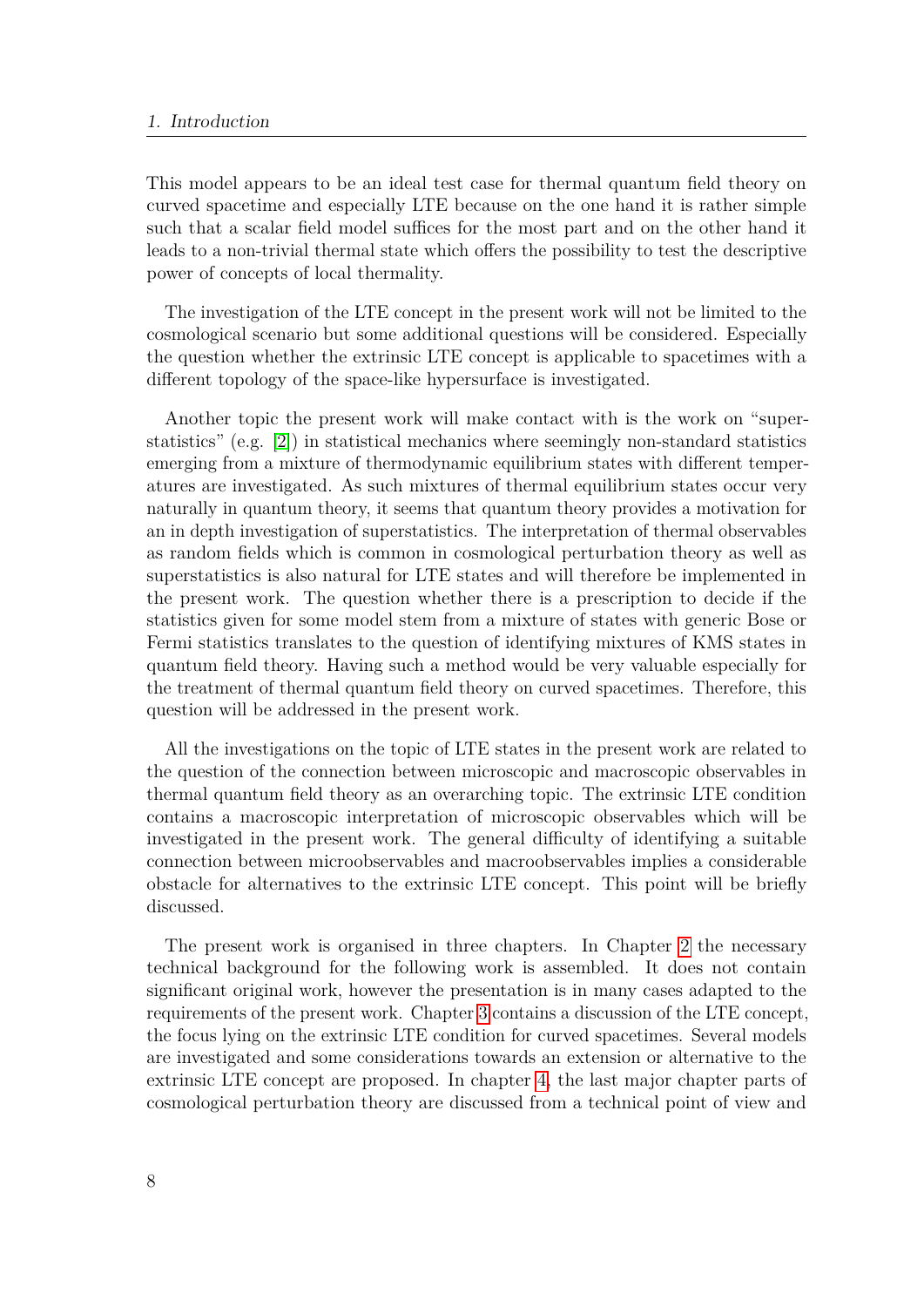This model appears to be an ideal test case for thermal quantum field theory on curved spacetime and especially LTE because on the one hand it is rather simple such that a scalar field model suffices for the most part and on the other hand it leads to a non-trivial thermal state which offers the possibility to test the descriptive power of concepts of local thermality.

The investigation of the LTE concept in the present work will not be limited to the cosmological scenario but some additional questions will be considered. Especially the question whether the extrinsic LTE concept is applicable to spacetimes with a different topology of the space-like hypersurface is investigated.

Another topic the present work will make contact with is the work on "superstatistics" (e.g. [2]) in statistical mechanics where seemingly non-standard statistics emerging from a mixture of thermodynamic equilibrium states with different temperatures are investigated. As such mixtures of thermal equilibrium states occur very naturally in quantum theory, it seems that quantum theory provides a motivation for an in depth investigation of superstatistics. The interpretation of thermal observables as random fields which is common in cosmological perturbation theory as well as superstatistics is also natural for LTE states and will therefore be implemented in the present work. The question whether there is a prescription to decide if the statistics given for some model stem from a mixture of states with generic Bose or Fermi statistics translates to the question of identifying mixtures of KMS states in quantum field theory. Having such a method would be very valuable especially for the treatment of thermal quantum field theory on curved spacetimes. Therefore, this question will be addressed in the present work.

All the investigations on the topic of LTE states in the present work are related to the question of the connection between microscopic and macroscopic observables in thermal quantum field theory as an overarching topic. The extrinsic LTE condition contains a macroscopic interpretation of microscopic observables which will be investigated in the present work. The general difficulty of identifying a suitable connection between microobservables and macroobservables implies a considerable obstacle for alternatives to the extrinsic LTE concept. This point will be briefly discussed.

The present work is organised in three chapters. In Chapter 2 the necessary technical background for the following work is assembled. It does not contain significant original work, however the presentation is in many cases adapted to the requirements of the present work. Chapter 3 contains a discussion of the LTE concept, the focus lying on the extrinsic LTE condition for curved spacetimes. Several models are investigated and some considerations towards an extension or alternative to the extrinsic LTE concept are proposed. In chapter 4, the last major chapter parts of cosmological perturbation theory are discussed from a technical point of view and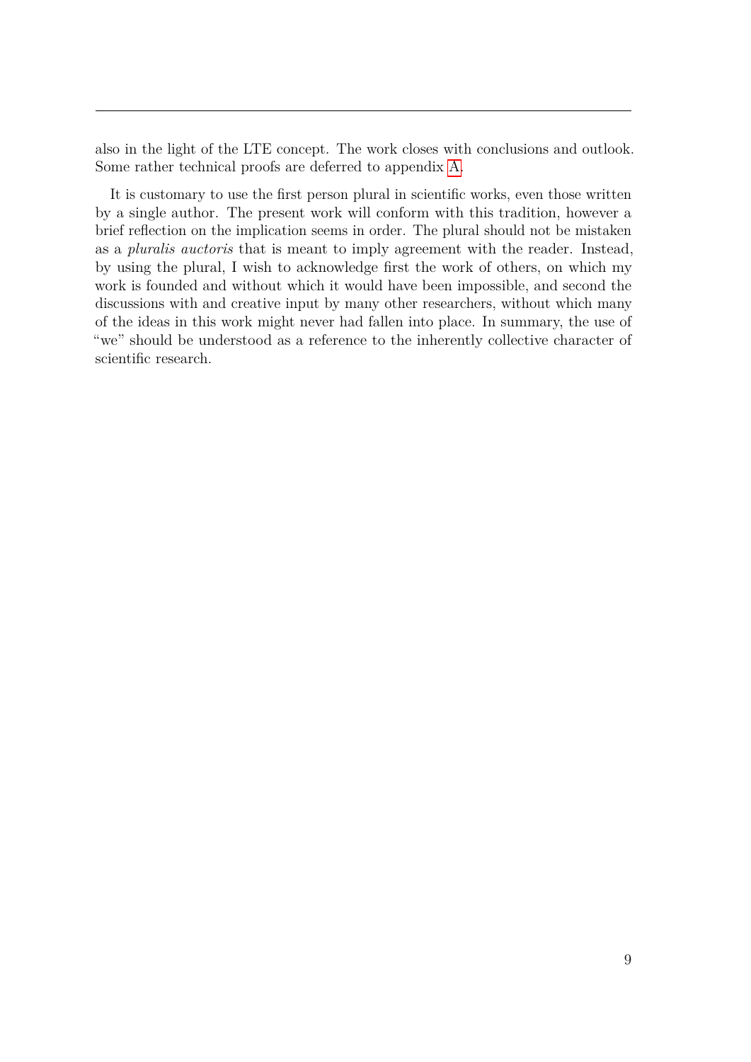also in the light of the LTE concept. The work closes with conclusions and outlook. Some rather technical proofs are deferred to appendix A.

It is customary to use the first person plural in scientific works, even those written by a single author. The present work will conform with this tradition, however a brief reflection on the implication seems in order. The plural should not be mistaken as a *pluralis auctoris* that is meant to imply agreement with the reader. Instead, by using the plural, I wish to acknowledge first the work of others, on which my work is founded and without which it would have been impossible, and second the discussions with and creative input by many other researchers, without which many of the ideas in this work might never had fallen into place. In summary, the use of "we" should be understood as a reference to the inherently collective character of scientific research.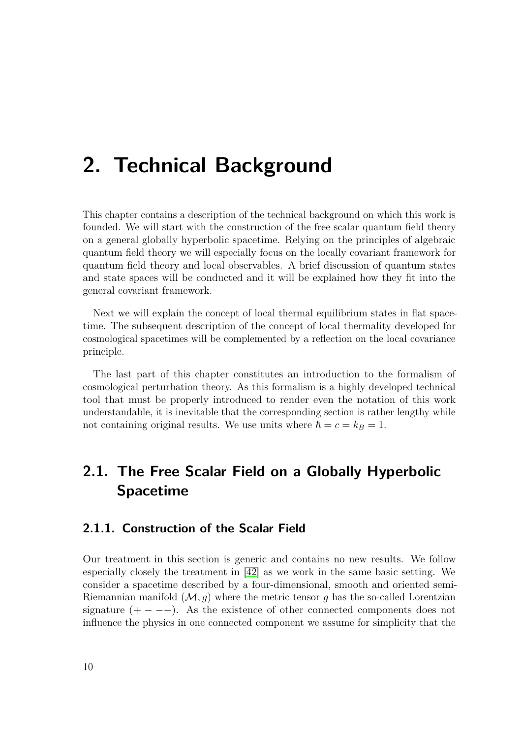# 2. Technical Background

This chapter contains a description of the technical background on which this work is founded. We will start with the construction of the free scalar quantum field theory on a general globally hyperbolic spacetime. Relying on the principles of algebraic quantum field theory we will especially focus on the locally covariant framework for quantum field theory and local observables. A brief discussion of quantum states and state spaces will be conducted and it will be explained how they fit into the general covariant framework.

Next we will explain the concept of local thermal equilibrium states in flat spacetime. The subsequent description of the concept of local thermality developed for cosmological spacetimes will be complemented by a reflection on the local covariance principle.

The last part of this chapter constitutes an introduction to the formalism of cosmological perturbation theory. As this formalism is a highly developed technical tool that must be properly introduced to render even the notation of this work understandable, it is inevitable that the corresponding section is rather lengthy while not containing original results. We use units where $\hbar = c = k_B = 1$.

## 2.1. The Free Scalar Field on a Globally Hyperbolic Spacetime

### 2.1.1. Construction of the Scalar Field

Our treatment in this section is generic and contains no new results. We follow especially closely the treatment in [42] as we work in the same basic setting. We consider a spacetime described by a four-dimensional, smooth and oriented semi-Riemannian manifold $(\mathcal{M}, g)$ where the metric tensor $g$ has the so-called Lorentzian signature $(+ - - -)$. As the existence of other connected components does not influence the physics in one connected component we assume for simplicity that the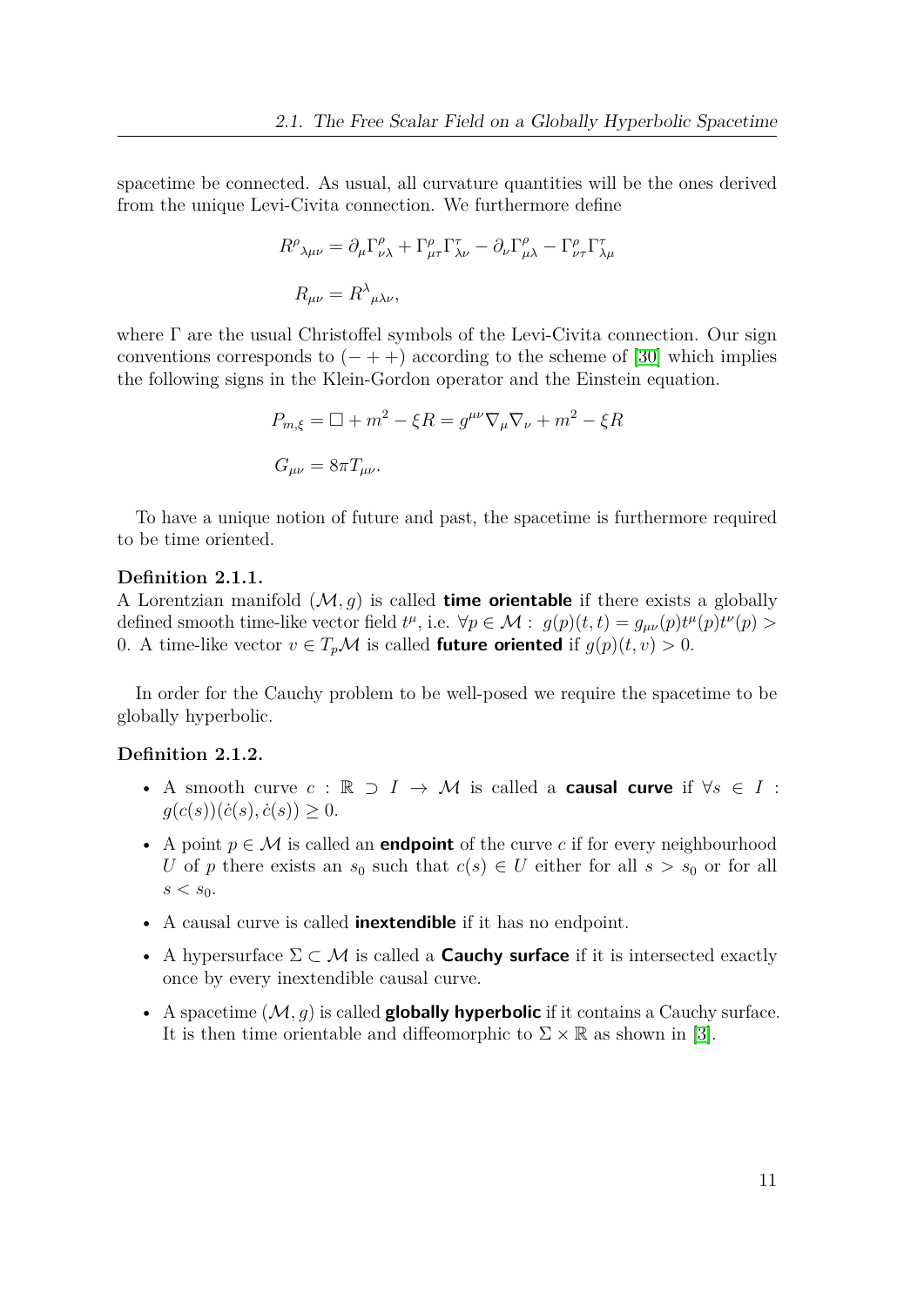spacetime be connected. As usual, all curvature quantities will be the ones derived from the unique Levi-Civita connection. We furthermore define

$$R^{\rho}{}_{\lambda\mu\nu} = \partial_\mu \Gamma^{\rho}_{\nu\lambda} + \Gamma^{\rho}_{\mu\tau}\Gamma^{\tau}_{\lambda\nu} - \partial_\nu \Gamma^{\rho}_{\mu\lambda} - \Gamma^{\rho}_{\nu\tau}\Gamma^{\tau}_{\lambda\mu}$$

$$R_{\mu\nu} = R^{\lambda}{}_{\mu\lambda\nu},$$

where $\Gamma$ are the usual Christoffel symbols of the Levi-Civita connection. Our sign conventions corresponds to $(-++)$ according to the scheme of [30] which implies the following signs in the Klein-Gordon operator and the Einstein equation.

$$P_{m,\xi} = \Box + m^2 - \xi R = g^{\mu\nu}\nabla_\mu\nabla_\nu + m^2 - \xi R$$

$$G_{\mu\nu} = 8\pi T_{\mu\nu}.$$

To have a unique notion of future and past, the spacetime is furthermore required to be time oriented.

**Definition 2.1.1.**
A Lorentzian manifold $(\mathcal{M}, g)$ is called **time orientable** if there exists a globally defined smooth time-like vector field $t^\mu$, i.e. $\forall p \in \mathcal{M}: \; g(p)(t,t) = g_{\mu\nu}(p)t^\mu(p)t^\nu(p) > 0$. A time-like vector $v \in T_p\mathcal{M}$ is called **future oriented** if $g(p)(t,v) > 0$.

In order for the Cauchy problem to be well-posed we require the spacetime to be globally hyperbolic.

**Definition 2.1.2.**

- A smooth curve $c : \mathbb{R} \supset I \to \mathcal{M}$ is called a **causal curve** if $\forall s \in I$ : $g(c(s))(\dot{c}(s), \dot{c}(s)) \geq 0$.
- A point $p \in \mathcal{M}$ is called an **endpoint** of the curve $c$ if for every neighbourhood $U$ of $p$ there exists an $s_0$ such that $c(s) \in U$ either for all $s > s_0$ or for all $s < s_0$.
- A causal curve is called **inextendible** if it has no endpoint.
- A hypersurface $\Sigma \subset \mathcal{M}$ is called a **Cauchy surface** if it is intersected exactly once by every inextendible causal curve.
- A spacetime $(\mathcal{M}, g)$ is called **globally hyperbolic** if it contains a Cauchy surface. It is then time orientable and diffeomorphic to $\Sigma \times \mathbb{R}$ as shown in [3].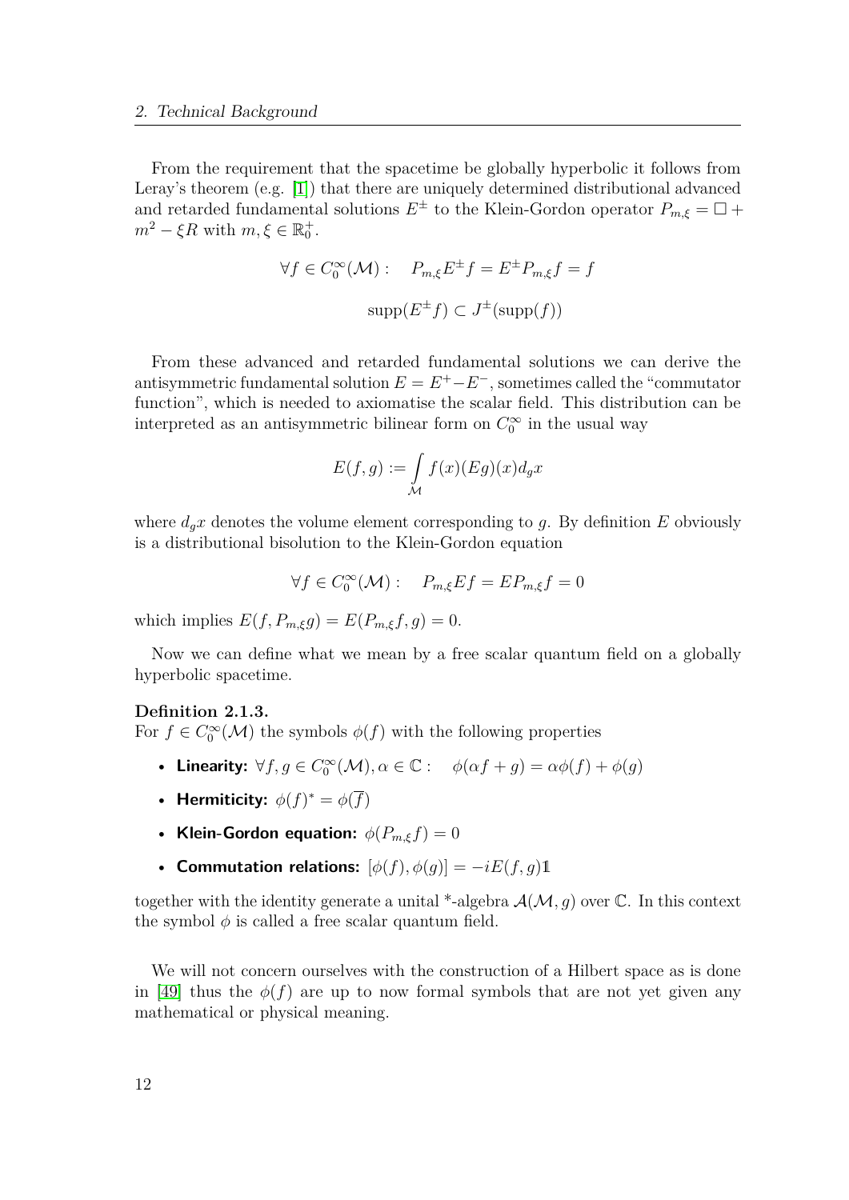From the requirement that the spacetime be globally hyperbolic it follows from Leray's theorem (e.g. [1]) that there are uniquely determined distributional advanced and retarded fundamental solutions $E^{\pm}$ to the Klein-Gordon operator $P_{m,\xi} = \Box + m^2 - \xi R$ with $m, \xi \in \mathbb{R}_0^+$.

$$\forall f \in C_0^\infty(\mathcal{M}) : \quad P_{m,\xi} E^{\pm} f = E^{\pm} P_{m,\xi} f = f$$

$$\text{supp}(E^{\pm} f) \subset J^{\pm}(\text{supp}(f))$$

From these advanced and retarded fundamental solutions we can derive the antisymmetric fundamental solution $E = E^+ - E^-$, sometimes called the "commutator function", which is needed to axiomatise the scalar field. This distribution can be interpreted as an antisymmetric bilinear form on $C_0^\infty$ in the usual way

$$E(f, g) := \int\limits_{\mathcal{M}} f(x)(Eg)(x) d_g x$$

where $d_g x$ denotes the volume element corresponding to $g$. By definition $E$ obviously is a distributional bisolution to the Klein-Gordon equation

$$\forall f \in C_0^\infty(\mathcal{M}) : \quad P_{m,\xi} E f = E P_{m,\xi} f = 0$$

which implies $E(f, P_{m,\xi} g) = E(P_{m,\xi} f, g) = 0$.

Now we can define what we mean by a free scalar quantum field on a globally hyperbolic spacetime.

**Definition 2.1.3.**
For $f \in C_0^\infty(\mathcal{M})$ the symbols $\phi(f)$ with the following properties

- **Linearity:** $\forall f, g \in C_0^\infty(\mathcal{M}), \alpha \in \mathbb{C} : \quad \phi(\alpha f + g) = \alpha \phi(f) + \phi(g)$
- **Hermiticity:** $\phi(f)^* = \phi(\overline{f})$
- **Klein-Gordon equation:** $\phi(P_{m,\xi} f) = 0$
- **Commutation relations:** $[\phi(f), \phi(g)] = -iE(f, g)\mathbb{1}$

together with the identity generate a unital *-algebra $\mathcal{A}(\mathcal{M}, g)$ over $\mathbb{C}$. In this context the symbol $\phi$ is called a free scalar quantum field.

We will not concern ourselves with the construction of a Hilbert space as is done in [49] thus the $\phi(f)$ are up to now formal symbols that are not yet given any mathematical or physical meaning.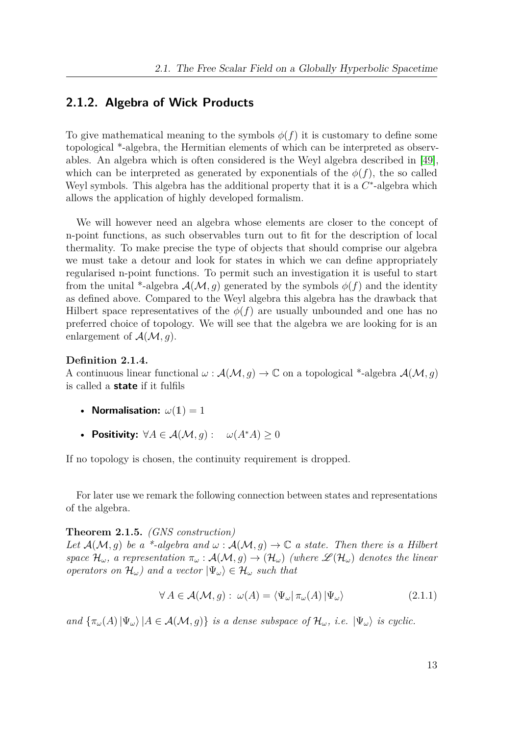### 2.1.2. Algebra of Wick Products

To give mathematical meaning to the symbols $\phi(f)$ it is customary to define some topological *-algebra, the Hermitian elements of which can be interpreted as observables. An algebra which is often considered is the Weyl algebra described in [49], which can be interpreted as generated by exponentials of the $\phi(f)$, the so called Weyl symbols. This algebra has the additional property that it is a $C^*$-algebra which allows the application of highly developed formalism.

We will however need an algebra whose elements are closer to the concept of n-point functions, as such observables turn out to fit for the description of local thermality. To make precise the type of objects that should comprise our algebra we must take a detour and look for states in which we can define appropriately regularised n-point functions. To permit such an investigation it is useful to start from the unital *-algebra $\mathcal{A}(\mathcal{M}, g)$ generated by the symbols $\phi(f)$ and the identity as defined above. Compared to the Weyl algebra this algebra has the drawback that Hilbert space representatives of the $\phi(f)$ are usually unbounded and one has no preferred choice of topology. We will see that the algebra we are looking for is an enlargement of $\mathcal{A}(\mathcal{M}, g)$.

**Definition 2.1.4.**
A continuous linear functional $\omega : \mathcal{A}(\mathcal{M}, g) \to \mathbb{C}$ on a topological *-algebra $\mathcal{A}(\mathcal{M}, g)$ is called a **state** if it fulfils

- **Normalisation:** $\omega(\mathbb{1}) = 1$
- **Positivity:** $\forall A \in \mathcal{A}(\mathcal{M}, g) : \quad \omega(A^* A) \geq 0$

If no topology is chosen, the continuity requirement is dropped.

For later use we remark the following connection between states and representations of the algebra.

**Theorem 2.1.5.** *(GNS construction)*
*Let $\mathcal{A}(\mathcal{M}, g)$ be a *-algebra and $\omega : \mathcal{A}(\mathcal{M}, g) \to \mathbb{C}$ a state. Then there is a Hilbert space $\mathcal{H}_\omega$, a representation $\pi_\omega : \mathcal{A}(\mathcal{M}, g) \to (\mathcal{H}_\omega)$ (where $\mathscr{L}(\mathcal{H}_\omega)$ denotes the linear operators on $\mathcal{H}_\omega$) and a vector $|\Psi_\omega\rangle \in \mathcal{H}_\omega$ such that*

$$\forall \, A \in \mathcal{A}(\mathcal{M}, g) : \; \omega(A) = \langle \Psi_\omega | \, \pi_\omega(A) \, |\Psi_\omega\rangle \tag{2.1.1}$$

*and $\{\pi_\omega(A) \, |\Psi_\omega\rangle \, | A \in \mathcal{A}(\mathcal{M}, g)\}$ is a dense subspace of $\mathcal{H}_\omega$, i.e. $|\Psi_\omega\rangle$ is cyclic.*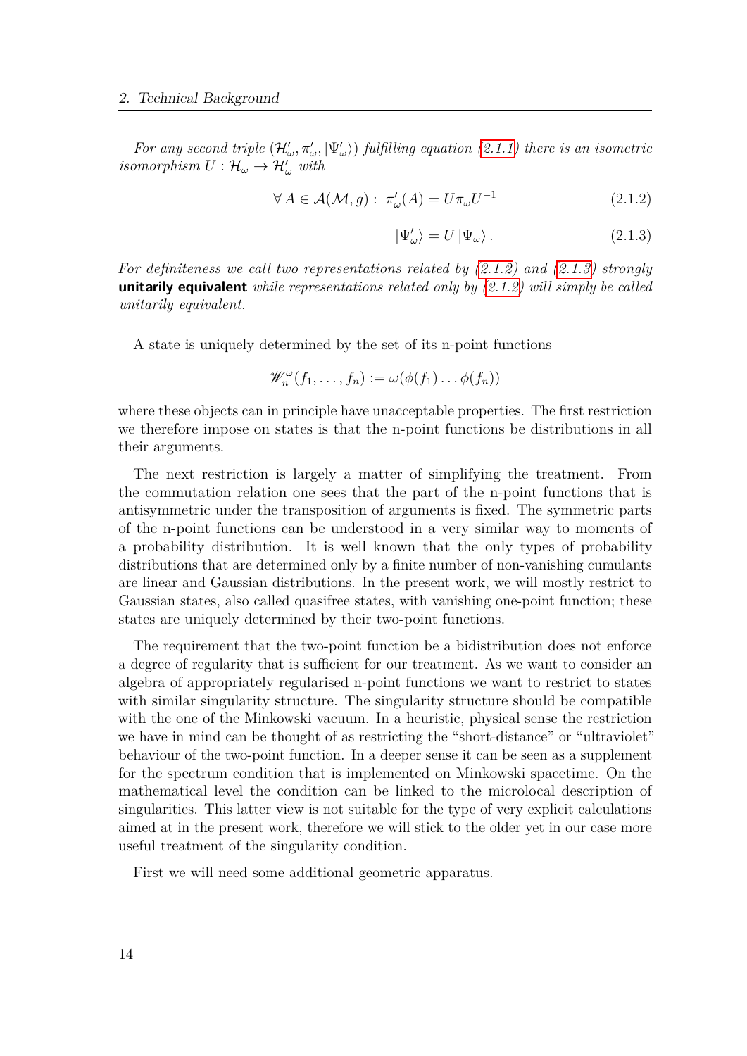*For any second triple $(\mathcal{H}'_\omega, \pi'_\omega, |\Psi'_\omega\rangle)$ fulfilling equation (2.1.1) there is an isometric isomorphism $U : \mathcal{H}_\omega \to \mathcal{H}'_\omega$ with*

$$\forall\, A \in \mathcal{A}(\mathcal{M}, g) : \; \pi'_\omega(A) = U \pi_\omega U^{-1} \tag{2.1.2}$$

$$|\Psi'_\omega\rangle = U\, |\Psi_\omega\rangle\,. \tag{2.1.3}$$

*For definiteness we call two representations related by (2.1.2) and (2.1.3) strongly* **unitarily equivalent** *while representations related only by (2.1.2) will simply be called unitarily equivalent.*

A state is uniquely determined by the set of its n-point functions

$$\mathscr{W}^\omega_n(f_1, \ldots, f_n) := \omega(\phi(f_1) \ldots \phi(f_n))$$

where these objects can in principle have unacceptable properties. The first restriction we therefore impose on states is that the n-point functions be distributions in all their arguments.

The next restriction is largely a matter of simplifying the treatment. From the commutation relation one sees that the part of the n-point functions that is antisymmetric under the transposition of arguments is fixed. The symmetric parts of the n-point functions can be understood in a very similar way to moments of a probability distribution. It is well known that the only types of probability distributions that are determined only by a finite number of non-vanishing cumulants are linear and Gaussian distributions. In the present work, we will mostly restrict to Gaussian states, also called quasifree states, with vanishing one-point function; these states are uniquely determined by their two-point functions.

The requirement that the two-point function be a bidistribution does not enforce a degree of regularity that is sufficient for our treatment. As we want to consider an algebra of appropriately regularised n-point functions we want to restrict to states with similar singularity structure. The singularity structure should be compatible with the one of the Minkowski vacuum. In a heuristic, physical sense the restriction we have in mind can be thought of as restricting the "short-distance" or "ultraviolet" behaviour of the two-point function. In a deeper sense it can be seen as a supplement for the spectrum condition that is implemented on Minkowski spacetime. On the mathematical level the condition can be linked to the microlocal description of singularities. This latter view is not suitable for the type of very explicit calculations aimed at in the present work, therefore we will stick to the older yet in our case more useful treatment of the singularity condition.

First we will need some additional geometric apparatus.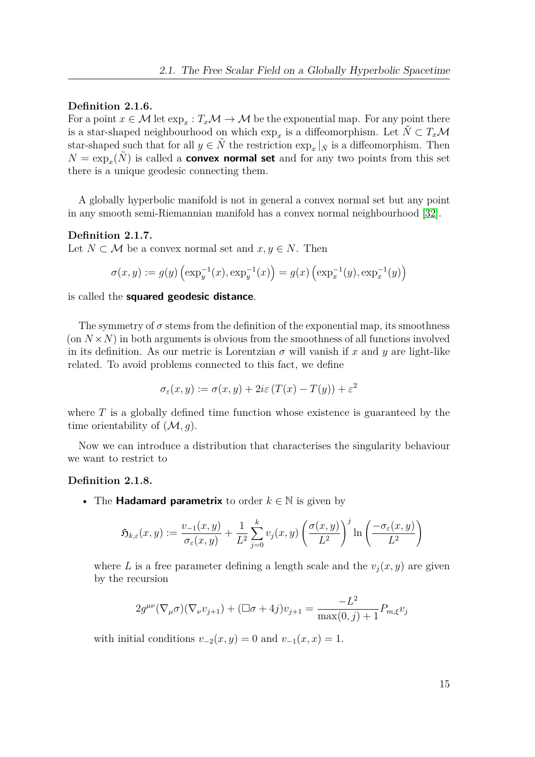**Definition 2.1.6.**
For a point $x \in \mathcal{M}$ let $\exp_x : T_x\mathcal{M} \to \mathcal{M}$ be the exponential map. For any point there is a star-shaped neighbourhood on which $\exp_x$ is a diffeomorphism. Let $\tilde{N} \subset T_x\mathcal{M}$ star-shaped such that for all $y \in \tilde{N}$ the restriction $\exp_x|_{\tilde{N}}$ is a diffeomorphism. Then $N = \exp_x(\tilde{N})$ is called a **convex normal set** and for any two points from this set there is a unique geodesic connecting them.

A globally hyperbolic manifold is not in general a convex normal set but any point in any smooth semi-Riemannian manifold has a convex normal neighbourhood [32].

**Definition 2.1.7.**
Let $N \subset \mathcal{M}$ be a convex normal set and $x, y \in N$. Then

$$\sigma(x,y) := g(y)\left(\exp_y^{-1}(x), \exp_y^{-1}(x)\right) = g(x)\left(\exp_x^{-1}(y), \exp_x^{-1}(y)\right)$$

is called the **squared geodesic distance**.

The symmetry of $\sigma$ stems from the definition of the exponential map, its smoothness (on $N \times N$) in both arguments is obvious from the smoothness of all functions involved in its definition. As our metric is Lorentzian $\sigma$ will vanish if $x$ and $y$ are light-like related. To avoid problems connected to this fact, we define

$$\sigma_\varepsilon(x,y) := \sigma(x,y) + 2i\varepsilon\left(T(x) - T(y)\right) + \varepsilon^2$$

where $T$ is a globally defined time function whose existence is guaranteed by the time orientability of $(\mathcal{M}, g)$.

Now we can introduce a distribution that characterises the singularity behaviour we want to restrict to

**Definition 2.1.8.**

- The **Hadamard parametrix** to order $k \in \mathbb{N}$ is given by

$$\mathfrak{H}_{k,\varepsilon}(x,y) := \frac{v_{-1}(x,y)}{\sigma_\varepsilon(x,y)} + \frac{1}{L^2}\sum_{j=0}^{k} v_j(x,y)\left(\frac{\sigma(x,y)}{L^2}\right)^j \ln\left(\frac{-\sigma_\varepsilon(x,y)}{L^2}\right)$$

  where $L$ is a free parameter defining a length scale and the $v_j(x,y)$ are given by the recursion

$$2g^{\mu\nu}(\nabla_\mu\sigma)(\nabla_\nu v_{j+1}) + (\Box\sigma + 4j)v_{j+1} = \frac{-L^2}{\max(0,j)+1}P_{m,\xi}v_j$$

  with initial conditions $v_{-2}(x,y) = 0$ and $v_{-1}(x,x) = 1$.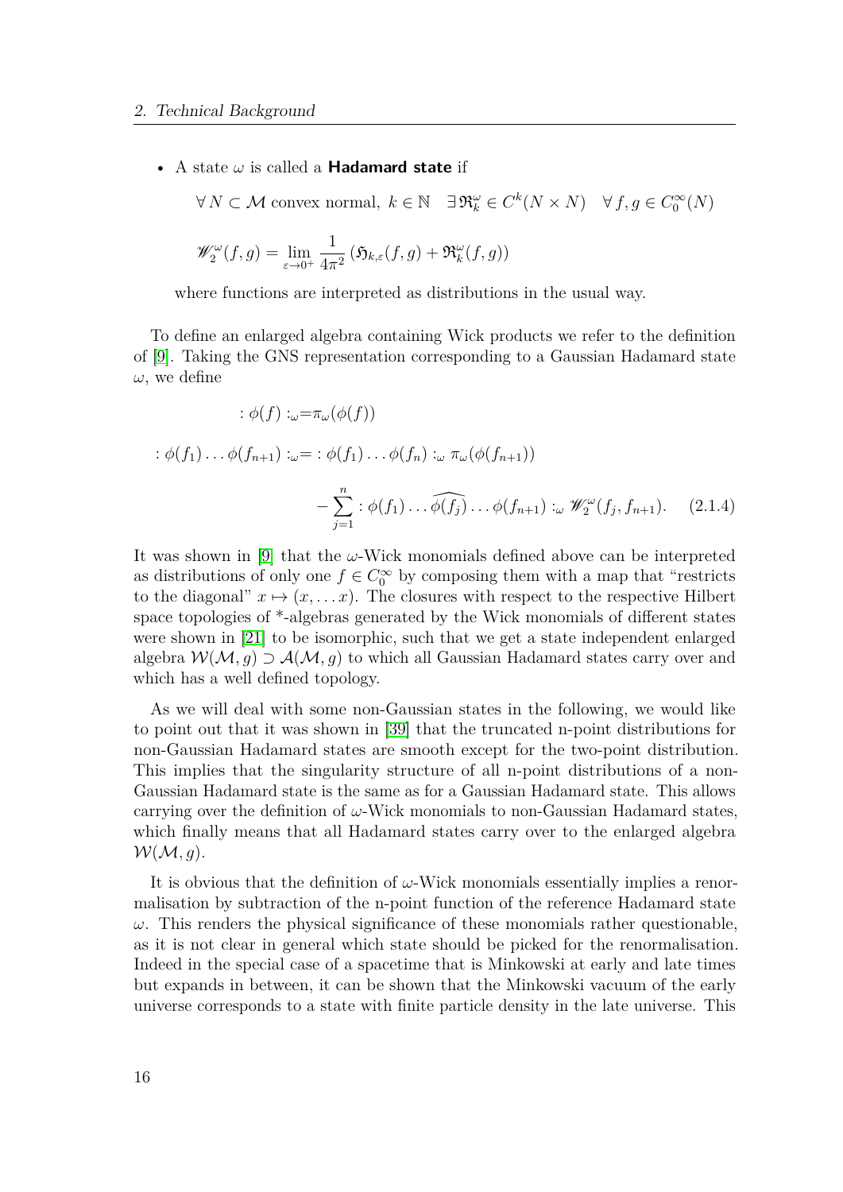- A state $\omega$ is called a **Hadamard state** if

$$\forall\, N \subset \mathcal{M} \text{ convex normal},\ k \in \mathbb{N} \quad \exists\, \mathfrak{R}^\omega_k \in C^k(N \times N) \quad \forall\, f, g \in C_0^\infty(N)$$

$$\mathscr{W}_2^\omega(f,g) = \lim_{\varepsilon \to 0^+} \frac{1}{4\pi^2} \left( \mathfrak{H}_{k,\varepsilon}(f,g) + \mathfrak{R}^\omega_k(f,g) \right)$$

where functions are interpreted as distributions in the usual way.

To define an enlarged algebra containing Wick products we refer to the definition of [9]. Taking the GNS representation corresponding to a Gaussian Hadamard state $\omega$, we define

$$: \phi(f) :_\omega = \pi_\omega(\phi(f))$$

$$: \phi(f_1) \dots \phi(f_{n+1}) :_\omega = : \phi(f_1) \dots \phi(f_n) :_\omega \pi_\omega(\phi(f_{n+1}))$$

$$- \sum_{j=1}^{n} : \phi(f_1) \dots \widehat{\phi(f_j)} \dots \phi(f_{n+1}) :_\omega \mathscr{W}_2^\omega(f_j, f_{n+1}). \qquad (2.1.4)$$

It was shown in [9] that the $\omega$-Wick monomials defined above can be interpreted as distributions of only one $f \in C_0^\infty$ by composing them with a map that "restricts to the diagonal" $x \mapsto (x, \dots x)$. The closures with respect to the respective Hilbert space topologies of *-algebras generated by the Wick monomials of different states were shown in [21] to be isomorphic, such that we get a state independent enlarged algebra $\mathcal{W}(\mathcal{M}, g) \supset \mathcal{A}(\mathcal{M}, g)$ to which all Gaussian Hadamard states carry over and which has a well defined topology.

As we will deal with some non-Gaussian states in the following, we would like to point out that it was shown in [39] that the truncated n-point distributions for non-Gaussian Hadamard states are smooth except for the two-point distribution. This implies that the singularity structure of all n-point distributions of a non-Gaussian Hadamard state is the same as for a Gaussian Hadamard state. This allows carrying over the definition of $\omega$-Wick monomials to non-Gaussian Hadamard states, which finally means that all Hadamard states carry over to the enlarged algebra $\mathcal{W}(\mathcal{M}, g)$.

It is obvious that the definition of $\omega$-Wick monomials essentially implies a renormalisation by subtraction of the n-point function of the reference Hadamard state $\omega$. This renders the physical significance of these monomials rather questionable, as it is not clear in general which state should be picked for the renormalisation. Indeed in the special case of a spacetime that is Minkowski at early and late times but expands in between, it can be shown that the Minkowski vacuum of the early universe corresponds to a state with finite particle density in the late universe. This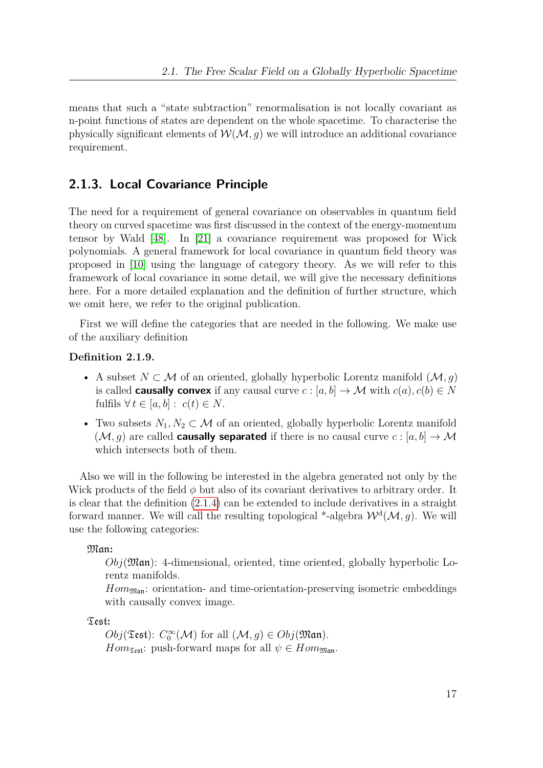means that such a "state subtraction" renormalisation is not locally covariant as n-point functions of states are dependent on the whole spacetime. To characterise the physically significant elements of $\mathcal{W}(\mathcal{M}, g)$ we will introduce an additional covariance requirement.

### 2.1.3. Local Covariance Principle

The need for a requirement of general covariance on observables in quantum field theory on curved spacetime was first discussed in the context of the energy-momentum tensor by Wald [48]. In [21] a covariance requirement was proposed for Wick polynomials. A general framework for local covariance in quantum field theory was proposed in [10] using the language of category theory. As we will refer to this framework of local covariance in some detail, we will give the necessary definitions here. For a more detailed explanation and the definition of further structure, which we omit here, we refer to the original publication.

First we will define the categories that are needed in the following. We make use of the auxiliary definition

**Definition 2.1.9.**

- A subset $N \subset \mathcal{M}$ of an oriented, globally hyperbolic Lorentz manifold $(\mathcal{M}, g)$ is called **causally convex** if any causal curve $c : [a, b] \to \mathcal{M}$ with $c(a), c(b) \in N$ fulfils $\forall\, t \in [a, b] : \; c(t) \in N$.
- Two subsets $N_1, N_2 \subset \mathcal{M}$ of an oriented, globally hyperbolic Lorentz manifold $(\mathcal{M}, g)$ are called **causally separated** if there is no causal curve $c : [a, b] \to \mathcal{M}$ which intersects both of them.

Also we will in the following be interested in the algebra generated not only by the Wick products of the field $\phi$ but also of its covariant derivatives to arbitrary order. It is clear that the definition (2.1.4) can be extended to include derivatives in a straight forward manner. We will call the resulting topological \*-algebra $\mathcal{W}^{\mathrm{d}}(\mathcal{M}, g)$. We will use the following categories:

**$\mathfrak{Man}$:**

$Obj(\mathfrak{Man})$: 4-dimensional, oriented, time oriented, globally hyperbolic Lorentz manifolds.
$Hom_{\mathfrak{Man}}$: orientation- and time-orientation-preserving isometric embeddings with causally convex image.

**$\mathfrak{Test}$:**

$Obj(\mathfrak{Test})$: $C_0^\infty(\mathcal{M})$ for all $(\mathcal{M}, g) \in Obj(\mathfrak{Man})$.
$Hom_{\mathfrak{Test}}$: push-forward maps for all $\psi \in Hom_{\mathfrak{Man}}$.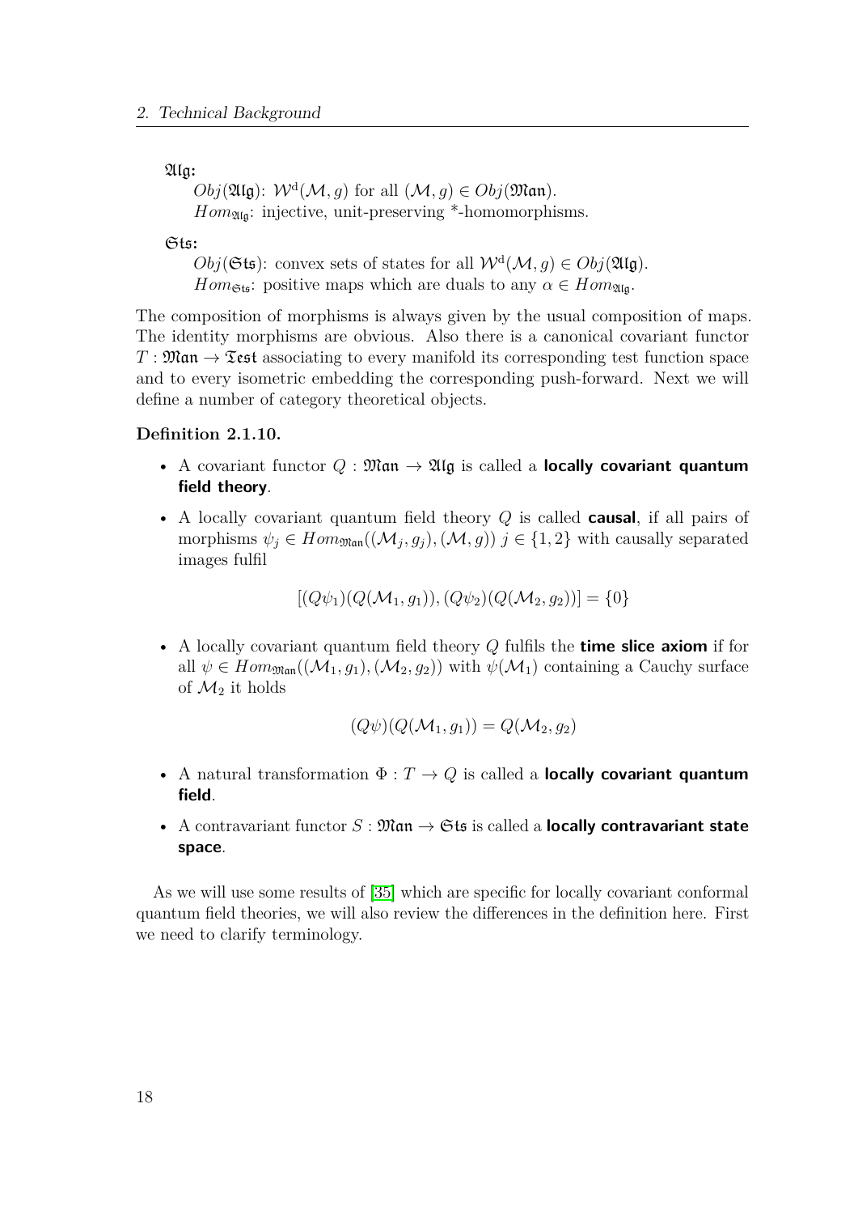$\mathfrak{Alg}$:

$Obj(\mathfrak{Alg})$: $\mathcal{W}^{\mathrm{d}}(\mathcal{M}, g)$ for all $(\mathcal{M}, g) \in Obj(\mathfrak{Man})$.
$Hom_{\mathfrak{Alg}}$: injective, unit-preserving *-homomorphisms.

$\mathfrak{Sts}$:

$Obj(\mathfrak{Sts})$: convex sets of states for all $\mathcal{W}^{\mathrm{d}}(\mathcal{M}, g) \in Obj(\mathfrak{Alg})$.
$Hom_{\mathfrak{Sts}}$: positive maps which are duals to any $\alpha \in Hom_{\mathfrak{Alg}}$.

The composition of morphisms is always given by the usual composition of maps. The identity morphisms are obvious. Also there is a canonical covariant functor $T : \mathfrak{Man} \to \mathfrak{Test}$ associating to every manifold its corresponding test function space and to every isometric embedding the corresponding push-forward. Next we will define a number of category theoretical objects.

**Definition 2.1.10.**

- A covariant functor $Q : \mathfrak{Man} \to \mathfrak{Alg}$ is called a **locally covariant quantum field theory**.
- A locally covariant quantum field theory $Q$ is called **causal**, if all pairs of morphisms $\psi_j \in Hom_{\mathfrak{Man}}((\mathcal{M}_j, g_j), (\mathcal{M}, g))$ $j \in \{1, 2\}$ with causally separated images fulfil

$$[(Q\psi_1)(Q(\mathcal{M}_1, g_1)), (Q\psi_2)(Q(\mathcal{M}_2, g_2))] = \{0\}$$

- A locally covariant quantum field theory $Q$ fulfils the **time slice axiom** if for all $\psi \in Hom_{\mathfrak{Man}}((\mathcal{M}_1, g_1), (\mathcal{M}_2, g_2))$ with $\psi(\mathcal{M}_1)$ containing a Cauchy surface of $\mathcal{M}_2$ it holds

$$(Q\psi)(Q(\mathcal{M}_1, g_1)) = Q(\mathcal{M}_2, g_2)$$

- A natural transformation $\Phi : T \to Q$ is called a **locally covariant quantum field**.
- A contravariant functor $S : \mathfrak{Man} \to \mathfrak{Sts}$ is called a **locally contravariant state space**.

As we will use some results of [35] which are specific for locally covariant conformal quantum field theories, we will also review the differences in the definition here. First we need to clarify terminology.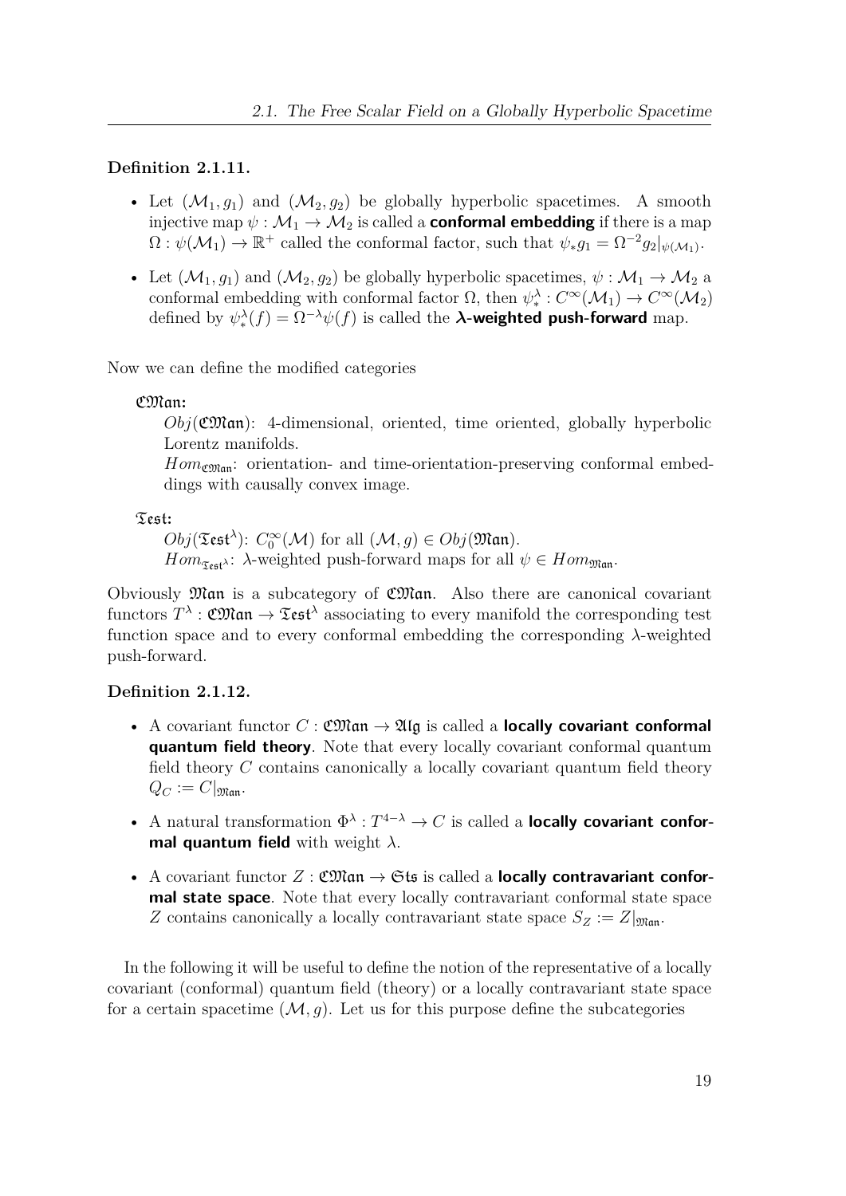**Definition 2.1.11.**

- Let $(\mathcal{M}_1, g_1)$ and $(\mathcal{M}_2, g_2)$ be globally hyperbolic spacetimes. A smooth injective map $\psi : \mathcal{M}_1 \to \mathcal{M}_2$ is called a **conformal embedding** if there is a map $\Omega : \psi(\mathcal{M}_1) \to \mathbb{R}^+$ called the conformal factor, such that $\psi_* g_1 = \Omega^{-2} g_2|_{\psi(\mathcal{M}_1)}$.
- Let $(\mathcal{M}_1, g_1)$ and $(\mathcal{M}_2, g_2)$ be globally hyperbolic spacetimes, $\psi : \mathcal{M}_1 \to \mathcal{M}_2$ a conformal embedding with conformal factor $\Omega$, then $\psi_*^\lambda : C^\infty(\mathcal{M}_1) \to C^\infty(\mathcal{M}_2)$ defined by $\psi_*^\lambda(f) = \Omega^{-\lambda}\psi(f)$ is called the **λ-weighted push-forward** map.

Now we can define the modified categories

$\mathfrak{CMan}$:

$Obj(\mathfrak{CMan})$: 4-dimensional, oriented, time oriented, globally hyperbolic Lorentz manifolds.

$Hom_{\mathfrak{CMan}}$: orientation- and time-orientation-preserving conformal embeddings with causally convex image.

$\mathfrak{Test}$:

$Obj(\mathfrak{Test}^\lambda)$: $C_0^\infty(\mathcal{M})$ for all $(\mathcal{M}, g) \in Obj(\mathfrak{Man})$.

$Hom_{\mathfrak{Test}^\lambda}$: $\lambda$-weighted push-forward maps for all $\psi \in Hom_{\mathfrak{Man}}$.

Obviously $\mathfrak{Man}$ is a subcategory of $\mathfrak{CMan}$. Also there are canonical covariant functors $T^\lambda : \mathfrak{CMan} \to \mathfrak{Test}^\lambda$ associating to every manifold the corresponding test function space and to every conformal embedding the corresponding $\lambda$-weighted push-forward.

**Definition 2.1.12.**

- A covariant functor $C : \mathfrak{CMan} \to \mathfrak{Alg}$ is called a **locally covariant conformal quantum field theory**. Note that every locally covariant conformal quantum field theory $C$ contains canonically a locally covariant quantum field theory $Q_C := C|_{\mathfrak{Man}}$.
- A natural transformation $\Phi^\lambda : T^{4-\lambda} \to C$ is called a **locally covariant conformal quantum field** with weight $\lambda$.
- A covariant functor $Z : \mathfrak{CMan} \to \mathfrak{Sts}$ is called a **locally contravariant conformal state space**. Note that every locally contravariant conformal state space $Z$ contains canonically a locally contravariant state space $S_Z := Z|_{\mathfrak{Man}}$.

In the following it will be useful to define the notion of the representative of a locally covariant (conformal) quantum field (theory) or a locally contravariant state space for a certain spacetime $(\mathcal{M}, g)$. Let us for this purpose define the subcategories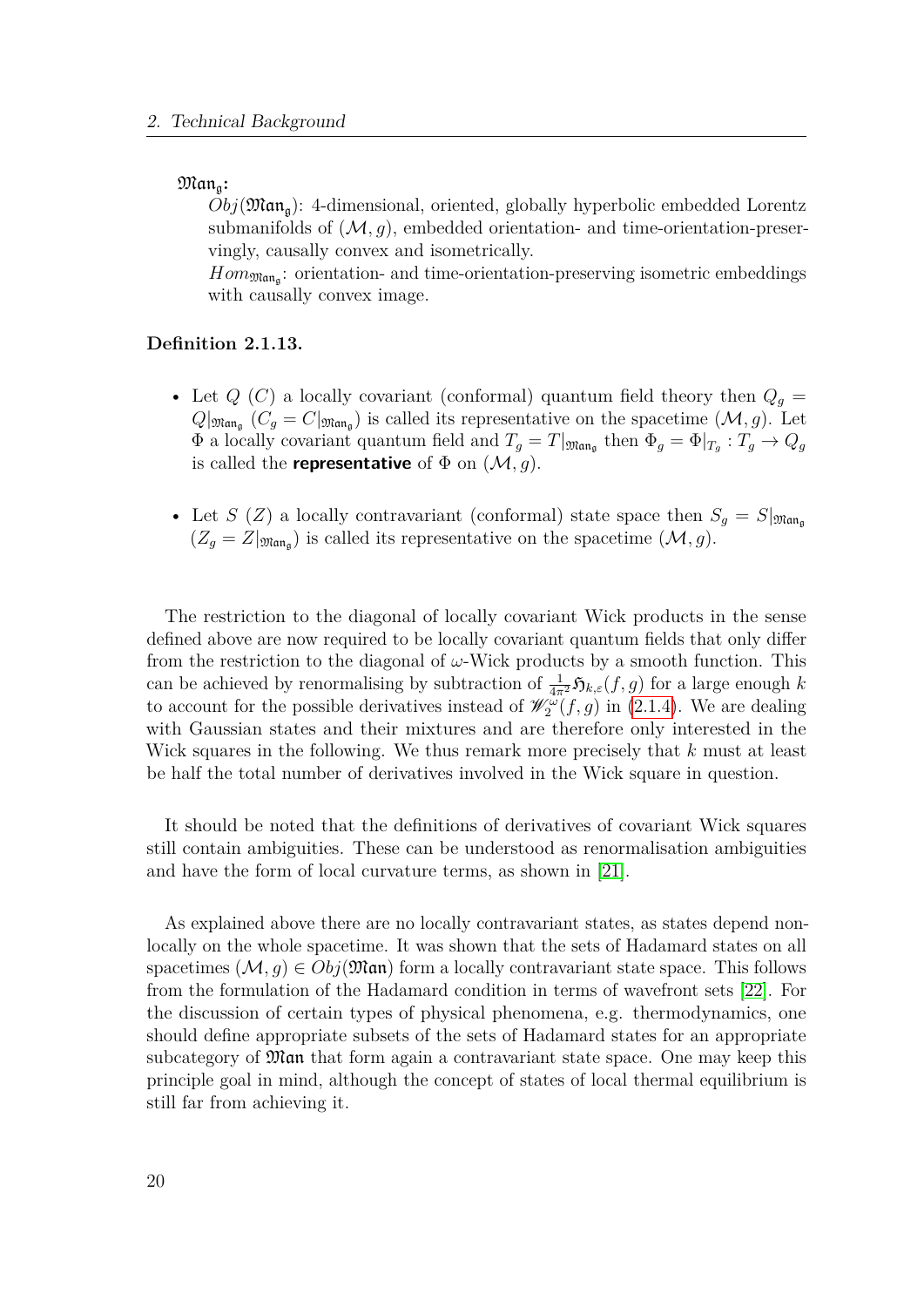$\mathfrak{Man}_\mathfrak{g}$:

$Obj(\mathfrak{Man}_\mathfrak{g})$: 4-dimensional, oriented, globally hyperbolic embedded Lorentz submanifolds of $(\mathcal{M}, g)$, embedded orientation- and time-orientation-preservingly, causally convex and isometrically.

$Hom_{\mathfrak{Man}_\mathfrak{g}}$: orientation- and time-orientation-preserving isometric embeddings with causally convex image.

**Definition 2.1.13.**

- Let $Q$ $(C)$ a locally covariant (conformal) quantum field theory then $Q_g = Q|_{\mathfrak{Man}_\mathfrak{g}}$ ($C_g = C|_{\mathfrak{Man}_\mathfrak{g}}$) is called its representative on the spacetime $(\mathcal{M}, g)$. Let $\Phi$ a locally covariant quantum field and $T_g = T|_{\mathfrak{Man}_\mathfrak{g}}$ then $\Phi_g = \Phi|_{T_g} : T_g \to Q_g$ is called the **representative** of $\Phi$ on $(\mathcal{M}, g)$.
- Let $S$ $(Z)$ a locally contravariant (conformal) state space then $S_g = S|_{\mathfrak{Man}_\mathfrak{g}}$ ($Z_g = Z|_{\mathfrak{Man}_\mathfrak{g}}$) is called its representative on the spacetime $(\mathcal{M}, g)$.

The restriction to the diagonal of locally covariant Wick products in the sense defined above are now required to be locally covariant quantum fields that only differ from the restriction to the diagonal of $\omega$-Wick products by a smooth function. This can be achieved by renormalising by subtraction of $\frac{1}{4\pi^2}\mathfrak{H}_{k,\varepsilon}(f, g)$ for a large enough $k$ to account for the possible derivatives instead of $\mathscr{W}_2^\omega(f, g)$ in (2.1.4). We are dealing with Gaussian states and their mixtures and are therefore only interested in the Wick squares in the following. We thus remark more precisely that $k$ must at least be half the total number of derivatives involved in the Wick square in question.

It should be noted that the definitions of derivatives of covariant Wick squares still contain ambiguities. These can be understood as renormalisation ambiguities and have the form of local curvature terms, as shown in [21].

As explained above there are no locally contravariant states, as states depend nonlocally on the whole spacetime. It was shown that the sets of Hadamard states on all spacetimes $(\mathcal{M}, g) \in Obj(\mathfrak{Man})$ form a locally contravariant state space. This follows from the formulation of the Hadamard condition in terms of wavefront sets [22]. For the discussion of certain types of physical phenomena, e.g. thermodynamics, one should define appropriate subsets of the sets of Hadamard states for an appropriate subcategory of $\mathfrak{Man}$ that form again a contravariant state space. One may keep this principle goal in mind, although the concept of states of local thermal equilibrium is still far from achieving it.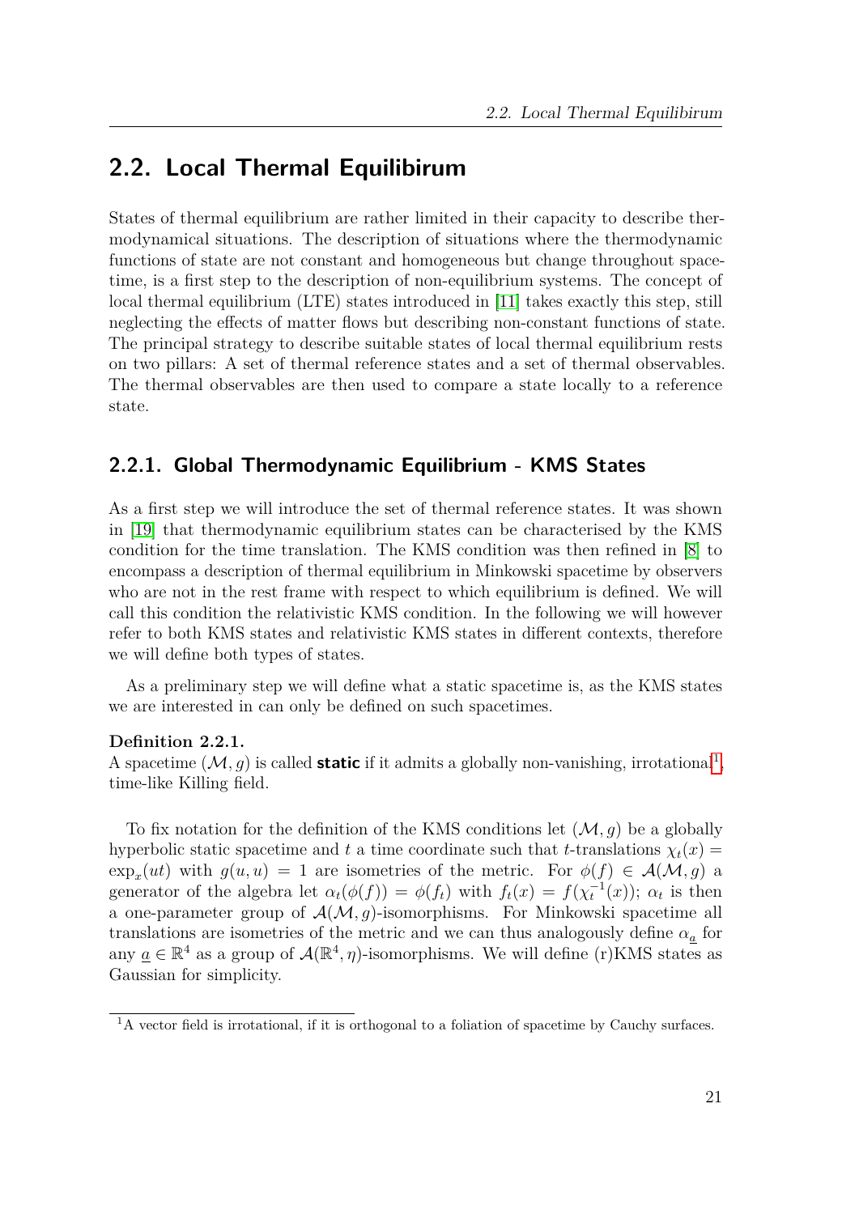## 2.2. Local Thermal Equilibirum

States of thermal equilibrium are rather limited in their capacity to describe thermodynamical situations. The description of situations where the thermodynamic functions of state are not constant and homogeneous but change throughout spacetime, is a first step to the description of non-equilibrium systems. The concept of local thermal equilibrium (LTE) states introduced in [11] takes exactly this step, still neglecting the effects of matter flows but describing non-constant functions of state. The principal strategy to describe suitable states of local thermal equilibrium rests on two pillars: A set of thermal reference states and a set of thermal observables. The thermal observables are then used to compare a state locally to a reference state.

### 2.2.1. Global Thermodynamic Equilibrium - KMS States

As a first step we will introduce the set of thermal reference states. It was shown in [19] that thermodynamic equilibrium states can be characterised by the KMS condition for the time translation. The KMS condition was then refined in [8] to encompass a description of thermal equilibrium in Minkowski spacetime by observers who are not in the rest frame with respect to which equilibrium is defined. We will call this condition the relativistic KMS condition. In the following we will however refer to both KMS states and relativistic KMS states in different contexts, therefore we will define both types of states.

As a preliminary step we will define what a static spacetime is, as the KMS states we are interested in can only be defined on such spacetimes.

**Definition 2.2.1.**
A spacetime $(\mathcal{M}, g)$ is called **static** if it admits a globally non-vanishing, irrotational[1], time-like Killing field.

To fix notation for the definition of the KMS conditions let $(\mathcal{M}, g)$ be a globally hyperbolic static spacetime and $t$ a time coordinate such that $t$-translations $\chi_t(x) = \exp_x(ut)$ with $g(u, u) = 1$ are isometries of the metric. For $\phi(f) \in \mathcal{A}(\mathcal{M}, g)$ a generator of the algebra let $\alpha_t(\phi(f)) = \phi(f_t)$ with $f_t(x) = f(\chi_t^{-1}(x))$; $\alpha_t$ is then a one-parameter group of $\mathcal{A}(\mathcal{M}, g)$-isomorphisms. For Minkowski spacetime all translations are isometries of the metric and we can thus analogously define $\alpha_{\underline{a}}$ for any $\underline{a} \in \mathbb{R}^4$ as a group of $\mathcal{A}(\mathbb{R}^4, \eta)$-isomorphisms. We will define (r)KMS states as Gaussian for simplicity.

[1] A vector field is irrotational, if it is orthogonal to a foliation of spacetime by Cauchy surfaces.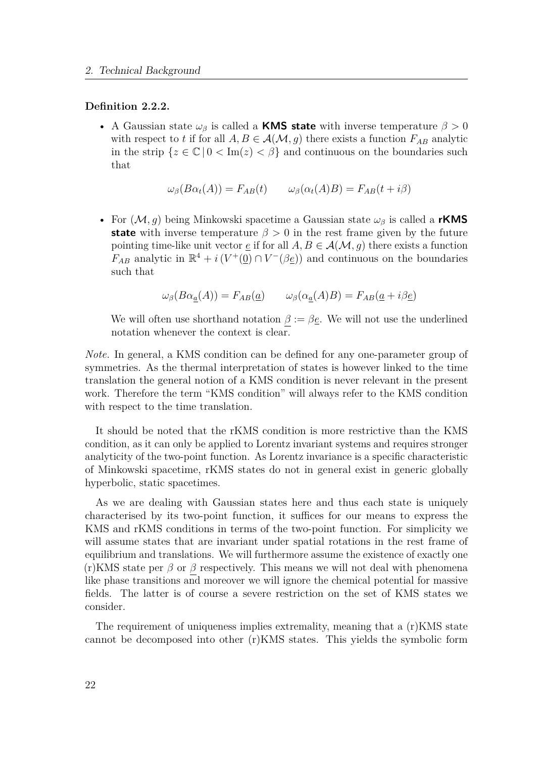**Definition 2.2.2.**

- A Gaussian state $\omega_\beta$ is called a **KMS state** with inverse temperature $\beta > 0$ with respect to $t$ if for all $A, B \in \mathcal{A}(\mathcal{M}, g)$ there exists a function $F_{AB}$ analytic in the strip $\{z \in \mathbb{C} \,|\, 0 < \mathrm{Im}(z) < \beta\}$ and continuous on the boundaries such that

$$\omega_\beta(B\alpha_t(A)) = F_{AB}(t) \qquad \omega_\beta(\alpha_t(A)B) = F_{AB}(t + i\beta)$$

- For $(\mathcal{M}, g)$ being Minkowski spacetime a Gaussian state $\omega_\beta$ is called a **rKMS state** with inverse temperature $\beta > 0$ in the rest frame given by the future pointing time-like unit vector $\underline{e}$ if for all $A, B \in \mathcal{A}(\mathcal{M}, g)$ there exists a function $F_{AB}$ analytic in $\mathbb{R}^4 + i\,(V^+(\underline{0}) \cap V^-(\beta\underline{e}))$ and continuous on the boundaries such that

$$\omega_\beta(B\alpha_{\underline{a}}(A)) = F_{AB}(\underline{a}) \qquad \omega_\beta(\alpha_{\underline{a}}(A)B) = F_{AB}(\underline{a} + i\beta\underline{e})$$

  We will often use shorthand notation $\underline{\beta} := \beta\underline{e}$. We will not use the underlined notation whenever the context is clear.

*Note.* In general, a KMS condition can be defined for any one-parameter group of symmetries. As the thermal interpretation of states is however linked to the time translation the general notion of a KMS condition is never relevant in the present work. Therefore the term "KMS condition" will always refer to the KMS condition with respect to the time translation.

It should be noted that the rKMS condition is more restrictive than the KMS condition, as it can only be applied to Lorentz invariant systems and requires stronger analyticity of the two-point function. As Lorentz invariance is a specific characteristic of Minkowski spacetime, rKMS states do not in general exist in generic globally hyperbolic, static spacetimes.

As we are dealing with Gaussian states here and thus each state is uniquely characterised by its two-point function, it suffices for our means to express the KMS and rKMS conditions in terms of the two-point function. For simplicity we will assume states that are invariant under spatial rotations in the rest frame of equilibrium and translations. We will furthermore assume the existence of exactly one (r)KMS state per $\beta$ or $\underline{\beta}$ respectively. This means we will not deal with phenomena like phase transitions and moreover we will ignore the chemical potential for massive fields. The latter is of course a severe restriction on the set of KMS states we consider.

The requirement of uniqueness implies extremality, meaning that a (r)KMS state cannot be decomposed into other (r)KMS states. This yields the symbolic form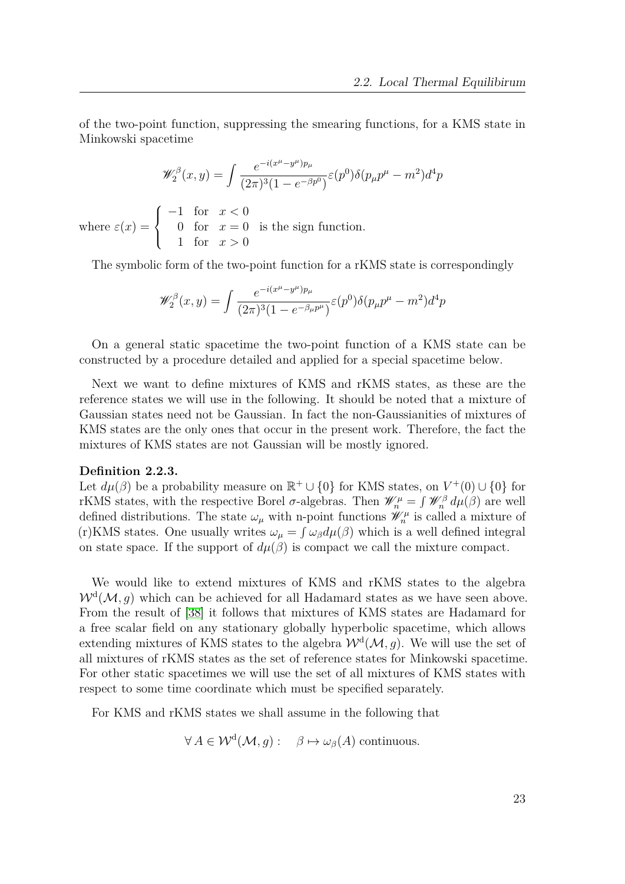of the two-point function, suppressing the smearing functions, for a KMS state in Minkowski spacetime

$$\mathscr{W}_2^{\beta}(x,y) = \int \frac{e^{-i(x^\mu - y^\mu)p_\mu}}{(2\pi)^3(1-e^{-\beta p^0})}\varepsilon(p^0)\delta(p_\mu p^\mu - m^2)d^4p$$

where $\varepsilon(x) = \begin{cases} -1 & \text{for} \quad x < 0 \\ \phantom{-}0 & \text{for} \quad x = 0 \\ \phantom{-}1 & \text{for} \quad x > 0 \end{cases}$ is the sign function.

The symbolic form of the two-point function for a rKMS state is correspondingly

$$\mathscr{W}_2^{\beta}(x,y) = \int \frac{e^{-i(x^\mu - y^\mu)p_\mu}}{(2\pi)^3(1-e^{-\beta_\mu p^\mu})}\varepsilon(p^0)\delta(p_\mu p^\mu - m^2)d^4p$$

On a general static spacetime the two-point function of a KMS state can be constructed by a procedure detailed and applied for a special spacetime below.

Next we want to define mixtures of KMS and rKMS states, as these are the reference states we will use in the following. It should be noted that a mixture of Gaussian states need not be Gaussian. In fact the non-Gaussianities of mixtures of KMS states are the only ones that occur in the present work. Therefore, the fact the mixtures of KMS states are not Gaussian will be mostly ignored.

**Definition 2.2.3.**
Let $d\mu(\beta)$ be a probability measure on $\mathbb{R}^+ \cup \{0\}$ for KMS states, on $V^+(0) \cup \{0\}$ for rKMS states, with the respective Borel $\sigma$-algebras. Then $\mathscr{W}_n^{\mu} = \int \mathscr{W}_n^{\beta}\, d\mu(\beta)$ are well defined distributions. The state $\omega_\mu$ with n-point functions $\mathscr{W}_n^{\mu}$ is called a mixture of (r)KMS states. One usually writes $\omega_\mu = \int \omega_\beta d\mu(\beta)$ which is a well defined integral on state space. If the support of $d\mu(\beta)$ is compact we call the mixture compact.

We would like to extend mixtures of KMS and rKMS states to the algebra $\mathcal{W}^{\mathrm{d}}(\mathcal{M}, g)$ which can be achieved for all Hadamard states as we have seen above. From the result of [38] it follows that mixtures of KMS states are Hadamard for a free scalar field on any stationary globally hyperbolic spacetime, which allows extending mixtures of KMS states to the algebra $\mathcal{W}^{\mathrm{d}}(\mathcal{M}, g)$. We will use the set of all mixtures of rKMS states as the set of reference states for Minkowski spacetime. For other static spacetimes we will use the set of all mixtures of KMS states with respect to some time coordinate which must be specified separately.

For KMS and rKMS states we shall assume in the following that

$$\forall\, A \in \mathcal{W}^{\mathrm{d}}(\mathcal{M}, g): \quad \beta \mapsto \omega_\beta(A) \text{ continuous.}$$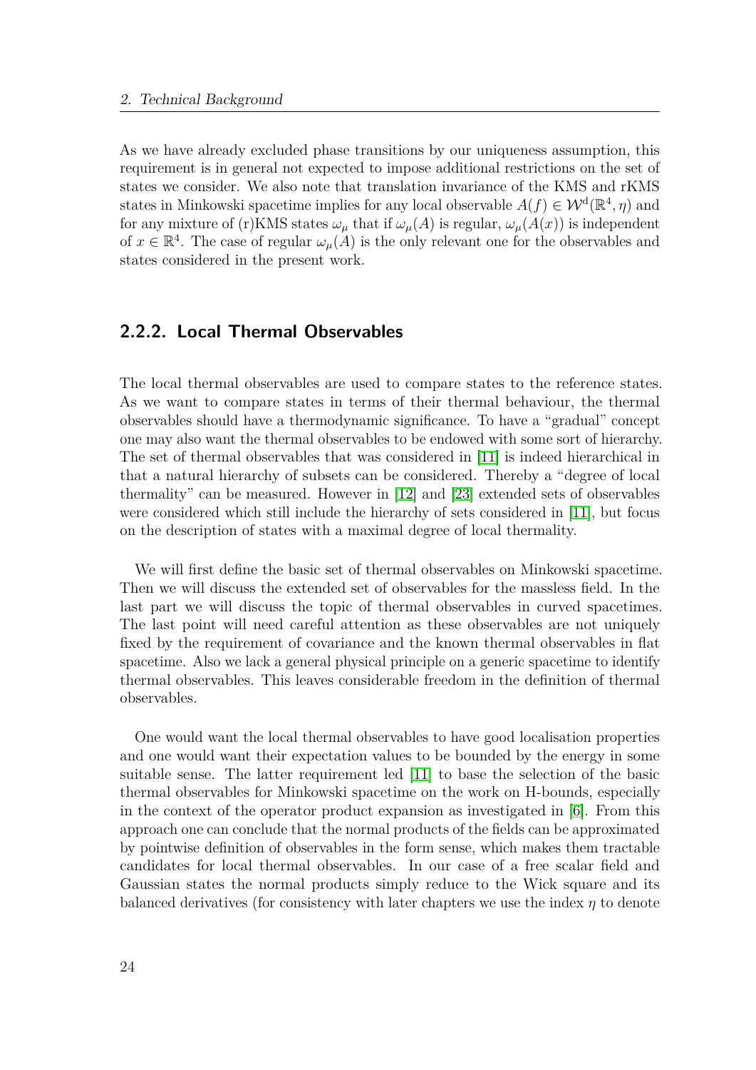As we have already excluded phase transitions by our uniqueness assumption, this requirement is in general not expected to impose additional restrictions on the set of states we consider. We also note that translation invariance of the KMS and rKMS states in Minkowski spacetime implies for any local observable $A(f) \in \mathcal{W}^{\mathrm{d}}(\mathbb{R}^4, \eta)$ and for any mixture of (r)KMS states $\omega_\mu$ that if $\omega_\mu(A)$ is regular, $\omega_\mu(A(x))$ is independent of $x \in \mathbb{R}^4$. The case of regular $\omega_\mu(A)$ is the only relevant one for the observables and states considered in the present work.

### 2.2.2. Local Thermal Observables

The local thermal observables are used to compare states to the reference states. As we want to compare states in terms of their thermal behaviour, the thermal observables should have a thermodynamic significance. To have a "gradual" concept one may also want the thermal observables to be endowed with some sort of hierarchy. The set of thermal observables that was considered in [11] is indeed hierarchical in that a natural hierarchy of subsets can be considered. Thereby a "degree of local thermality" can be measured. However in [12] and [23] extended sets of observables were considered which still include the hierarchy of sets considered in [11], but focus on the description of states with a maximal degree of local thermality.

We will first define the basic set of thermal observables on Minkowski spacetime. Then we will discuss the extended set of observables for the massless field. In the last part we will discuss the topic of thermal observables in curved spacetimes. The last point will need careful attention as these observables are not uniquely fixed by the requirement of covariance and the known thermal observables in flat spacetime. Also we lack a general physical principle on a generic spacetime to identify thermal observables. This leaves considerable freedom in the definition of thermal observables.

One would want the local thermal observables to have good localisation properties and one would want their expectation values to be bounded by the energy in some suitable sense. The latter requirement led [11] to base the selection of the basic thermal observables for Minkowski spacetime on the work on H-bounds, especially in the context of the operator product expansion as investigated in [6]. From this approach one can conclude that the normal products of the fields can be approximated by pointwise definition of observables in the form sense, which makes them tractable candidates for local thermal observables. In our case of a free scalar field and Gaussian states the normal products simply reduce to the Wick square and its balanced derivatives (for consistency with later chapters we use the index $\eta$ to denote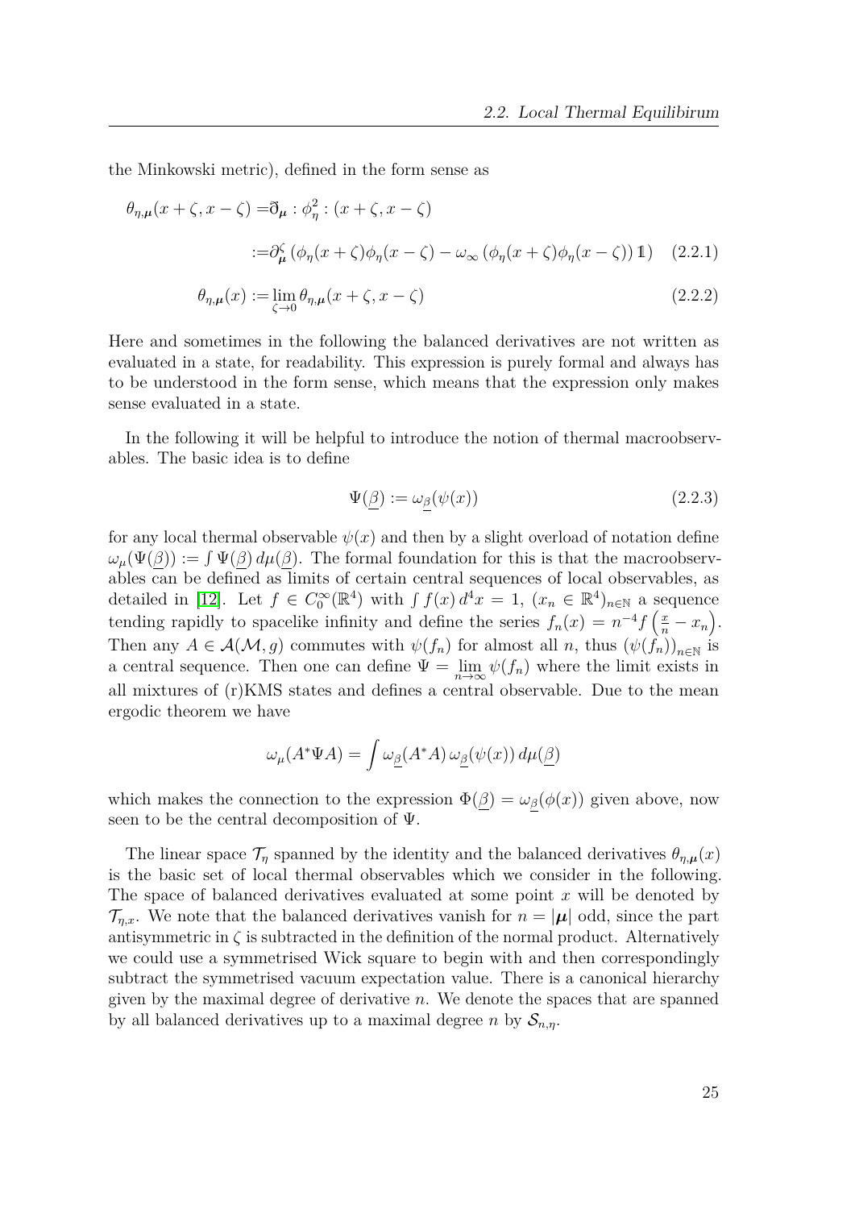the Minkowski metric), defined in the form sense as

$$
\begin{aligned}
\theta_{\eta,\boldsymbol{\mu}}(x+\zeta, x-\zeta) =& \eth_{\boldsymbol{\mu}} : \phi_\eta^2 : (x+\zeta, x-\zeta) \\
:=& \partial^\zeta_{\boldsymbol{\mu}} \left(\phi_\eta(x+\zeta)\phi_\eta(x-\zeta) - \omega_\infty\left(\phi_\eta(x+\zeta)\phi_\eta(x-\zeta)\right)\mathbb{1}\right) \quad (2.2.1)
\end{aligned}
$$

$$
\theta_{\eta,\boldsymbol{\mu}}(x) := \lim_{\zeta\to 0} \theta_{\eta,\boldsymbol{\mu}}(x+\zeta, x-\zeta) \tag{2.2.2}
$$

Here and sometimes in the following the balanced derivatives are not written as evaluated in a state, for readability. This expression is purely formal and always has to be understood in the form sense, which means that the expression only makes sense evaluated in a state.

In the following it will be helpful to introduce the notion of thermal macroobservables. The basic idea is to define

$$
\Psi(\underline{\beta}) := \omega_{\underline{\beta}}(\psi(x)) \tag{2.2.3}
$$

for any local thermal observable $\psi(x)$ and then by a slight overload of notation define $\omega_\mu(\Psi(\underline{\beta})) := \int \Psi(\underline{\beta})\, d\mu(\underline{\beta})$. The formal foundation for this is that the macroobservables can be defined as limits of certain central sequences of local observables, as detailed in [12]. Let $f \in C_0^\infty(\mathbb{R}^4)$ with $\int f(x)\, d^4x = 1$, $(x_n \in \mathbb{R}^4)_{n\in\mathbb{N}}$ a sequence tending rapidly to spacelike infinity and define the series $f_n(x) = n^{-4} f\left(\frac{x}{n} - x_n\right)$. Then any $A \in \mathcal{A}(\mathcal{M}, g)$ commutes with $\psi(f_n)$ for almost all $n$, thus $(\psi(f_n))_{n\in\mathbb{N}}$ is a central sequence. Then one can define $\Psi = \lim_{n\to\infty} \psi(f_n)$ where the limit exists in all mixtures of (r)KMS states and defines a central observable. Due to the mean ergodic theorem we have

$$
\omega_\mu(A^*\Psi A) = \int \omega_{\underline{\beta}}(A^*A)\, \omega_{\underline{\beta}}(\psi(x))\, d\mu(\underline{\beta})
$$

which makes the connection to the expression $\Phi(\underline{\beta}) = \omega_{\underline{\beta}}(\phi(x))$ given above, now seen to be the central decomposition of $\Psi$.

The linear space $\mathcal{T}_\eta$ spanned by the identity and the balanced derivatives $\theta_{\eta,\boldsymbol{\mu}}(x)$ is the basic set of local thermal observables which we consider in the following. The space of balanced derivatives evaluated at some point $x$ will be denoted by $\mathcal{T}_{\eta,x}$. We note that the balanced derivatives vanish for $n = |\boldsymbol{\mu}|$ odd, since the part antisymmetric in $\zeta$ is subtracted in the definition of the normal product. Alternatively we could use a symmetrised Wick square to begin with and then correspondingly subtract the symmetrised vacuum expectation value. There is a canonical hierarchy given by the maximal degree of derivative $n$. We denote the spaces that are spanned by all balanced derivatives up to a maximal degree $n$ by $\mathcal{S}_{n,\eta}$.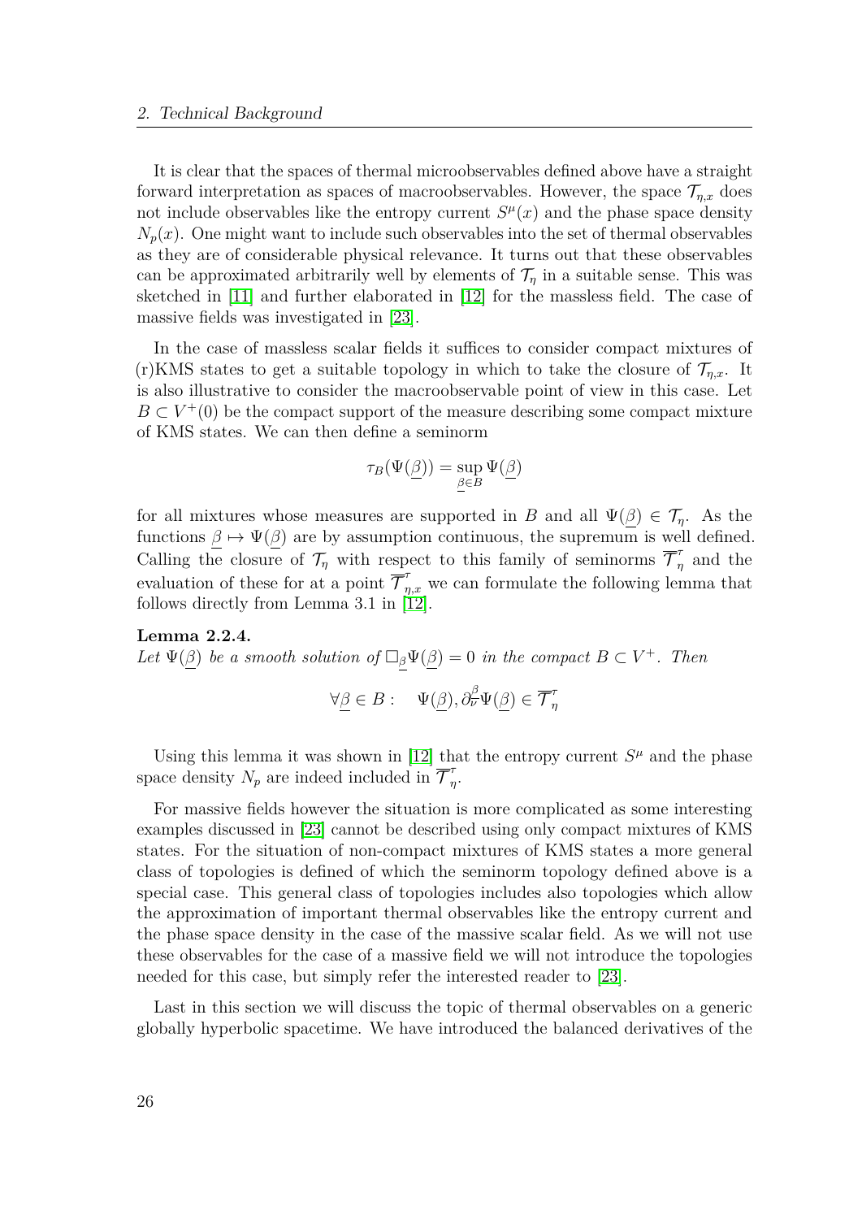It is clear that the spaces of thermal microobservables defined above have a straight forward interpretation as spaces of macroobservables. However, the space $\mathcal{T}_{\eta,x}$ does not include observables like the entropy current $S^\mu(x)$ and the phase space density $N_p(x)$. One might want to include such observables into the set of thermal observables as they are of considerable physical relevance. It turns out that these observables can be approximated arbitrarily well by elements of $\mathcal{T}_\eta$ in a suitable sense. This was sketched in [11] and further elaborated in [12] for the massless field. The case of massive fields was investigated in [23].

In the case of massless scalar fields it suffices to consider compact mixtures of (r)KMS states to get a suitable topology in which to take the closure of $\mathcal{T}_{\eta,x}$. It is also illustrative to consider the macroobservable point of view in this case. Let $B \subset V^+(0)$ be the compact support of the measure describing some compact mixture of KMS states. We can then define a seminorm

$$\tau_B(\Psi(\underline{\beta})) = \sup_{\underline{\beta} \in B} \Psi(\underline{\beta})$$

for all mixtures whose measures are supported in $B$ and all $\Psi(\underline{\beta}) \in \mathcal{T}_\eta$. As the functions $\underline{\beta} \mapsto \Psi(\underline{\beta})$ are by assumption continuous, the supremum is well defined. Calling the closure of $\mathcal{T}_\eta$ with respect to this family of seminorms $\overline{\mathcal{T}}^\tau_\eta$ and the evaluation of these for at a point $\overline{\mathcal{T}}^\tau_{\eta,x}$ we can formulate the following lemma that follows directly from Lemma 3.1 in [12].

**Lemma 2.2.4.**
*Let $\Psi(\underline{\beta})$ be a smooth solution of $\Box_{\underline{\beta}} \Psi(\underline{\beta}) = 0$ in the compact $B \subset V^+$. Then*

$$\forall \underline{\beta} \in B : \quad \Psi(\underline{\beta}), \partial^\beta_\nu \Psi(\underline{\beta}) \in \overline{\mathcal{T}}^\tau_\eta$$

Using this lemma it was shown in [12] that the entropy current $S^\mu$ and the phase space density $N_p$ are indeed included in $\overline{\mathcal{T}}^\tau_\eta$.

For massive fields however the situation is more complicated as some interesting examples discussed in [23] cannot be described using only compact mixtures of KMS states. For the situation of non-compact mixtures of KMS states a more general class of topologies is defined of which the seminorm topology defined above is a special case. This general class of topologies includes also topologies which allow the approximation of important thermal observables like the entropy current and the phase space density in the case of the massive scalar field. As we will not use these observables for the case of a massive field we will not introduce the topologies needed for this case, but simply refer the interested reader to [23].

Last in this section we will discuss the topic of thermal observables on a generic globally hyperbolic spacetime. We have introduced the balanced derivatives of the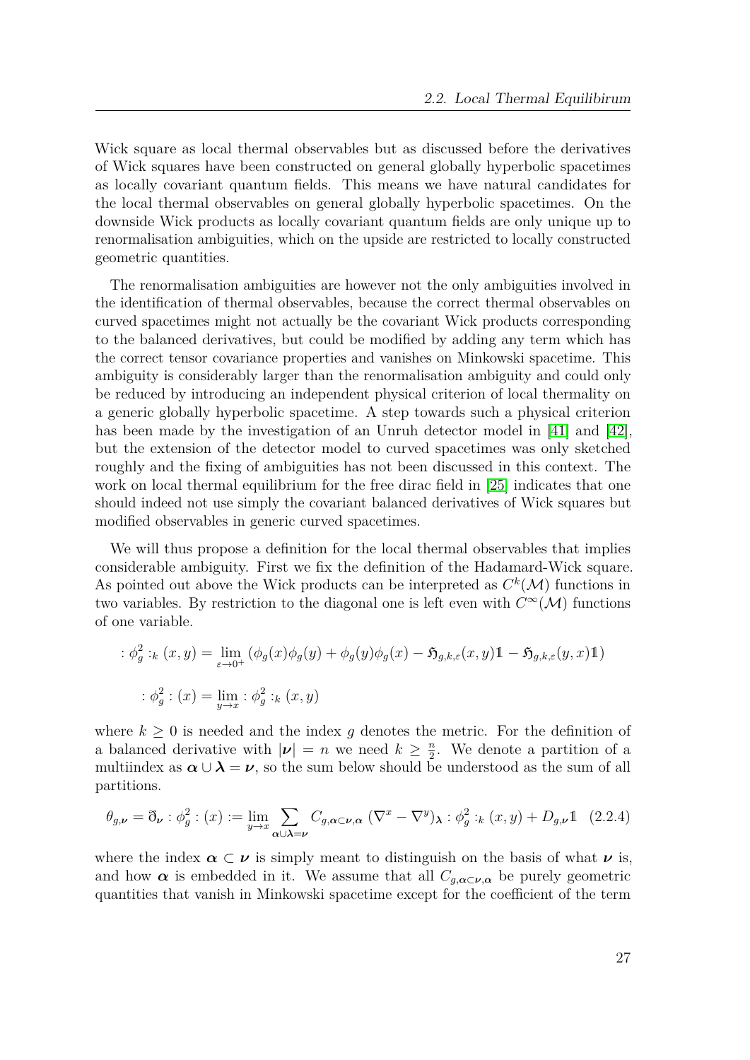Wick square as local thermal observables but as discussed before the derivatives of Wick squares have been constructed on general globally hyperbolic spacetimes as locally covariant quantum fields. This means we have natural candidates for the local thermal observables on general globally hyperbolic spacetimes. On the downside Wick products as locally covariant quantum fields are only unique up to renormalisation ambiguities, which on the upside are restricted to locally constructed geometric quantities.

The renormalisation ambiguities are however not the only ambiguities involved in the identification of thermal observables, because the correct thermal observables on curved spacetimes might not actually be the covariant Wick products corresponding to the balanced derivatives, but could be modified by adding any term which has the correct tensor covariance properties and vanishes on Minkowski spacetime. This ambiguity is considerably larger than the renormalisation ambiguity and could only be reduced by introducing an independent physical criterion of local thermality on a generic globally hyperbolic spacetime. A step towards such a physical criterion has been made by the investigation of an Unruh detector model in [41] and [42], but the extension of the detector model to curved spacetimes was only sketched roughly and the fixing of ambiguities has not been discussed in this context. The work on local thermal equilibrium for the free dirac field in [25] indicates that one should indeed not use simply the covariant balanced derivatives of Wick squares but modified observables in generic curved spacetimes.

We will thus propose a definition for the local thermal observables that implies considerable ambiguity. First we fix the definition of the Hadamard-Wick square. As pointed out above the Wick products can be interpreted as $C^k(\mathcal{M})$ functions in two variables. By restriction to the diagonal one is left even with $C^\infty(\mathcal{M})$ functions of one variable.

$$:\phi_g^2:_k(x,y) = \lim_{\varepsilon\to 0^+}\left(\phi_g(x)\phi_g(y) + \phi_g(y)\phi_g(x) - \mathfrak{H}_{g,k,\varepsilon}(x,y)\mathbb{1} - \mathfrak{H}_{g,k,\varepsilon}(y,x)\mathbb{1}\right)$$

$$:\phi_g^2:(x) = \lim_{y\to x}:\phi_g^2:_k(x,y)$$

where $k \geq 0$ is needed and the index $g$ denotes the metric. For the definition of a balanced derivative with $|\boldsymbol{\nu}| = n$ we need $k \geq \frac{n}{2}$. We denote a partition of a multiindex as $\boldsymbol{\alpha}\cup\boldsymbol{\lambda} = \boldsymbol{\nu}$, so the sum below should be understood as the sum of all partitions.

$$\theta_{g,\boldsymbol{\nu}} = \eth_{\boldsymbol{\nu}}:\phi_g^2:(x) := \lim_{y\to x}\sum_{\boldsymbol{\alpha}\cup\boldsymbol{\lambda}=\boldsymbol{\nu}} C_{g,\boldsymbol{\alpha}\subset\boldsymbol{\nu},\boldsymbol{\alpha}}\,(\nabla^x - \nabla^y)_{\boldsymbol{\lambda}}:\phi_g^2:_k(x,y) + D_{g,\boldsymbol{\nu}}\mathbb{1} \quad (2.2.4)$$

where the index $\boldsymbol{\alpha}\subset\boldsymbol{\nu}$ is simply meant to distinguish on the basis of what $\boldsymbol{\nu}$ is, and how $\boldsymbol{\alpha}$ is embedded in it. We assume that all $C_{g,\boldsymbol{\alpha}\subset\boldsymbol{\nu},\boldsymbol{\alpha}}$ be purely geometric quantities that vanish in Minkowski spacetime except for the coefficient of the term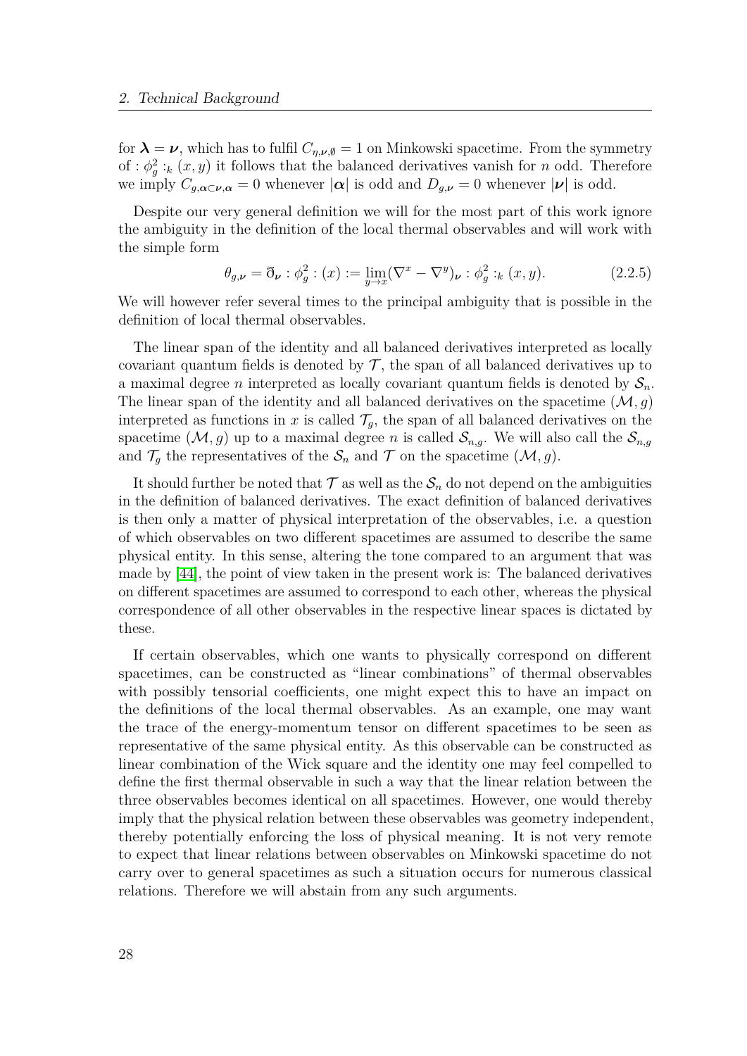for $\boldsymbol{\lambda} = \boldsymbol{\nu}$, which has to fulfil $C_{\eta,\boldsymbol{\nu},\emptyset} = 1$ on Minkowski spacetime. From the symmetry of $:\phi_g^2:_k(x,y)$ it follows that the balanced derivatives vanish for $n$ odd. Therefore we imply $C_{g,\boldsymbol{\alpha}\subset\boldsymbol{\nu},\boldsymbol{\alpha}} = 0$ whenever $|\boldsymbol{\alpha}|$ is odd and $D_{g,\boldsymbol{\nu}} = 0$ whenever $|\boldsymbol{\nu}|$ is odd.

Despite our very general definition we will for the most part of this work ignore the ambiguity in the definition of the local thermal observables and will work with the simple form

$$\theta_{g,\boldsymbol{\nu}} = \eth_{\boldsymbol{\nu}} : \phi_g^2 : (x) := \lim_{y \to x} (\nabla^x - \nabla^y)_{\boldsymbol{\nu}} : \phi_g^2 :_k (x,y). \tag{2.2.5}$$

We will however refer several times to the principal ambiguity that is possible in the definition of local thermal observables.

The linear span of the identity and all balanced derivatives interpreted as locally covariant quantum fields is denoted by $\mathcal{T}$, the span of all balanced derivatives up to a maximal degree $n$ interpreted as locally covariant quantum fields is denoted by $\mathcal{S}_n$. The linear span of the identity and all balanced derivatives on the spacetime $(\mathcal{M}, g)$ interpreted as functions in $x$ is called $\mathcal{T}_g$, the span of all balanced derivatives on the spacetime $(\mathcal{M}, g)$ up to a maximal degree $n$ is called $\mathcal{S}_{n,g}$. We will also call the $\mathcal{S}_{n,g}$ and $\mathcal{T}_g$ the representatives of the $\mathcal{S}_n$ and $\mathcal{T}$ on the spacetime $(\mathcal{M}, g)$.

It should further be noted that $\mathcal{T}$ as well as the $\mathcal{S}_n$ do not depend on the ambiguities in the definition of balanced derivatives. The exact definition of balanced derivatives is then only a matter of physical interpretation of the observables, i.e. a question of which observables on two different spacetimes are assumed to describe the same physical entity. In this sense, altering the tone compared to an argument that was made by [44], the point of view taken in the present work is: The balanced derivatives on different spacetimes are assumed to correspond to each other, whereas the physical correspondence of all other observables in the respective linear spaces is dictated by these.

If certain observables, which one wants to physically correspond on different spacetimes, can be constructed as "linear combinations" of thermal observables with possibly tensorial coefficients, one might expect this to have an impact on the definitions of the local thermal observables. As an example, one may want the trace of the energy-momentum tensor on different spacetimes to be seen as representative of the same physical entity. As this observable can be constructed as linear combination of the Wick square and the identity one may feel compelled to define the first thermal observable in such a way that the linear relation between the three observables becomes identical on all spacetimes. However, one would thereby imply that the physical relation between these observables was geometry independent, thereby potentially enforcing the loss of physical meaning. It is not very remote to expect that linear relations between observables on Minkowski spacetime do not carry over to general spacetimes as such a situation occurs for numerous classical relations. Therefore we will abstain from any such arguments.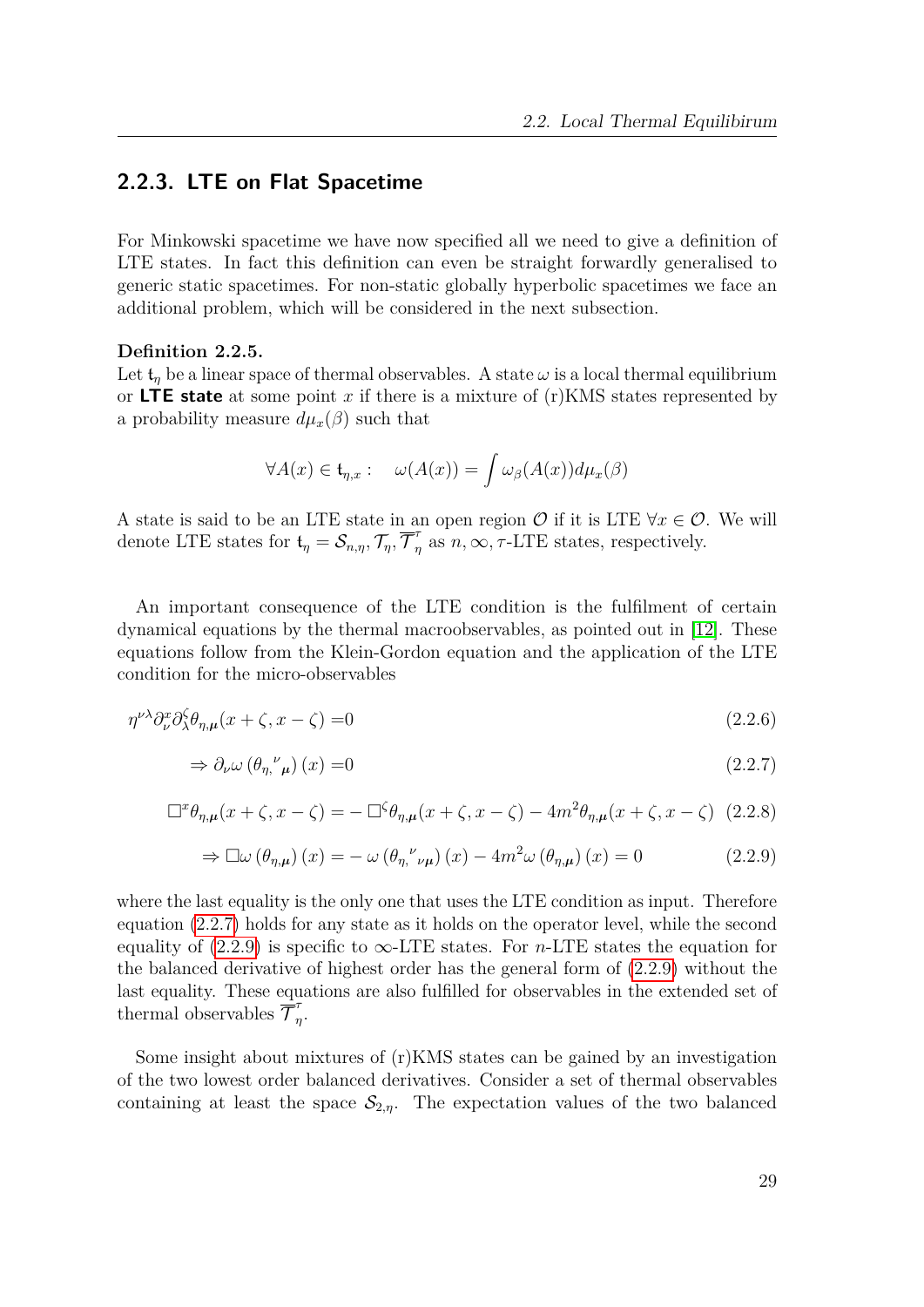### 2.2.3. LTE on Flat Spacetime

For Minkowski spacetime we have now specified all we need to give a definition of LTE states. In fact this definition can even be straight forwardly generalised to generic static spacetimes. For non-static globally hyperbolic spacetimes we face an additional problem, which will be considered in the next subsection.

**Definition 2.2.5.**
Let $\mathfrak{t}_\eta$ be a linear space of thermal observables. A state $\omega$ is a local thermal equilibrium or **LTE state** at some point $x$ if there is a mixture of (r)KMS states represented by a probability measure $d\mu_x(\beta)$ such that

$$\forall A(x) \in \mathfrak{t}_{\eta,x} : \quad \omega(A(x)) = \int \omega_\beta(A(x)) d\mu_x(\beta)$$

A state is said to be an LTE state in an open region $\mathcal{O}$ if it is LTE $\forall x \in \mathcal{O}$. We will denote LTE states for $\mathfrak{t}_\eta = \mathcal{S}_{n,\eta}, \mathcal{T}_\eta, \overline{\mathcal{T}}^\tau_\eta$ as $n, \infty, \tau$-LTE states, respectively.

An important consequence of the LTE condition is the fulfilment of certain dynamical equations by the thermal macroobservables, as pointed out in [12]. These equations follow from the Klein-Gordon equation and the application of the LTE condition for the micro-observables

$$\eta^{\nu\lambda}\partial^x_\nu \partial^\zeta_\lambda \theta_{\eta,\boldsymbol{\mu}}(x+\zeta, x-\zeta) = 0 \tag{2.2.6}$$

$$\Rightarrow \partial_\nu \omega\left(\theta_{\eta,}{}^{\nu}{}_{\boldsymbol{\mu}}\right)(x) = 0 \tag{2.2.7}$$

$$\Box^x \theta_{\eta,\boldsymbol{\mu}}(x+\zeta, x-\zeta) = -\Box^\zeta \theta_{\eta,\boldsymbol{\mu}}(x+\zeta, x-\zeta) - 4m^2\theta_{\eta,\boldsymbol{\mu}}(x+\zeta, x-\zeta) \tag{2.2.8}$$

$$\Rightarrow \Box\omega\left(\theta_{\eta,\boldsymbol{\mu}}\right)(x) = -\,\omega\left(\theta_{\eta,}{}^{\nu}{}_{\nu\boldsymbol{\mu}}\right)(x) - 4m^2\omega\left(\theta_{\eta,\boldsymbol{\mu}}\right)(x) = 0 \tag{2.2.9}$$

where the last equality is the only one that uses the LTE condition as input. Therefore equation (2.2.7) holds for any state as it holds on the operator level, while the second equality of (2.2.9) is specific to $\infty$-LTE states. For $n$-LTE states the equation for the balanced derivative of highest order has the general form of (2.2.9) without the last equality. These equations are also fulfilled for observables in the extended set of thermal observables $\overline{\mathcal{T}}^\tau_\eta$.

Some insight about mixtures of (r)KMS states can be gained by an investigation of the two lowest order balanced derivatives. Consider a set of thermal observables containing at least the space $\mathcal{S}_{2,\eta}$. The expectation values of the two balanced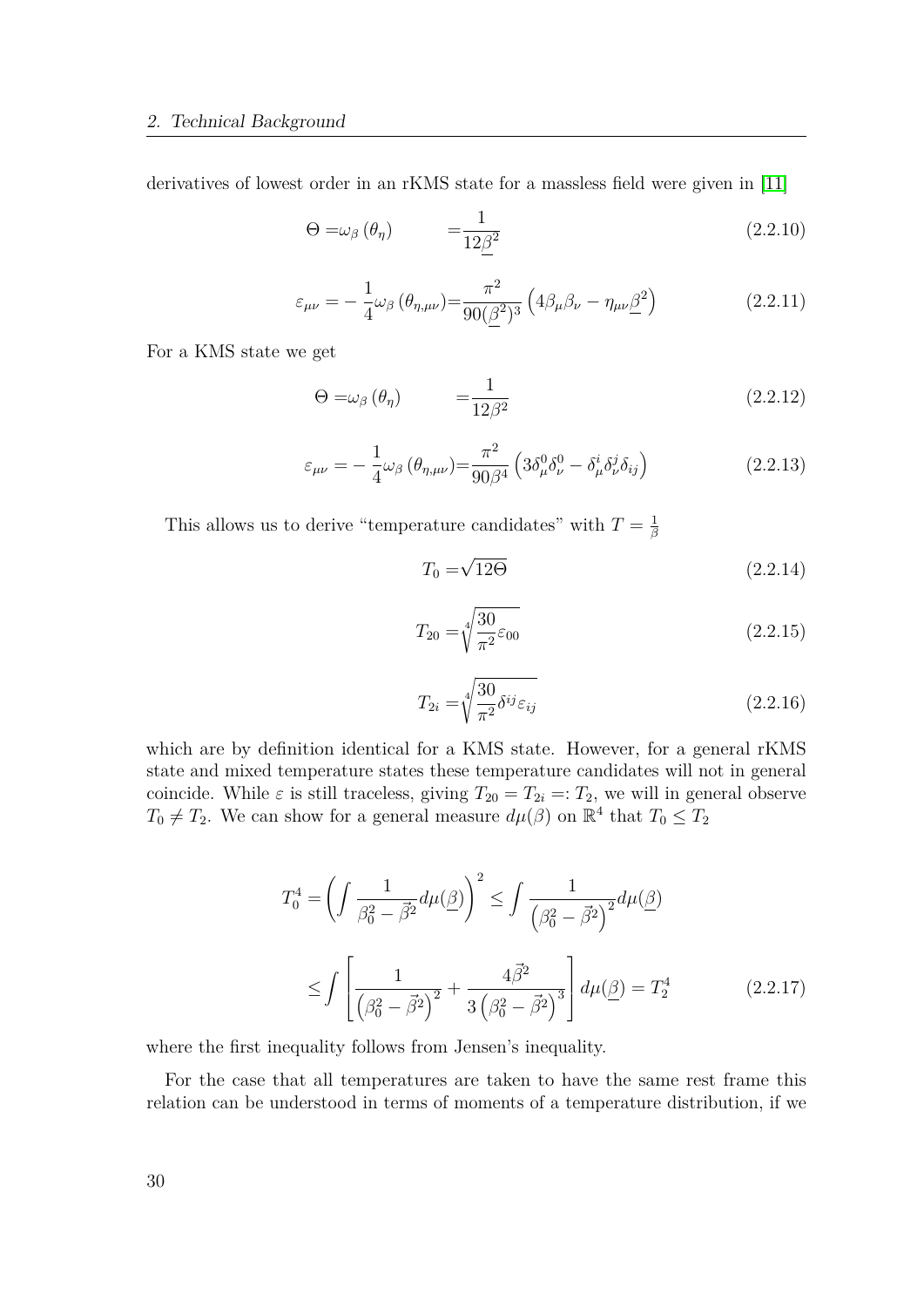derivatives of lowest order in an rKMS state for a massless field were given in [11]

$$\Theta = \omega_\beta\left(\theta_\eta\right) \qquad = \frac{1}{12\underline{\beta}^2} \tag{2.2.10}$$

$$\varepsilon_{\mu\nu} = -\frac{1}{4}\omega_\beta\left(\theta_{\eta,\mu\nu}\right) = \frac{\pi^2}{90(\underline{\beta}^2)^3}\left(4\beta_\mu\beta_\nu - \eta_{\mu\nu}\underline{\beta}^2\right) \tag{2.2.11}$$

For a KMS state we get

$$\Theta = \omega_\beta\left(\theta_\eta\right) \qquad = \frac{1}{12\beta^2} \tag{2.2.12}$$

$$\varepsilon_{\mu\nu} = -\frac{1}{4}\omega_\beta\left(\theta_{\eta,\mu\nu}\right) = \frac{\pi^2}{90\beta^4}\left(3\delta^0_\mu\delta^0_\nu - \delta^i_\mu\delta^j_\nu\delta_{ij}\right) \tag{2.2.13}$$

This allows us to derive "temperature candidates" with $T = \frac{1}{\beta}$

$$T_0 = \sqrt{12\Theta} \tag{2.2.14}$$

$$T_{20} = \sqrt[4]{\frac{30}{\pi^2}\varepsilon_{00}} \tag{2.2.15}$$

$$T_{2i} = \sqrt[4]{\frac{30}{\pi^2}\delta^{ij}\varepsilon_{ij}} \tag{2.2.16}$$

which are by definition identical for a KMS state. However, for a general rKMS state and mixed temperature states these temperature candidates will not in general coincide. While $\varepsilon$ is still traceless, giving $T_{20} = T_{2i} =: T_2$, we will in general observe $T_0 \neq T_2$. We can show for a general measure $d\mu(\beta)$ on $\mathbb{R}^4$ that $T_0 \leq T_2$

$$\begin{aligned}
T_0^4 = &\left(\int \frac{1}{\beta_0^2 - \vec{\beta}^2} d\mu(\underline{\beta})\right)^2 \leq \int \frac{1}{\left(\beta_0^2 - \vec{\beta}^2\right)^2} d\mu(\underline{\beta}) \\
&\leq \int \left[\frac{1}{\left(\beta_0^2 - \vec{\beta}^2\right)^2} + \frac{4\vec{\beta}^2}{3\left(\beta_0^2 - \vec{\beta}^2\right)^3}\right] d\mu(\underline{\beta}) = T_2^4
\end{aligned} \tag{2.2.17}$$

where the first inequality follows from Jensen's inequality.

For the case that all temperatures are taken to have the same rest frame this relation can be understood in terms of moments of a temperature distribution, if we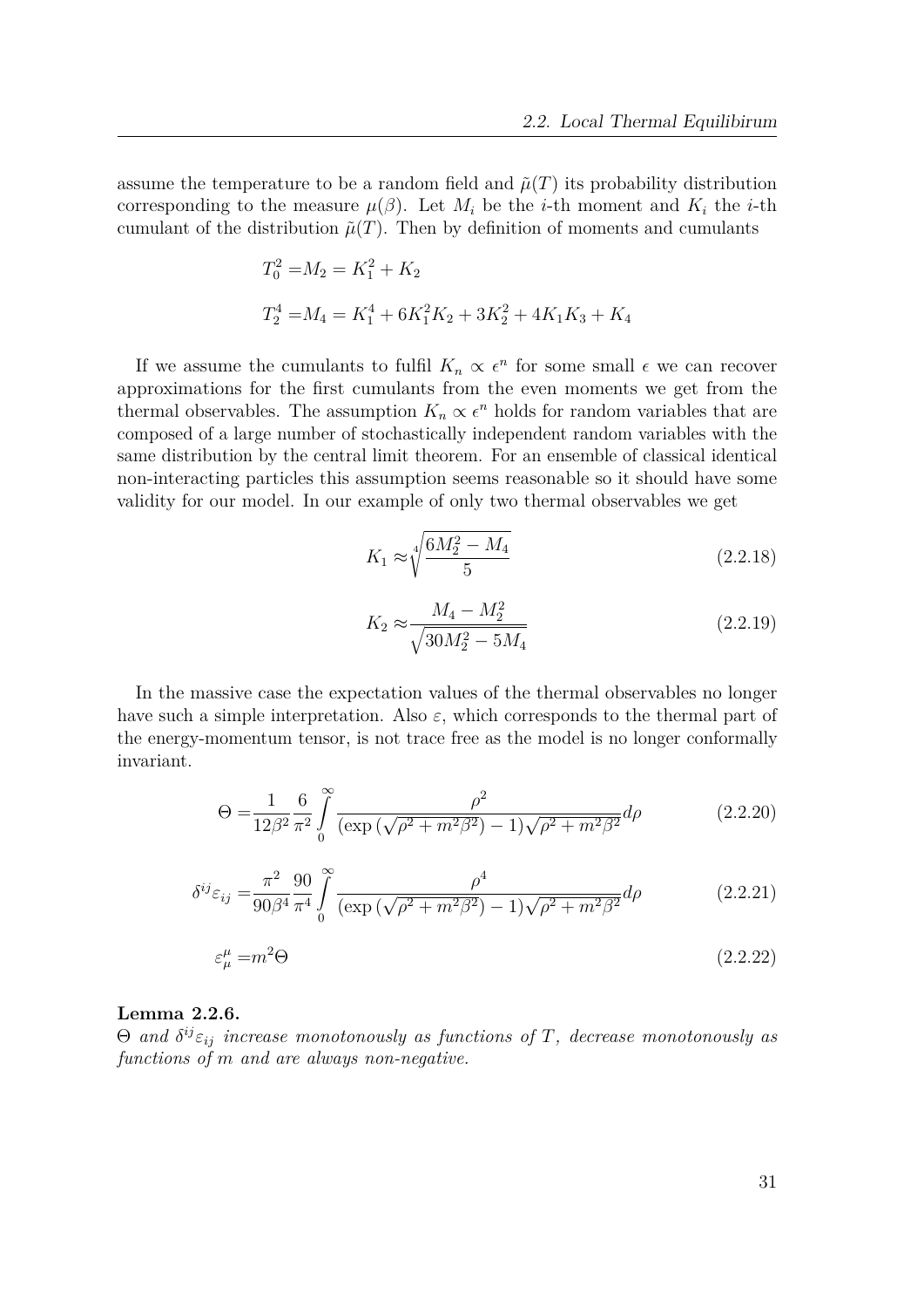assume the temperature to be a random field and $\tilde{\mu}(T)$ its probability distribution corresponding to the measure $\mu(\beta)$. Let $M_i$ be the $i$-th moment and $K_i$ the $i$-th cumulant of the distribution $\tilde{\mu}(T)$. Then by definition of moments and cumulants

$$
\begin{aligned}
T_0^2 =& M_2 = K_1^2 + K_2 \\
T_2^4 =& M_4 = K_1^4 + 6K_1^2 K_2 + 3K_2^2 + 4K_1 K_3 + K_4
\end{aligned}
$$

If we assume the cumulants to fulfil $K_n \propto \epsilon^n$ for some small $\epsilon$ we can recover approximations for the first cumulants from the even moments we get from the thermal observables. The assumption $K_n \propto \epsilon^n$ holds for random variables that are composed of a large number of stochastically independent random variables with the same distribution by the central limit theorem. For an ensemble of classical identical non-interacting particles this assumption seems reasonable so it should have some validity for our model. In our example of only two thermal observables we get

$$
K_1 \approx \sqrt[4]{\frac{6M_2^2 - M_4}{5}} \tag{2.2.18}
$$

$$
K_2 \approx \frac{M_4 - M_2^2}{\sqrt{30M_2^2 - 5M_4}} \tag{2.2.19}
$$

In the massive case the expectation values of the thermal observables no longer have such a simple interpretation. Also $\varepsilon$, which corresponds to the thermal part of the energy-momentum tensor, is not trace free as the model is no longer conformally invariant.

$$
\Theta = \frac{1}{12\beta^2} \frac{6}{\pi^2} \int_0^\infty \frac{\rho^2}{(\exp(\sqrt{\rho^2 + m^2\beta^2}) - 1)\sqrt{\rho^2 + m^2\beta^2}} d\rho \tag{2.2.20}
$$

$$
\delta^{ij}\varepsilon_{ij} = \frac{\pi^2}{90\beta^4} \frac{90}{\pi^4} \int_0^\infty \frac{\rho^4}{(\exp(\sqrt{\rho^2 + m^2\beta^2}) - 1)\sqrt{\rho^2 + m^2\beta^2}} d\rho \tag{2.2.21}
$$

$$
\varepsilon^\mu_\mu = m^2\Theta \tag{2.2.22}
$$

**Lemma 2.2.6.**
*$\Theta$ and $\delta^{ij}\varepsilon_{ij}$ increase monotonously as functions of $T$, decrease monotonously as functions of $m$ and are always non-negative.*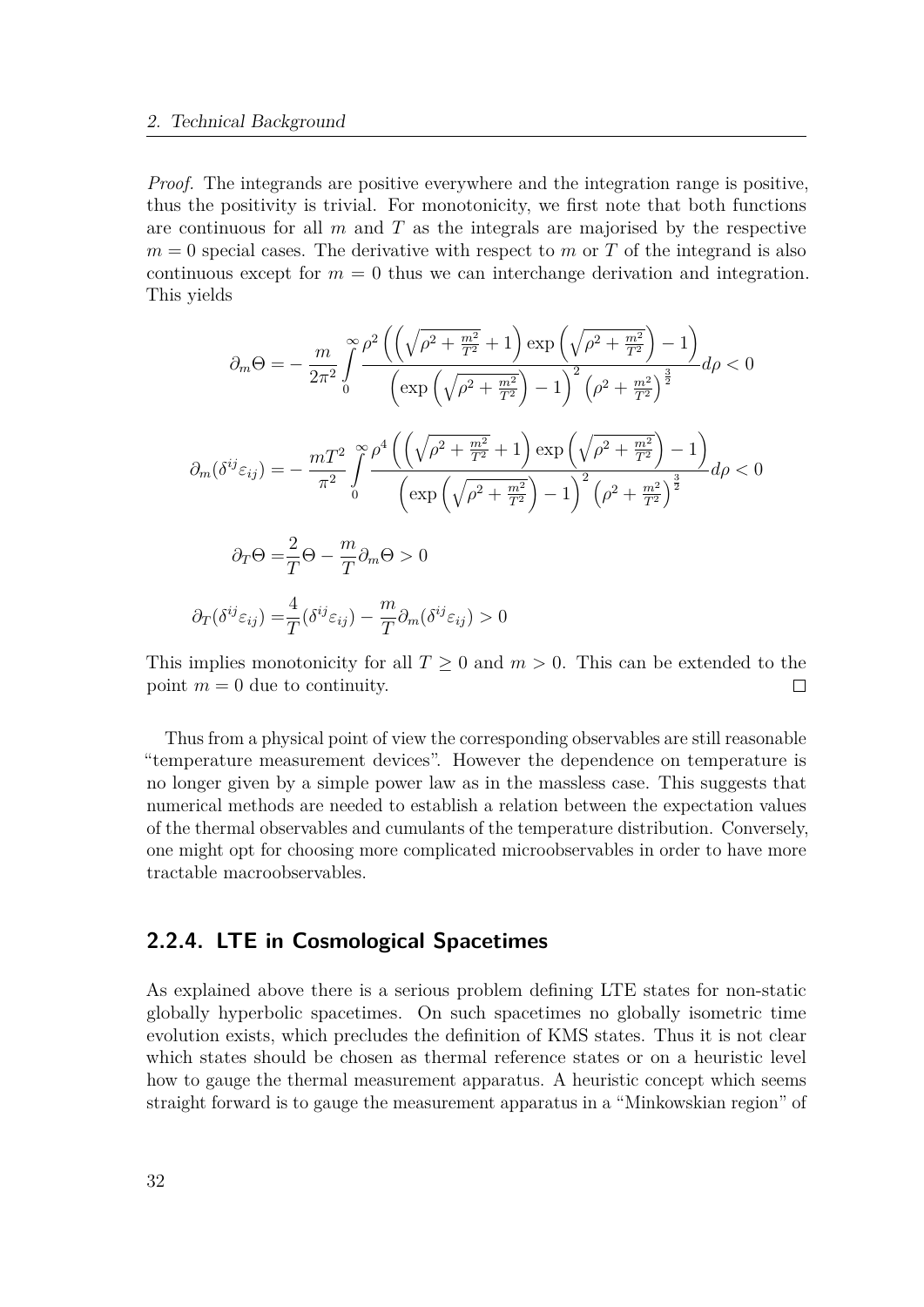*Proof.* The integrands are positive everywhere and the integration range is positive, thus the positivity is trivial. For monotonicity, we first note that both functions are continuous for all $m$ and $T$ as the integrals are majorised by the respective $m = 0$ special cases. The derivative with respect to $m$ or $T$ of the integrand is also continuous except for $m = 0$ thus we can interchange derivation and integration. This yields

$$
\begin{aligned}
\partial_m \Theta =& -\frac{m}{2\pi^2} \int_0^\infty \frac{\rho^2 \left( \left( \sqrt{\rho^2 + \frac{m^2}{T^2}} + 1 \right) \exp\left( \sqrt{\rho^2 + \frac{m^2}{T^2}} \right) - 1 \right)}{\left( \exp\left( \sqrt{\rho^2 + \frac{m^2}{T^2}} \right) - 1 \right)^2 \left( \rho^2 + \frac{m^2}{T^2} \right)^{\frac{3}{2}}} d\rho < 0 \\
\partial_m (\delta^{ij} \varepsilon_{ij}) =& -\frac{mT^2}{\pi^2} \int_0^\infty \frac{\rho^4 \left( \left( \sqrt{\rho^2 + \frac{m^2}{T^2}} + 1 \right) \exp\left( \sqrt{\rho^2 + \frac{m^2}{T^2}} \right) - 1 \right)}{\left( \exp\left( \sqrt{\rho^2 + \frac{m^2}{T^2}} \right) - 1 \right)^2 \left( \rho^2 + \frac{m^2}{T^2} \right)^{\frac{3}{2}}} d\rho < 0 \\
\partial_T \Theta =& \frac{2}{T} \Theta - \frac{m}{T} \partial_m \Theta > 0 \\
\partial_T (\delta^{ij} \varepsilon_{ij}) =& \frac{4}{T} (\delta^{ij} \varepsilon_{ij}) - \frac{m}{T} \partial_m (\delta^{ij} \varepsilon_{ij}) > 0
\end{aligned}
$$

This implies monotonicity for all $T \geq 0$ and $m > 0$. This can be extended to the point $m = 0$ due to continuity. □

Thus from a physical point of view the corresponding observables are still reasonable "temperature measurement devices". However the dependence on temperature is no longer given by a simple power law as in the massless case. This suggests that numerical methods are needed to establish a relation between the expectation values of the thermal observables and cumulants of the temperature distribution. Conversely, one might opt for choosing more complicated microobservables in order to have more tractable macroobservables.

### 2.2.4. LTE in Cosmological Spacetimes

As explained above there is a serious problem defining LTE states for non-static globally hyperbolic spacetimes. On such spacetimes no globally isometric time evolution exists, which precludes the definition of KMS states. Thus it is not clear which states should be chosen as thermal reference states or on a heuristic level how to gauge the thermal measurement apparatus. A heuristic concept which seems straight forward is to gauge the measurement apparatus in a "Minkowskian region" of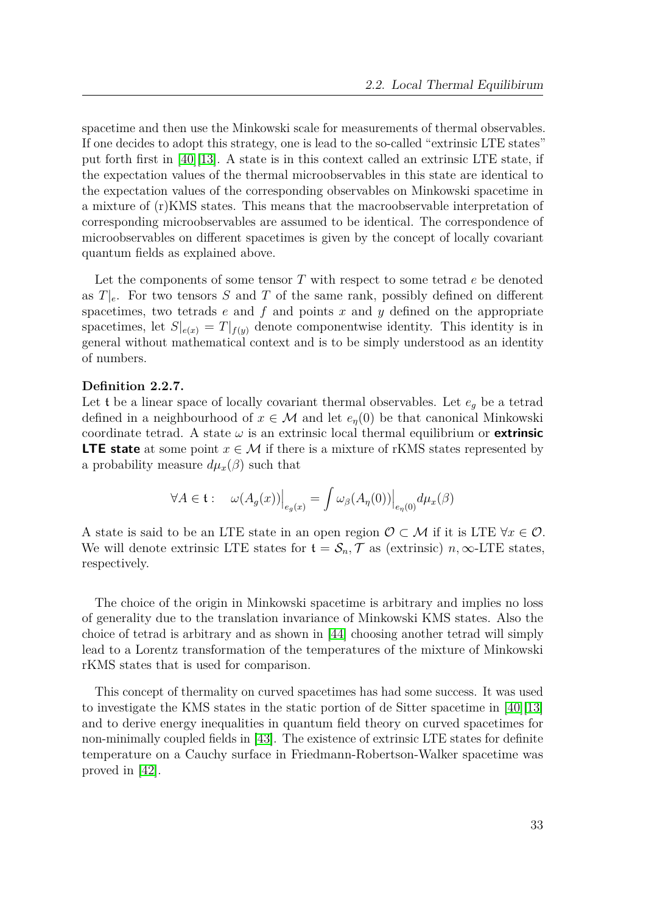spacetime and then use the Minkowski scale for measurements of thermal observables. If one decides to adopt this strategy, one is lead to the so-called "extrinsic LTE states" put forth first in [40][13]. A state is in this context called an extrinsic LTE state, if the expectation values of the thermal microobservables in this state are identical to the expectation values of the corresponding observables on Minkowski spacetime in a mixture of (r)KMS states. This means that the macroobservable interpretation of corresponding microobservables are assumed to be identical. The correspondence of microobservables on different spacetimes is given by the concept of locally covariant quantum fields as explained above.

Let the components of some tensor $T$ with respect to some tetrad $e$ be denoted as $T|_e$. For two tensors $S$ and $T$ of the same rank, possibly defined on different spacetimes, two tetrads $e$ and $f$ and points $x$ and $y$ defined on the appropriate spacetimes, let $S|_{e(x)} = T|_{f(y)}$ denote componentwise identity. This identity is in general without mathematical context and is to be simply understood as an identity of numbers.

**Definition 2.2.7.**
Let $\mathfrak{t}$ be a linear space of locally covariant thermal observables. Let $e_g$ be a tetrad defined in a neighbourhood of $x \in \mathcal{M}$ and let $e_\eta(0)$ be that canonical Minkowski coordinate tetrad. A state $\omega$ is an extrinsic local thermal equilibrium or **extrinsic LTE state** at some point $x \in \mathcal{M}$ if there is a mixture of rKMS states represented by a probability measure $d\mu_x(\beta)$ such that

$$\forall A \in \mathfrak{t}: \quad \omega(A_g(x))\Big|_{e_g(x)} = \int \omega_\beta(A_\eta(0))\Big|_{e_\eta(0)} d\mu_x(\beta)$$

A state is said to be an LTE state in an open region $\mathcal{O} \subset \mathcal{M}$ if it is LTE $\forall x \in \mathcal{O}$. We will denote extrinsic LTE states for $\mathfrak{t} = \mathcal{S}_n, \mathcal{T}$ as (extrinsic) $n, \infty$-LTE states, respectively.

The choice of the origin in Minkowski spacetime is arbitrary and implies no loss of generality due to the translation invariance of Minkowski KMS states. Also the choice of tetrad is arbitrary and as shown in [44] choosing another tetrad will simply lead to a Lorentz transformation of the temperatures of the mixture of Minkowski rKMS states that is used for comparison.

This concept of thermality on curved spacetimes has had some success. It was used to investigate the KMS states in the static portion of de Sitter spacetime in [40][13] and to derive energy inequalities in quantum field theory on curved spacetimes for non-minimally coupled fields in [43]. The existence of extrinsic LTE states for definite temperature on a Cauchy surface in Friedmann-Robertson-Walker spacetime was proved in [42].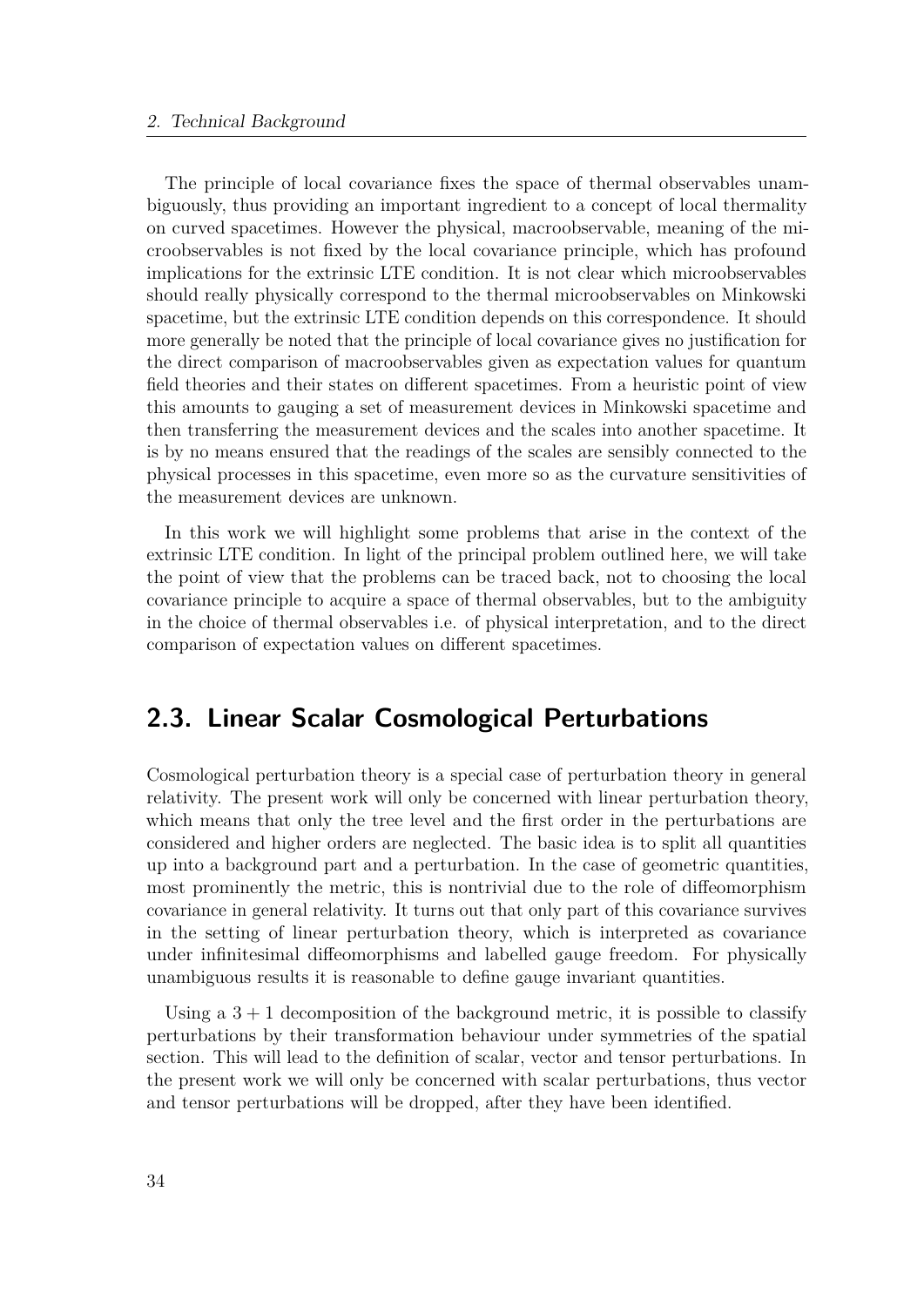The principle of local covariance fixes the space of thermal observables unambiguously, thus providing an important ingredient to a concept of local thermality on curved spacetimes. However the physical, macroobservable, meaning of the microobservables is not fixed by the local covariance principle, which has profound implications for the extrinsic LTE condition. It is not clear which microobservables should really physically correspond to the thermal microobservables on Minkowski spacetime, but the extrinsic LTE condition depends on this correspondence. It should more generally be noted that the principle of local covariance gives no justification for the direct comparison of macroobservables given as expectation values for quantum field theories and their states on different spacetimes. From a heuristic point of view this amounts to gauging a set of measurement devices in Minkowski spacetime and then transferring the measurement devices and the scales into another spacetime. It is by no means ensured that the readings of the scales are sensibly connected to the physical processes in this spacetime, even more so as the curvature sensitivities of the measurement devices are unknown.

In this work we will highlight some problems that arise in the context of the extrinsic LTE condition. In light of the principal problem outlined here, we will take the point of view that the problems can be traced back, not to choosing the local covariance principle to acquire a space of thermal observables, but to the ambiguity in the choice of thermal observables i.e. of physical interpretation, and to the direct comparison of expectation values on different spacetimes.

## 2.3. Linear Scalar Cosmological Perturbations

Cosmological perturbation theory is a special case of perturbation theory in general relativity. The present work will only be concerned with linear perturbation theory, which means that only the tree level and the first order in the perturbations are considered and higher orders are neglected. The basic idea is to split all quantities up into a background part and a perturbation. In the case of geometric quantities, most prominently the metric, this is nontrivial due to the role of diffeomorphism covariance in general relativity. It turns out that only part of this covariance survives in the setting of linear perturbation theory, which is interpreted as covariance under infinitesimal diffeomorphisms and labelled gauge freedom. For physically unambiguous results it is reasonable to define gauge invariant quantities.

Using a $3+1$ decomposition of the background metric, it is possible to classify perturbations by their transformation behaviour under symmetries of the spatial section. This will lead to the definition of scalar, vector and tensor perturbations. In the present work we will only be concerned with scalar perturbations, thus vector and tensor perturbations will be dropped, after they have been identified.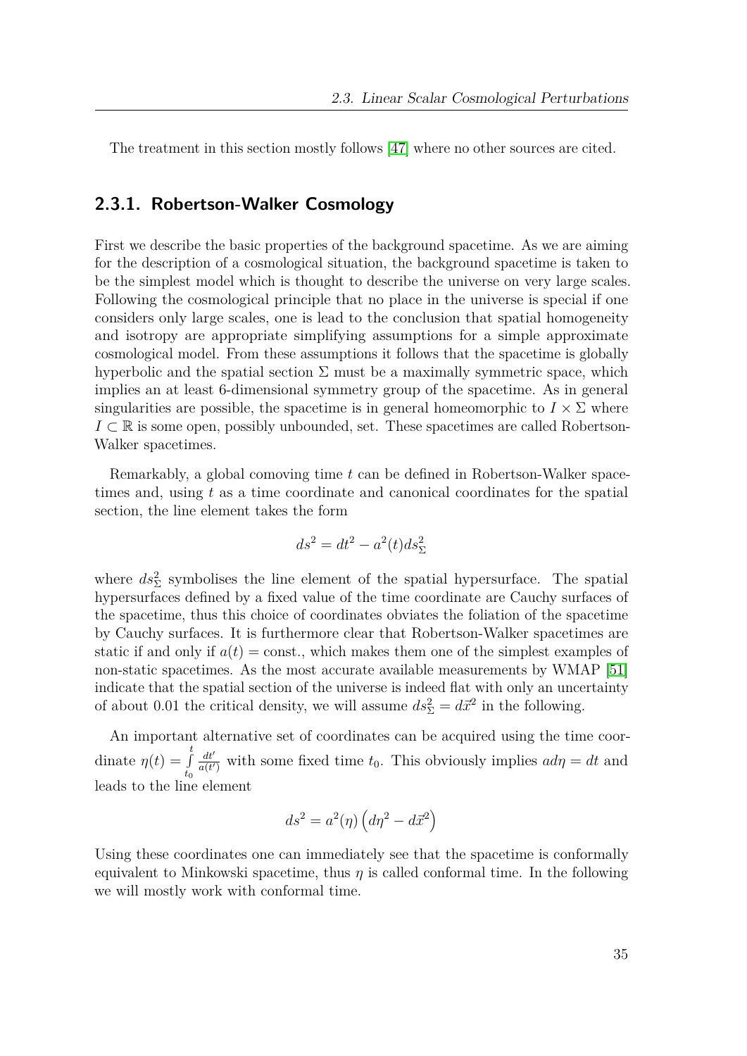The treatment in this section mostly follows [47] where no other sources are cited.

## 2.3.1. Robertson-Walker Cosmology

First we describe the basic properties of the background spacetime. As we are aiming for the description of a cosmological situation, the background spacetime is taken to be the simplest model which is thought to describe the universe on very large scales. Following the cosmological principle that no place in the universe is special if one considers only large scales, one is lead to the conclusion that spatial homogeneity and isotropy are appropriate simplifying assumptions for a simple approximate cosmological model. From these assumptions it follows that the spacetime is globally hyperbolic and the spatial section $\Sigma$ must be a maximally symmetric space, which implies an at least 6-dimensional symmetry group of the spacetime. As in general singularities are possible, the spacetime is in general homeomorphic to $I \times \Sigma$ where $I \subset \mathbb{R}$ is some open, possibly unbounded, set. These spacetimes are called Robertson-Walker spacetimes.

Remarkably, a global comoving time $t$ can be defined in Robertson-Walker spacetimes and, using $t$ as a time coordinate and canonical coordinates for the spatial section, the line element takes the form

$$ds^2 = dt^2 - a^2(t) ds^2_\Sigma$$

where $ds^2_\Sigma$ symbolises the line element of the spatial hypersurface. The spatial hypersurfaces defined by a fixed value of the time coordinate are Cauchy surfaces of the spacetime, thus this choice of coordinates obviates the foliation of the spacetime by Cauchy surfaces. It is furthermore clear that Robertson-Walker spacetimes are static if and only if $a(t) = \text{const.}$, which makes them one of the simplest examples of non-static spacetimes. As the most accurate available measurements by WMAP [51] indicate that the spatial section of the universe is indeed flat with only an uncertainty of about 0.01 the critical density, we will assume $ds^2_\Sigma = d\vec{x}^2$ in the following.

An important alternative set of coordinates can be acquired using the time coordinate $\eta(t) = \int\limits_{t_0}^{t} \frac{dt'}{a(t')}$ with some fixed time $t_0$. This obviously implies $a d\eta = dt$ and leads to the line element

$$ds^2 = a^2(\eta) \left( d\eta^2 - d\vec{x}^2 \right)$$

Using these coordinates one can immediately see that the spacetime is conformally equivalent to Minkowski spacetime, thus $\eta$ is called conformal time. In the following we will mostly work with conformal time.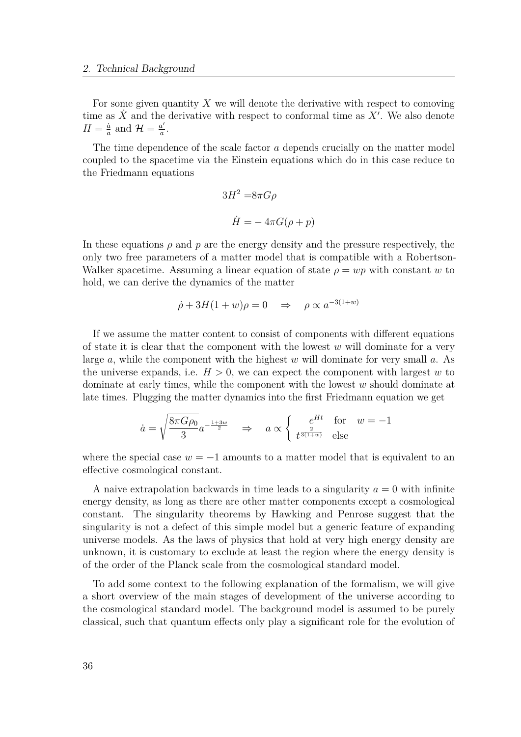For some given quantity $X$ we will denote the derivative with respect to comoving time as $\dot{X}$ and the derivative with respect to conformal time as $X'$. We also denote $H = \frac{\dot{a}}{a}$ and $\mathcal{H} = \frac{a'}{a}$.

The time dependence of the scale factor $a$ depends crucially on the matter model coupled to the spacetime via the Einstein equations which do in this case reduce to the Friedmann equations

$$3H^2 = 8\pi G\rho$$

$$\dot{H} = -4\pi G(\rho + p)$$

In these equations $\rho$ and $p$ are the energy density and the pressure respectively, the only two free parameters of a matter model that is compatible with a Robertson-Walker spacetime. Assuming a linear equation of state $\rho = wp$ with constant $w$ to hold, we can derive the dynamics of the matter

$$\dot{\rho} + 3H(1+w)\rho = 0 \quad \Rightarrow \quad \rho \propto a^{-3(1+w)}$$

If we assume the matter content to consist of components with different equations of state it is clear that the component with the lowest $w$ will dominate for a very large $a$, while the component with the highest $w$ will dominate for very small $a$. As the universe expands, i.e. $H > 0$, we can expect the component with largest $w$ to dominate at early times, while the component with the lowest $w$ should dominate at late times. Plugging the matter dynamics into the first Friedmann equation we get

$$\dot{a} = \sqrt{\frac{8\pi G\rho_0}{3}} a^{-\frac{1+3w}{2}} \quad \Rightarrow \quad a \propto \begin{cases} e^{Ht} & \text{for} \quad w = -1 \\ t^{\frac{2}{3(1+w)}} & \text{else} \end{cases}$$

where the special case $w = -1$ amounts to a matter model that is equivalent to an effective cosmological constant.

A naive extrapolation backwards in time leads to a singularity $a = 0$ with infinite energy density, as long as there are other matter components except a cosmological constant. The singularity theorems by Hawking and Penrose suggest that the singularity is not a defect of this simple model but a generic feature of expanding universe models. As the laws of physics that hold at very high energy density are unknown, it is customary to exclude at least the region where the energy density is of the order of the Planck scale from the cosmological standard model.

To add some context to the following explanation of the formalism, we will give a short overview of the main stages of development of the universe according to the cosmological standard model. The background model is assumed to be purely classical, such that quantum effects only play a significant role for the evolution of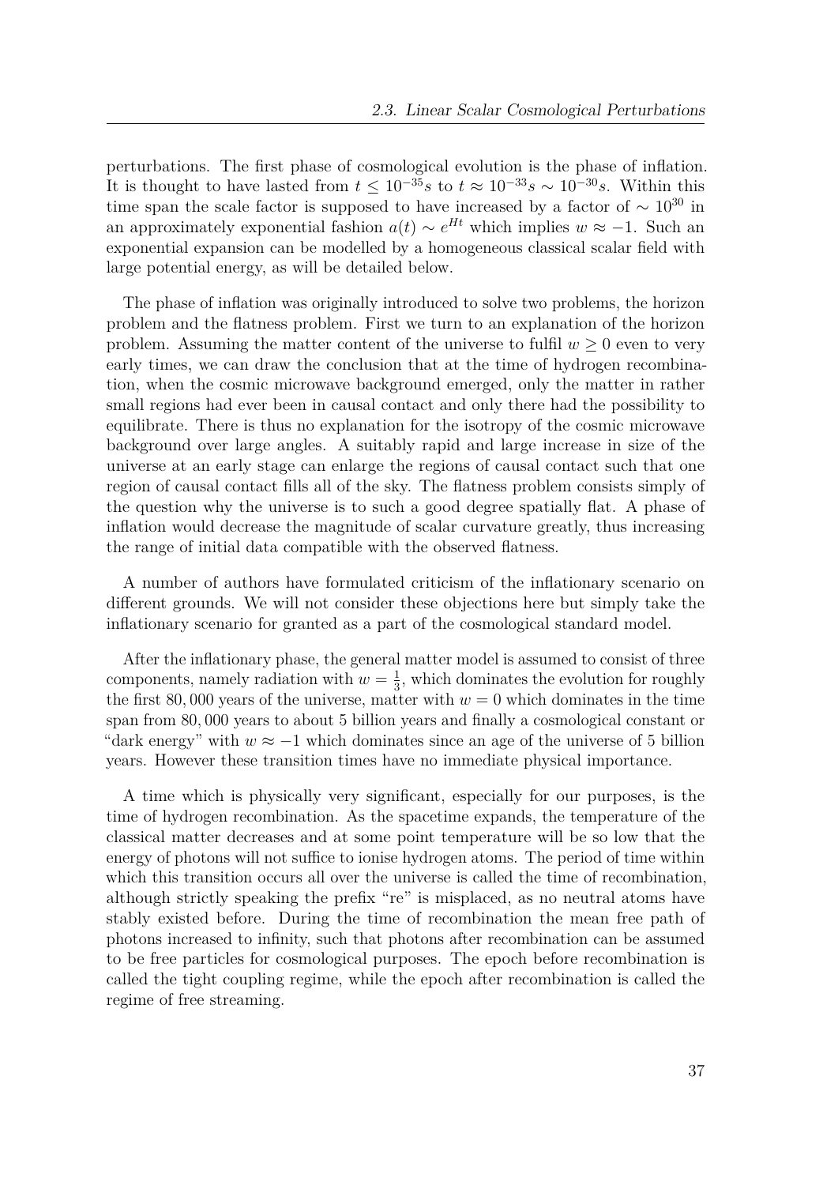perturbations. The first phase of cosmological evolution is the phase of inflation. It is thought to have lasted from $t \leq 10^{-35}s$ to $t \approx 10^{-33}s \sim 10^{-30}s$. Within this time span the scale factor is supposed to have increased by a factor of $\sim 10^{30}$ in an approximately exponential fashion $a(t) \sim e^{Ht}$ which implies $w \approx -1$. Such an exponential expansion can be modelled by a homogeneous classical scalar field with large potential energy, as will be detailed below.

The phase of inflation was originally introduced to solve two problems, the horizon problem and the flatness problem. First we turn to an explanation of the horizon problem. Assuming the matter content of the universe to fulfil $w \geq 0$ even to very early times, we can draw the conclusion that at the time of hydrogen recombination, when the cosmic microwave background emerged, only the matter in rather small regions had ever been in causal contact and only there had the possibility to equilibrate. There is thus no explanation for the isotropy of the cosmic microwave background over large angles. A suitably rapid and large increase in size of the universe at an early stage can enlarge the regions of causal contact such that one region of causal contact fills all of the sky. The flatness problem consists simply of the question why the universe is to such a good degree spatially flat. A phase of inflation would decrease the magnitude of scalar curvature greatly, thus increasing the range of initial data compatible with the observed flatness.

A number of authors have formulated criticism of the inflationary scenario on different grounds. We will not consider these objections here but simply take the inflationary scenario for granted as a part of the cosmological standard model.

After the inflationary phase, the general matter model is assumed to consist of three components, namely radiation with $w = \frac{1}{3}$, which dominates the evolution for roughly the first $80,000$ years of the universe, matter with $w = 0$ which dominates in the time span from $80,000$ years to about 5 billion years and finally a cosmological constant or "dark energy" with $w \approx -1$ which dominates since an age of the universe of 5 billion years. However these transition times have no immediate physical importance.

A time which is physically very significant, especially for our purposes, is the time of hydrogen recombination. As the spacetime expands, the temperature of the classical matter decreases and at some point temperature will be so low that the energy of photons will not suffice to ionise hydrogen atoms. The period of time within which this transition occurs all over the universe is called the time of recombination, although strictly speaking the prefix "re" is misplaced, as no neutral atoms have stably existed before. During the time of recombination the mean free path of photons increased to infinity, such that photons after recombination can be assumed to be free particles for cosmological purposes. The epoch before recombination is called the tight coupling regime, while the epoch after recombination is called the regime of free streaming.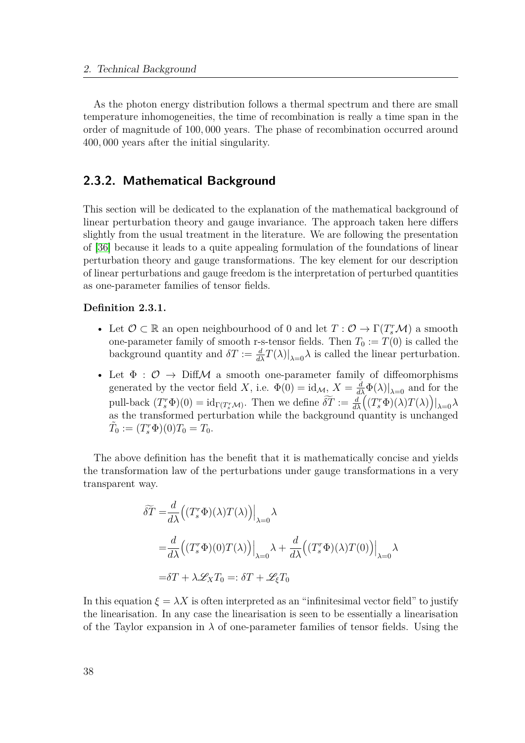As the photon energy distribution follows a thermal spectrum and there are small temperature inhomogeneities, the time of recombination is really a time span in the order of magnitude of 100, 000 years. The phase of recombination occurred around 400, 000 years after the initial singularity.

### 2.3.2. Mathematical Background

This section will be dedicated to the explanation of the mathematical background of linear perturbation theory and gauge invariance. The approach taken here differs slightly from the usual treatment in the literature. We are following the presentation of [36] because it leads to a quite appealing formulation of the foundations of linear perturbation theory and gauge transformations. The key element for our description of linear perturbations and gauge freedom is the interpretation of perturbed quantities as one-parameter families of tensor fields.

**Definition 2.3.1.**

- Let $\mathcal{O} \subset \mathbb{R}$ an open neighbourhood of 0 and let $T : \mathcal{O} \to \Gamma(T^r_s\mathcal{M})$ a smooth one-parameter family of smooth r-s-tensor fields. Then $T_0 := T(0)$ is called the background quantity and $\delta T := \frac{d}{d\lambda}T(\lambda)\big|_{\lambda=0}\lambda$ is called the linear perturbation.
- Let $\Phi : \mathcal{O} \to \text{Diff}\mathcal{M}$ a smooth one-parameter family of diffeomorphisms generated by the vector field $X$, i.e. $\Phi(0) = \text{id}_{\mathcal{M}}$, $X = \frac{d}{d\lambda}\Phi(\lambda)\big|_{\lambda=0}$ and for the pull-back $(T^r_s\Phi)(0) = \text{id}_{\Gamma(T^r_s\mathcal{M})}$. Then we define $\widetilde{\delta T} := \frac{d}{d\lambda}\Big((T^r_s\Phi)(\lambda)T(\lambda)\Big)\big|_{\lambda=0}\lambda$ as the transformed perturbation while the background quantity is unchanged $\tilde{T}_0 := (T^r_s\Phi)(0)T_0 = T_0$.

The above definition has the benefit that it is mathematically concise and yields the transformation law of the perturbations under gauge transformations in a very transparent way.

$$
\begin{aligned}
\widetilde{\delta T} =& \frac{d}{d\lambda}\Big((T^r_s\Phi)(\lambda)T(\lambda)\Big)\Big|_{\lambda=0}\lambda \\
=& \frac{d}{d\lambda}\Big((T^r_s\Phi)(0)T(\lambda)\Big)\Big|_{\lambda=0}\lambda + \frac{d}{d\lambda}\Big((T^r_s\Phi)(\lambda)T(0)\Big)\Big|_{\lambda=0}\lambda \\
=& \delta T + \lambda\mathscr{L}_X T_0 =: \delta T + \mathscr{L}_\xi T_0
\end{aligned}
$$

In this equation $\xi = \lambda X$ is often interpreted as an "infinitesimal vector field" to justify the linearisation. In any case the linearisation is seen to be essentially a linearisation of the Taylor expansion in $\lambda$ of one-parameter families of tensor fields. Using the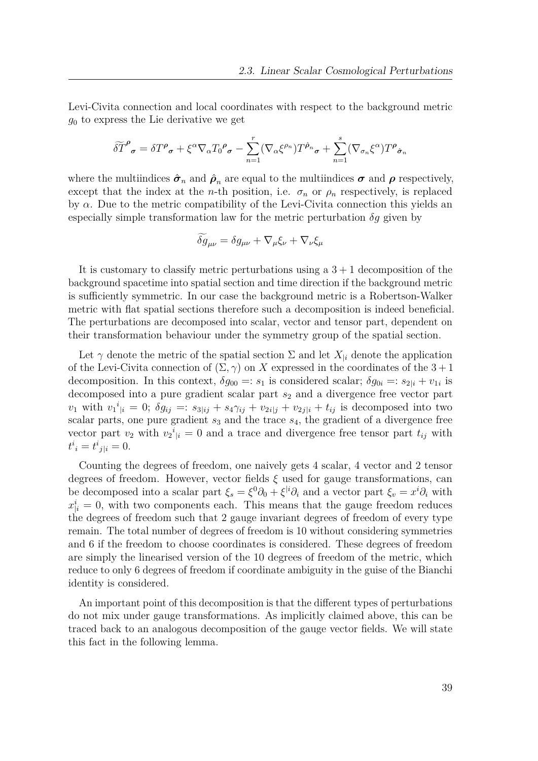Levi-Civita connection and local coordinates with respect to the background metric $g_0$ to express the Lie derivative we get

$$\widetilde{\delta T}^{\boldsymbol{\rho}}{}_{\boldsymbol{\sigma}} = \delta T^{\boldsymbol{\rho}}{}_{\boldsymbol{\sigma}} + \xi^\alpha \nabla_\alpha T_0{}^{\boldsymbol{\rho}}{}_{\boldsymbol{\sigma}} - \sum_{n=1}^{r} (\nabla_\alpha \xi^{\rho_n}) T^{\hat{\boldsymbol{\rho}}_n}{}_{\boldsymbol{\sigma}} + \sum_{n=1}^{s} (\nabla_{\sigma_n} \xi^\alpha) T^{\boldsymbol{\rho}}{}_{\hat{\boldsymbol{\sigma}}_n}$$

where the multiindices $\hat{\boldsymbol{\sigma}}_n$ and $\hat{\boldsymbol{\rho}}_n$ are equal to the multiindices $\boldsymbol{\sigma}$ and $\boldsymbol{\rho}$ respectively, except that the index at the $n$-th position, i.e. $\sigma_n$ or $\rho_n$ respectively, is replaced by $\alpha$. Due to the metric compatibility of the Levi-Civita connection this yields an especially simple transformation law for the metric perturbation $\delta g$ given by

$$\widetilde{\delta g}_{\mu\nu} = \delta g_{\mu\nu} + \nabla_\mu \xi_\nu + \nabla_\nu \xi_\mu$$

It is customary to classify metric perturbations using a $3+1$ decomposition of the background spacetime into spatial section and time direction if the background metric is sufficiently symmetric. In our case the background metric is a Robertson-Walker metric with flat spatial sections therefore such a decomposition is indeed beneficial. The perturbations are decomposed into scalar, vector and tensor part, dependent on their transformation behaviour under the symmetry group of the spatial section.

Let $\gamma$ denote the metric of the spatial section $\Sigma$ and let $X_{|i}$ denote the application of the Levi-Civita connection of $(\Sigma, \gamma)$ on $X$ expressed in the coordinates of the $3+1$ decomposition. In this context, $\delta g_{00} =: s_1$ is considered scalar; $\delta g_{0i} =: s_{2|i} + v_{1i}$ is decomposed into a pure gradient scalar part $s_2$ and a divergence free vector part $v_1$ with ${v_1}^i{}_{|i} = 0$; $\delta g_{ij} =: s_{3|ij} + s_4\gamma_{ij} + v_{2i|j} + v_{2j|i} + t_{ij}$ is decomposed into two scalar parts, one pure gradient $s_3$ and the trace $s_4$, the gradient of a divergence free vector part $v_2$ with ${v_2}^i{}_{|i} = 0$ and a trace and divergence free tensor part $t_{ij}$ with $t^i{}_i = t^i{}_{j|i} = 0$.

Counting the degrees of freedom, one naively gets 4 scalar, 4 vector and 2 tensor degrees of freedom. However, vector fields $\xi$ used for gauge transformations, can be decomposed into a scalar part $\xi_s = \xi^0\partial_0 + \xi^{|i}\partial_i$ and a vector part $\xi_v = x^i\partial_i$ with $x^i_{|i} = 0$, with two components each. This means that the gauge freedom reduces the degrees of freedom such that 2 gauge invariant degrees of freedom of every type remain. The total number of degrees of freedom is 10 without considering symmetries and 6 if the freedom to choose coordinates is considered. These degrees of freedom are simply the linearised version of the 10 degrees of freedom of the metric, which reduce to only 6 degrees of freedom if coordinate ambiguity in the guise of the Bianchi identity is considered.

An important point of this decomposition is that the different types of perturbations do not mix under gauge transformations. As implicitly claimed above, this can be traced back to an analogous decomposition of the gauge vector fields. We will state this fact in the following lemma.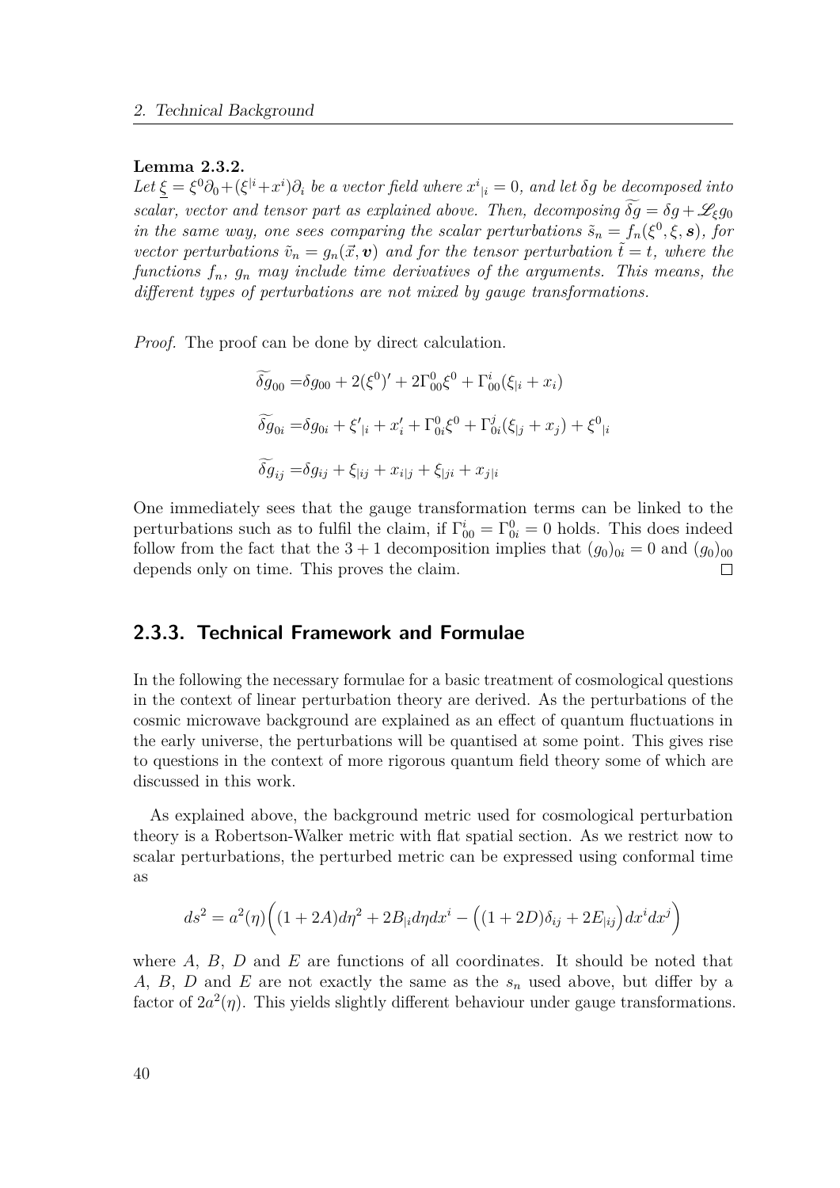**Lemma 2.3.2.**

*Let $\underline{\xi} = \xi^0\partial_0 + (\xi^{|i} + x^i)\partial_i$ be a vector field where ${x^i}_{|i} = 0$, and let $\delta g$ be decomposed into scalar, vector and tensor part as explained above. Then, decomposing $\widetilde{\delta g} = \delta g + \mathscr{L}_\xi g_0$ in the same way, one sees comparing the scalar perturbations $\tilde{s}_n = f_n(\xi^0, \xi, \boldsymbol{s})$, for vector perturbations $\tilde{v}_n = g_n(\vec{x}, \boldsymbol{v})$ and for the tensor perturbation $\tilde{t} = t$, where the functions $f_n$, $g_n$ may include time derivatives of the arguments. This means, the different types of perturbations are not mixed by gauge transformations.*

*Proof.* The proof can be done by direct calculation.

$$\widetilde{\delta g}_{00} = \delta g_{00} + 2(\xi^0)' + 2\Gamma^0_{00}\xi^0 + \Gamma^i_{00}(\xi_{|i} + x_i)$$

$$\widetilde{\delta g}_{0i} = \delta g_{0i} + {\xi'}_{|i} + x'_i + \Gamma^0_{0i}\xi^0 + \Gamma^j_{0i}(\xi_{|j} + x_j) + {\xi^0}_{|i}$$

$$\widetilde{\delta g}_{ij} = \delta g_{ij} + \xi_{|ij} + x_{i|j} + \xi_{|ji} + x_{j|i}$$

One immediately sees that the gauge transformation terms can be linked to the perturbations such as to fulfil the claim, if $\Gamma^i_{00} = \Gamma^0_{0i} = 0$ holds. This does indeed follow from the fact that the $3+1$ decomposition implies that $(g_0)_{0i} = 0$ and $(g_0)_{00}$ depends only on time. This proves the claim. □

### 2.3.3. Technical Framework and Formulae

In the following the necessary formulae for a basic treatment of cosmological questions in the context of linear perturbation theory are derived. As the perturbations of the cosmic microwave background are explained as an effect of quantum fluctuations in the early universe, the perturbations will be quantised at some point. This gives rise to questions in the context of more rigorous quantum field theory some of which are discussed in this work.

As explained above, the background metric used for cosmological perturbation theory is a Robertson-Walker metric with flat spatial section. As we restrict now to scalar perturbations, the perturbed metric can be expressed using conformal time as

$$ds^2 = a^2(\eta)\Big((1+2A)d\eta^2 + 2B_{|i}d\eta dx^i - \Big((1+2D)\delta_{ij} + 2E_{|ij}\Big)dx^i dx^j\Big)$$

where $A$, $B$, $D$ and $E$ are functions of all coordinates. It should be noted that $A$, $B$, $D$ and $E$ are not exactly the same as the $s_n$ used above, but differ by a factor of $2a^2(\eta)$. This yields slightly different behaviour under gauge transformations.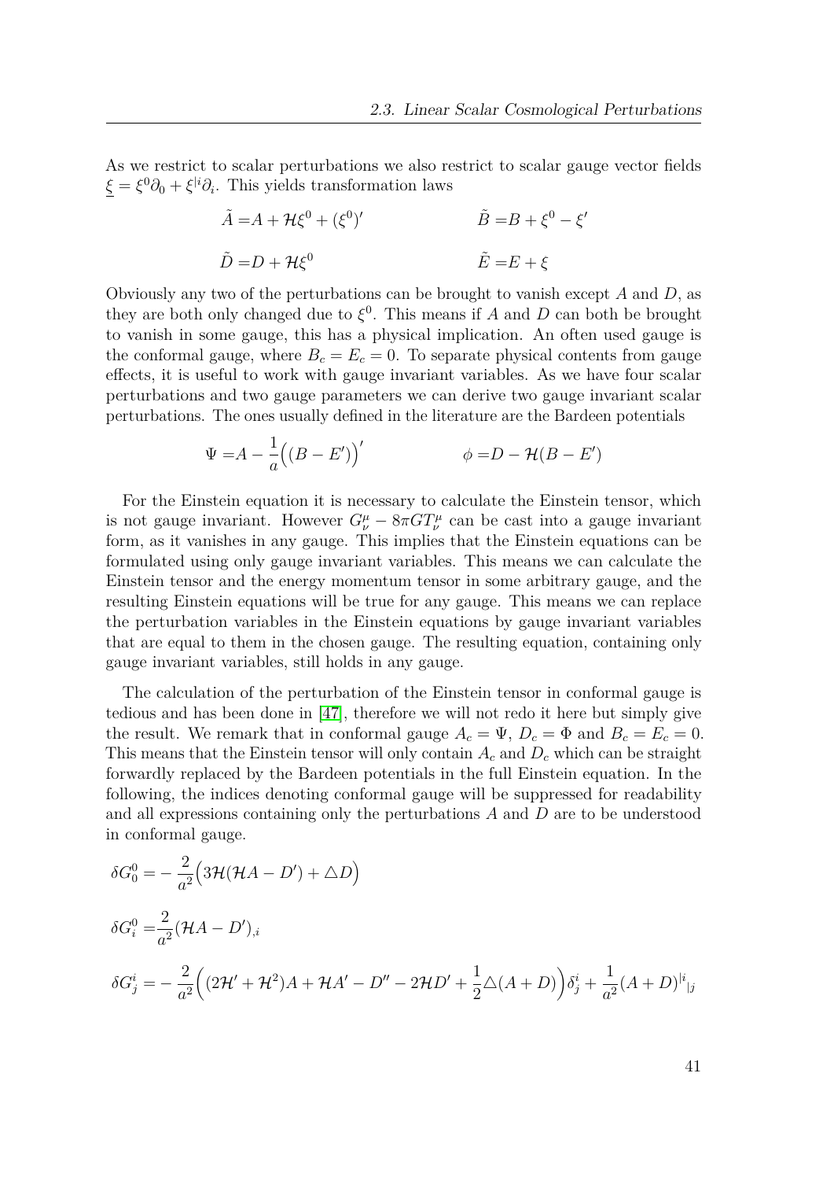As we restrict to scalar perturbations we also restrict to scalar gauge vector fields $\underline{\xi} = \xi^0 \partial_0 + \xi^{|i} \partial_i$. This yields transformation laws

$$\tilde{A} = A + \mathcal{H}\xi^0 + (\xi^0)' \qquad \tilde{B} = B + \xi^0 - \xi'$$

$$\tilde{D} = D + \mathcal{H}\xi^0 \qquad \tilde{E} = E + \xi$$

Obviously any two of the perturbations can be brought to vanish except $A$ and $D$, as they are both only changed due to $\xi^0$. This means if $A$ and $D$ can both be brought to vanish in some gauge, this has a physical implication. An often used gauge is the conformal gauge, where $B_c = E_c = 0$. To separate physical contents from gauge effects, it is useful to work with gauge invariant variables. As we have four scalar perturbations and two gauge parameters we can derive two gauge invariant scalar perturbations. The ones usually defined in the literature are the Bardeen potentials

$$\Psi = A - \frac{1}{a}\Big((B - E')\Big)' \qquad \phi = D - \mathcal{H}(B - E')$$

For the Einstein equation it is necessary to calculate the Einstein tensor, which is not gauge invariant. However $G^\mu_\nu - 8\pi G T^\mu_\nu$ can be cast into a gauge invariant form, as it vanishes in any gauge. This implies that the Einstein equations can be formulated using only gauge invariant variables. This means we can calculate the Einstein tensor and the energy momentum tensor in some arbitrary gauge, and the resulting Einstein equations will be true for any gauge. This means we can replace the perturbation variables in the Einstein equations by gauge invariant variables that are equal to them in the chosen gauge. The resulting equation, containing only gauge invariant variables, still holds in any gauge.

The calculation of the perturbation of the Einstein tensor in conformal gauge is tedious and has been done in [47], therefore we will not redo it here but simply give the result. We remark that in conformal gauge $A_c = \Psi$, $D_c = \Phi$ and $B_c = E_c = 0$. This means that the Einstein tensor will only contain $A_c$ and $D_c$ which can be straight forwardly replaced by the Bardeen potentials in the full Einstein equation. In the following, the indices denoting conformal gauge will be suppressed for readability and all expressions containing only the perturbations $A$ and $D$ are to be understood in conformal gauge.

$$\delta G^0_0 = -\frac{2}{a^2}\Big(3\mathcal{H}(\mathcal{H}A - D') + \triangle D\Big)$$

$$\delta G^0_i = \frac{2}{a^2}(\mathcal{H}A - D')_{,i}$$

$$\delta G^i_j = -\frac{2}{a^2}\Big((2\mathcal{H}' + \mathcal{H}^2)A + \mathcal{H}A' - D'' - 2\mathcal{H}D' + \frac{1}{2}\triangle(A + D)\Big)\delta^i_j + \frac{1}{a^2}(A + D)^{|i}{}_{|j}$$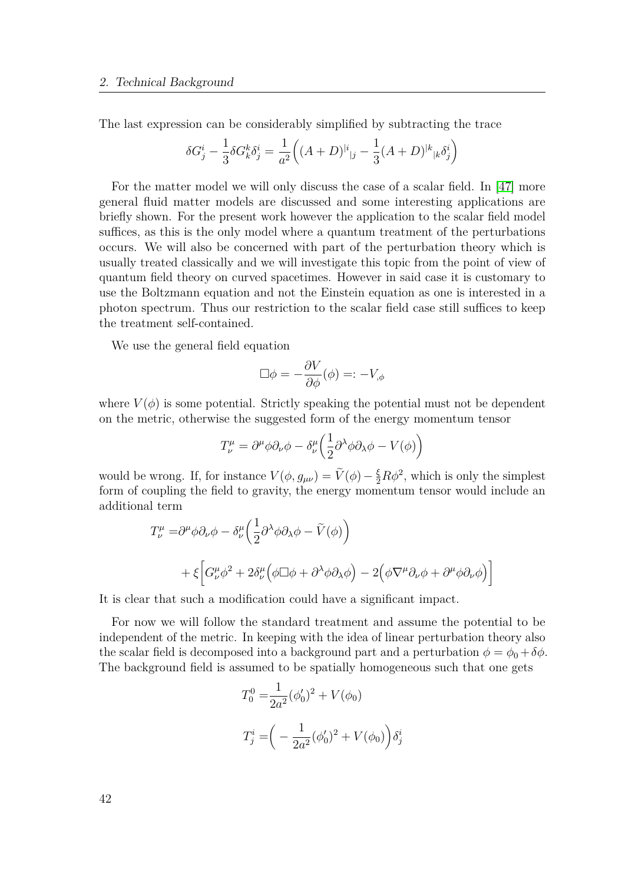The last expression can be considerably simplified by subtracting the trace

$$\delta G^i_j - \frac{1}{3}\delta G^k_k \delta^i_j = \frac{1}{a^2}\Big((A+D)^{|i}{}_{|j} - \frac{1}{3}(A+D)^{|k}{}_{|k}\delta^i_j\Big)$$

For the matter model we will only discuss the case of a scalar field. In [47] more general fluid matter models are discussed and some interesting applications are briefly shown. For the present work however the application to the scalar field model suffices, as this is the only model where a quantum treatment of the perturbations occurs. We will also be concerned with part of the perturbation theory which is usually treated classically and we will investigate this topic from the point of view of quantum field theory on curved spacetimes. However in said case it is customary to use the Boltzmann equation and not the Einstein equation as one is interested in a photon spectrum. Thus our restriction to the scalar field case still suffices to keep the treatment self-contained.

We use the general field equation

$$\Box\phi = -\frac{\partial V}{\partial \phi}(\phi) =: -V_{,\phi}$$

where $V(\phi)$ is some potential. Strictly speaking the potential must not be dependent on the metric, otherwise the suggested form of the energy momentum tensor

$$T^\mu_\nu = \partial^\mu\phi\partial_\nu\phi - \delta^\mu_\nu\Big(\frac{1}{2}\partial^\lambda\phi\partial_\lambda\phi - V(\phi)\Big)$$

would be wrong. If, for instance $V(\phi, g_{\mu\nu}) = \widetilde{V}(\phi) - \frac{\xi}{2}R\phi^2$, which is only the simplest form of coupling the field to gravity, the energy momentum tensor would include an additional term

$$\begin{aligned}
T^\mu_\nu =& \partial^\mu\phi\partial_\nu\phi - \delta^\mu_\nu\Big(\frac{1}{2}\partial^\lambda\phi\partial_\lambda\phi - \widetilde{V}(\phi)\Big) \\
&+ \xi\Big[G^\mu_\nu\phi^2 + 2\delta^\mu_\nu\Big(\phi\Box\phi + \partial^\lambda\phi\partial_\lambda\phi\Big) - 2\Big(\phi\nabla^\mu\partial_\nu\phi + \partial^\mu\phi\partial_\nu\phi\Big)\Big]
\end{aligned}$$

It is clear that such a modification could have a significant impact.

For now we will follow the standard treatment and assume the potential to be independent of the metric. In keeping with the idea of linear perturbation theory also the scalar field is decomposed into a background part and a perturbation $\phi = \phi_0 + \delta\phi$. The background field is assumed to be spatially homogeneous such that one gets

$$\begin{aligned}
T^0_0 =& \frac{1}{2a^2}(\phi_0')^2 + V(\phi_0) \\
T^i_j =& \Big(-\frac{1}{2a^2}(\phi_0')^2 + V(\phi_0)\Big)\delta^i_j
\end{aligned}$$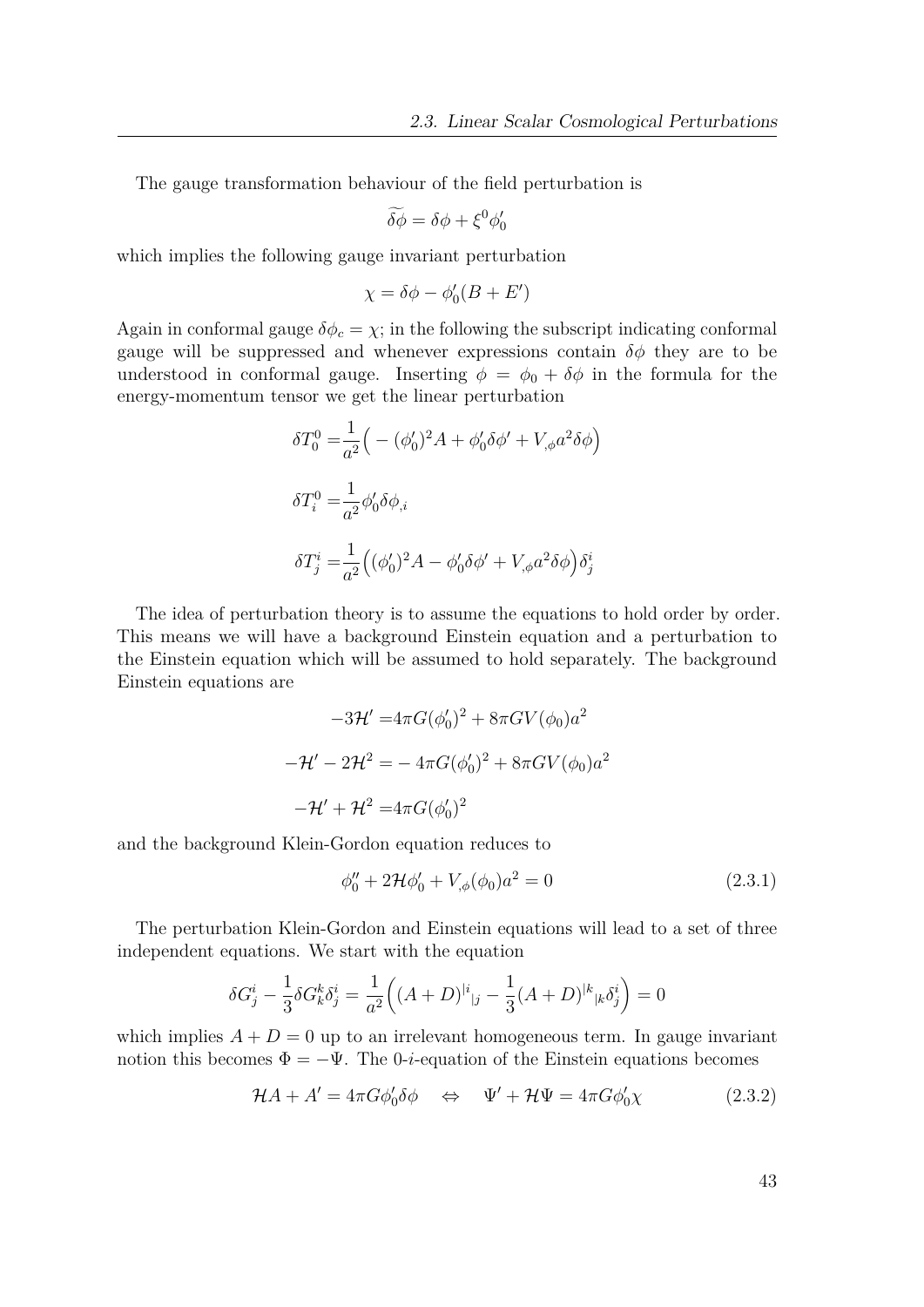The gauge transformation behaviour of the field perturbation is

$$\widetilde{\delta\phi} = \delta\phi + \xi^0 \phi_0'$$

which implies the following gauge invariant perturbation

$$\chi = \delta\phi - \phi_0'(B + E')$$

Again in conformal gauge $\delta\phi_c = \chi$; in the following the subscript indicating conformal gauge will be suppressed and whenever expressions contain $\delta\phi$ they are to be understood in conformal gauge. Inserting $\phi = \phi_0 + \delta\phi$ in the formula for the energy-momentum tensor we get the linear perturbation

$$\begin{aligned}
\delta T^0_0 =& \frac{1}{a^2}\Big( -(\phi_0')^2 A + \phi_0'\delta\phi' + V_{,\phi} a^2 \delta\phi \Big) \\
\delta T^0_i =& \frac{1}{a^2}\phi_0' \delta\phi_{,i} \\
\delta T^i_j =& \frac{1}{a^2}\Big( (\phi_0')^2 A - \phi_0'\delta\phi' + V_{,\phi} a^2 \delta\phi \Big)\delta^i_j
\end{aligned}$$

The idea of perturbation theory is to assume the equations to hold order by order. This means we will have a background Einstein equation and a perturbation to the Einstein equation which will be assumed to hold separately. The background Einstein equations are

$$\begin{aligned}
-3\mathcal{H}' =& 4\pi G (\phi_0')^2 + 8\pi G V(\phi_0) a^2 \\
-\mathcal{H}' - 2\mathcal{H}^2 =& -4\pi G (\phi_0')^2 + 8\pi G V(\phi_0) a^2 \\
-\mathcal{H}' + \mathcal{H}^2 =& 4\pi G (\phi_0')^2
\end{aligned}$$

and the background Klein-Gordon equation reduces to

$$\phi_0'' + 2\mathcal{H}\phi_0' + V_{,\phi}(\phi_0) a^2 = 0 \tag{2.3.1}$$

The perturbation Klein-Gordon and Einstein equations will lead to a set of three independent equations. We start with the equation

$$\delta G^i_j - \frac{1}{3}\delta G^k_k \delta^i_j = \frac{1}{a^2}\Big( (A + D)^{|i}{}_{|j} - \frac{1}{3}(A + D)^{|k}{}_{|k}\delta^i_j \Big) = 0$$

which implies $A + D = 0$ up to an irrelevant homogeneous term. In gauge invariant notion this becomes $\Phi = -\Psi$. The 0-$i$-equation of the Einstein equations becomes

$$\mathcal{H}A + A' = 4\pi G \phi_0' \delta\phi \quad \Leftrightarrow \quad \Psi' + \mathcal{H}\Psi = 4\pi G \phi_0' \chi \tag{2.3.2}$$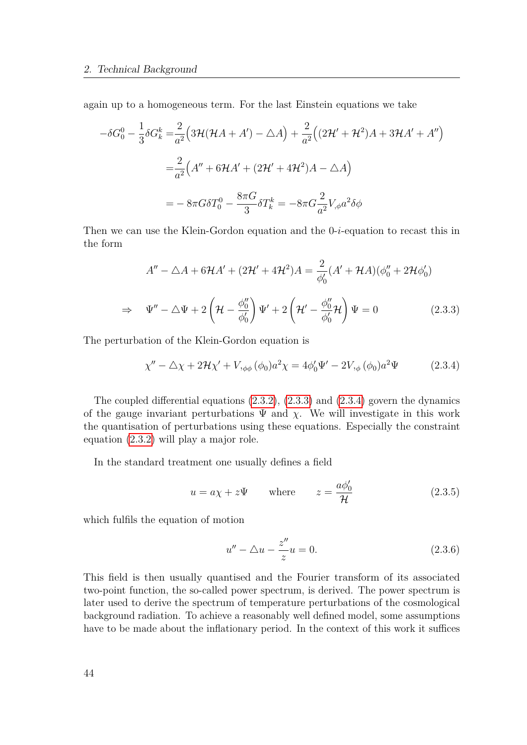again up to a homogeneous term. For the last Einstein equations we take

$$
\begin{aligned}
-\delta G^0_0 - \frac{1}{3}\delta G^k_k =& \frac{2}{a^2}\Big(3\mathcal{H}(\mathcal{H}A + A') - \triangle A\Big) + \frac{2}{a^2}\Big((2\mathcal{H}' + \mathcal{H}^2)A + 3\mathcal{H}A' + A''\Big) \\
=& \frac{2}{a^2}\Big(A'' + 6\mathcal{H}A' + (2\mathcal{H}' + 4\mathcal{H}^2)A - \triangle A\Big) \\
=& -8\pi G\delta T^0_0 - \frac{8\pi G}{3}\delta T^k_k = -8\pi G \frac{2}{a^2} V_{,\phi} a^2 \delta\phi
\end{aligned}
$$

Then we can use the Klein-Gordon equation and the 0-$i$-equation to recast this in the form

$$
A'' - \triangle A + 6\mathcal{H}A' + (2\mathcal{H}' + 4\mathcal{H}^2)A = \frac{2}{\phi_0'}(A' + \mathcal{H}A)(\phi_0'' + 2\mathcal{H}\phi_0')
$$

$$
\Rightarrow \quad \Psi'' - \triangle\Psi + 2\left(\mathcal{H} - \frac{\phi_0''}{\phi_0'}\right)\Psi' + 2\left(\mathcal{H}' - \frac{\phi_0''}{\phi_0'}\mathcal{H}\right)\Psi = 0 \tag{2.3.3}
$$

The perturbation of the Klein-Gordon equation is

$$
\chi'' - \triangle\chi + 2\mathcal{H}\chi' + V_{,\phi\phi}(\phi_0)a^2\chi = 4\phi_0'\Psi' - 2V_{,\phi}(\phi_0)a^2\Psi \tag{2.3.4}
$$

The coupled differential equations (2.3.2), (2.3.3) and (2.3.4) govern the dynamics of the gauge invariant perturbations $\Psi$ and $\chi$. We will investigate in this work the quantisation of perturbations using these equations. Especially the constraint equation (2.3.2) will play a major role.

In the standard treatment one usually defines a field

$$
u = a\chi + z\Psi \qquad \text{where} \qquad z = \frac{a\phi_0'}{\mathcal{H}} \tag{2.3.5}
$$

which fulfils the equation of motion

$$
u'' - \triangle u - \frac{z''}{z}u = 0. \tag{2.3.6}
$$

This field is then usually quantised and the Fourier transform of its associated two-point function, the so-called power spectrum, is derived. The power spectrum is later used to derive the spectrum of temperature perturbations of the cosmological background radiation. To achieve a reasonably well defined model, some assumptions have to be made about the inflationary period. In the context of this work it suffices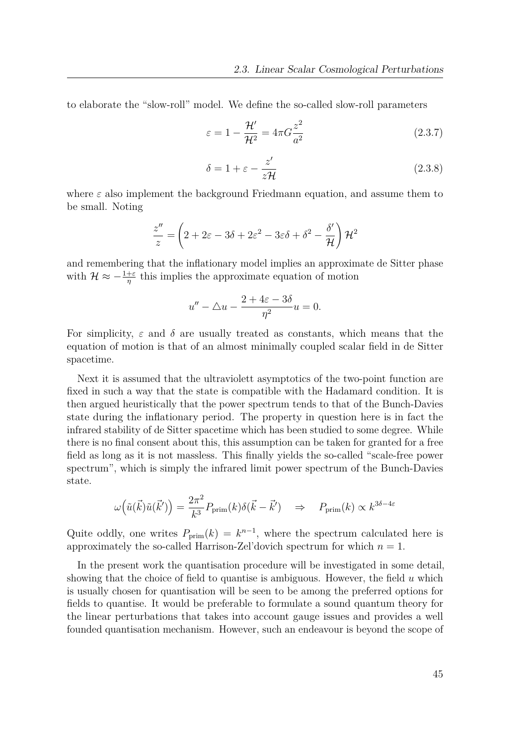to elaborate the "slow-roll" model. We define the so-called slow-roll parameters

$$\varepsilon = 1 - \frac{\mathcal{H}'}{\mathcal{H}^2} = 4\pi G \frac{z^2}{a^2} \tag{2.3.7}$$

$$\delta = 1 + \varepsilon - \frac{z'}{z\mathcal{H}} \tag{2.3.8}$$

where $\varepsilon$ also implement the background Friedmann equation, and assume them to be small. Noting

$$\frac{z''}{z} = \left(2 + 2\varepsilon - 3\delta + 2\varepsilon^2 - 3\varepsilon\delta + \delta^2 - \frac{\delta'}{\mathcal{H}}\right)\mathcal{H}^2$$

and remembering that the inflationary model implies an approximate de Sitter phase with $\mathcal{H} \approx -\frac{1+\varepsilon}{\eta}$ this implies the approximate equation of motion

$$u'' - \triangle u - \frac{2 + 4\varepsilon - 3\delta}{\eta^2} u = 0.$$

For simplicity, $\varepsilon$ and $\delta$ are usually treated as constants, which means that the equation of motion is that of an almost minimally coupled scalar field in de Sitter spacetime.

Next it is assumed that the ultraviolett asymptotics of the two-point function are fixed in such a way that the state is compatible with the Hadamard condition. It is then argued heuristically that the power spectrum tends to that of the Bunch-Davies state during the inflationary period. The property in question here is in fact the infrared stability of de Sitter spacetime which has been studied to some degree. While there is no final consent about this, this assumption can be taken for granted for a free field as long as it is not massless. This finally yields the so-called "scale-free power spectrum", which is simply the infrared limit power spectrum of the Bunch-Davies state.

$$\omega\Big(\tilde{u}(\vec{k})\tilde{u}(\vec{k}')\Big) = \frac{2\pi^2}{k^3} P_{\text{prim}}(k)\delta(\vec{k} - \vec{k}') \quad \Rightarrow \quad P_{\text{prim}}(k) \propto k^{3\delta - 4\varepsilon}$$

Quite oddly, one writes $P_{\text{prim}}(k) = k^{n-1}$, where the spectrum calculated here is approximately the so-called Harrison-Zel'dovich spectrum for which $n = 1$.

In the present work the quantisation procedure will be investigated in some detail, showing that the choice of field to quantise is ambiguous. However, the field $u$ which is usually chosen for quantisation will be seen to be among the preferred options for fields to quantise. It would be preferable to formulate a sound quantum theory for the linear perturbations that takes into account gauge issues and provides a well founded quantisation mechanism. However, such an endeavour is beyond the scope of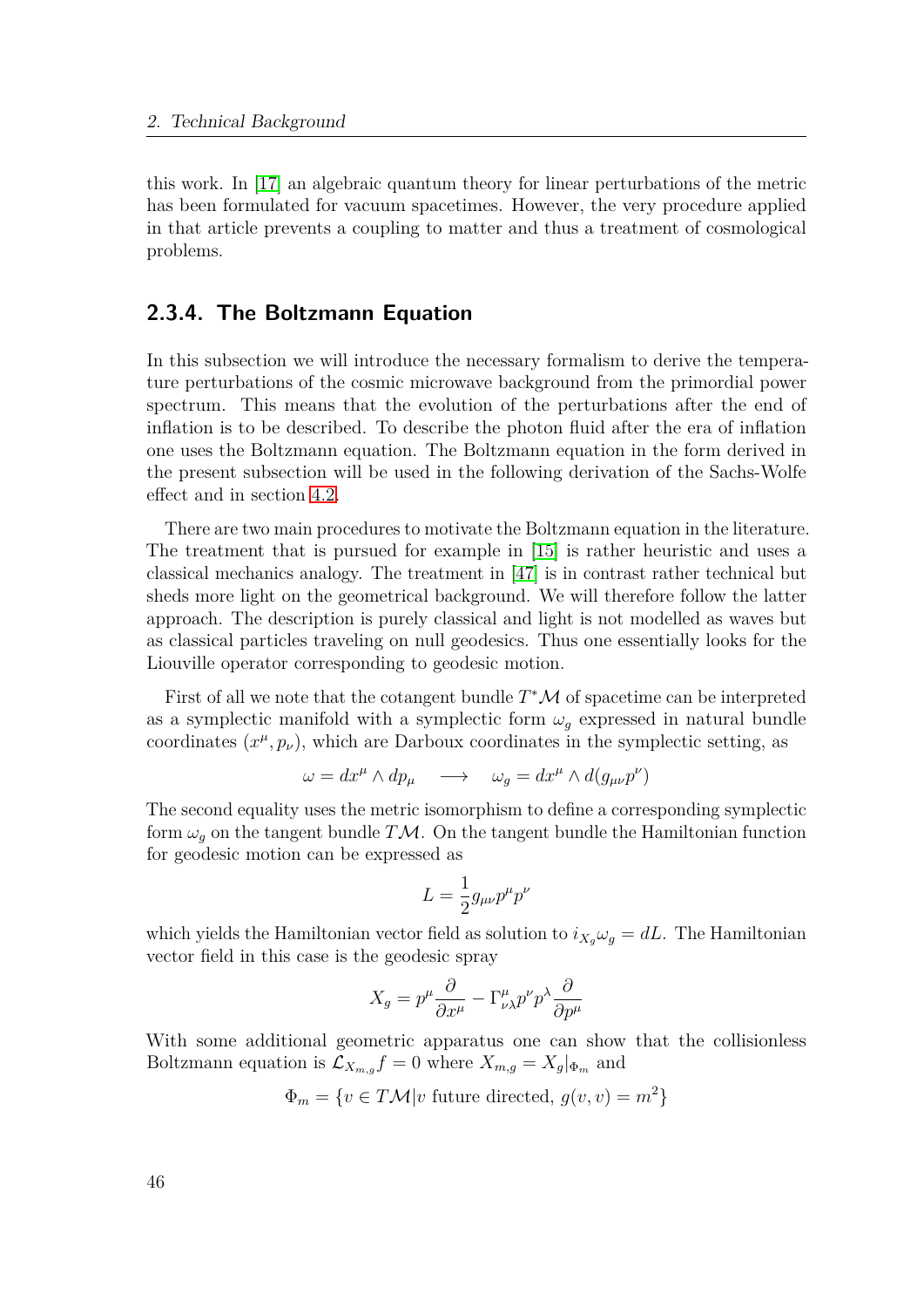this work. In [17] an algebraic quantum theory for linear perturbations of the metric has been formulated for vacuum spacetimes. However, the very procedure applied in that article prevents a coupling to matter and thus a treatment of cosmological problems.

### 2.3.4. The Boltzmann Equation

In this subsection we will introduce the necessary formalism to derive the temperature perturbations of the cosmic microwave background from the primordial power spectrum. This means that the evolution of the perturbations after the end of inflation is to be described. To describe the photon fluid after the era of inflation one uses the Boltzmann equation. The Boltzmann equation in the form derived in the present subsection will be used in the following derivation of the Sachs-Wolfe effect and in section 4.2.

There are two main procedures to motivate the Boltzmann equation in the literature. The treatment that is pursued for example in [15] is rather heuristic and uses a classical mechanics analogy. The treatment in [47] is in contrast rather technical but sheds more light on the geometrical background. We will therefore follow the latter approach. The description is purely classical and light is not modelled as waves but as classical particles traveling on null geodesics. Thus one essentially looks for the Liouville operator corresponding to geodesic motion.

First of all we note that the cotangent bundle $T^*\mathcal{M}$ of spacetime can be interpreted as a symplectic manifold with a symplectic form $\omega_g$ expressed in natural bundle coordinates $(x^\mu, p_\nu)$, which are Darboux coordinates in the symplectic setting, as

$$\omega = dx^\mu \wedge dp_\mu \quad \longrightarrow \quad \omega_g = dx^\mu \wedge d(g_{\mu\nu}p^\nu)$$

The second equality uses the metric isomorphism to define a corresponding symplectic form $\omega_g$ on the tangent bundle $T\mathcal{M}$. On the tangent bundle the Hamiltonian function for geodesic motion can be expressed as

$$L = \frac{1}{2} g_{\mu\nu} p^\mu p^\nu$$

which yields the Hamiltonian vector field as solution to $i_{X_g}\omega_g = dL$. The Hamiltonian vector field in this case is the geodesic spray

$$X_g = p^\mu \frac{\partial}{\partial x^\mu} - \Gamma^\mu_{\nu\lambda} p^\nu p^\lambda \frac{\partial}{\partial p^\mu}$$

With some additional geometric apparatus one can show that the collisionless Boltzmann equation is $\mathcal{L}_{X_{m,g}} f = 0$ where $X_{m,g} = X_g|_{\Phi_m}$ and

$$\Phi_m = \{v \in T\mathcal{M} | v \text{ future directed, } g(v,v) = m^2\}$$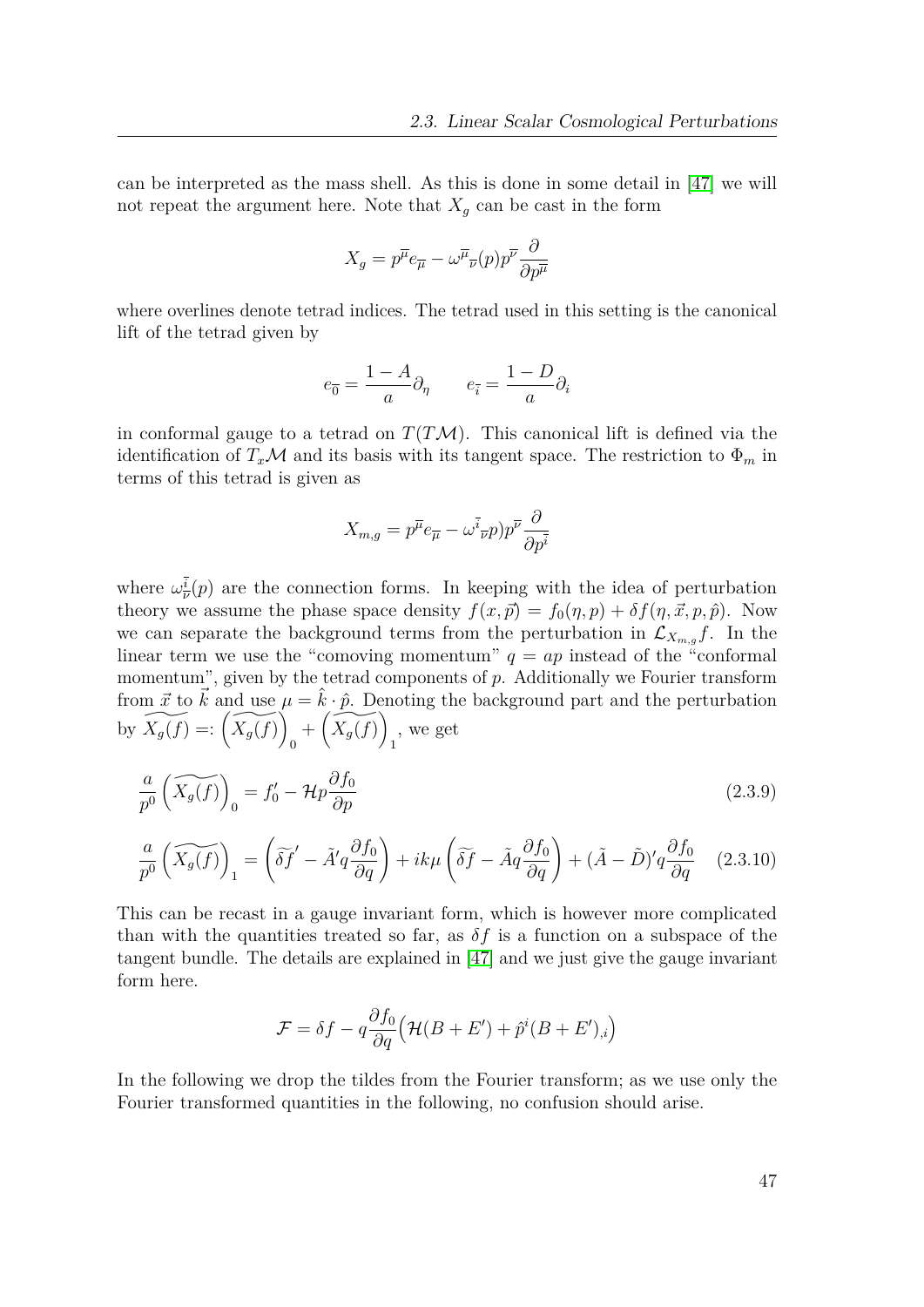can be interpreted as the mass shell. As this is done in some detail in [47] we will not repeat the argument here. Note that $X_g$ can be cast in the form

$$X_g = p^{\overline{\mu}} e_{\overline{\mu}} - \omega^{\overline{\mu}}{}_{\overline{\nu}}(p) p^{\overline{\nu}} \frac{\partial}{\partial p^{\overline{\mu}}}$$

where overlines denote tetrad indices. The tetrad used in this setting is the canonical lift of the tetrad given by

$$e_{\overline{0}} = \frac{1-A}{a}\partial_\eta \qquad e_{\overline{i}} = \frac{1-D}{a}\partial_i$$

in conformal gauge to a tetrad on $T(T\mathcal{M})$. This canonical lift is defined via the identification of $T_x\mathcal{M}$ and its basis with its tangent space. The restriction to $\Phi_m$ in terms of this tetrad is given as

$$X_{m,g} = p^{\overline{\mu}} e_{\overline{\mu}} - \omega^{\overline{i}}{}_{\overline{\nu}} p) p^{\overline{\nu}} \frac{\partial}{\partial p^{\overline{i}}}$$

where $\omega^{\overline{i}}_{\overline{\nu}}(p)$ are the connection forms. In keeping with the idea of perturbation theory we assume the phase space density $f(x, \vec{p}) = f_0(\eta, p) + \delta f(\eta, \vec{x}, p, \hat{p})$. Now we can separate the background terms from the perturbation in $\mathcal{L}_{X_{m,g}} f$. In the linear term we use the "comoving momentum" $q = ap$ instead of the "conformal momentum", given by the tetrad components of $p$. Additionally we Fourier transform from $\vec{x}$ to $\vec{k}$ and use $\mu = \hat{k} \cdot \hat{p}$. Denoting the background part and the perturbation by $\widetilde{X_g(f)} =: \left(\widetilde{X_g(f)}\right)_0 + \left(\widetilde{X_g(f)}\right)_1$, we get

$$\frac{a}{p^0}\left(\widetilde{X_g(f)}\right)_0 = f_0' - \mathcal{H} p \frac{\partial f_0}{\partial p} \tag{2.3.9}$$

$$\frac{a}{p^0}\left(\widetilde{X_g(f)}\right)_1 = \left(\widetilde{\delta f}' - \tilde{A}' q \frac{\partial f_0}{\partial q}\right) + ik\mu\left(\widetilde{\delta f} - \tilde{A} q \frac{\partial f_0}{\partial q}\right) + (\tilde{A} - \tilde{D})' q \frac{\partial f_0}{\partial q} \tag{2.3.10}$$

This can be recast in a gauge invariant form, which is however more complicated than with the quantities treated so far, as $\delta f$ is a function on a subspace of the tangent bundle. The details are explained in [47] and we just give the gauge invariant form here.

$$\mathcal{F} = \delta f - q \frac{\partial f_0}{\partial q}\Big(\mathcal{H}(B + E') + \hat{p}^i (B + E')_{,i}\Big)$$

In the following we drop the tildes from the Fourier transform; as we use only the Fourier transformed quantities in the following, no confusion should arise.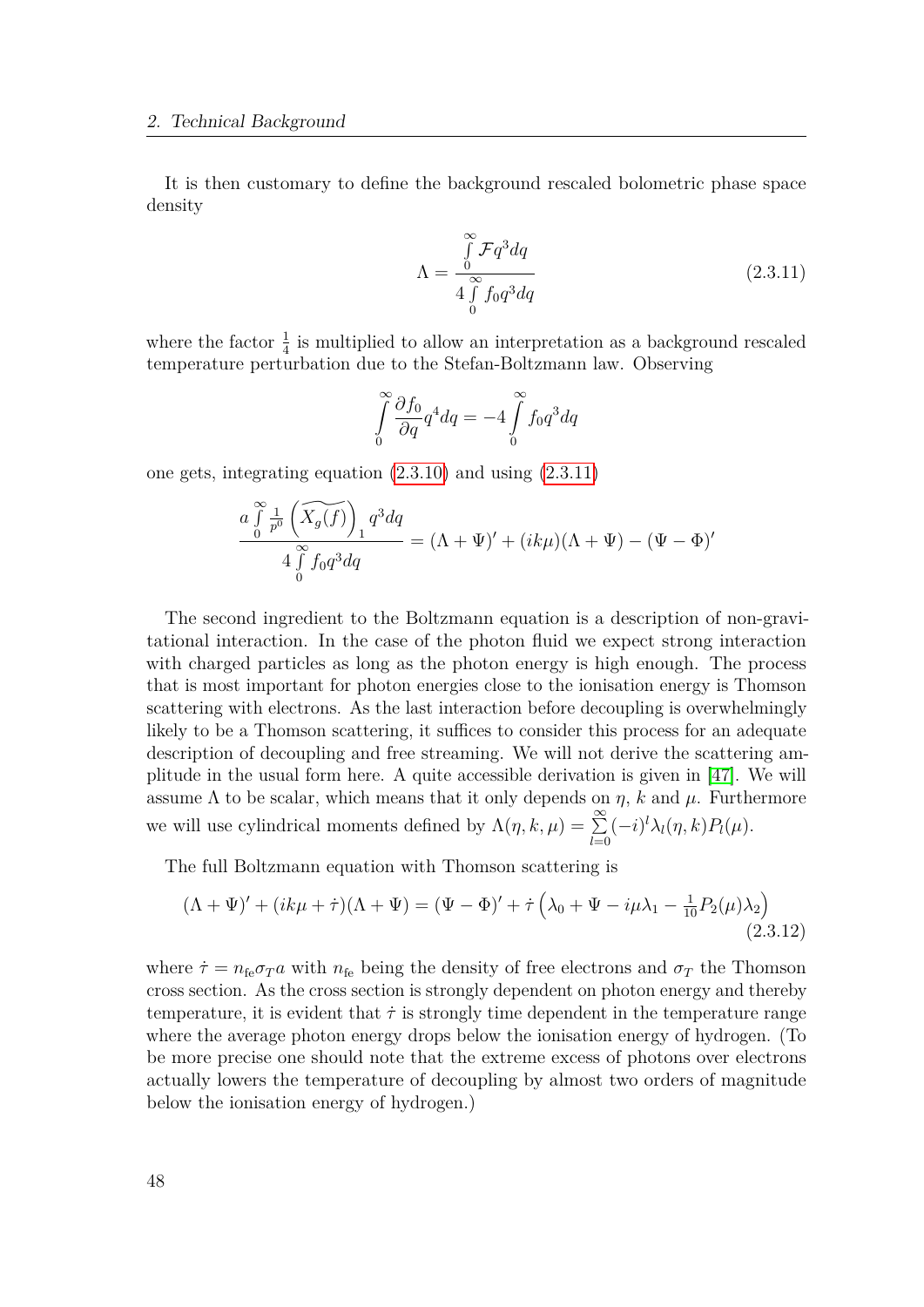It is then customary to define the background rescaled bolometric phase space density

$$\Lambda = \frac{\int\limits_0^\infty \mathcal{F} q^3 dq}{4 \int\limits_0^\infty f_0 q^3 dq} \tag{2.3.11}$$

where the factor $\frac{1}{4}$ is multiplied to allow an interpretation as a background rescaled temperature perturbation due to the Stefan-Boltzmann law. Observing

$$\int\limits_0^\infty \frac{\partial f_0}{\partial q} q^4 dq = -4 \int\limits_0^\infty f_0 q^3 dq$$

one gets, integrating equation (2.3.10) and using (2.3.11)

$$\frac{a \int\limits_0^\infty \frac{1}{p^0} \left( \widetilde{X_g(f)} \right)_1 q^3 dq}{4 \int\limits_0^\infty f_0 q^3 dq} = (\Lambda + \Psi)' + (ik\mu)(\Lambda + \Psi) - (\Psi - \Phi)'$$

The second ingredient to the Boltzmann equation is a description of non-gravitational interaction. In the case of the photon fluid we expect strong interaction with charged particles as long as the photon energy is high enough. The process that is most important for photon energies close to the ionisation energy is Thomson scattering with electrons. As the last interaction before decoupling is overwhelmingly likely to be a Thomson scattering, it suffices to consider this process for an adequate description of decoupling and free streaming. We will not derive the scattering amplitude in the usual form here. A quite accessible derivation is given in [47]. We will assume $\Lambda$ to be scalar, which means that it only depends on $\eta$, $k$ and $\mu$. Furthermore we will use cylindrical moments defined by $\Lambda(\eta, k, \mu) = \sum\limits_{l=0}^{\infty} (-i)^l \lambda_l(\eta, k) P_l(\mu)$.

The full Boltzmann equation with Thomson scattering is

$$(\Lambda + \Psi)' + (ik\mu + \dot{\tau})(\Lambda + \Psi) = (\Psi - \Phi)' + \dot{\tau} \left( \lambda_0 + \Psi - i\mu\lambda_1 - \tfrac{1}{10} P_2(\mu) \lambda_2 \right) \tag{2.3.12}$$

where $\dot{\tau} = n_{\mathrm{fe}} \sigma_T a$ with $n_{\mathrm{fe}}$ being the density of free electrons and $\sigma_T$ the Thomson cross section. As the cross section is strongly dependent on photon energy and thereby temperature, it is evident that $\dot{\tau}$ is strongly time dependent in the temperature range where the average photon energy drops below the ionisation energy of hydrogen. (To be more precise one should note that the extreme excess of photons over electrons actually lowers the temperature of decoupling by almost two orders of magnitude below the ionisation energy of hydrogen.)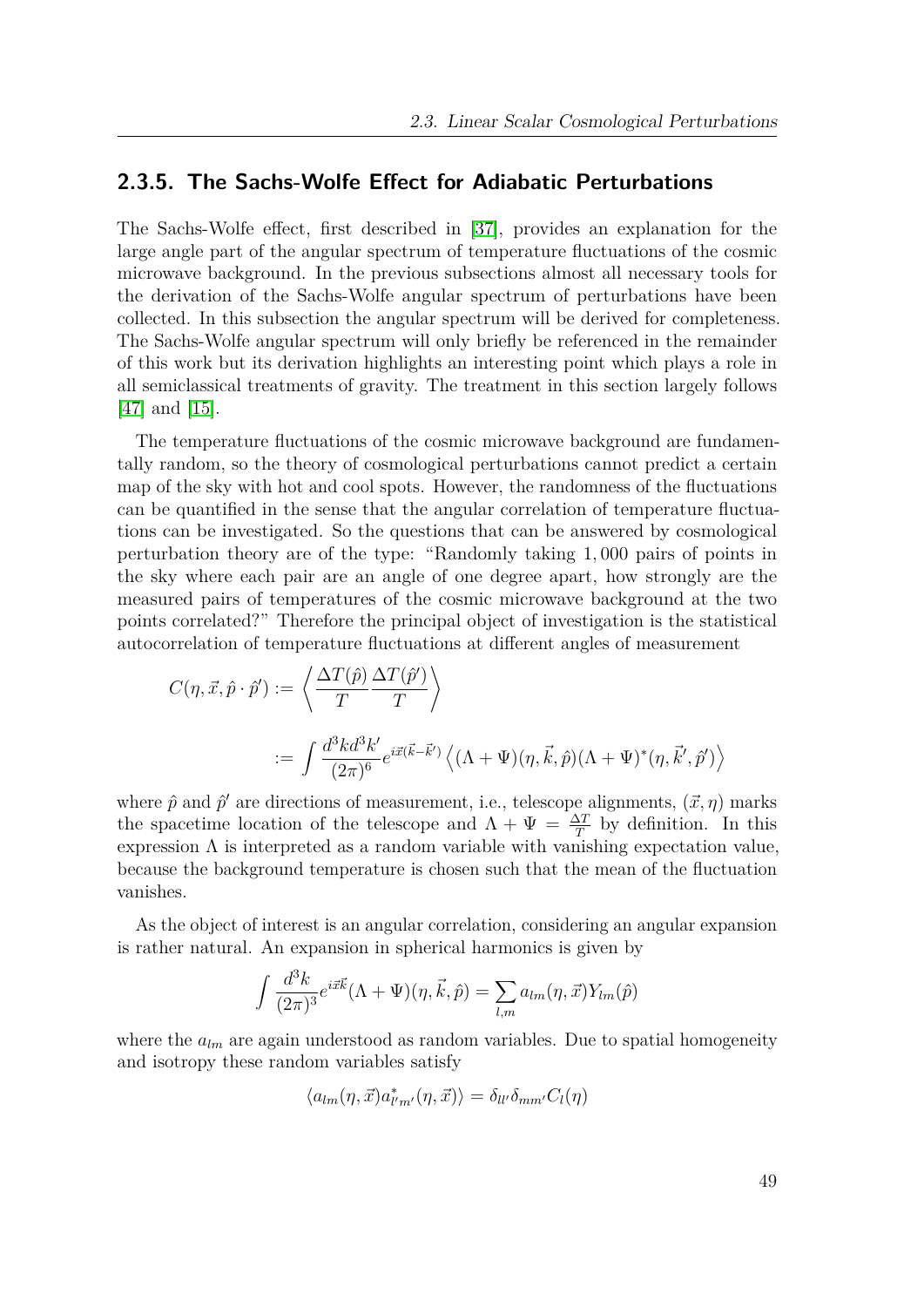### 2.3.5. The Sachs-Wolfe Effect for Adiabatic Perturbations

The Sachs-Wolfe effect, first described in [37], provides an explanation for the large angle part of the angular spectrum of temperature fluctuations of the cosmic microwave background. In the previous subsections almost all necessary tools for the derivation of the Sachs-Wolfe angular spectrum of perturbations have been collected. In this subsection the angular spectrum will be derived for completeness. The Sachs-Wolfe angular spectrum will only briefly be referenced in the remainder of this work but its derivation highlights an interesting point which plays a role in all semiclassical treatments of gravity. The treatment in this section largely follows [47] and [15].

The temperature fluctuations of the cosmic microwave background are fundamentally random, so the theory of cosmological perturbations cannot predict a certain map of the sky with hot and cool spots. However, the randomness of the fluctuations can be quantified in the sense that the angular correlation of temperature fluctuations can be investigated. So the questions that can be answered by cosmological perturbation theory are of the type: "Randomly taking 1,000 pairs of points in the sky where each pair are an angle of one degree apart, how strongly are the measured pairs of temperatures of the cosmic microwave background at the two points correlated?" Therefore the principal object of investigation is the statistical autocorrelation of temperature fluctuations at different angles of measurement

$$
\begin{aligned}
C(\eta, \vec{x}, \hat{p} \cdot \hat{p}') &:= \left\langle \frac{\Delta T(\hat{p})}{T} \frac{\Delta T(\hat{p}')}{T} \right\rangle \\
&:= \int \frac{d^3k d^3k'}{(2\pi)^6} e^{i\vec{x}(\vec{k}-\vec{k}')} \left\langle (\Lambda + \Psi)(\eta, \vec{k}, \hat{p})(\Lambda + \Psi)^*(\eta, \vec{k}', \hat{p}') \right\rangle
\end{aligned}
$$

where $\hat{p}$ and $\hat{p}'$ are directions of measurement, i.e., telescope alignments, $(\vec{x}, \eta)$ marks the spacetime location of the telescope and $\Lambda + \Psi = \frac{\Delta T}{T}$ by definition. In this expression $\Lambda$ is interpreted as a random variable with vanishing expectation value, because the background temperature is chosen such that the mean of the fluctuation vanishes.

As the object of interest is an angular correlation, considering an angular expansion is rather natural. An expansion in spherical harmonics is given by

$$
\int \frac{d^3k}{(2\pi)^3} e^{i\vec{x}\vec{k}} (\Lambda + \Psi)(\eta, \vec{k}, \hat{p}) = \sum_{l,m} a_{lm}(\eta, \vec{x}) Y_{lm}(\hat{p})
$$

where the $a_{lm}$ are again understood as random variables. Due to spatial homogeneity and isotropy these random variables satisfy

$$
\langle a_{lm}(\eta, \vec{x}) a^*_{l'm'}(\eta, \vec{x}) \rangle = \delta_{ll'} \delta_{mm'} C_l(\eta)
$$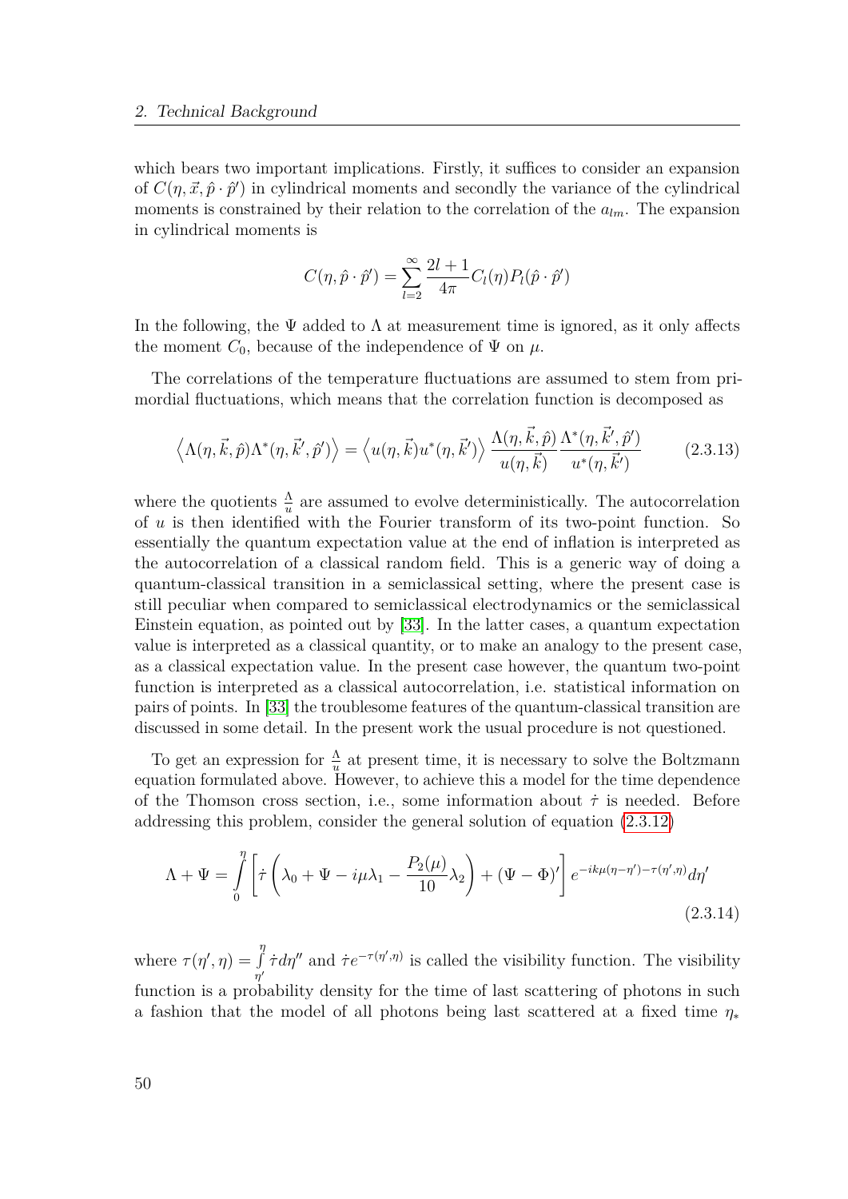which bears two important implications. Firstly, it suffices to consider an expansion of $C(\eta, \vec{x}, \hat{p} \cdot \hat{p}')$ in cylindrical moments and secondly the variance of the cylindrical moments is constrained by their relation to the correlation of the $a_{lm}$. The expansion in cylindrical moments is

$$C(\eta, \hat{p} \cdot \hat{p}') = \sum_{l=2}^{\infty} \frac{2l+1}{4\pi} C_l(\eta) P_l(\hat{p} \cdot \hat{p}')$$

In the following, the $\Psi$ added to $\Lambda$ at measurement time is ignored, as it only affects the moment $C_0$, because of the independence of $\Psi$ on $\mu$.

The correlations of the temperature fluctuations are assumed to stem from primordial fluctuations, which means that the correlation function is decomposed as

$$\left\langle \Lambda(\eta, \vec{k}, \hat{p}) \Lambda^*(\eta, \vec{k}', \hat{p}') \right\rangle = \left\langle u(\eta, \vec{k}) u^*(\eta, \vec{k}') \right\rangle \frac{\Lambda(\eta, \vec{k}, \hat{p})}{u(\eta, \vec{k})} \frac{\Lambda^*(\eta, \vec{k}', \hat{p}')}{u^*(\eta, \vec{k}')} \tag{2.3.13}$$

where the quotients $\frac{\Lambda}{u}$ are assumed to evolve deterministically. The autocorrelation of $u$ is then identified with the Fourier transform of its two-point function. So essentially the quantum expectation value at the end of inflation is interpreted as the autocorrelation of a classical random field. This is a generic way of doing a quantum-classical transition in a semiclassical setting, where the present case is still peculiar when compared to semiclassical electrodynamics or the semiclassical Einstein equation, as pointed out by [33]. In the latter cases, a quantum expectation value is interpreted as a classical quantity, or to make an analogy to the present case, as a classical expectation value. In the present case however, the quantum two-point function is interpreted as a classical autocorrelation, i.e. statistical information on pairs of points. In [33] the troublesome features of the quantum-classical transition are discussed in some detail. In the present work the usual procedure is not questioned.

To get an expression for $\frac{\Lambda}{u}$ at present time, it is necessary to solve the Boltzmann equation formulated above. However, to achieve this a model for the time dependence of the Thomson cross section, i.e., some information about $\dot{\tau}$ is needed. Before addressing this problem, consider the general solution of equation (2.3.12)

$$\Lambda + \Psi = \int_0^{\eta} \left[ \dot{\tau} \left( \lambda_0 + \Psi - i\mu\lambda_1 - \frac{P_2(\mu)}{10} \lambda_2 \right) + (\Psi - \Phi)' \right] e^{-ik\mu(\eta - \eta') - \tau(\eta', \eta)} d\eta' \tag{2.3.14}$$

where $\tau(\eta', \eta) = \int_{\eta'}^{\eta} \dot{\tau} d\eta''$ and $\dot{\tau} e^{-\tau(\eta', \eta)}$ is called the visibility function. The visibility function is a probability density for the time of last scattering of photons in such a fashion that the model of all photons being last scattered at a fixed time $\eta_*$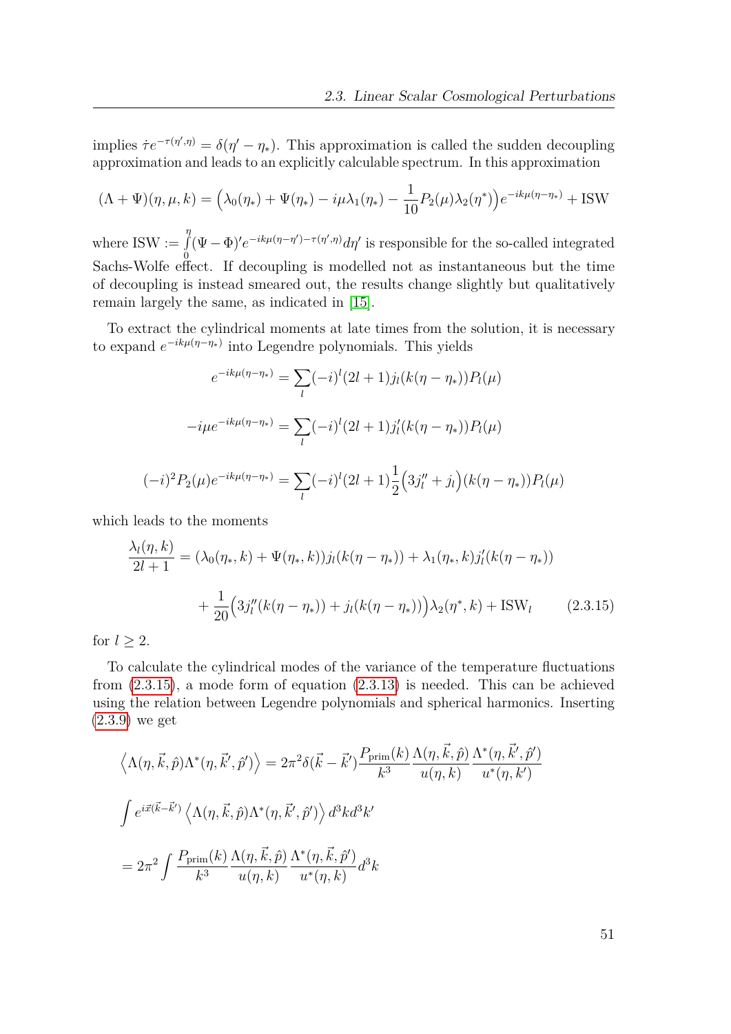implies $\dot{\tau}e^{-\tau(\eta',\eta)} = \delta(\eta' - \eta_*)$. This approximation is called the sudden decoupling approximation and leads to an explicitly calculable spectrum. In this approximation

$$(\Lambda + \Psi)(\eta, \mu, k) = \Big(\lambda_0(\eta_*) + \Psi(\eta_*) - i\mu\lambda_1(\eta_*) - \frac{1}{10}P_2(\mu)\lambda_2(\eta^*)\Big)e^{-ik\mu(\eta-\eta_*)} + \text{ISW}$$

where $\text{ISW} := \int_0^\eta (\Psi - \Phi)' e^{-ik\mu(\eta-\eta') - \tau(\eta',\eta)} d\eta'$ is responsible for the so-called integrated Sachs-Wolfe effect. If decoupling is modelled not as instantaneous but the time of decoupling is instead smeared out, the results change slightly but qualitatively remain largely the same, as indicated in [15].

To extract the cylindrical moments at late times from the solution, it is necessary to expand $e^{-ik\mu(\eta-\eta_*)}$ into Legendre polynomials. This yields

$$e^{-ik\mu(\eta-\eta_*)} = \sum_l (-i)^l (2l+1) j_l(k(\eta - \eta_*)) P_l(\mu)$$

$$-i\mu e^{-ik\mu(\eta-\eta_*)} = \sum_l (-i)^l (2l+1) j_l'(k(\eta - \eta_*)) P_l(\mu)$$

$$(-i)^2 P_2(\mu) e^{-ik\mu(\eta-\eta_*)} = \sum_l (-i)^l (2l+1) \frac{1}{2}\Big(3j_l'' + j_l\Big)(k(\eta - \eta_*)) P_l(\mu)$$

which leads to the moments

$$\begin{aligned}\frac{\lambda_l(\eta, k)}{2l+1} &= (\lambda_0(\eta_*, k) + \Psi(\eta_*, k)) j_l(k(\eta - \eta_*)) + \lambda_1(\eta_*, k) j_l'(k(\eta - \eta_*)) \\ &\quad + \frac{1}{20}\Big(3j_l''(k(\eta - \eta_*)) + j_l(k(\eta - \eta_*))\Big)\lambda_2(\eta^*, k) + \text{ISW}_l \qquad (2.3.15)\end{aligned}$$

for $l \geq 2$.

To calculate the cylindrical modes of the variance of the temperature fluctuations from (2.3.15), a mode form of equation (2.3.13) is needed. This can be achieved using the relation between Legendre polynomials and spherical harmonics. Inserting (2.3.9) we get

$$\Big\langle \Lambda(\eta, \vec{k}, \hat{p}) \Lambda^*(\eta, \vec{k}', \hat{p}') \Big\rangle = 2\pi^2 \delta(\vec{k} - \vec{k}') \frac{P_{\text{prim}}(k)}{k^3} \frac{\Lambda(\eta, \vec{k}, \hat{p})}{u(\eta, k)} \frac{\Lambda^*(\eta, \vec{k}', \hat{p}')}{u^*(\eta, k')}$$

$$\int e^{i\vec{x}(\vec{k}-\vec{k}')} \Big\langle \Lambda(\eta, \vec{k}, \hat{p}) \Lambda^*(\eta, \vec{k}', \hat{p}') \Big\rangle d^3k d^3k'$$

$$= 2\pi^2 \int \frac{P_{\text{prim}}(k)}{k^3} \frac{\Lambda(\eta, \vec{k}, \hat{p})}{u(\eta, k)} \frac{\Lambda^*(\eta, \vec{k}, \hat{p}')}{u^*(\eta, k)} d^3k$$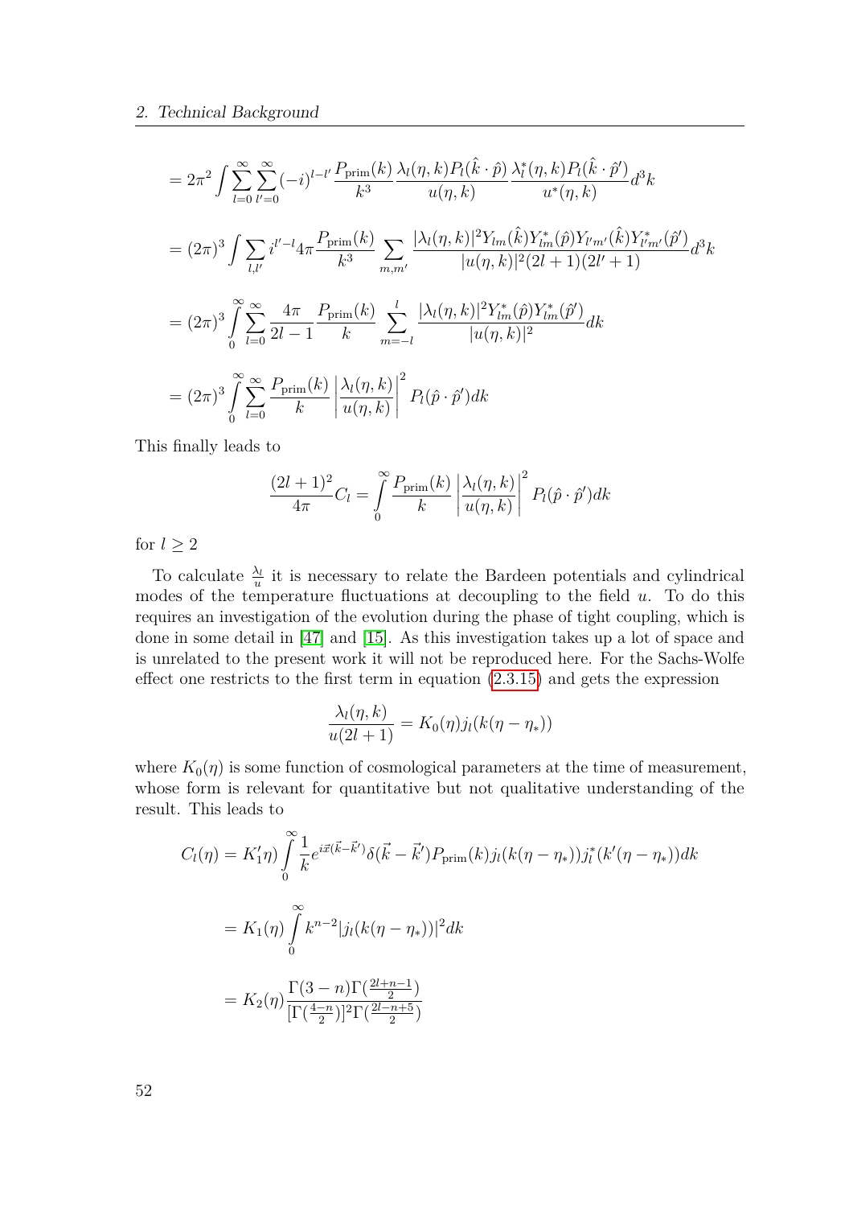$$= 2\pi^2 \int \sum_{l=0}^{\infty} \sum_{l'=0}^{\infty} (-i)^{l-l'} \frac{P_{\text{prim}}(k)}{k^3} \frac{\lambda_l(\eta,k) P_l(\hat{k}\cdot\hat{p})}{u(\eta,k)} \frac{\lambda_l^*(\eta,k) P_l(\hat{k}\cdot\hat{p}')}{u^*(\eta,k)} d^3k$$

$$= (2\pi)^3 \int \sum_{l,l'} i^{l'-l} 4\pi \frac{P_{\text{prim}}(k)}{k^3} \sum_{m,m'} \frac{|\lambda_l(\eta,k)|^2 Y_{lm}(\hat{k}) Y_{lm}^*(\hat{p}) Y_{l'm'}(\hat{k}) Y_{l'm'}^*(\hat{p}')}{|u(\eta,k)|^2 (2l+1)(2l'+1)} d^3k$$

$$= (2\pi)^3 \int_0^{\infty} \sum_{l=0}^{\infty} \frac{4\pi}{2l-1} \frac{P_{\text{prim}}(k)}{k} \sum_{m=-l}^{l} \frac{|\lambda_l(\eta,k)|^2 Y_{lm}^*(\hat{p}) Y_{lm}^*(\hat{p}')}{|u(\eta,k)|^2} dk$$

$$= (2\pi)^3 \int_0^{\infty} \sum_{l=0}^{\infty} \frac{P_{\text{prim}}(k)}{k} \left| \frac{\lambda_l(\eta,k)}{u(\eta,k)} \right|^2 P_l(\hat{p}\cdot\hat{p}') dk$$

This finally leads to

$$\frac{(2l+1)^2}{4\pi} C_l = \int_0^{\infty} \frac{P_{\text{prim}}(k)}{k} \left| \frac{\lambda_l(\eta,k)}{u(\eta,k)} \right|^2 P_l(\hat{p}\cdot\hat{p}') dk$$

for $l \geq 2$

To calculate $\frac{\lambda_l}{u}$ it is necessary to relate the Bardeen potentials and cylindrical modes of the temperature fluctuations at decoupling to the field $u$. To do this requires an investigation of the evolution during the phase of tight coupling, which is done in some detail in [47] and [15]. As this investigation takes up a lot of space and is unrelated to the present work it will not be reproduced here. For the Sachs-Wolfe effect one restricts to the first term in equation (2.3.15) and gets the expression

$$\frac{\lambda_l(\eta,k)}{u(2l+1)} = K_0(\eta) j_l(k(\eta-\eta_*))$$

where $K_0(\eta)$ is some function of cosmological parameters at the time of measurement, whose form is relevant for quantitative but not qualitative understanding of the result. This leads to

$$C_l(\eta) = K_1'\eta) \int_0^{\infty} \frac{1}{k} e^{i\vec{x}(\vec{k}-\vec{k}')} \delta(\vec{k}-\vec{k}') P_{\text{prim}}(k) j_l(k(\eta-\eta_*)) j_l^*(k'(\eta-\eta_*)) dk$$

$$= K_1(\eta) \int_0^{\infty} k^{n-2} |j_l(k(\eta-\eta_*))|^2 dk$$

$$= K_2(\eta) \frac{\Gamma(3-n)\Gamma(\frac{2l+n-1}{2})}{[\Gamma(\frac{4-n}{2})]^2 \Gamma(\frac{2l-n+5}{2})}$$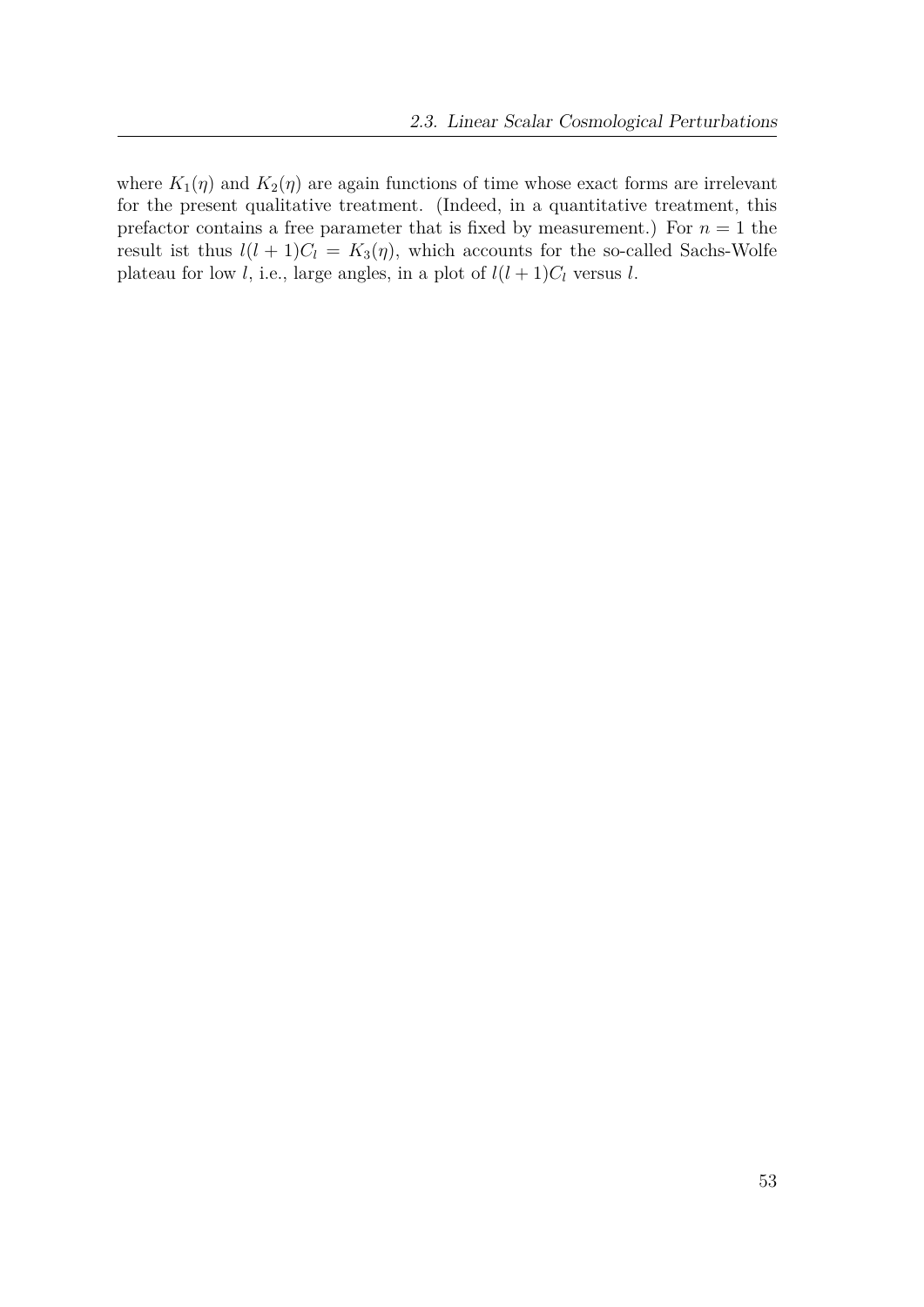where $K_1(\eta)$ and $K_2(\eta)$ are again functions of time whose exact forms are irrelevant for the present qualitative treatment. (Indeed, in a quantitative treatment, this prefactor contains a free parameter that is fixed by measurement.) For $n = 1$ the result ist thus $l(l+1)C_l = K_3(\eta)$, which accounts for the so-called Sachs-Wolfe plateau for low $l$, i.e., large angles, in a plot of $l(l+1)C_l$ versus $l$.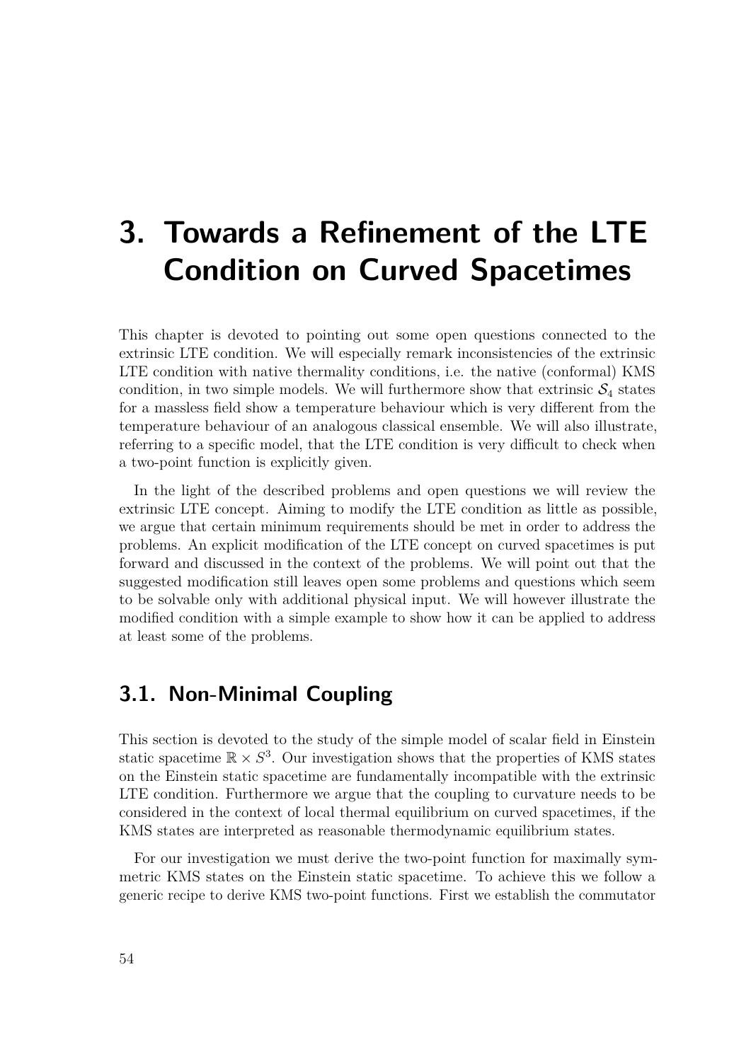# 3. Towards a Refinement of the LTE Condition on Curved Spacetimes

This chapter is devoted to pointing out some open questions connected to the extrinsic LTE condition. We will especially remark inconsistencies of the extrinsic LTE condition with native thermality conditions, i.e. the native (conformal) KMS condition, in two simple models. We will furthermore show that extrinsic $\mathcal{S}_4$ states for a massless field show a temperature behaviour which is very different from the temperature behaviour of an analogous classical ensemble. We will also illustrate, referring to a specific model, that the LTE condition is very difficult to check when a two-point function is explicitly given.

In the light of the described problems and open questions we will review the extrinsic LTE concept. Aiming to modify the LTE condition as little as possible, we argue that certain minimum requirements should be met in order to address the problems. An explicit modification of the LTE concept on curved spacetimes is put forward and discussed in the context of the problems. We will point out that the suggested modification still leaves open some problems and questions which seem to be solvable only with additional physical input. We will however illustrate the modified condition with a simple example to show how it can be applied to address at least some of the problems.

## 3.1. Non-Minimal Coupling

This section is devoted to the study of the simple model of scalar field in Einstein static spacetime $\mathbb{R} \times S^3$. Our investigation shows that the properties of KMS states on the Einstein static spacetime are fundamentally incompatible with the extrinsic LTE condition. Furthermore we argue that the coupling to curvature needs to be considered in the context of local thermal equilibrium on curved spacetimes, if the KMS states are interpreted as reasonable thermodynamic equilibrium states.

For our investigation we must derive the two-point function for maximally symmetric KMS states on the Einstein static spacetime. To achieve this we follow a generic recipe to derive KMS two-point functions. First we establish the commutator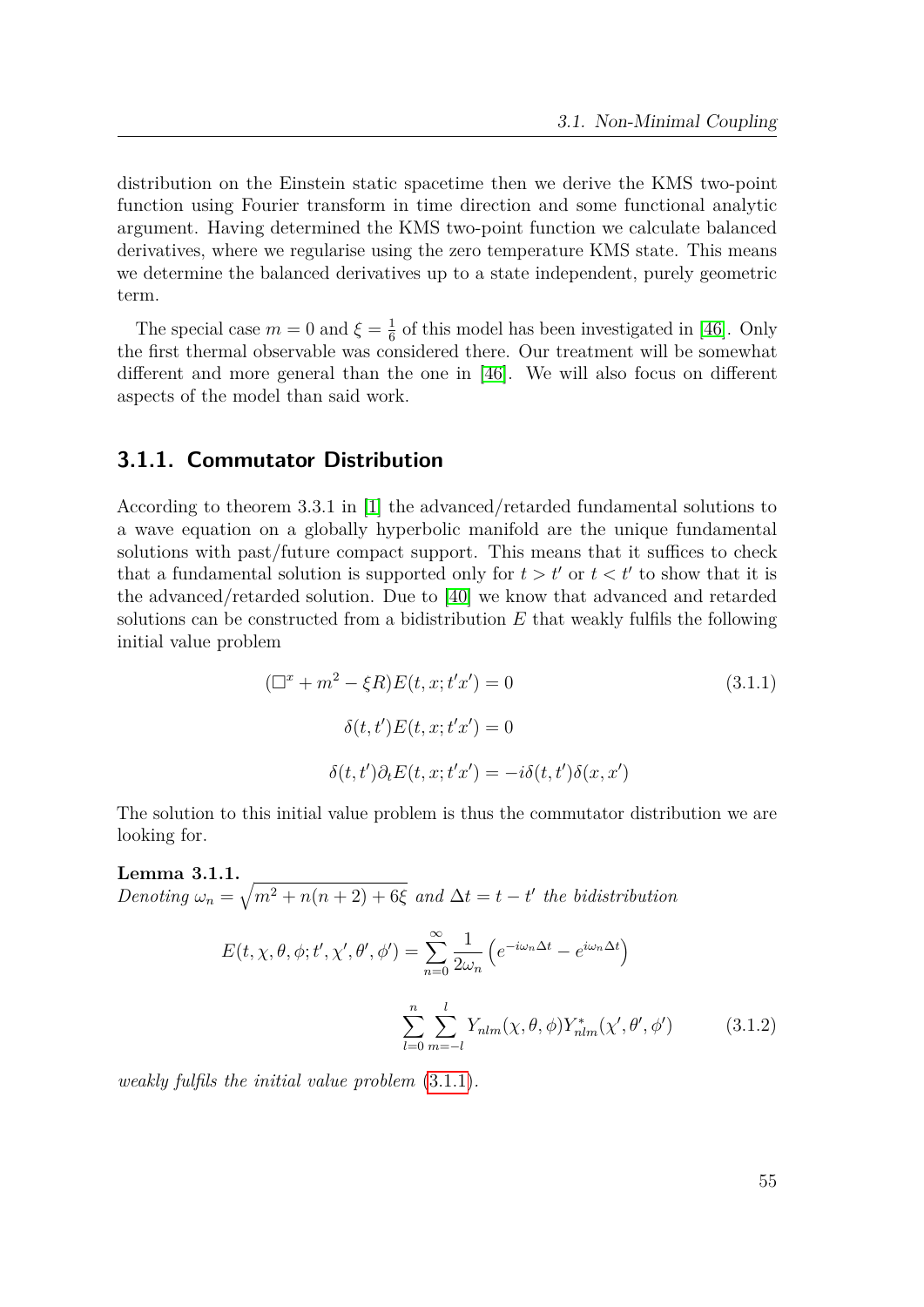distribution on the Einstein static spacetime then we derive the KMS two-point function using Fourier transform in time direction and some functional analytic argument. Having determined the KMS two-point function we calculate balanced derivatives, where we regularise using the zero temperature KMS state. This means we determine the balanced derivatives up to a state independent, purely geometric term.

The special case $m = 0$ and $\xi = \frac{1}{6}$ of this model has been investigated in [46]. Only the first thermal observable was considered there. Our treatment will be somewhat different and more general than the one in [46]. We will also focus on different aspects of the model than said work.

### 3.1.1. Commutator Distribution

According to theorem 3.3.1 in [1] the advanced/retarded fundamental solutions to a wave equation on a globally hyperbolic manifold are the unique fundamental solutions with past/future compact support. This means that it suffices to check that a fundamental solution is supported only for $t > t'$ or $t < t'$ to show that it is the advanced/retarded solution. Due to [40] we know that advanced and retarded solutions can be constructed from a bidistribution $E$ that weakly fulfils the following initial value problem

$$(\Box^x + m^2 - \xi R)E(t, x; t'x') = 0 \tag{3.1.1}$$

$$\delta(t, t')E(t, x; t'x') = 0$$

$$\delta(t, t')\partial_t E(t, x; t'x') = -i\delta(t, t')\delta(x, x')$$

The solution to this initial value problem is thus the commutator distribution we are looking for.

**Lemma 3.1.1.**
*Denoting* $\omega_n = \sqrt{m^2 + n(n+2) + 6\xi}$ *and* $\Delta t = t - t'$ *the bidistribution*

$$E(t, \chi, \theta, \phi; t', \chi', \theta', \phi') = \sum_{n=0}^{\infty} \frac{1}{2\omega_n} \left( e^{-i\omega_n \Delta t} - e^{i\omega_n \Delta t} \right)$$

$$\sum_{l=0}^{n} \sum_{m=-l}^{l} Y_{nlm}(\chi, \theta, \phi) Y^*_{nlm}(\chi', \theta', \phi') \tag{3.1.2}$$

*weakly fulfils the initial value problem* (3.1.1).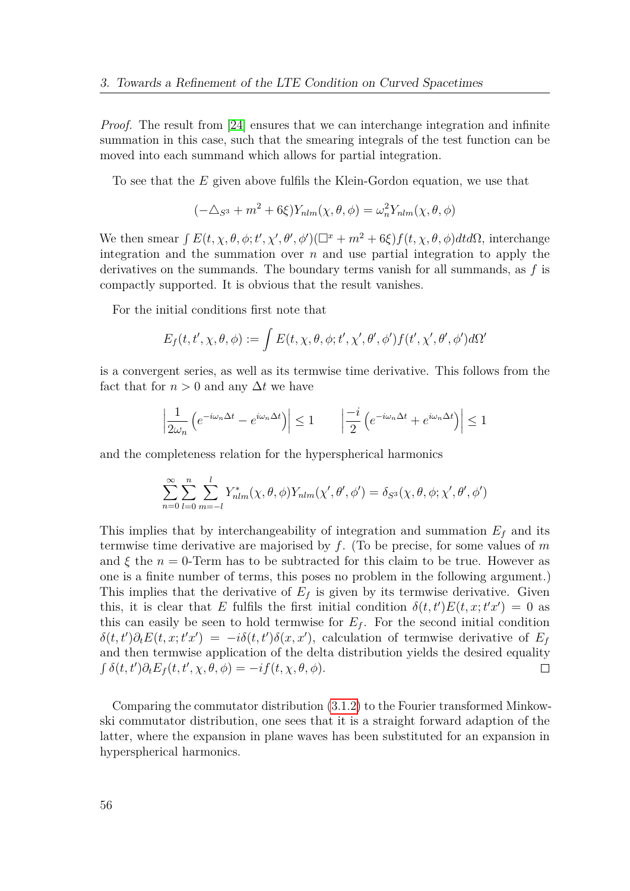*Proof.* The result from [24] ensures that we can interchange integration and infinite summation in this case, such that the smearing integrals of the test function can be moved into each summand which allows for partial integration.

To see that the $E$ given above fulfils the Klein-Gordon equation, we use that

$$(-\triangle_{S^3} + m^2 + 6\xi)Y_{nlm}(\chi, \theta, \phi) = \omega_n^2 Y_{nlm}(\chi, \theta, \phi)$$

We then smear $\int E(t, \chi, \theta, \phi; t', \chi', \theta', \phi')(\Box^x + m^2 + 6\xi) f(t, \chi, \theta, \phi) dt d\Omega$, interchange integration and the summation over $n$ and use partial integration to apply the derivatives on the summands. The boundary terms vanish for all summands, as $f$ is compactly supported. It is obvious that the result vanishes.

For the initial conditions first note that

$$E_f(t, t', \chi, \theta, \phi) := \int E(t, \chi, \theta, \phi; t', \chi', \theta', \phi') f(t', \chi', \theta', \phi') d\Omega'$$

is a convergent series, as well as its termwise time derivative. This follows from the fact that for $n > 0$ and any $\Delta t$ we have

$$\left| \frac{1}{2\omega_n} \left( e^{-i\omega_n \Delta t} - e^{i\omega_n \Delta t} \right) \right| \leq 1 \qquad \left| \frac{-i}{2} \left( e^{-i\omega_n \Delta t} + e^{i\omega_n \Delta t} \right) \right| \leq 1$$

and the completeness relation for the hyperspherical harmonics

$$\sum_{n=0}^{\infty} \sum_{l=0}^{n} \sum_{m=-l}^{l} Y^*_{nlm}(\chi, \theta, \phi) Y_{nlm}(\chi', \theta', \phi') = \delta_{S^3}(\chi, \theta, \phi; \chi', \theta', \phi')$$

This implies that by interchangeability of integration and summation $E_f$ and its termwise time derivative are majorised by $f$. (To be precise, for some values of $m$ and $\xi$ the $n = 0$-Term has to be subtracted for this claim to be true. However as one is a finite number of terms, this poses no problem in the following argument.) This implies that the derivative of $E_f$ is given by its termwise derivative. Given this, it is clear that $E$ fulfils the first initial condition $\delta(t, t')E(t, x; t'x') = 0$ as this can easily be seen to hold termwise for $E_f$. For the second initial condition $\delta(t, t')\partial_t E(t, x; t'x') = -i\delta(t, t')\delta(x, x')$, calculation of termwise derivative of $E_f$ and then termwise application of the delta distribution yields the desired equality $\int \delta(t, t')\partial_t E_f(t, t', \chi, \theta, \phi) = -if(t, \chi, \theta, \phi)$. $\square$

Comparing the commutator distribution (3.1.2) to the Fourier transformed Minkowski commutator distribution, one sees that it is a straight forward adaption of the latter, where the expansion in plane waves has been substituted for an expansion in hyperspherical harmonics.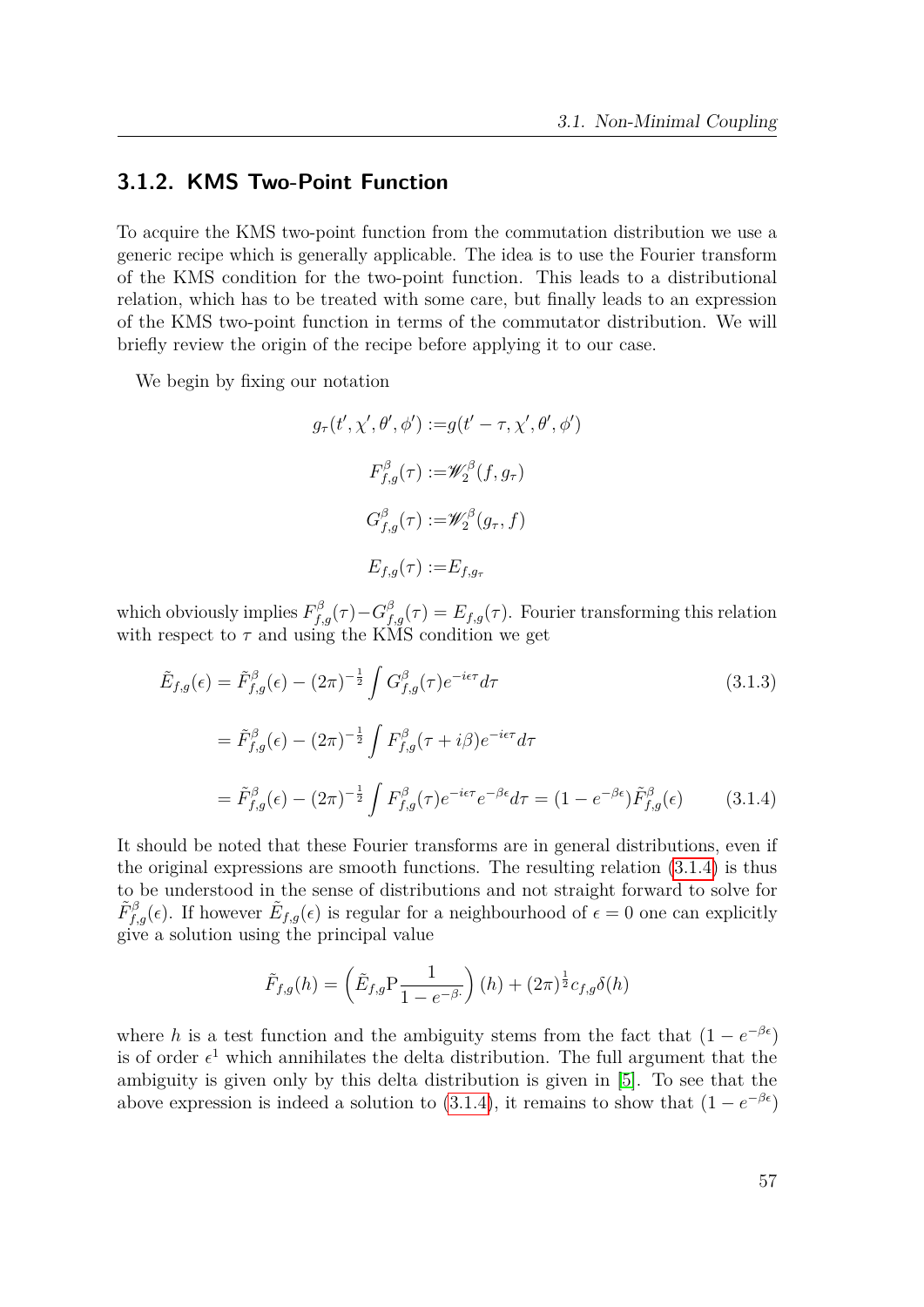### 3.1.2. KMS Two-Point Function

To acquire the KMS two-point function from the commutation distribution we use a generic recipe which is generally applicable. The idea is to use the Fourier transform of the KMS condition for the two-point function. This leads to a distributional relation, which has to be treated with some care, but finally leads to an expression of the KMS two-point function in terms of the commutator distribution. We will briefly review the origin of the recipe before applying it to our case.

We begin by fixing our notation

$$
\begin{aligned}
g_\tau(t', \chi', \theta', \phi') :=& g(t' - \tau, \chi', \theta', \phi') \\
F^\beta_{f,g}(\tau) :=& \mathscr{W}^\beta_2(f, g_\tau) \\
G^\beta_{f,g}(\tau) :=& \mathscr{W}^\beta_2(g_\tau, f) \\
E_{f,g}(\tau) :=& E_{f,g_\tau}
\end{aligned}
$$

which obviously implies $F^\beta_{f,g}(\tau) - G^\beta_{f,g}(\tau) = E_{f,g}(\tau)$. Fourier transforming this relation with respect to $\tau$ and using the KMS condition we get

$$
\begin{aligned}
\tilde{E}_{f,g}(\epsilon) &= \tilde{F}^\beta_{f,g}(\epsilon) - (2\pi)^{-\frac{1}{2}} \int G^\beta_{f,g}(\tau) e^{-i\epsilon\tau} d\tau \qquad (3.1.3) \\
&= \tilde{F}^\beta_{f,g}(\epsilon) - (2\pi)^{-\frac{1}{2}} \int F^\beta_{f,g}(\tau + i\beta) e^{-i\epsilon\tau} d\tau \\
&= \tilde{F}^\beta_{f,g}(\epsilon) - (2\pi)^{-\frac{1}{2}} \int F^\beta_{f,g}(\tau) e^{-i\epsilon\tau} e^{-\beta\epsilon} d\tau = (1 - e^{-\beta\epsilon}) \tilde{F}^\beta_{f,g}(\epsilon) \qquad (3.1.4)
\end{aligned}
$$

It should be noted that these Fourier transforms are in general distributions, even if the original expressions are smooth functions. The resulting relation (3.1.4) is thus to be understood in the sense of distributions and not straight forward to solve for $\tilde{F}^\beta_{f,g}(\epsilon)$. If however $\tilde{E}_{f,g}(\epsilon)$ is regular for a neighbourhood of $\epsilon = 0$ one can explicitly give a solution using the principal value

$$
\tilde{F}_{f,g}(h) = \left( \tilde{E}_{f,g} \mathrm{P} \frac{1}{1 - e^{-\beta \cdot}} \right)(h) + (2\pi)^{\frac{1}{2}} c_{f,g} \delta(h)
$$

where $h$ is a test function and the ambiguity stems from the fact that $(1 - e^{-\beta\epsilon})$ is of order $\epsilon^1$ which annihilates the delta distribution. The full argument that the ambiguity is given only by this delta distribution is given in [5]. To see that the above expression is indeed a solution to (3.1.4), it remains to show that $(1 - e^{-\beta\epsilon})$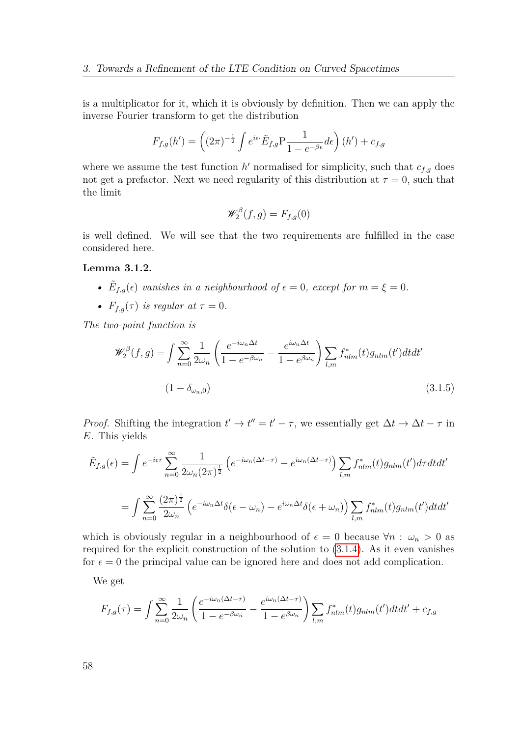is a multiplicator for it, which it is obviously by definition. Then we can apply the inverse Fourier transform to get the distribution

$$F_{f,g}(h') = \left( (2\pi)^{-\frac{1}{2}} \int e^{i\epsilon \cdot} \tilde{E}_{f,g} \mathrm{P} \frac{1}{1 - e^{-\beta\epsilon}} d\epsilon \right)(h') + c_{f,g}$$

where we assume the test function $h'$ normalised for simplicity, such that $c_{f,g}$ does not get a prefactor. Next we need regularity of this distribution at $\tau = 0$, such that the limit

$$\mathscr{W}_2^\beta(f,g) = F_{f,g}(0)$$

is well defined. We will see that the two requirements are fulfilled in the case considered here.

**Lemma 3.1.2.**

- *$\tilde{E}_{f,g}(\epsilon)$ vanishes in a neighbourhood of $\epsilon = 0$, except for $m = \xi = 0$.*
- *$F_{f,g}(\tau)$ is regular at $\tau = 0$.*

*The two-point function is*

$$\mathscr{W}_2^\beta(f,g) = \int \sum_{n=0}^{\infty} \frac{1}{2\omega_n} \left( \frac{e^{-i\omega_n \Delta t}}{1 - e^{-\beta\omega_n}} - \frac{e^{i\omega_n \Delta t}}{1 - e^{\beta\omega_n}} \right) \sum_{l,m} f^*_{nlm}(t) g_{nlm}(t') dt dt'$$
$$(1 - \delta_{\omega_n,0}) \tag{3.1.5}$$

*Proof.* Shifting the integration $t' \to t'' = t' - \tau$, we essentially get $\Delta t \to \Delta t - \tau$ in $E$. This yields

$$\tilde{E}_{f,g}(\epsilon) = \int e^{-i\epsilon\tau} \sum_{n=0}^{\infty} \frac{1}{2\omega_n (2\pi)^{\frac{1}{2}}} \left( e^{-i\omega_n(\Delta t - \tau)} - e^{i\omega_n(\Delta t - \tau)} \right) \sum_{l,m} f^*_{nlm}(t) g_{nlm}(t') d\tau dt dt'$$

$$= \int \sum_{n=0}^{\infty} \frac{(2\pi)^{\frac{1}{2}}}{2\omega_n} \left( e^{-i\omega_n \Delta t} \delta(\epsilon - \omega_n) - e^{i\omega_n \Delta t} \delta(\epsilon + \omega_n) \right) \sum_{l,m} f^*_{nlm}(t) g_{nlm}(t') dt dt'$$

which is obviously regular in a neighbourhood of $\epsilon = 0$ because $\forall n : \omega_n > 0$ as required for the explicit construction of the solution to (3.1.4). As it even vanishes for $\epsilon = 0$ the principal value can be ignored here and does not add complication.

We get

$$F_{f,g}(\tau) = \int \sum_{n=0}^{\infty} \frac{1}{2\omega_n} \left( \frac{e^{-i\omega_n(\Delta t - \tau)}}{1 - e^{-\beta\omega_n}} - \frac{e^{i\omega_n(\Delta t - \tau)}}{1 - e^{\beta\omega_n}} \right) \sum_{l,m} f^*_{nlm}(t) g_{nlm}(t') dt dt' + c_{f,g}$$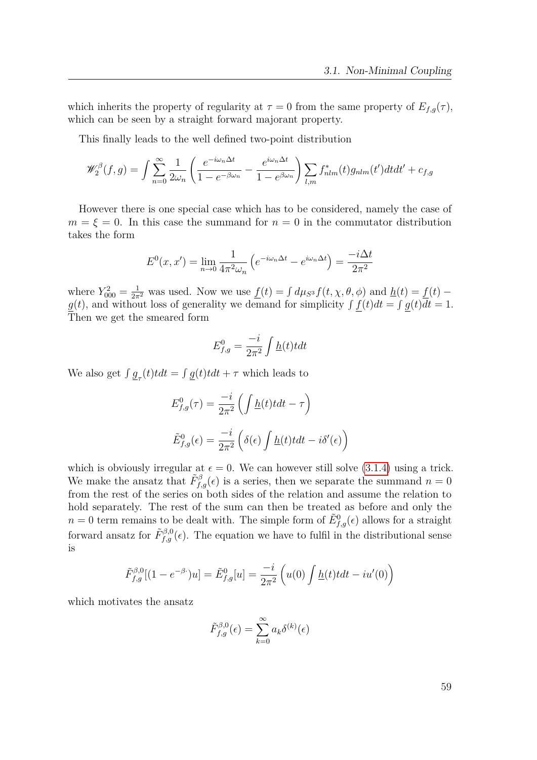which inherits the property of regularity at $\tau = 0$ from the same property of $E_{f,g}(\tau)$, which can be seen by a straight forward majorant property.

This finally leads to the well defined two-point distribution

$$\mathscr{W}_2^\beta(f,g) = \int \sum_{n=0}^{\infty} \frac{1}{2\omega_n} \left( \frac{e^{-i\omega_n \Delta t}}{1-e^{-\beta\omega_n}} - \frac{e^{i\omega_n \Delta t}}{1-e^{\beta\omega_n}} \right) \sum_{l,m} f^*_{nlm}(t) g_{nlm}(t') dt dt' + c_{f,g}$$

However there is one special case which has to be considered, namely the case of $m = \xi = 0$. In this case the summand for $n = 0$ in the commutator distribution takes the form

$$E^0(x,x') = \lim_{n\to 0} \frac{1}{4\pi^2 \omega_n} \left( e^{-i\omega_n \Delta t} - e^{i\omega_n \Delta t} \right) = \frac{-i\Delta t}{2\pi^2}$$

where $Y^2_{000} = \frac{1}{2\pi^2}$ was used. Now we use $\underline{f}(t) = \int d\mu_{S^3} f(t,\chi,\theta,\phi)$ and $\underline{h}(t) = \underline{f}(t) - \underline{g}(t)$, and without loss of generality we demand for simplicity $\int \underline{f}(t)dt = \int \underline{g}(t)dt = 1$. Then we get the smeared form

$$E^0_{f,g} = \frac{-i}{2\pi^2} \int \underline{h}(t) t dt$$

We also get $\int \underline{g}_\tau(t)tdt = \int \underline{g}(t)tdt + \tau$ which leads to

$$E^0_{f,g}(\tau) = \frac{-i}{2\pi^2} \left( \int \underline{h}(t)tdt - \tau \right)$$

$$\tilde{E}^0_{f,g}(\epsilon) = \frac{-i}{2\pi^2} \left( \delta(\epsilon) \int \underline{h}(t)tdt - i\delta'(\epsilon) \right)$$

which is obviously irregular at $\epsilon = 0$. We can however still solve (3.1.4) using a trick. We make the ansatz that $\tilde{F}^\beta_{f,g}(\epsilon)$ is a series, then we separate the summand $n = 0$ from the rest of the series on both sides of the relation and assume the relation to hold separately. The rest of the sum can then be treated as before and only the $n = 0$ term remains to be dealt with. The simple form of $\tilde{E}^0_{f,g}(\epsilon)$ allows for a straight forward ansatz for $\tilde{F}^{\beta,0}_{f,g}(\epsilon)$. The equation we have to fulfil in the distributional sense is

$$\tilde{F}^{\beta,0}_{f,g}[(1-e^{-\beta\cdot})u] = \tilde{E}^0_{f,g}[u] = \frac{-i}{2\pi^2} \left( u(0) \int \underline{h}(t)tdt - iu'(0) \right)$$

which motivates the ansatz

$$\tilde{F}^{\beta,0}_{f,g}(\epsilon) = \sum_{k=0}^{\infty} a_k \delta^{(k)}(\epsilon)$$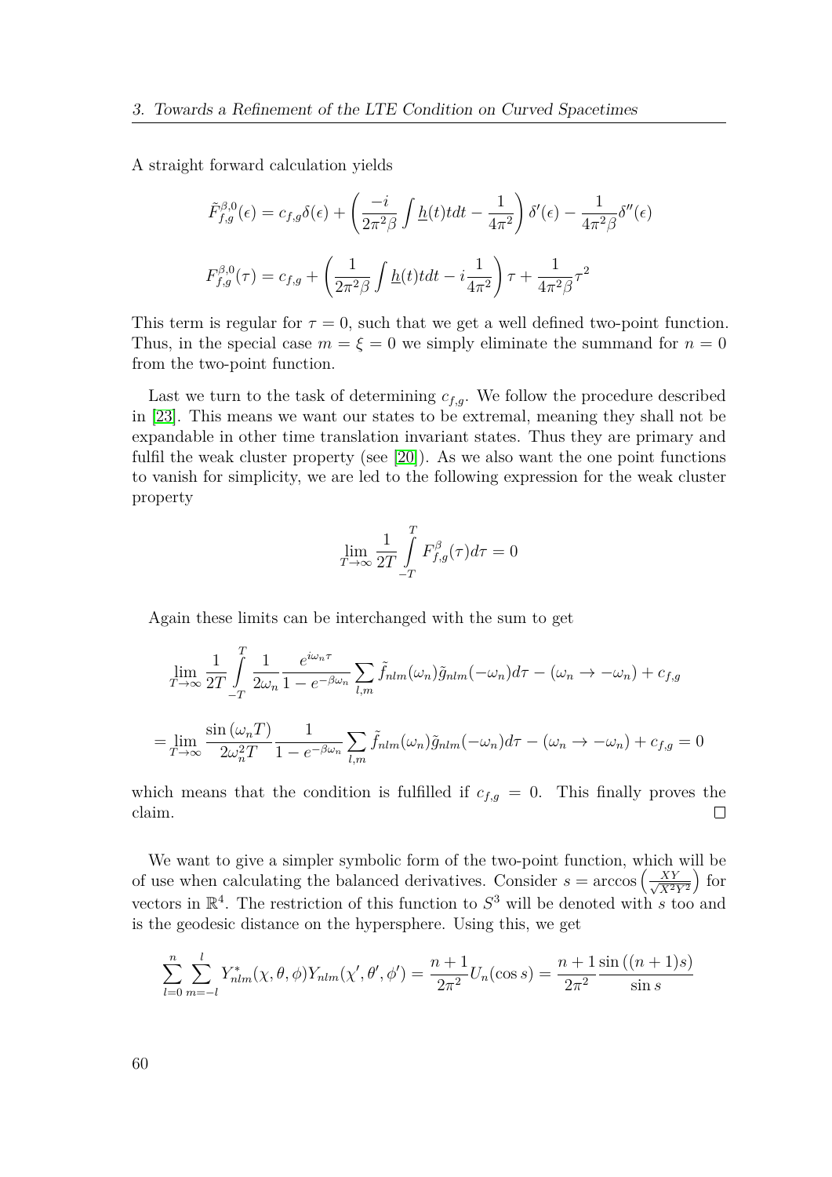A straight forward calculation yields

$$\tilde{F}^{\beta,0}_{f,g}(\epsilon) = c_{f,g}\delta(\epsilon) + \left(\frac{-i}{2\pi^2\beta}\int \underline{h}(t)tdt - \frac{1}{4\pi^2}\right)\delta'(\epsilon) - \frac{1}{4\pi^2\beta}\delta''(\epsilon)$$

$$F^{\beta,0}_{f,g}(\tau) = c_{f,g} + \left(\frac{1}{2\pi^2\beta}\int \underline{h}(t)tdt - i\frac{1}{4\pi^2}\right)\tau + \frac{1}{4\pi^2\beta}\tau^2$$

This term is regular for $\tau = 0$, such that we get a well defined two-point function. Thus, in the special case $m = \xi = 0$ we simply eliminate the summand for $n = 0$ from the two-point function.

Last we turn to the task of determining $c_{f,g}$. We follow the procedure described in [23]. This means we want our states to be extremal, meaning they shall not be expandable in other time translation invariant states. Thus they are primary and fulfil the weak cluster property (see [20]). As we also want the one point functions to vanish for simplicity, we are led to the following expression for the weak cluster property

$$\lim_{T\to\infty}\frac{1}{2T}\int\limits_{-T}^{T} F^{\beta}_{f,g}(\tau)d\tau = 0$$

Again these limits can be interchanged with the sum to get

$$\lim_{T\to\infty}\frac{1}{2T}\int\limits_{-T}^{T}\frac{1}{2\omega_n}\frac{e^{i\omega_n\tau}}{1-e^{-\beta\omega_n}}\sum_{l,m}\tilde{f}_{nlm}(\omega_n)\tilde{g}_{nlm}(-\omega_n)d\tau - (\omega_n\to-\omega_n) + c_{f,g}$$

$$= \lim_{T\to\infty}\frac{\sin(\omega_n T)}{2\omega_n^2 T}\frac{1}{1-e^{-\beta\omega_n}}\sum_{l,m}\tilde{f}_{nlm}(\omega_n)\tilde{g}_{nlm}(-\omega_n)d\tau - (\omega_n\to-\omega_n) + c_{f,g} = 0$$

which means that the condition is fulfilled if $c_{f,g} = 0$. This finally proves the claim. □

We want to give a simpler symbolic form of the two-point function, which will be of use when calculating the balanced derivatives. Consider $s = \arccos\left(\frac{XY}{\sqrt{X^2Y^2}}\right)$ for vectors in $\mathbb{R}^4$. The restriction of this function to $S^3$ will be denoted with $s$ too and is the geodesic distance on the hypersphere. Using this, we get

$$\sum_{l=0}^{n}\sum_{m=-l}^{l} Y^*_{nlm}(\chi,\theta,\phi)Y_{nlm}(\chi',\theta',\phi') = \frac{n+1}{2\pi^2}U_n(\cos s) = \frac{n+1}{2\pi^2}\frac{\sin((n+1)s)}{\sin s}$$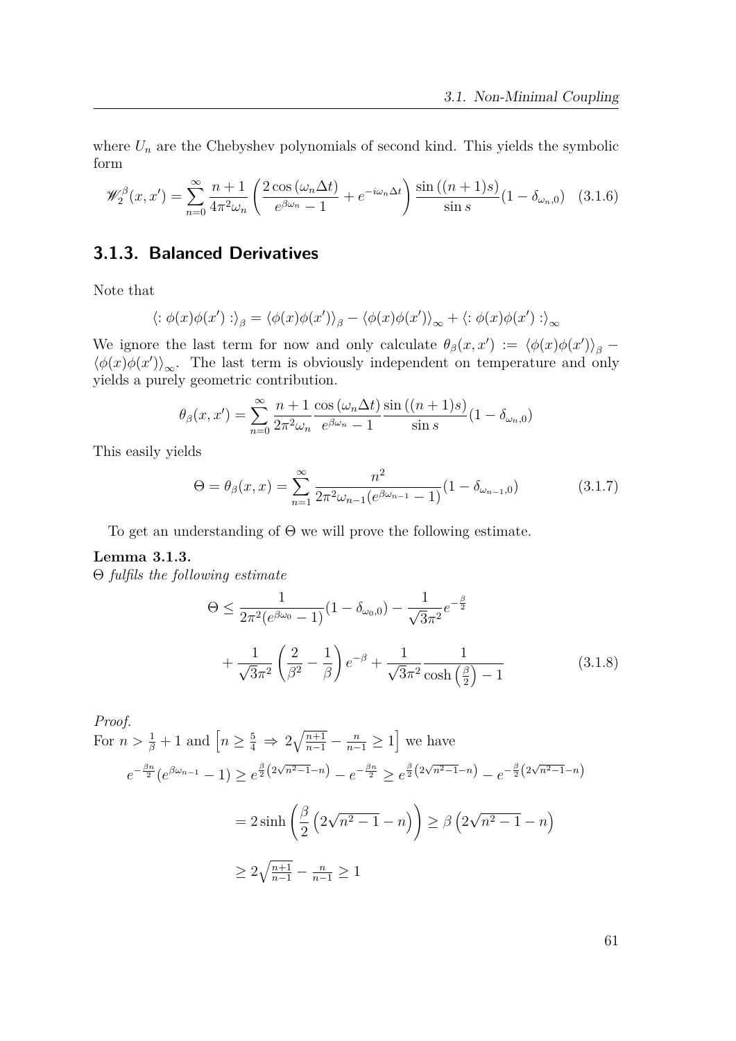where $U_n$ are the Chebyshev polynomials of second kind. This yields the symbolic form

$$\mathscr{W}_2^\beta(x,x') = \sum_{n=0}^{\infty} \frac{n+1}{4\pi^2\omega_n}\left(\frac{2\cos(\omega_n \Delta t)}{e^{\beta\omega_n}-1} + e^{-i\omega_n\Delta t}\right)\frac{\sin((n+1)s)}{\sin s}(1-\delta_{\omega_n,0}) \quad (3.1.6)$$

### 3.1.3. Balanced Derivatives

Note that

$$\langle : \phi(x)\phi(x') : \rangle_\beta = \langle \phi(x)\phi(x')\rangle_\beta - \langle \phi(x)\phi(x')\rangle_\infty + \langle : \phi(x)\phi(x') : \rangle_\infty$$

We ignore the last term for now and only calculate $\theta_\beta(x,x') := \langle \phi(x)\phi(x')\rangle_\beta - \langle \phi(x)\phi(x')\rangle_\infty$. The last term is obviously independent on temperature and only yields a purely geometric contribution.

$$\theta_\beta(x,x') = \sum_{n=0}^{\infty} \frac{n+1}{2\pi^2\omega_n}\frac{\cos(\omega_n\Delta t)}{e^{\beta\omega_n}-1}\frac{\sin((n+1)s)}{\sin s}(1-\delta_{\omega_n,0})$$

This easily yields

$$\Theta = \theta_\beta(x,x) = \sum_{n=1}^{\infty} \frac{n^2}{2\pi^2\omega_{n-1}(e^{\beta\omega_{n-1}}-1)}(1-\delta_{\omega_{n-1},0}) \quad (3.1.7)$$

To get an understanding of $\Theta$ we will prove the following estimate.

**Lemma 3.1.3.**
*$\Theta$ fulfils the following estimate*

$$\Theta \leq \frac{1}{2\pi^2(e^{\beta\omega_0}-1)}(1-\delta_{\omega_0,0}) - \frac{1}{\sqrt{3}\pi^2}e^{-\frac{\beta}{2}} + \frac{1}{\sqrt{3}\pi^2}\left(\frac{2}{\beta^2}-\frac{1}{\beta}\right)e^{-\beta} + \frac{1}{\sqrt{3}\pi^2}\frac{1}{\cosh\left(\frac{\beta}{2}\right)-1} \quad (3.1.8)$$

*Proof.*
For $n > \frac{1}{\beta}+1$ and $\left[n \geq \frac{5}{4} \Rightarrow 2\sqrt{\frac{n+1}{n-1}} - \frac{n}{n-1} \geq 1\right]$ we have

$$e^{-\frac{\beta n}{2}}(e^{\beta\omega_{n-1}}-1) \geq e^{\frac{\beta}{2}\left(2\sqrt{n^2-1}-n\right)} - e^{-\frac{\beta n}{2}} \geq e^{\frac{\beta}{2}\left(2\sqrt{n^2-1}-n\right)} - e^{-\frac{\beta}{2}\left(2\sqrt{n^2-1}-n\right)}$$

$$= 2\sinh\left(\frac{\beta}{2}\left(2\sqrt{n^2-1}-n\right)\right) \geq \beta\left(2\sqrt{n^2-1}-n\right)$$

$$\geq 2\sqrt{\tfrac{n+1}{n-1}} - \tfrac{n}{n-1} \geq 1$$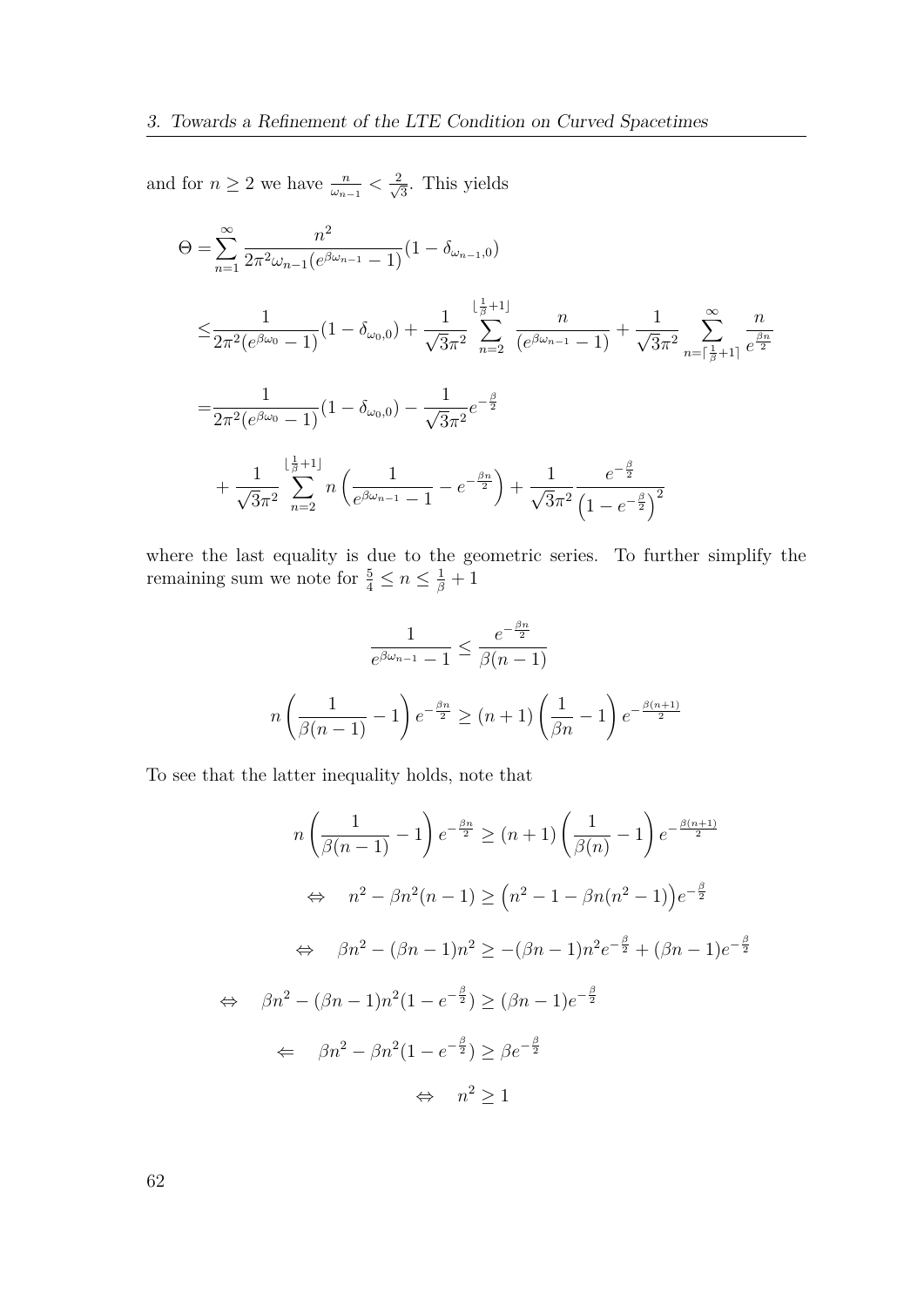and for $n \geq 2$ we have $\frac{n}{\omega_{n-1}} < \frac{2}{\sqrt{3}}$. This yields

$$
\begin{aligned}
\Theta =& \sum_{n=1}^{\infty} \frac{n^2}{2\pi^2 \omega_{n-1}(e^{\beta\omega_{n-1}} - 1)}(1 - \delta_{\omega_{n-1},0}) \\
\leq& \frac{1}{2\pi^2(e^{\beta\omega_0} - 1)}(1 - \delta_{\omega_0,0}) + \frac{1}{\sqrt{3}\pi^2} \sum_{n=2}^{\lfloor \frac{1}{\beta}+1 \rfloor} \frac{n}{(e^{\beta\omega_{n-1}} - 1)} + \frac{1}{\sqrt{3}\pi^2} \sum_{n=\lceil \frac{1}{\beta}+1 \rceil}^{\infty} \frac{n}{e^{\frac{\beta n}{2}}} \\
=& \frac{1}{2\pi^2(e^{\beta\omega_0} - 1)}(1 - \delta_{\omega_0,0}) - \frac{1}{\sqrt{3}\pi^2} e^{-\frac{\beta}{2}} \\
&+ \frac{1}{\sqrt{3}\pi^2} \sum_{n=2}^{\lfloor \frac{1}{\beta}+1 \rfloor} n \left( \frac{1}{e^{\beta\omega_{n-1}} - 1} - e^{-\frac{\beta n}{2}} \right) + \frac{1}{\sqrt{3}\pi^2} \frac{e^{-\frac{\beta}{2}}}{\left(1 - e^{-\frac{\beta}{2}}\right)^2}
\end{aligned}
$$

where the last equality is due to the geometric series. To further simplify the remaining sum we note for $\frac{5}{4} \leq n \leq \frac{1}{\beta} + 1$

$$
\frac{1}{e^{\beta\omega_{n-1}} - 1} \leq \frac{e^{-\frac{\beta n}{2}}}{\beta(n-1)}
$$

$$
n \left( \frac{1}{\beta(n-1)} - 1 \right) e^{-\frac{\beta n}{2}} \geq (n+1) \left( \frac{1}{\beta n} - 1 \right) e^{-\frac{\beta(n+1)}{2}}
$$

To see that the latter inequality holds, note that

$$
\begin{aligned}
& n \left( \frac{1}{\beta(n-1)} - 1 \right) e^{-\frac{\beta n}{2}} \geq (n+1) \left( \frac{1}{\beta(n)} - 1 \right) e^{-\frac{\beta(n+1)}{2}} \\
\Leftrightarrow \quad & n^2 - \beta n^2(n-1) \geq \left( n^2 - 1 - \beta n(n^2 - 1) \right) e^{-\frac{\beta}{2}} \\
\Leftrightarrow \quad & \beta n^2 - (\beta n - 1)n^2 \geq -(\beta n - 1)n^2 e^{-\frac{\beta}{2}} + (\beta n - 1)e^{-\frac{\beta}{2}} \\
\Leftrightarrow \quad & \beta n^2 - (\beta n - 1)n^2(1 - e^{-\frac{\beta}{2}}) \geq (\beta n - 1)e^{-\frac{\beta}{2}} \\
\Leftarrow \quad & \beta n^2 - \beta n^2(1 - e^{-\frac{\beta}{2}}) \geq \beta e^{-\frac{\beta}{2}} \\
\Leftrightarrow \quad & n^2 \geq 1
\end{aligned}
$$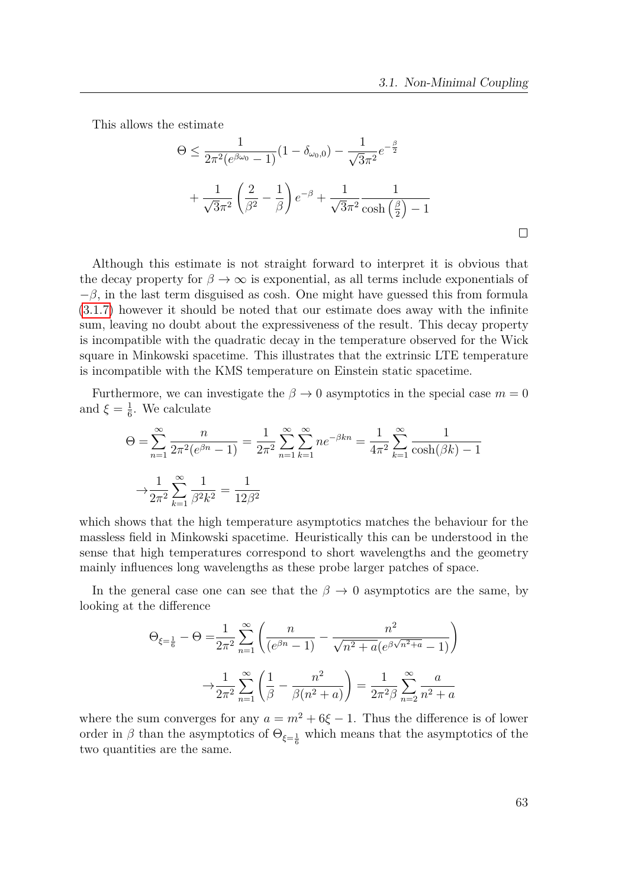This allows the estimate

$$\Theta \leq \frac{1}{2\pi^2(e^{\beta\omega_0}-1)}(1-\delta_{\omega_0,0}) - \frac{1}{\sqrt{3}\pi^2}e^{-\frac{\beta}{2}}$$

$$+\frac{1}{\sqrt{3}\pi^2}\left(\frac{2}{\beta^2}-\frac{1}{\beta}\right)e^{-\beta} + \frac{1}{\sqrt{3}\pi^2}\frac{1}{\cosh\left(\frac{\beta}{2}\right)-1}$$

□

Although this estimate is not straight forward to interpret it is obvious that the decay property for $\beta \to \infty$ is exponential, as all terms include exponentials of $-\beta$, in the last term disguised as cosh. One might have guessed this from formula (3.1.7) however it should be noted that our estimate does away with the infinite sum, leaving no doubt about the expressiveness of the result. This decay property is incompatible with the quadratic decay in the temperature observed for the Wick square in Minkowski spacetime. This illustrates that the extrinsic LTE temperature is incompatible with the KMS temperature on Einstein static spacetime.

Furthermore, we can investigate the $\beta \to 0$ asymptotics in the special case $m = 0$ and $\xi = \frac{1}{6}$. We calculate

$$\Theta = \sum_{n=1}^{\infty}\frac{n}{2\pi^2(e^{\beta n}-1)} = \frac{1}{2\pi^2}\sum_{n=1}^{\infty}\sum_{k=1}^{\infty} n e^{-\beta k n} = \frac{1}{4\pi^2}\sum_{k=1}^{\infty}\frac{1}{\cosh(\beta k)-1}$$

$$\to \frac{1}{2\pi^2}\sum_{k=1}^{\infty}\frac{1}{\beta^2 k^2} = \frac{1}{12\beta^2}$$

which shows that the high temperature asymptotics matches the behaviour for the massless field in Minkowski spacetime. Heuristically this can be understood in the sense that high temperatures correspond to short wavelengths and the geometry mainly influences long wavelengths as these probe larger patches of space.

In the general case one can see that the $\beta \to 0$ asymptotics are the same, by looking at the difference

$$\Theta_{\xi=\frac{1}{6}} - \Theta = \frac{1}{2\pi^2}\sum_{n=1}^{\infty}\left(\frac{n}{(e^{\beta n}-1)} - \frac{n^2}{\sqrt{n^2+a}(e^{\beta\sqrt{n^2+a}}-1)}\right)$$

$$\to \frac{1}{2\pi^2}\sum_{n=1}^{\infty}\left(\frac{1}{\beta} - \frac{n^2}{\beta(n^2+a)}\right) = \frac{1}{2\pi^2\beta}\sum_{n=2}^{\infty}\frac{a}{n^2+a}$$

where the sum converges for any $a = m^2 + 6\xi - 1$. Thus the difference is of lower order in $\beta$ than the asymptotics of $\Theta_{\xi=\frac{1}{6}}$ which means that the asymptotics of the two quantities are the same.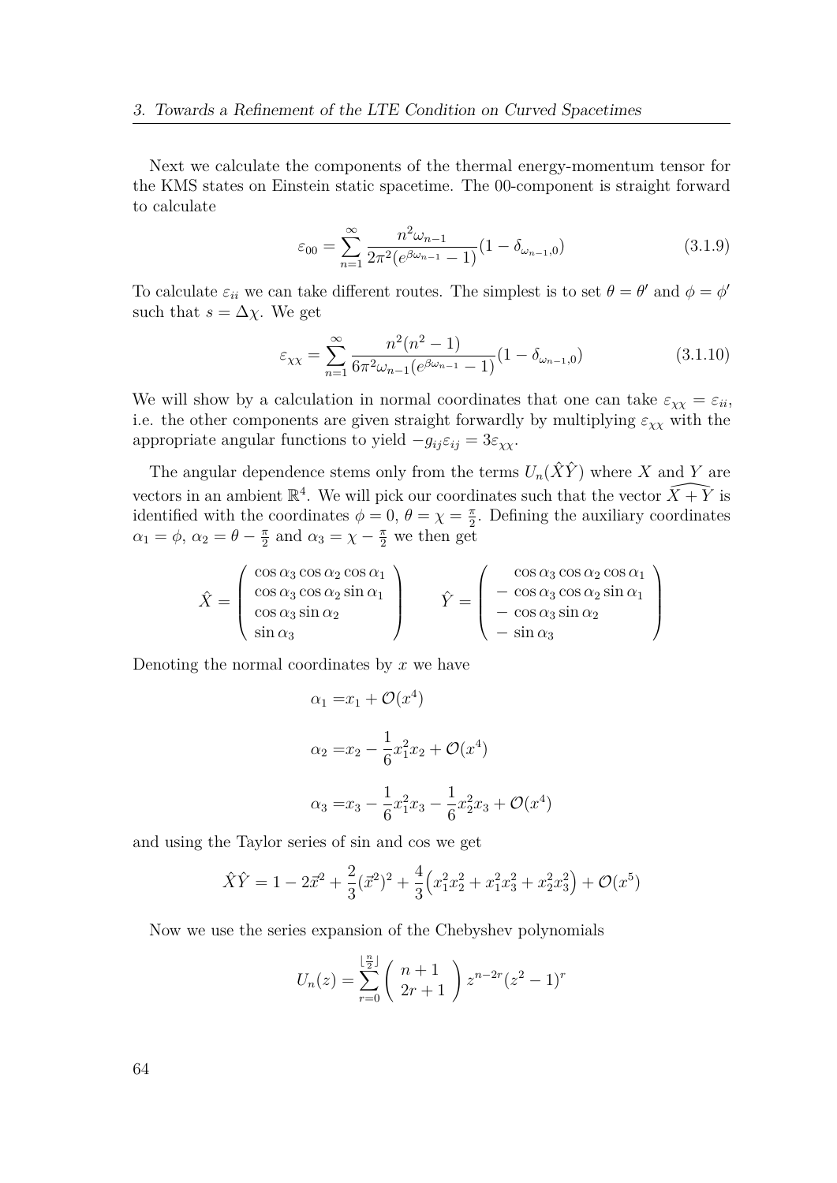Next we calculate the components of the thermal energy-momentum tensor for the KMS states on Einstein static spacetime. The 00-component is straight forward to calculate

$$\varepsilon_{00} = \sum_{n=1}^{\infty} \frac{n^2 \omega_{n-1}}{2\pi^2 (e^{\beta \omega_{n-1}} - 1)} (1 - \delta_{\omega_{n-1},0}) \tag{3.1.9}$$

To calculate $\varepsilon_{ii}$ we can take different routes. The simplest is to set $\theta = \theta'$ and $\phi = \phi'$ such that $s = \Delta\chi$. We get

$$\varepsilon_{\chi\chi} = \sum_{n=1}^{\infty} \frac{n^2(n^2-1)}{6\pi^2 \omega_{n-1} (e^{\beta \omega_{n-1}} - 1)} (1 - \delta_{\omega_{n-1},0}) \tag{3.1.10}$$

We will show by a calculation in normal coordinates that one can take $\varepsilon_{\chi\chi} = \varepsilon_{ii}$, i.e. the other components are given straight forwardly by multiplying $\varepsilon_{\chi\chi}$ with the appropriate angular functions to yield $-g_{ij}\varepsilon_{ij} = 3\varepsilon_{\chi\chi}$.

The angular dependence stems only from the terms $U_n(\hat{X}\hat{Y})$ where $X$ and $Y$ are vectors in an ambient $\mathbb{R}^4$. We will pick our coordinates such that the vector $\widehat{X+Y}$ is identified with the coordinates $\phi = 0$, $\theta = \chi = \frac{\pi}{2}$. Defining the auxiliary coordinates $\alpha_1 = \phi$, $\alpha_2 = \theta - \frac{\pi}{2}$ and $\alpha_3 = \chi - \frac{\pi}{2}$ we then get

$$\hat{X} = \begin{pmatrix} \cos\alpha_3 \cos\alpha_2 \cos\alpha_1 \\ \cos\alpha_3 \cos\alpha_2 \sin\alpha_1 \\ \cos\alpha_3 \sin\alpha_2 \\ \sin\alpha_3 \end{pmatrix} \qquad \hat{Y} = \begin{pmatrix} \cos\alpha_3 \cos\alpha_2 \cos\alpha_1 \\ -\cos\alpha_3 \cos\alpha_2 \sin\alpha_1 \\ -\cos\alpha_3 \sin\alpha_2 \\ -\sin\alpha_3 \end{pmatrix}$$

Denoting the normal coordinates by $x$ we have

$$\begin{aligned}
\alpha_1 &= x_1 + \mathcal{O}(x^4) \\
\alpha_2 &= x_2 - \frac{1}{6}x_1^2 x_2 + \mathcal{O}(x^4) \\
\alpha_3 &= x_3 - \frac{1}{6}x_1^2 x_3 - \frac{1}{6}x_2^2 x_3 + \mathcal{O}(x^4)
\end{aligned}$$

and using the Taylor series of sin and cos we get

$$\hat{X}\hat{Y} = 1 - 2\vec{x}^2 + \frac{2}{3}(\vec{x}^2)^2 + \frac{4}{3}\Big(x_1^2 x_2^2 + x_1^2 x_3^2 + x_2^2 x_3^2\Big) + \mathcal{O}(x^5)$$

Now we use the series expansion of the Chebyshev polynomials

$$U_n(z) = \sum_{r=0}^{\lfloor \frac{n}{2} \rfloor} \binom{n+1}{2r+1} z^{n-2r}(z^2-1)^r$$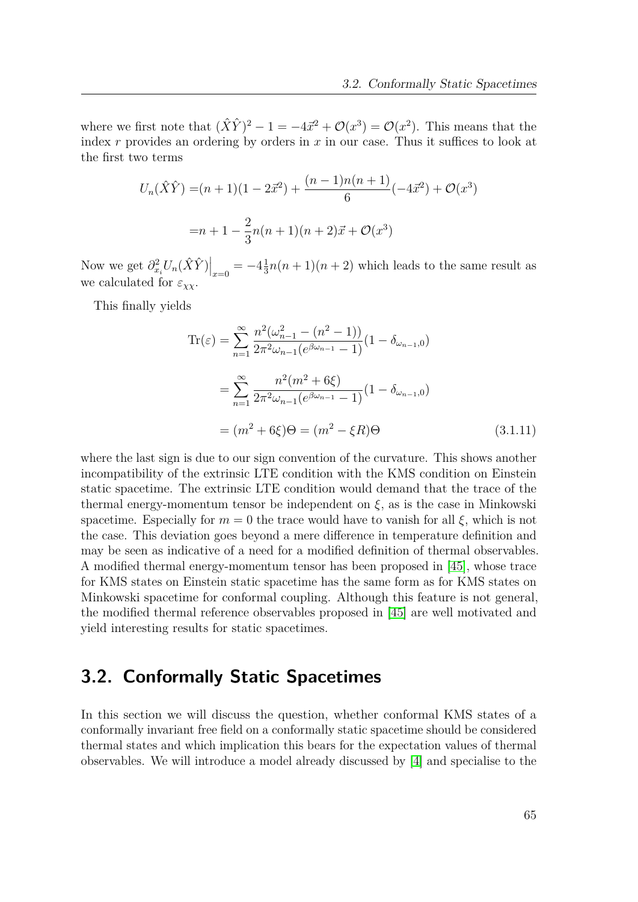where we first note that $(\hat{X}\hat{Y})^2 - 1 = -4\vec{x}^2 + \mathcal{O}(x^3) = \mathcal{O}(x^2)$. This means that the index $r$ provides an ordering by orders in $x$ in our case. Thus it suffices to look at the first two terms

$$
\begin{aligned}
U_n(\hat{X}\hat{Y}) =& (n+1)(1-2\vec{x}^2) + \frac{(n-1)n(n+1)}{6}(-4\vec{x}^2) + \mathcal{O}(x^3) \\
=& n + 1 - \frac{2}{3}n(n+1)(n+2)\vec{x} + \mathcal{O}(x^3)
\end{aligned}
$$

Now we get $\partial^2_{x_i} U_n(\hat{X}\hat{Y})\Big|_{x=0} = -4\frac{1}{3}n(n+1)(n+2)$ which leads to the same result as we calculated for $\varepsilon_{\chi\chi}$.

This finally yields

$$
\begin{aligned}
\mathrm{Tr}(\varepsilon) &= \sum_{n=1}^{\infty} \frac{n^2(\omega_{n-1}^2 - (n^2-1))}{2\pi^2 \omega_{n-1}(e^{\beta\omega_{n-1}} - 1)}(1 - \delta_{\omega_{n-1},0}) \\
&= \sum_{n=1}^{\infty} \frac{n^2(m^2 + 6\xi)}{2\pi^2 \omega_{n-1}(e^{\beta\omega_{n-1}} - 1)}(1 - \delta_{\omega_{n-1},0}) \\
&= (m^2 + 6\xi)\Theta = (m^2 - \xi R)\Theta
\end{aligned}
\tag{3.1.11}
$$

where the last sign is due to our sign convention of the curvature. This shows another incompatibility of the extrinsic LTE condition with the KMS condition on Einstein static spacetime. The extrinsic LTE condition would demand that the trace of the thermal energy-momentum tensor be independent on $\xi$, as is the case in Minkowski spacetime. Especially for $m = 0$ the trace would have to vanish for all $\xi$, which is not the case. This deviation goes beyond a mere difference in temperature definition and may be seen as indicative of a need for a modified definition of thermal observables. A modified thermal energy-momentum tensor has been proposed in [45], whose trace for KMS states on Einstein static spacetime has the same form as for KMS states on Minkowski spacetime for conformal coupling. Although this feature is not general, the modified thermal reference observables proposed in [45] are well motivated and yield interesting results for static spacetimes.

## 3.2. Conformally Static Spacetimes

In this section we will discuss the question, whether conformal KMS states of a conformally invariant free field on a conformally static spacetime should be considered thermal states and which implication this bears for the expectation values of thermal observables. We will introduce a model already discussed by [4] and specialise to the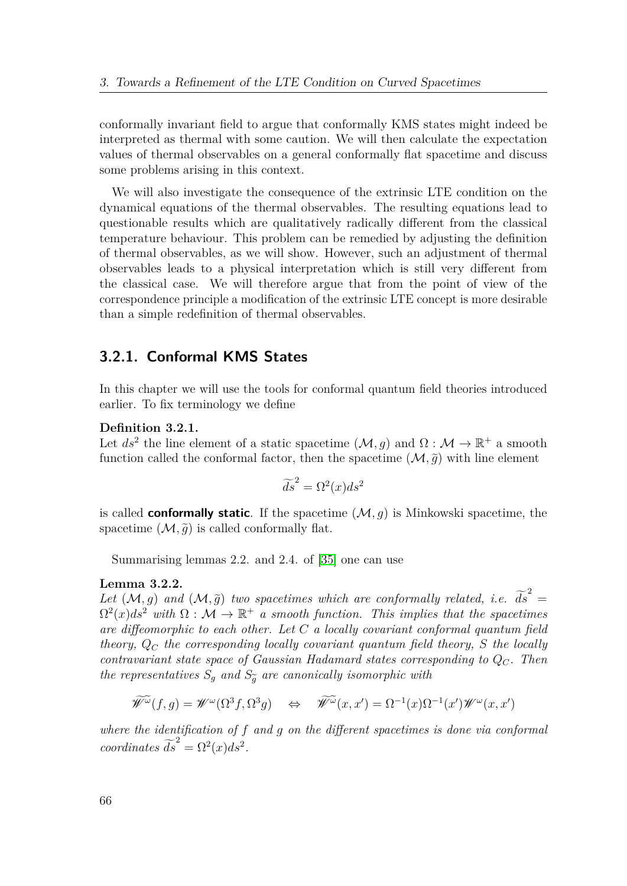conformally invariant field to argue that conformally KMS states might indeed be interpreted as thermal with some caution. We will then calculate the expectation values of thermal observables on a general conformally flat spacetime and discuss some problems arising in this context.

We will also investigate the consequence of the extrinsic LTE condition on the dynamical equations of the thermal observables. The resulting equations lead to questionable results which are qualitatively radically different from the classical temperature behaviour. This problem can be remedied by adjusting the definition of thermal observables, as we will show. However, such an adjustment of thermal observables leads to a physical interpretation which is still very different from the classical case. We will therefore argue that from the point of view of the correspondence principle a modification of the extrinsic LTE concept is more desirable than a simple redefinition of thermal observables.

### 3.2.1. Conformal KMS States

In this chapter we will use the tools for conformal quantum field theories introduced earlier. To fix terminology we define

**Definition 3.2.1.**
Let $ds^2$ the line element of a static spacetime $(\mathcal{M}, g)$ and $\Omega : \mathcal{M} \to \mathbb{R}^+$ a smooth function called the conformal factor, then the spacetime $(\mathcal{M}, \widetilde{g})$ with line element

$$\widetilde{ds}^2 = \Omega^2(x) ds^2$$

is called **conformally static**. If the spacetime $(\mathcal{M}, g)$ is Minkowski spacetime, the spacetime $(\mathcal{M}, \widetilde{g})$ is called conformally flat.

Summarising lemmas 2.2. and 2.4. of [35] one can use

**Lemma 3.2.2.**
*Let $(\mathcal{M}, g)$ and $(\mathcal{M}, \widetilde{g})$ two spacetimes which are conformally related, i.e. $\widetilde{ds}^2 = \Omega^2(x) ds^2$ with $\Omega : \mathcal{M} \to \mathbb{R}^+$ a smooth function. This implies that the spacetimes are diffeomorphic to each other. Let $C$ a locally covariant conformal quantum field theory, $Q_C$ the corresponding locally covariant quantum field theory, $S$ the locally contravariant state space of Gaussian Hadamard states corresponding to $Q_C$. Then the representatives $S_g$ and $S_{\widetilde{g}}$ are canonically isomorphic with*

$$\widetilde{\mathscr{W}^{\omega}}(f, g) = \mathscr{W}^{\omega}(\Omega^3 f, \Omega^3 g) \quad \Leftrightarrow \quad \widetilde{\mathscr{W}^{\omega}}(x, x') = \Omega^{-1}(x)\Omega^{-1}(x')\mathscr{W}^{\omega}(x, x')$$

*where the identification of $f$ and $g$ on the different spacetimes is done via conformal coordinates $\widetilde{ds}^2 = \Omega^2(x) ds^2$.*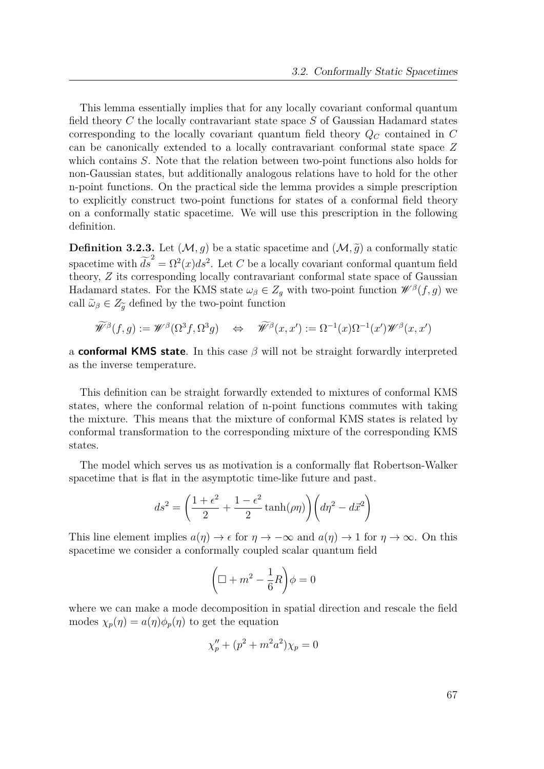This lemma essentially implies that for any locally covariant conformal quantum field theory $C$ the locally contravariant state space $S$ of Gaussian Hadamard states corresponding to the locally covariant quantum field theory $Q_C$ contained in $C$ can be canonically extended to a locally contravariant conformal state space $Z$ which contains $S$. Note that the relation between two-point functions also holds for non-Gaussian states, but additionally analogous relations have to hold for the other n-point functions. On the practical side the lemma provides a simple prescription to explicitly construct two-point functions for states of a conformal field theory on a conformally static spacetime. We will use this prescription in the following definition.

**Definition 3.2.3.** Let $(\mathcal{M}, g)$ be a static spacetime and $(\mathcal{M}, \widetilde{g})$ a conformally static spacetime with $\widetilde{ds}^2 = \Omega^2(x)ds^2$. Let $C$ be a locally covariant conformal quantum field theory, $Z$ its corresponding locally contravariant conformal state space of Gaussian Hadamard states. For the KMS state $\omega_\beta \in Z_g$ with two-point function $\mathscr{W}^\beta(f,g)$ we call $\widetilde{\omega}_\beta \in Z_{\widetilde{g}}$ defined by the two-point function

$$\widetilde{\mathscr{W}}^\beta(f,g) := \mathscr{W}^\beta(\Omega^3 f, \Omega^3 g) \quad \Leftrightarrow \quad \widetilde{\mathscr{W}}^\beta(x,x') := \Omega^{-1}(x)\Omega^{-1}(x')\mathscr{W}^\beta(x,x')$$

a **conformal KMS state**. In this case $\beta$ will not be straight forwardly interpreted as the inverse temperature.

This definition can be straight forwardly extended to mixtures of conformal KMS states, where the conformal relation of n-point functions commutes with taking the mixture. This means that the mixture of conformal KMS states is related by conformal transformation to the corresponding mixture of the corresponding KMS states.

The model which serves us as motivation is a conformally flat Robertson-Walker spacetime that is flat in the asymptotic time-like future and past.

$$ds^2 = \left(\frac{1+\epsilon^2}{2} + \frac{1-\epsilon^2}{2}\tanh(\rho\eta)\right)\left(d\eta^2 - d\vec{x}^2\right)$$

This line element implies $a(\eta) \to \epsilon$ for $\eta \to -\infty$ and $a(\eta) \to 1$ for $\eta \to \infty$. On this spacetime we consider a conformally coupled scalar quantum field

$$\left(\Box + m^2 - \frac{1}{6}R\right)\phi = 0$$

where we can make a mode decomposition in spatial direction and rescale the field modes $\chi_p(\eta) = a(\eta)\phi_p(\eta)$ to get the equation

$$\chi_p'' + (p^2 + m^2 a^2)\chi_p = 0$$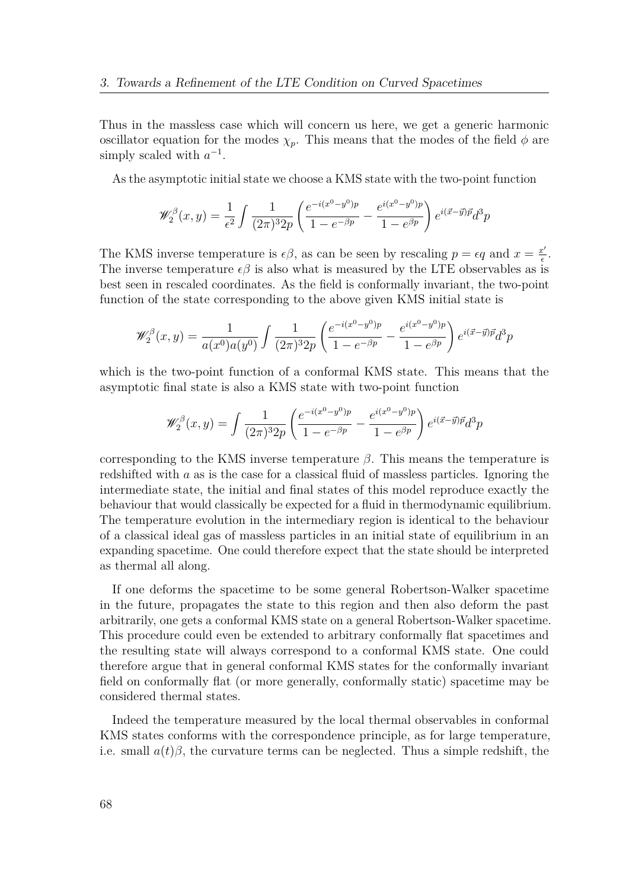Thus in the massless case which will concern us here, we get a generic harmonic oscillator equation for the modes $\chi_p$. This means that the modes of the field $\phi$ are simply scaled with $a^{-1}$.

As the asymptotic initial state we choose a KMS state with the two-point function

$$\mathscr{W}_2^\beta(x,y) = \frac{1}{\epsilon^2}\int \frac{1}{(2\pi)^3 2p}\left(\frac{e^{-i(x^0-y^0)p}}{1-e^{-\beta p}} - \frac{e^{i(x^0-y^0)p}}{1-e^{\beta p}}\right)e^{i(\vec{x}-\vec{y})\vec{p}}d^3p$$

The KMS inverse temperature is $\epsilon\beta$, as can be seen by rescaling $p = \epsilon q$ and $x = \frac{x'}{\epsilon}$. The inverse temperature $\epsilon\beta$ is also what is measured by the LTE observables as is best seen in rescaled coordinates. As the field is conformally invariant, the two-point function of the state corresponding to the above given KMS initial state is

$$\mathscr{W}_2^\beta(x,y) = \frac{1}{a(x^0)a(y^0)}\int \frac{1}{(2\pi)^3 2p}\left(\frac{e^{-i(x^0-y^0)p}}{1-e^{-\beta p}} - \frac{e^{i(x^0-y^0)p}}{1-e^{\beta p}}\right)e^{i(\vec{x}-\vec{y})\vec{p}}d^3p$$

which is the two-point function of a conformal KMS state. This means that the asymptotic final state is also a KMS state with two-point function

$$\mathscr{W}_2^\beta(x,y) = \int \frac{1}{(2\pi)^3 2p}\left(\frac{e^{-i(x^0-y^0)p}}{1-e^{-\beta p}} - \frac{e^{i(x^0-y^0)p}}{1-e^{\beta p}}\right)e^{i(\vec{x}-\vec{y})\vec{p}}d^3p$$

corresponding to the KMS inverse temperature $\beta$. This means the temperature is redshifted with $a$ as is the case for a classical fluid of massless particles. Ignoring the intermediate state, the initial and final states of this model reproduce exactly the behaviour that would classically be expected for a fluid in thermodynamic equilibrium. The temperature evolution in the intermediary region is identical to the behaviour of a classical ideal gas of massless particles in an initial state of equilibrium in an expanding spacetime. One could therefore expect that the state should be interpreted as thermal all along.

If one deforms the spacetime to be some general Robertson-Walker spacetime in the future, propagates the state to this region and then also deform the past arbitrarily, one gets a conformal KMS state on a general Robertson-Walker spacetime. This procedure could even be extended to arbitrary conformally flat spacetimes and the resulting state will always correspond to a conformal KMS state. One could therefore argue that in general conformal KMS states for the conformally invariant field on conformally flat (or more generally, conformally static) spacetime may be considered thermal states.

Indeed the temperature measured by the local thermal observables in conformal KMS states conforms with the correspondence principle, as for large temperature, i.e. small $a(t)\beta$, the curvature terms can be neglected. Thus a simple redshift, the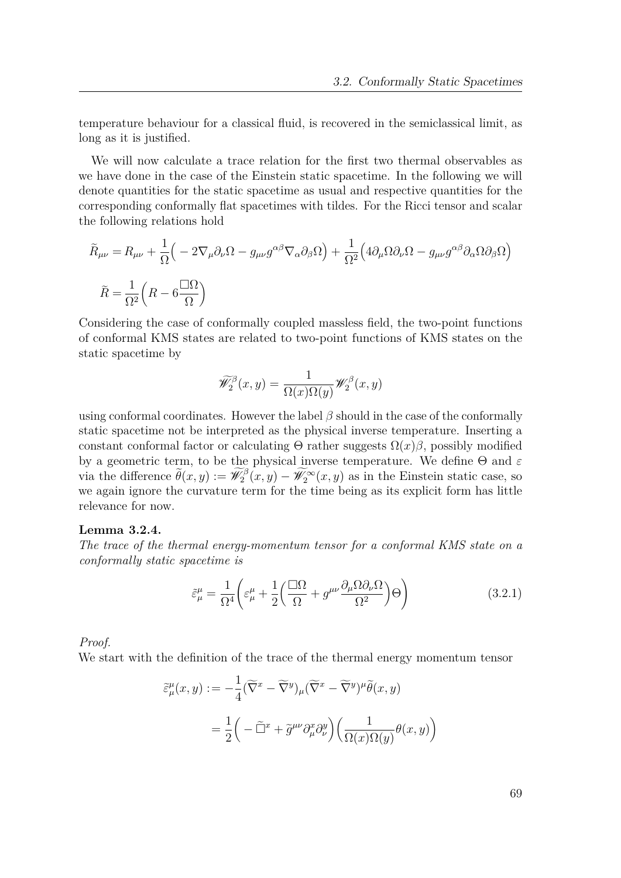temperature behaviour for a classical fluid, is recovered in the semiclassical limit, as long as it is justified.

We will now calculate a trace relation for the first two thermal observables as we have done in the case of the Einstein static spacetime. In the following we will denote quantities for the static spacetime as usual and respective quantities for the corresponding conformally flat spacetimes with tildes. For the Ricci tensor and scalar the following relations hold

$$
\begin{aligned}
\widetilde{R}_{\mu\nu} &= R_{\mu\nu} + \frac{1}{\Omega}\Big( -2\nabla_\mu \partial_\nu \Omega - g_{\mu\nu} g^{\alpha\beta} \nabla_\alpha \partial_\beta \Omega \Big) + \frac{1}{\Omega^2}\Big( 4\partial_\mu \Omega \partial_\nu \Omega - g_{\mu\nu} g^{\alpha\beta} \partial_\alpha \Omega \partial_\beta \Omega \Big) \\
\widetilde{R} &= \frac{1}{\Omega^2}\Big( R - 6\frac{\Box \Omega}{\Omega} \Big)
\end{aligned}
$$

Considering the case of conformally coupled massless field, the two-point functions of conformal KMS states are related to two-point functions of KMS states on the static spacetime by

$$
\widetilde{\mathscr{W}}_2^{\beta}(x,y) = \frac{1}{\Omega(x)\Omega(y)} \mathscr{W}_2^{\beta}(x,y)
$$

using conformal coordinates. However the label $\beta$ should in the case of the conformally static spacetime not be interpreted as the physical inverse temperature. Inserting a constant conformal factor or calculating $\Theta$ rather suggests $\Omega(x)\beta$, possibly modified by a geometric term, to be the physical inverse temperature. We define $\Theta$ and $\varepsilon$ via the difference $\widetilde{\theta}(x,y) := \widetilde{\mathscr{W}}_2^{\beta}(x,y) - \widetilde{\mathscr{W}}_2^{\infty}(x,y)$ as in the Einstein static case, so we again ignore the curvature term for the time being as its explicit form has little relevance for now.

**Lemma 3.2.4.**

*The trace of the thermal energy-momentum tensor for a conformal KMS state on a conformally static spacetime is*

$$
\tilde{\varepsilon}^{\mu}_{\mu} = \frac{1}{\Omega^4}\Bigg( \varepsilon^{\mu}_{\mu} + \frac{1}{2}\Big( \frac{\Box \Omega}{\Omega} + g^{\mu\nu}\frac{\partial_\mu \Omega \partial_\nu \Omega}{\Omega^2} \Big)\Theta \Bigg) \tag{3.2.1}
$$

*Proof.*

We start with the definition of the trace of the thermal energy momentum tensor

$$
\begin{aligned}
\widetilde{\varepsilon}^{\mu}_{\mu}(x,y) &:= -\frac{1}{4}(\widetilde{\nabla}^x - \widetilde{\nabla}^y)_\mu (\widetilde{\nabla}^x - \widetilde{\nabla}^y)^\mu \widetilde{\theta}(x,y) \\
&= \frac{1}{2}\Big( -\widetilde{\Box}^x + \widetilde{g}^{\mu\nu}\partial^x_\mu \partial^y_\nu \Big)\Big( \frac{1}{\Omega(x)\Omega(y)}\theta(x,y) \Big)
\end{aligned}
$$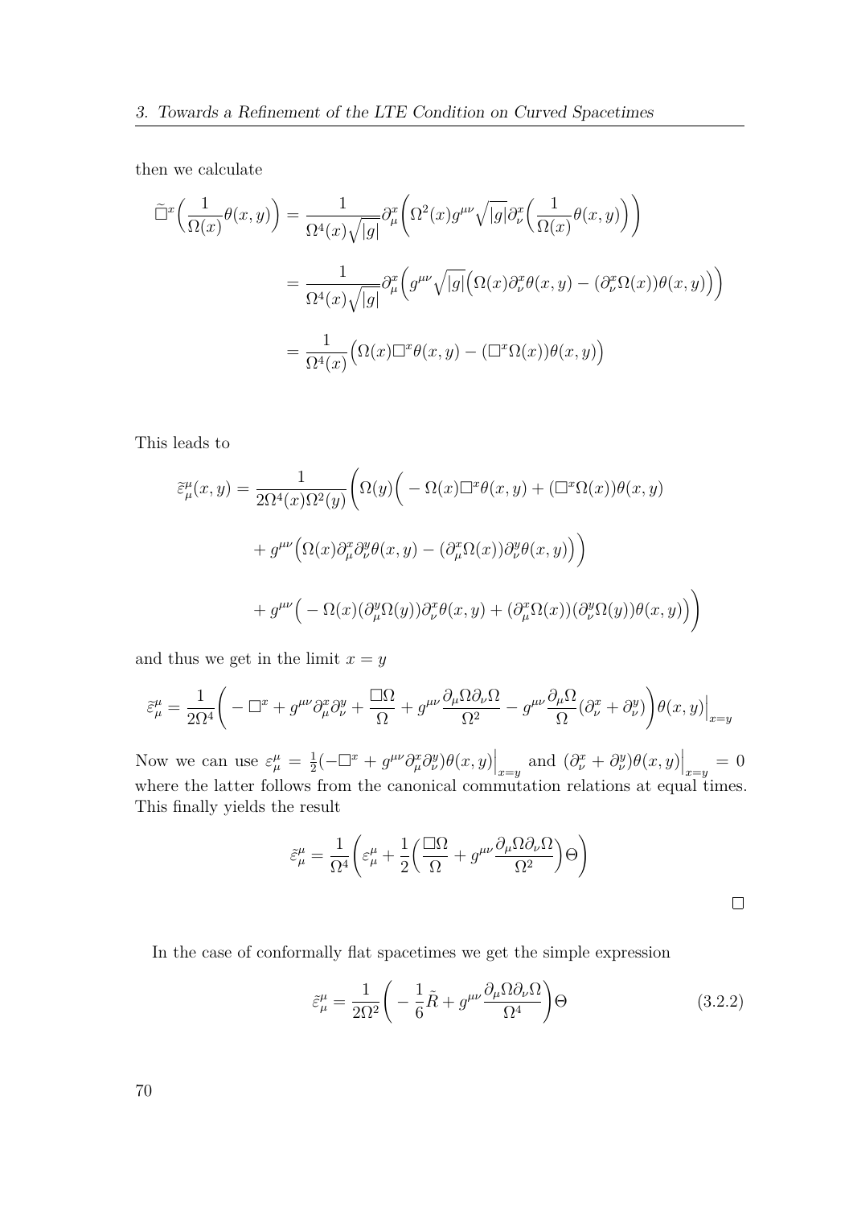then we calculate

$$
\begin{aligned}
\widetilde{\Box}^x\Big(\frac{1}{\Omega(x)}\theta(x,y)\Big) &= \frac{1}{\Omega^4(x)\sqrt{|g|}}\partial^x_\mu\Big(\Omega^2(x)g^{\mu\nu}\sqrt{|g|}\partial^x_\nu\Big(\frac{1}{\Omega(x)}\theta(x,y)\Big)\Big) \\
&= \frac{1}{\Omega^4(x)\sqrt{|g|}}\partial^x_\mu\Big(g^{\mu\nu}\sqrt{|g|}\Big(\Omega(x)\partial^x_\nu\theta(x,y) - (\partial^x_\nu\Omega(x))\theta(x,y)\Big)\Big) \\
&= \frac{1}{\Omega^4(x)}\Big(\Omega(x)\Box^x\theta(x,y) - (\Box^x\Omega(x))\theta(x,y)\Big)
\end{aligned}
$$

This leads to

$$
\begin{aligned}
\widetilde{\varepsilon}^\mu_\mu(x,y) = \frac{1}{2\Omega^4(x)\Omega^2(y)}\Bigg(&\Omega(y)\Big(-\Omega(x)\Box^x\theta(x,y) + (\Box^x\Omega(x))\theta(x,y) \\
&+ g^{\mu\nu}\Big(\Omega(x)\partial^x_\mu\partial^y_\nu\theta(x,y) - (\partial^x_\mu\Omega(x))\partial^y_\nu\theta(x,y)\Big)\Big) \\
&+ g^{\mu\nu}\Big(-\Omega(x)(\partial^y_\mu\Omega(y))\partial^x_\nu\theta(x,y) + (\partial^x_\mu\Omega(x))(\partial^y_\nu\Omega(y))\theta(x,y)\Big)\Bigg)
\end{aligned}
$$

and thus we get in the limit $x = y$

$$
\widetilde{\varepsilon}^\mu_\mu = \frac{1}{2\Omega^4}\Bigg(-\Box^x + g^{\mu\nu}\partial^x_\mu\partial^y_\nu + \frac{\Box\Omega}{\Omega} + g^{\mu\nu}\frac{\partial_\mu\Omega\partial_\nu\Omega}{\Omega^2} - g^{\mu\nu}\frac{\partial_\mu\Omega}{\Omega}(\partial^x_\nu + \partial^y_\nu)\Bigg)\theta(x,y)\Big|_{x=y}
$$

Now we can use $\varepsilon^\mu_\mu = \frac{1}{2}(-\Box^x + g^{\mu\nu}\partial^x_\mu\partial^y_\nu)\theta(x,y)\Big|_{x=y}$ and $(\partial^x_\nu + \partial^y_\nu)\theta(x,y)\Big|_{x=y} = 0$ where the latter follows from the canonical commutation relations at equal times. This finally yields the result

$$
\tilde{\varepsilon}^\mu_\mu = \frac{1}{\Omega^4}\Bigg(\varepsilon^\mu_\mu + \frac{1}{2}\Big(\frac{\Box\Omega}{\Omega} + g^{\mu\nu}\frac{\partial_\mu\Omega\partial_\nu\Omega}{\Omega^2}\Big)\Theta\Bigg)
$$

$\square$

In the case of conformally flat spacetimes we get the simple expression

$$
\tilde{\varepsilon}^\mu_\mu = \frac{1}{2\Omega^2}\Bigg(-\frac{1}{6}\tilde{R} + g^{\mu\nu}\frac{\partial_\mu\Omega\partial_\nu\Omega}{\Omega^4}\Bigg)\Theta \tag{3.2.2}
$$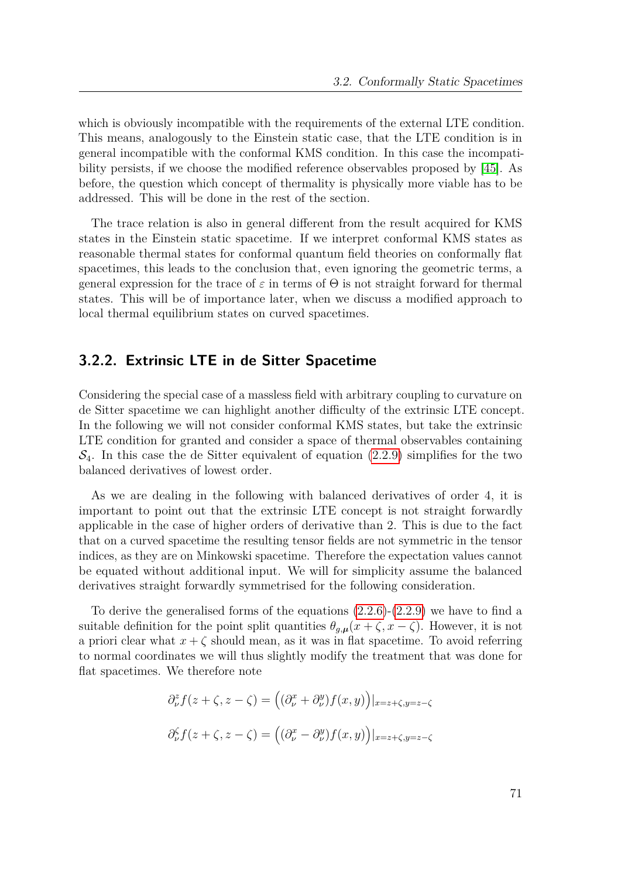which is obviously incompatible with the requirements of the external LTE condition. This means, analogously to the Einstein static case, that the LTE condition is in general incompatible with the conformal KMS condition. In this case the incompatibility persists, if we choose the modified reference observables proposed by [45]. As before, the question which concept of thermality is physically more viable has to be addressed. This will be done in the rest of the section.

The trace relation is also in general different from the result acquired for KMS states in the Einstein static spacetime. If we interpret conformal KMS states as reasonable thermal states for conformal quantum field theories on conformally flat spacetimes, this leads to the conclusion that, even ignoring the geometric terms, a general expression for the trace of $\varepsilon$ in terms of $\Theta$ is not straight forward for thermal states. This will be of importance later, when we discuss a modified approach to local thermal equilibrium states on curved spacetimes.

### 3.2.2. Extrinsic LTE in de Sitter Spacetime

Considering the special case of a massless field with arbitrary coupling to curvature on de Sitter spacetime we can highlight another difficulty of the extrinsic LTE concept. In the following we will not consider conformal KMS states, but take the extrinsic LTE condition for granted and consider a space of thermal observables containing $\mathcal{S}_4$. In this case the de Sitter equivalent of equation (2.2.9) simplifies for the two balanced derivatives of lowest order.

As we are dealing in the following with balanced derivatives of order 4, it is important to point out that the extrinsic LTE concept is not straight forwardly applicable in the case of higher orders of derivative than 2. This is due to the fact that on a curved spacetime the resulting tensor fields are not symmetric in the tensor indices, as they are on Minkowski spacetime. Therefore the expectation values cannot be equated without additional input. We will for simplicity assume the balanced derivatives straight forwardly symmetrised for the following consideration.

To derive the generalised forms of the equations (2.2.6)-(2.2.9) we have to find a suitable definition for the point split quantities $\theta_{g,\boldsymbol{\mu}}(x+\zeta, x-\zeta)$. However, it is not a priori clear what $x+\zeta$ should mean, as it was in flat spacetime. To avoid referring to normal coordinates we will thus slightly modify the treatment that was done for flat spacetimes. We therefore note

$$\partial^z_\nu f(z+\zeta, z-\zeta) = \Big((\partial^x_\nu + \partial^y_\nu) f(x,y)\Big)\big|_{x=z+\zeta, y=z-\zeta}$$

$$\partial^\zeta_\nu f(z+\zeta, z-\zeta) = \Big((\partial^x_\nu - \partial^y_\nu) f(x,y)\Big)\big|_{x=z+\zeta, y=z-\zeta}$$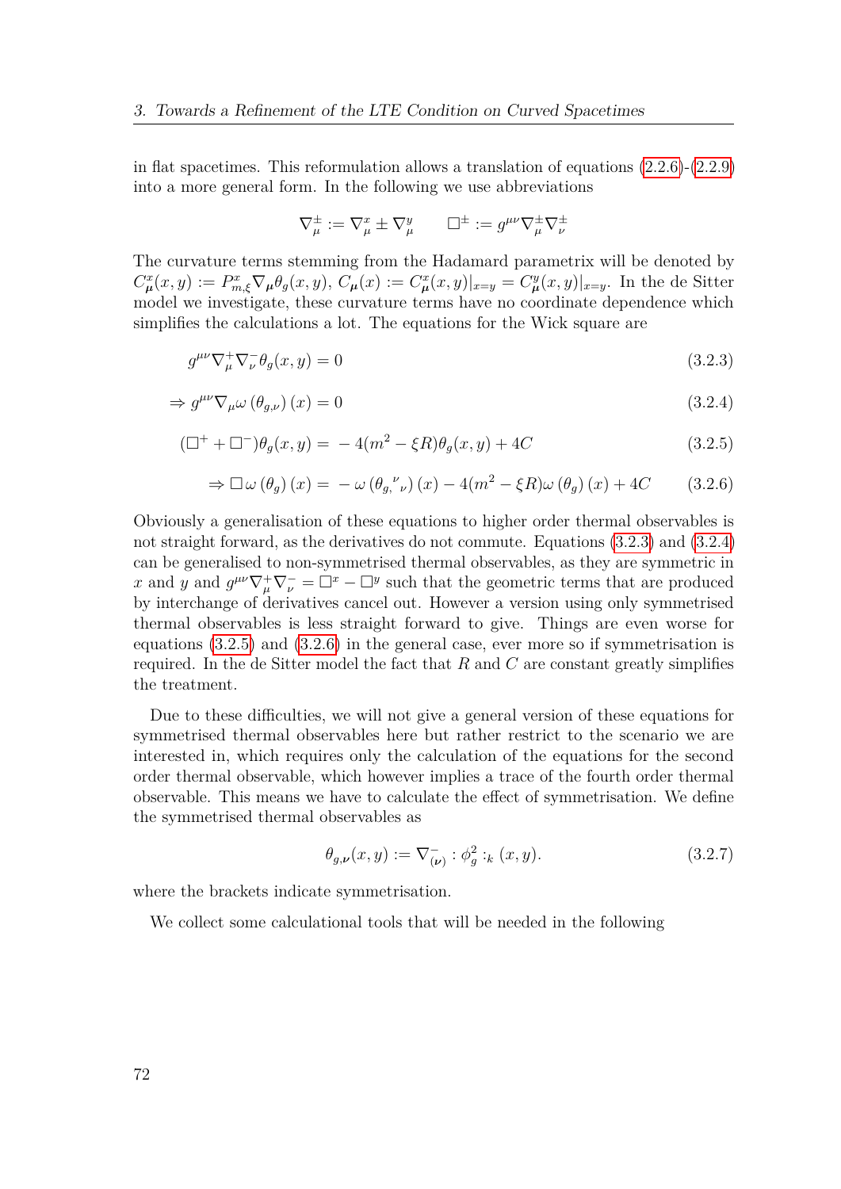in flat spacetimes. This reformulation allows a translation of equations (2.2.6)-(2.2.9) into a more general form. In the following we use abbreviations

$$\nabla^{\pm}_{\mu} := \nabla^{x}_{\mu} \pm \nabla^{y}_{\mu} \qquad \Box^{\pm} := g^{\mu\nu}\nabla^{\pm}_{\mu}\nabla^{\pm}_{\nu}$$

The curvature terms stemming from the Hadamard parametrix will be denoted by $C^{x}_{\boldsymbol{\mu}}(x,y) := P^{x}_{m,\xi}\nabla_{\boldsymbol{\mu}}\theta_g(x,y)$, $C_{\boldsymbol{\mu}}(x) := C^{x}_{\boldsymbol{\mu}}(x,y)|_{x=y} = C^{y}_{\boldsymbol{\mu}}(x,y)|_{x=y}$. In the de Sitter model we investigate, these curvature terms have no coordinate dependence which simplifies the calculations a lot. The equations for the Wick square are

$$g^{\mu\nu}\nabla^{+}_{\mu}\nabla^{-}_{\nu}\theta_g(x,y) = 0 \tag{3.2.3}$$

$$\Rightarrow g^{\mu\nu}\nabla_{\mu}\omega\left(\theta_{g,\nu}\right)(x) = 0 \tag{3.2.4}$$

$$(\Box^{+} + \Box^{-})\theta_g(x,y) = -4(m^2 - \xi R)\theta_g(x,y) + 4C \tag{3.2.5}$$

$$\Rightarrow \Box\,\omega\left(\theta_g\right)(x) = -\,\omega\left(\theta_{g,}{}^{\nu}{}_{\nu}\right)(x) - 4(m^2 - \xi R)\omega\left(\theta_g\right)(x) + 4C \tag{3.2.6}$$

Obviously a generalisation of these equations to higher order thermal observables is not straight forward, as the derivatives do not commute. Equations (3.2.3) and (3.2.4) can be generalised to non-symmetrised thermal observables, as they are symmetric in $x$ and $y$ and $g^{\mu\nu}\nabla^{+}_{\mu}\nabla^{-}_{\nu} = \Box^{x} - \Box^{y}$ such that the geometric terms that are produced by interchange of derivatives cancel out. However a version using only symmetrised thermal observables is less straight forward to give. Things are even worse for equations (3.2.5) and (3.2.6) in the general case, ever more so if symmetrisation is required. In the de Sitter model the fact that $R$ and $C$ are constant greatly simplifies the treatment.

Due to these difficulties, we will not give a general version of these equations for symmetrised thermal observables here but rather restrict to the scenario we are interested in, which requires only the calculation of the equations for the second order thermal observable, which however implies a trace of the fourth order thermal observable. This means we have to calculate the effect of symmetrisation. We define the symmetrised thermal observables as

$$\theta_{g,\boldsymbol{\nu}}(x,y) := \nabla^{-}_{(\boldsymbol{\nu})} :\phi^2_g:_k (x,y). \tag{3.2.7}$$

where the brackets indicate symmetrisation.

We collect some calculational tools that will be needed in the following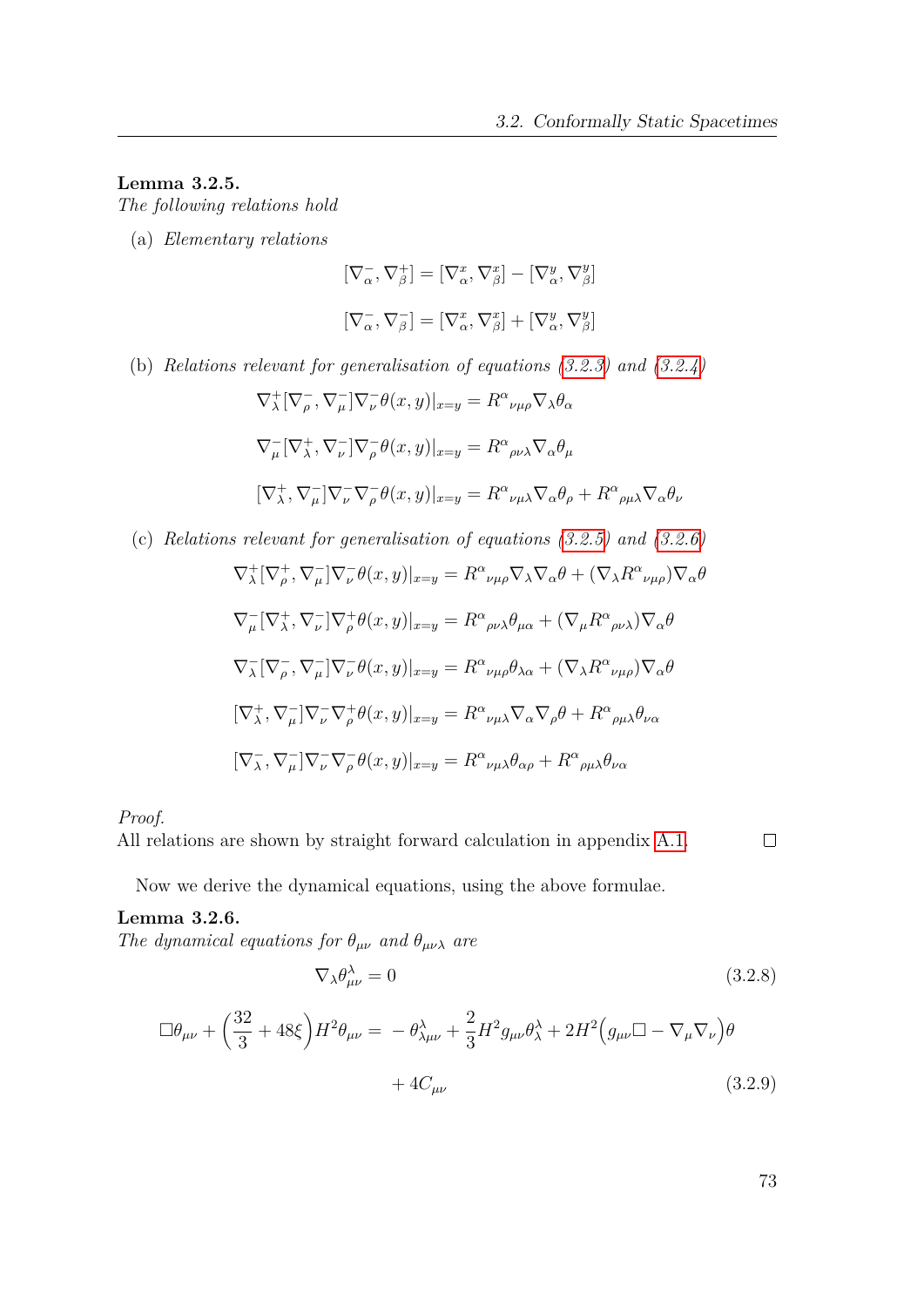**Lemma 3.2.5.**
*The following relations hold*

(a) *Elementary relations*

$$[\nabla^-_\alpha, \nabla^+_\beta] = [\nabla^x_\alpha, \nabla^x_\beta] - [\nabla^y_\alpha, \nabla^y_\beta]$$

$$[\nabla^-_\alpha, \nabla^-_\beta] = [\nabla^x_\alpha, \nabla^x_\beta] + [\nabla^y_\alpha, \nabla^y_\beta]$$

(b) *Relations relevant for generalisation of equations (3.2.3) and (3.2.4)*

$$\nabla^+_\lambda[\nabla^-_\rho, \nabla^-_\mu]\nabla^-_\nu\theta(x,y)|_{x=y} = R^\alpha{}_{\nu\mu\rho}\nabla_\lambda\theta_\alpha$$

$$\nabla^-_\mu[\nabla^+_\lambda, \nabla^-_\nu]\nabla^-_\rho\theta(x,y)|_{x=y} = R^\alpha{}_{\rho\nu\lambda}\nabla_\alpha\theta_\mu$$

$$[\nabla^+_\lambda, \nabla^-_\mu]\nabla^-_\nu\nabla^-_\rho\theta(x,y)|_{x=y} = R^\alpha{}_{\nu\mu\lambda}\nabla_\alpha\theta_\rho + R^\alpha{}_{\rho\mu\lambda}\nabla_\alpha\theta_\nu$$

(c) *Relations relevant for generalisation of equations (3.2.5) and (3.2.6)*

$$\nabla^+_\lambda[\nabla^+_\rho, \nabla^-_\mu]\nabla^-_\nu\theta(x,y)|_{x=y} = R^\alpha{}_{\nu\mu\rho}\nabla_\lambda\nabla_\alpha\theta + (\nabla_\lambda R^\alpha{}_{\nu\mu\rho})\nabla_\alpha\theta$$

$$\nabla^-_\mu[\nabla^+_\lambda, \nabla^-_\nu]\nabla^+_\rho\theta(x,y)|_{x=y} = R^\alpha{}_{\rho\nu\lambda}\theta_{\mu\alpha} + (\nabla_\mu R^\alpha{}_{\rho\nu\lambda})\nabla_\alpha\theta$$

$$\nabla^-_\lambda[\nabla^-_\rho, \nabla^-_\mu]\nabla^-_\nu\theta(x,y)|_{x=y} = R^\alpha{}_{\nu\mu\rho}\theta_{\lambda\alpha} + (\nabla_\lambda R^\alpha{}_{\nu\mu\rho})\nabla_\alpha\theta$$

$$[\nabla^+_\lambda, \nabla^-_\mu]\nabla^-_\nu\nabla^+_\rho\theta(x,y)|_{x=y} = R^\alpha{}_{\nu\mu\lambda}\nabla_\alpha\nabla_\rho\theta + R^\alpha{}_{\rho\mu\lambda}\theta_{\nu\alpha}$$

$$[\nabla^-_\lambda, \nabla^-_\mu]\nabla^-_\nu\nabla^-_\rho\theta(x,y)|_{x=y} = R^\alpha{}_{\nu\mu\lambda}\theta_{\alpha\rho} + R^\alpha{}_{\rho\mu\lambda}\theta_{\nu\alpha}$$

*Proof.*
All relations are shown by straight forward calculation in appendix A.1. □

Now we derive the dynamical equations, using the above formulae.

**Lemma 3.2.6.**
*The dynamical equations for $\theta_{\mu\nu}$ and $\theta_{\mu\nu\lambda}$ are*

$$\nabla_\lambda\theta^\lambda_{\mu\nu} = 0 \tag{3.2.8}$$

$$\Box\theta_{\mu\nu} + \left(\frac{32}{3} + 48\xi\right)H^2\theta_{\mu\nu} = -\theta^\lambda_{\lambda\mu\nu} + \frac{2}{3}H^2 g_{\mu\nu}\theta^\lambda_\lambda + 2H^2\Big(g_{\mu\nu}\Box - \nabla_\mu\nabla_\nu\Big)\theta + 4C_{\mu\nu} \tag{3.2.9}$$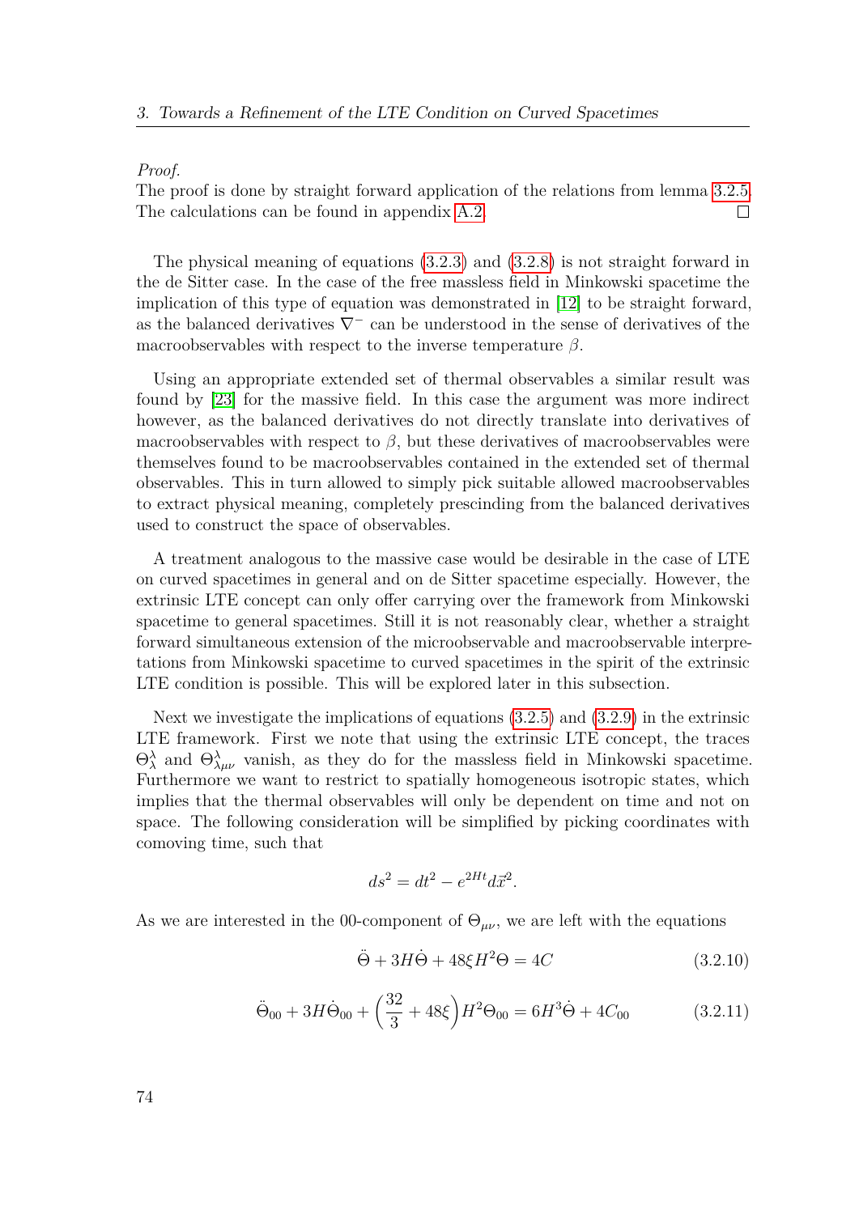*Proof.*
The proof is done by straight forward application of the relations from lemma 3.2.5. The calculations can be found in appendix A.2. □

The physical meaning of equations (3.2.3) and (3.2.8) is not straight forward in the de Sitter case. In the case of the free massless field in Minkowski spacetime the implication of this type of equation was demonstrated in [12] to be straight forward, as the balanced derivatives $\nabla^-$ can be understood in the sense of derivatives of the macroobservables with respect to the inverse temperature $\beta$.

Using an appropriate extended set of thermal observables a similar result was found by [23] for the massive field. In this case the argument was more indirect however, as the balanced derivatives do not directly translate into derivatives of macroobservables with respect to $\beta$, but these derivatives of macroobservables were themselves found to be macroobservables contained in the extended set of thermal observables. This in turn allowed to simply pick suitable allowed macroobservables to extract physical meaning, completely prescinding from the balanced derivatives used to construct the space of observables.

A treatment analogous to the massive case would be desirable in the case of LTE on curved spacetimes in general and on de Sitter spacetime especially. However, the extrinsic LTE concept can only offer carrying over the framework from Minkowski spacetime to general spacetimes. Still it is not reasonably clear, whether a straight forward simultaneous extension of the microobservable and macroobservable interpretations from Minkowski spacetime to curved spacetimes in the spirit of the extrinsic LTE condition is possible. This will be explored later in this subsection.

Next we investigate the implications of equations (3.2.5) and (3.2.9) in the extrinsic LTE framework. First we note that using the extrinsic LTE concept, the traces $\Theta^\lambda_\lambda$ and $\Theta^\lambda_{\lambda\mu\nu}$ vanish, as they do for the massless field in Minkowski spacetime. Furthermore we want to restrict to spatially homogeneous isotropic states, which implies that the thermal observables will only be dependent on time and not on space. The following consideration will be simplified by picking coordinates with comoving time, such that

$$ds^2 = dt^2 - e^{2Ht} d\vec{x}^2.$$

As we are interested in the 00-component of $\Theta_{\mu\nu}$, we are left with the equations

$$\ddot{\Theta} + 3H\dot{\Theta} + 48\xi H^2 \Theta = 4C \tag{3.2.10}$$

$$\ddot{\Theta}_{00} + 3H\dot{\Theta}_{00} + \left(\frac{32}{3} + 48\xi\right) H^2 \Theta_{00} = 6H^3\dot{\Theta} + 4C_{00} \tag{3.2.11}$$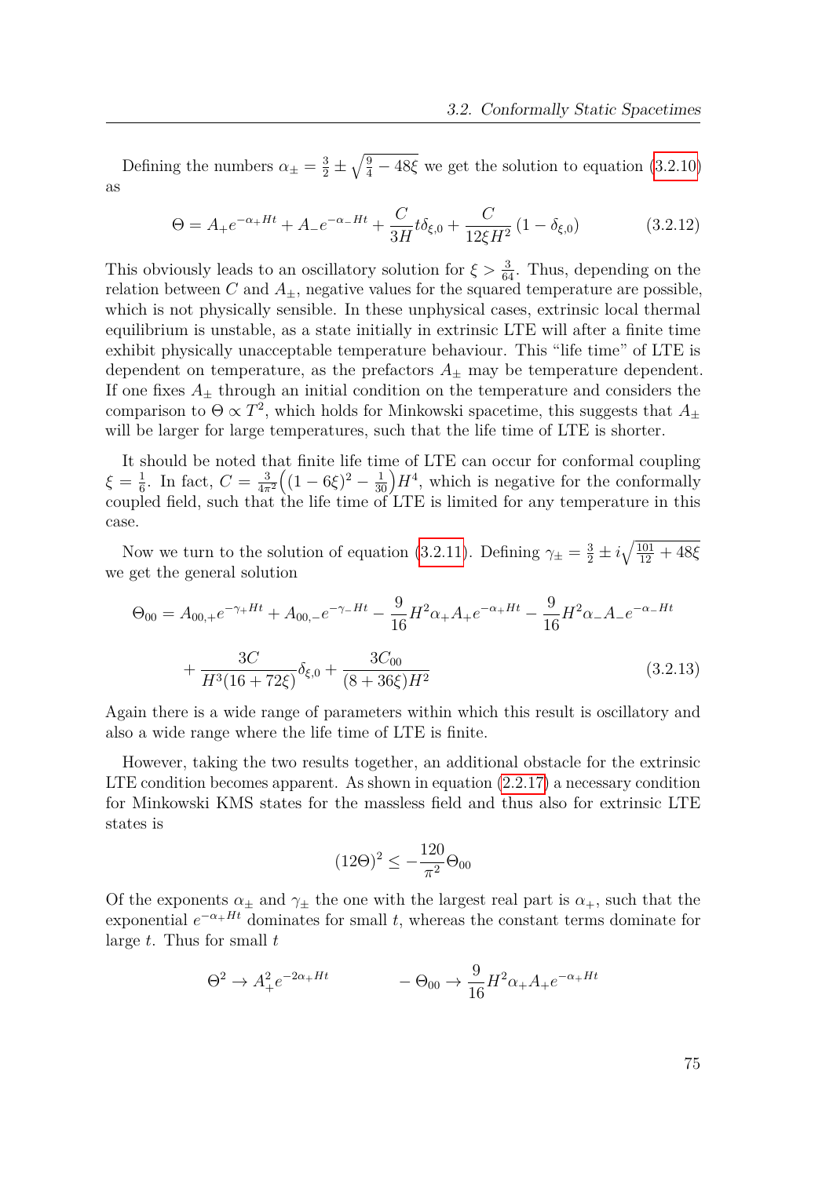Defining the numbers $\alpha_\pm = \frac{3}{2} \pm \sqrt{\frac{9}{4} - 48\xi}$ we get the solution to equation (3.2.10) as

$$\Theta = A_+ e^{-\alpha_+ Ht} + A_- e^{-\alpha_- Ht} + \frac{C}{3H} t \delta_{\xi,0} + \frac{C}{12\xi H^2}(1 - \delta_{\xi,0}) \tag{3.2.12}$$

This obviously leads to an oscillatory solution for $\xi > \frac{3}{64}$. Thus, depending on the relation between $C$ and $A_\pm$, negative values for the squared temperature are possible, which is not physically sensible. In these unphysical cases, extrinsic local thermal equilibrium is unstable, as a state initially in extrinsic LTE will after a finite time exhibit physically unacceptable temperature behaviour. This "life time" of LTE is dependent on temperature, as the prefactors $A_\pm$ may be temperature dependent. If one fixes $A_\pm$ through an initial condition on the temperature and considers the comparison to $\Theta \propto T^2$, which holds for Minkowski spacetime, this suggests that $A_\pm$ will be larger for large temperatures, such that the life time of LTE is shorter.

It should be noted that finite life time of LTE can occur for conformal coupling $\xi = \frac{1}{6}$. In fact, $C = \frac{3}{4\pi^2}\Big((1-6\xi)^2 - \frac{1}{30}\Big)H^4$, which is negative for the conformally coupled field, such that the life time of LTE is limited for any temperature in this case.

Now we turn to the solution of equation (3.2.11). Defining $\gamma_\pm = \frac{3}{2} \pm i\sqrt{\frac{101}{12} + 48\xi}$ we get the general solution

$$\begin{aligned}\Theta_{00} = A_{00,+}e^{-\gamma_+ Ht} + A_{00,-}e^{-\gamma_- Ht} - \frac{9}{16}H^2\alpha_+ A_+ e^{-\alpha_+ Ht} - \frac{9}{16}H^2\alpha_- A_- e^{-\alpha_- Ht} \\ + \frac{3C}{H^3(16+72\xi)}\delta_{\xi,0} + \frac{3C_{00}}{(8+36\xi)H^2}\end{aligned} \tag{3.2.13}$$

Again there is a wide range of parameters within which this result is oscillatory and also a wide range where the life time of LTE is finite.

However, taking the two results together, an additional obstacle for the extrinsic LTE condition becomes apparent. As shown in equation (2.2.17) a necessary condition for Minkowski KMS states for the massless field and thus also for extrinsic LTE states is

$$(12\Theta)^2 \leq -\frac{120}{\pi^2}\Theta_{00}$$

Of the exponents $\alpha_\pm$ and $\gamma_\pm$ the one with the largest real part is $\alpha_+$, such that the exponential $e^{-\alpha_+ Ht}$ dominates for small $t$, whereas the constant terms dominate for large $t$. Thus for small $t$

$$\Theta^2 \to A_+^2 e^{-2\alpha_+ Ht} \qquad\qquad -\Theta_{00} \to \frac{9}{16}H^2\alpha_+ A_+ e^{-\alpha_+ Ht}$$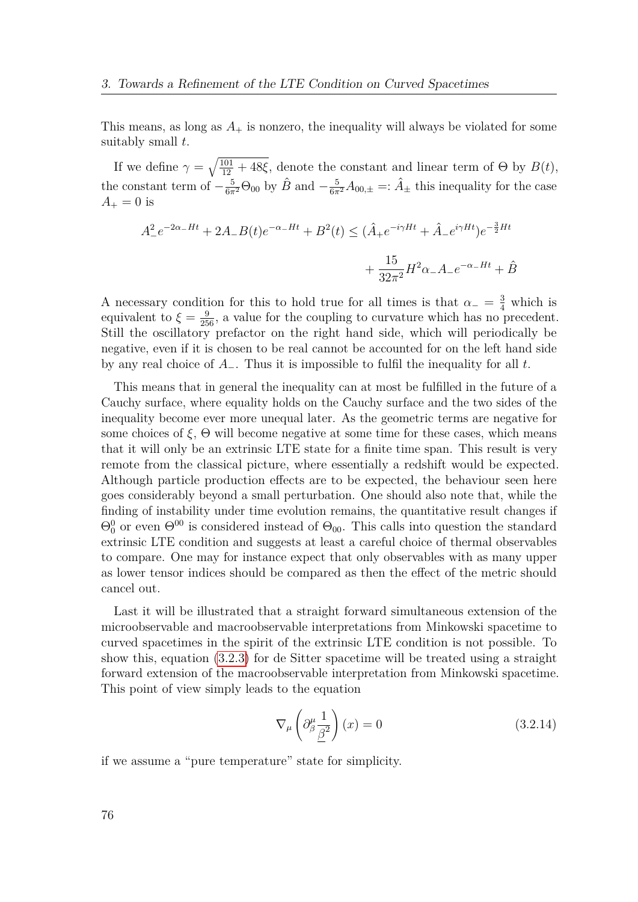This means, as long as $A_+$ is nonzero, the inequality will always be violated for some suitably small $t$.

If we define $\gamma = \sqrt{\frac{101}{12} + 48\xi}$, denote the constant and linear term of $\Theta$ by $B(t)$, the constant term of $-\frac{5}{6\pi^2}\Theta_{00}$ by $\hat{B}$ and $-\frac{5}{6\pi^2}A_{00,\pm} =: \hat{A}_\pm$ this inequality for the case $A_+ = 0$ is

$$A_-^2 e^{-2\alpha_- Ht} + 2A_- B(t) e^{-\alpha_- Ht} + B^2(t) \leq (\hat{A}_+ e^{-i\gamma Ht} + \hat{A}_- e^{i\gamma Ht}) e^{-\frac{3}{2}Ht}$$
$$+ \frac{15}{32\pi^2} H^2 \alpha_- A_- e^{-\alpha_- Ht} + \hat{B}$$

A necessary condition for this to hold true for all times is that $\alpha_- = \frac{3}{4}$ which is equivalent to $\xi = \frac{9}{256}$, a value for the coupling to curvature which has no precedent. Still the oscillatory prefactor on the right hand side, which will periodically be negative, even if it is chosen to be real cannot be accounted for on the left hand side by any real choice of $A_-$. Thus it is impossible to fulfil the inequality for all $t$.

This means that in general the inequality can at most be fulfilled in the future of a Cauchy surface, where equality holds on the Cauchy surface and the two sides of the inequality become ever more unequal later. As the geometric terms are negative for some choices of $\xi$, $\Theta$ will become negative at some time for these cases, which means that it will only be an extrinsic LTE state for a finite time span. This result is very remote from the classical picture, where essentially a redshift would be expected. Although particle production effects are to be expected, the behaviour seen here goes considerably beyond a small perturbation. One should also note that, while the finding of instability under time evolution remains, the quantitative result changes if $\Theta_0^0$ or even $\Theta^{00}$ is considered instead of $\Theta_{00}$. This calls into question the standard extrinsic LTE condition and suggests at least a careful choice of thermal observables to compare. One may for instance expect that only observables with as many upper as lower tensor indices should be compared as then the effect of the metric should cancel out.

Last it will be illustrated that a straight forward simultaneous extension of the microobservable and macroobservable interpretations from Minkowski spacetime to curved spacetimes in the spirit of the extrinsic LTE condition is not possible. To show this, equation (3.2.3) for de Sitter spacetime will be treated using a straight forward extension of the macroobservable interpretation from Minkowski spacetime. This point of view simply leads to the equation

$$\nabla_\mu \left( \partial_\beta^\mu \frac{1}{\underline{\beta}^2} \right)(x) = 0 \tag{3.2.14}$$

if we assume a "pure temperature" state for simplicity.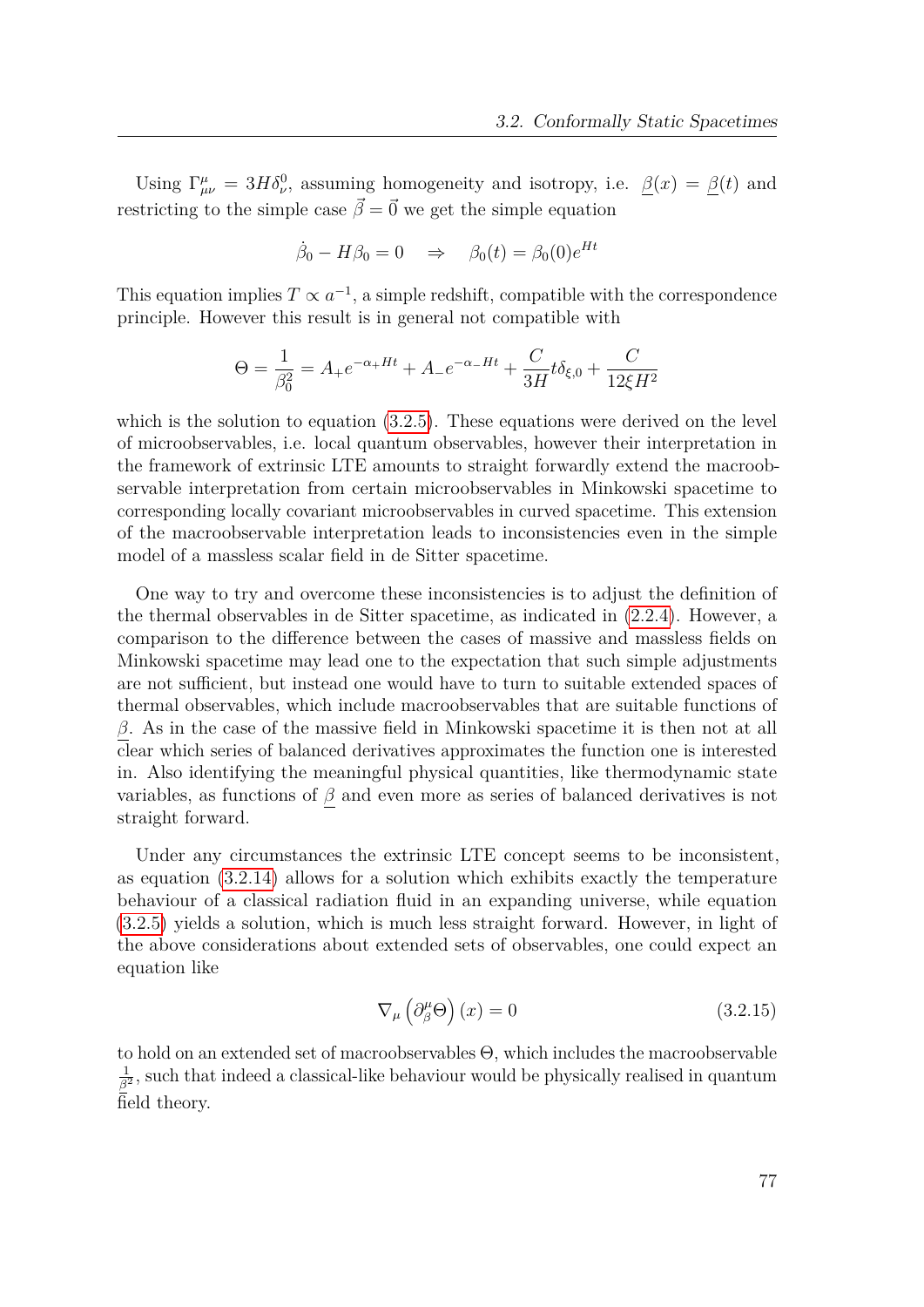Using $\Gamma^{\mu}_{\mu\nu} = 3H\delta^0_\nu$, assuming homogeneity and isotropy, i.e. $\underline{\beta}(x) = \underline{\beta}(t)$ and restricting to the simple case $\vec{\beta} = \vec{0}$ we get the simple equation

$$\dot{\beta}_0 - H\beta_0 = 0 \quad \Rightarrow \quad \beta_0(t) = \beta_0(0)e^{Ht}$$

This equation implies $T \propto a^{-1}$, a simple redshift, compatible with the correspondence principle. However this result is in general not compatible with

$$\Theta = \frac{1}{\beta_0^2} = A_+ e^{-\alpha_+ Ht} + A_- e^{-\alpha_- Ht} + \frac{C}{3H} t\delta_{\xi,0} + \frac{C}{12\xi H^2}$$

which is the solution to equation (3.2.5). These equations were derived on the level of microobservables, i.e. local quantum observables, however their interpretation in the framework of extrinsic LTE amounts to straight forwardly extend the macroobservable interpretation from certain microobservables in Minkowski spacetime to corresponding locally covariant microobservables in curved spacetime. This extension of the macroobservable interpretation leads to inconsistencies even in the simple model of a massless scalar field in de Sitter spacetime.

One way to try and overcome these inconsistencies is to adjust the definition of the thermal observables in de Sitter spacetime, as indicated in (2.2.4). However, a comparison to the difference between the cases of massive and massless fields on Minkowski spacetime may lead one to the expectation that such simple adjustments are not sufficient, but instead one would have to turn to suitable extended spaces of thermal observables, which include macroobservables that are suitable functions of $\underline{\beta}$. As in the case of the massive field in Minkowski spacetime it is then not at all clear which series of balanced derivatives approximates the function one is interested in. Also identifying the meaningful physical quantities, like thermodynamic state variables, as functions of $\underline{\beta}$ and even more as series of balanced derivatives is not straight forward.

Under any circumstances the extrinsic LTE concept seems to be inconsistent, as equation (3.2.14) allows for a solution which exhibits exactly the temperature behaviour of a classical radiation fluid in an expanding universe, while equation (3.2.5) yields a solution, which is much less straight forward. However, in light of the above considerations about extended sets of observables, one could expect an equation like

$$\nabla_\mu \left(\partial^\mu_{\underline{\beta}} \Theta\right)(x) = 0 \tag{3.2.15}$$

to hold on an extended set of macroobservables $\Theta$, which includes the macroobservable $\frac{1}{\underline{\beta}^2}$, such that indeed a classical-like behaviour would be physically realised in quantum field theory.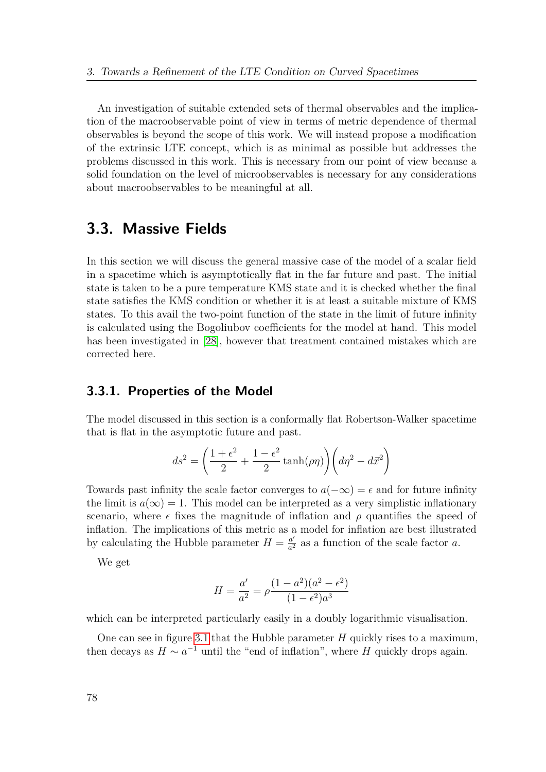An investigation of suitable extended sets of thermal observables and the implication of the macroobservable point of view in terms of metric dependence of thermal observables is beyond the scope of this work. We will instead propose a modification of the extrinsic LTE concept, which is as minimal as possible but addresses the problems discussed in this work. This is necessary from our point of view because a solid foundation on the level of microobservables is necessary for any considerations about macroobservables to be meaningful at all.

## 3.3. Massive Fields

In this section we will discuss the general massive case of the model of a scalar field in a spacetime which is asymptotically flat in the far future and past. The initial state is taken to be a pure temperature KMS state and it is checked whether the final state satisfies the KMS condition or whether it is at least a suitable mixture of KMS states. To this avail the two-point function of the state in the limit of future infinity is calculated using the Bogoliubov coefficients for the model at hand. This model has been investigated in [28], however that treatment contained mistakes which are corrected here.

### 3.3.1. Properties of the Model

The model discussed in this section is a conformally flat Robertson-Walker spacetime that is flat in the asymptotic future and past.

$$ds^2 = \left(\frac{1+\epsilon^2}{2} + \frac{1-\epsilon^2}{2}\tanh(\rho\eta)\right)\left(d\eta^2 - d\vec{x}^2\right)$$

Towards past infinity the scale factor converges to $a(-\infty) = \epsilon$ and for future infinity the limit is $a(\infty) = 1$. This model can be interpreted as a very simplistic inflationary scenario, where $\epsilon$ fixes the magnitude of inflation and $\rho$ quantifies the speed of inflation. The implications of this metric as a model for inflation are best illustrated by calculating the Hubble parameter $H = \frac{a'}{a^2}$ as a function of the scale factor $a$.

We get

$$H = \frac{a'}{a^2} = \rho\frac{(1-a^2)(a^2-\epsilon^2)}{(1-\epsilon^2)a^3}$$

which can be interpreted particularly easily in a doubly logarithmic visualisation.

One can see in figure 3.1 that the Hubble parameter $H$ quickly rises to a maximum, then decays as $H \sim a^{-1}$ until the "end of inflation", where $H$ quickly drops again.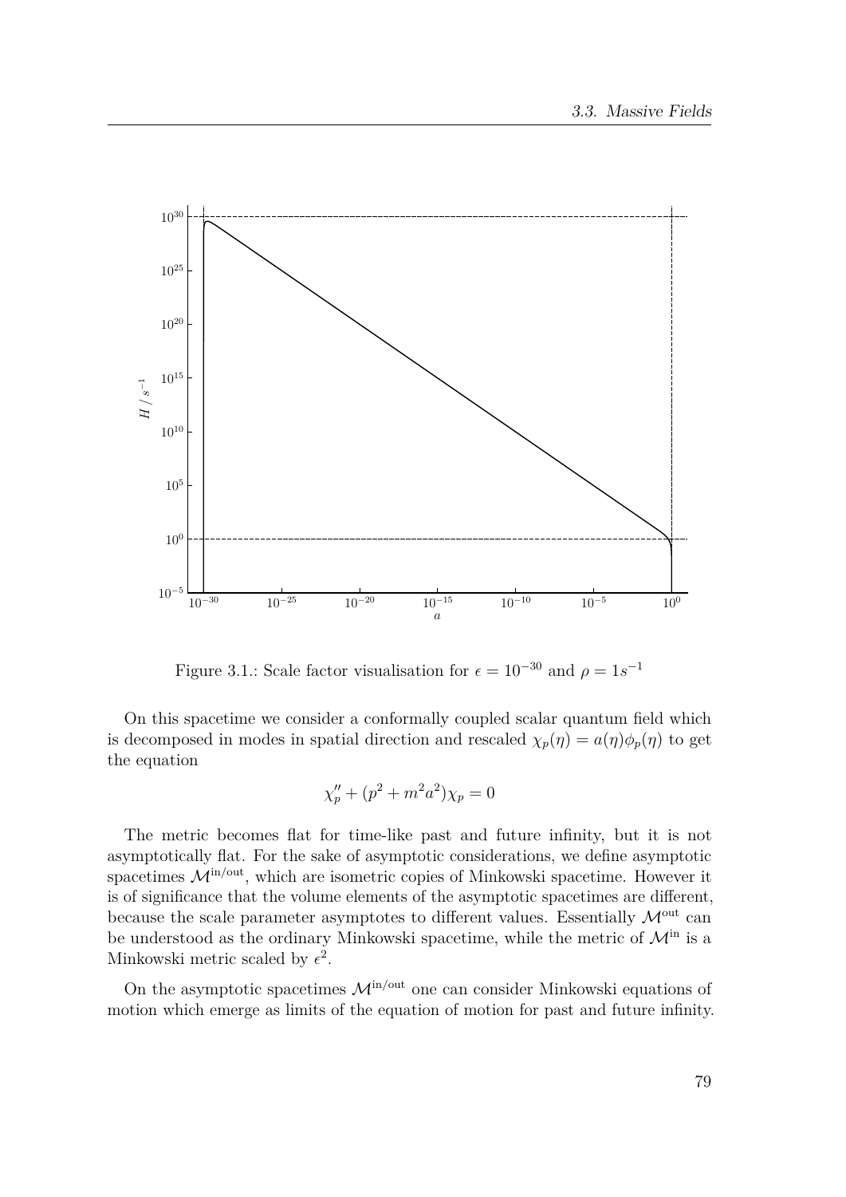Figure 3.1.: Scale factor visualisation for $\epsilon = 10^{-30}$ and $\rho = 1s^{-1}$

On this spacetime we consider a conformally coupled scalar quantum field which is decomposed in modes in spatial direction and rescaled $\chi_p(\eta) = a(\eta)\phi_p(\eta)$ to get the equation

$$\chi_p'' + (p^2 + m^2 a^2)\chi_p = 0$$

The metric becomes flat for time-like past and future infinity, but it is not asymptotically flat. For the sake of asymptotic considerations, we define asymptotic spacetimes $\mathcal{M}^{\text{in/out}}$, which are isometric copies of Minkowski spacetime. However it is of significance that the volume elements of the asymptotic spacetimes are different, because the scale parameter asymptotes to different values. Essentially $\mathcal{M}^{\text{out}}$ can be understood as the ordinary Minkowski spacetime, while the metric of $\mathcal{M}^{\text{in}}$ is a Minkowski metric scaled by $\epsilon^2$.

On the asymptotic spacetimes $\mathcal{M}^{\text{in/out}}$ one can consider Minkowski equations of motion which emerge as limits of the equation of motion for past and future infinity.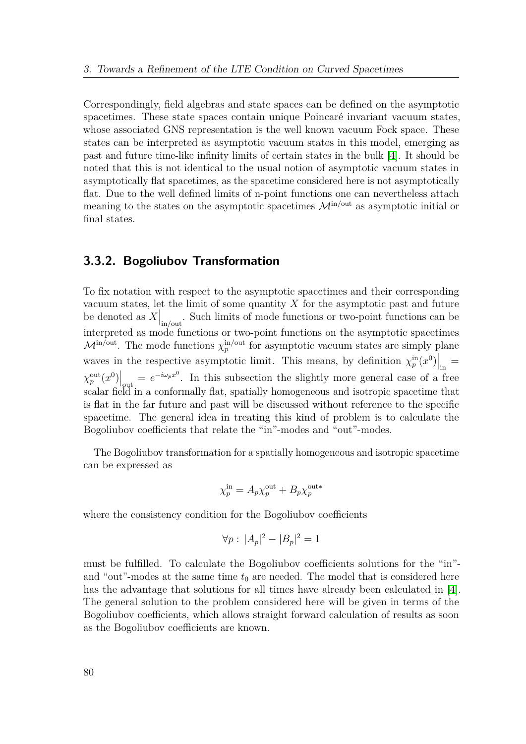Correspondingly, field algebras and state spaces can be defined on the asymptotic spacetimes. These state spaces contain unique Poincaré invariant vacuum states, whose associated GNS representation is the well known vacuum Fock space. These states can be interpreted as asymptotic vacuum states in this model, emerging as past and future time-like infinity limits of certain states in the bulk [4]. It should be noted that this is not identical to the usual notion of asymptotic vacuum states in asymptotically flat spacetimes, as the spacetime considered here is not asymptotically flat. Due to the well defined limits of n-point functions one can nevertheless attach meaning to the states on the asymptotic spacetimes $\mathcal{M}^{\text{in/out}}$ as asymptotic initial or final states.

### 3.3.2. Bogoliubov Transformation

To fix notation with respect to the asymptotic spacetimes and their corresponding vacuum states, let the limit of some quantity $X$ for the asymptotic past and future be denoted as $X\Big|_{\text{in/out}}$. Such limits of mode functions or two-point functions can be interpreted as mode functions or two-point functions on the asymptotic spacetimes $\mathcal{M}^{\text{in/out}}$. The mode functions $\chi_p^{\text{in/out}}$ for asymptotic vacuum states are simply plane waves in the respective asymptotic limit. This means, by definition $\chi_p^{\text{in}}(x^0)\Big|_{\text{in}} = \chi_p^{\text{out}}(x^0)\Big|_{\text{out}} = e^{-i\omega_p x^0}$. In this subsection the slightly more general case of a free scalar field in a conformally flat, spatially homogeneous and isotropic spacetime that is flat in the far future and past will be discussed without reference to the specific spacetime. The general idea in treating this kind of problem is to calculate the Bogoliubov coefficients that relate the "in"-modes and "out"-modes.

The Bogoliubov transformation for a spatially homogeneous and isotropic spacetime can be expressed as

$$\chi_p^{\text{in}} = A_p \chi_p^{\text{out}} + B_p \chi_p^{\text{out}*}$$

where the consistency condition for the Bogoliubov coefficients

$$\forall p : \, |A_p|^2 - |B_p|^2 = 1$$

must be fulfilled. To calculate the Bogoliubov coefficients solutions for the "in"- and "out"-modes at the same time $t_0$ are needed. The model that is considered here has the advantage that solutions for all times have already been calculated in [4]. The general solution to the problem considered here will be given in terms of the Bogoliubov coefficients, which allows straight forward calculation of results as soon as the Bogoliubov coefficients are known.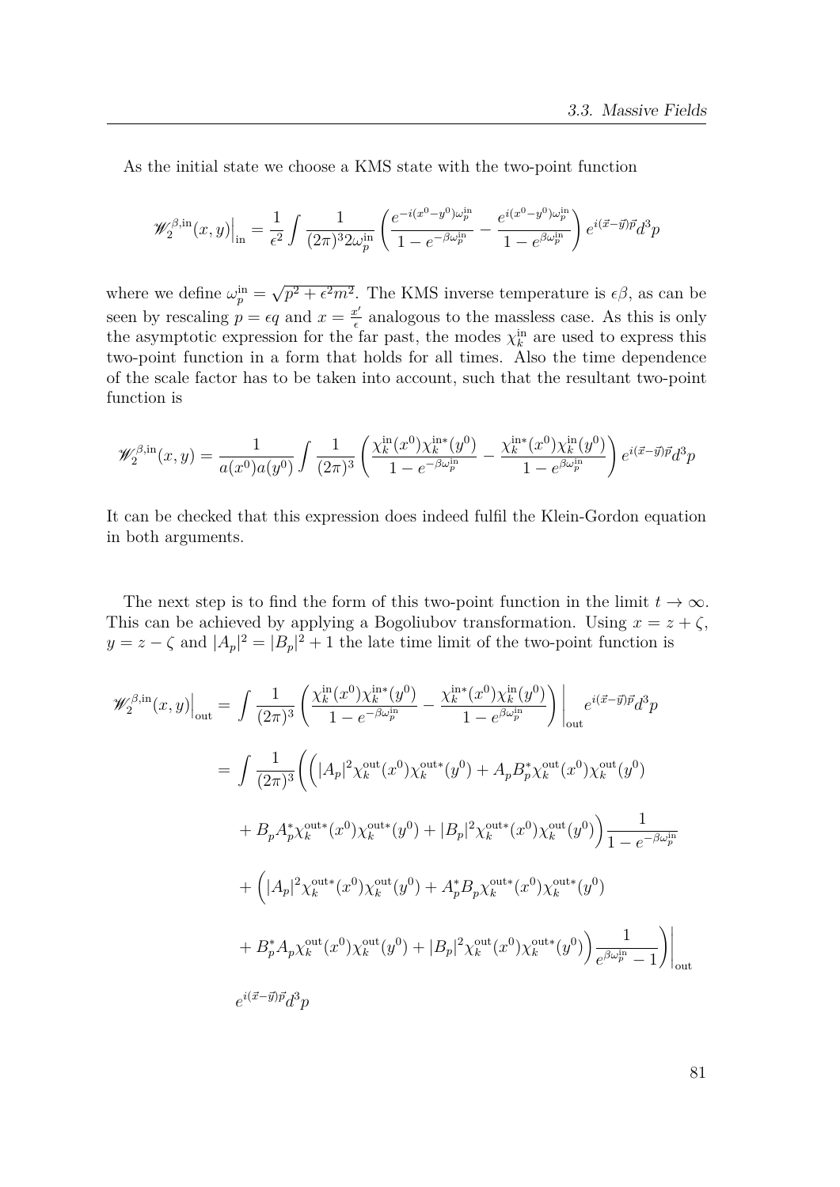As the initial state we choose a KMS state with the two-point function

$$\mathscr{W}_2^{\beta,\text{in}}(x,y)\Big|_{\text{in}} = \frac{1}{\epsilon^2}\int \frac{1}{(2\pi)^3 2\omega_p^{\text{in}}}\left(\frac{e^{-i(x^0-y^0)\omega_p^{\text{in}}}}{1-e^{-\beta\omega_p^{\text{in}}}} - \frac{e^{i(x^0-y^0)\omega_p^{\text{in}}}}{1-e^{\beta\omega_p^{\text{in}}}}\right)e^{i(\vec{x}-\vec{y})\vec{p}}d^3p$$

where we define $\omega_p^{\text{in}} = \sqrt{p^2+\epsilon^2 m^2}$. The KMS inverse temperature is $\epsilon\beta$, as can be seen by rescaling $p = \epsilon q$ and $x = \frac{x'}{\epsilon}$ analogous to the massless case. As this is only the asymptotic expression for the far past, the modes $\chi_k^{\text{in}}$ are used to express this two-point function in a form that holds for all times. Also the time dependence of the scale factor has to be taken into account, such that the resultant two-point function is

$$\mathscr{W}_2^{\beta,\text{in}}(x,y) = \frac{1}{a(x^0)a(y^0)}\int \frac{1}{(2\pi)^3}\left(\frac{\chi_k^{\text{in}}(x^0)\chi_k^{\text{in}*}(y^0)}{1-e^{-\beta\omega_p^{\text{in}}}} - \frac{\chi_k^{\text{in}*}(x^0)\chi_k^{\text{in}}(y^0)}{1-e^{\beta\omega_p^{\text{in}}}}\right)e^{i(\vec{x}-\vec{y})\vec{p}}d^3p$$

It can be checked that this expression does indeed fulfil the Klein-Gordon equation in both arguments.

The next step is to find the form of this two-point function in the limit $t\to\infty$. This can be achieved by applying a Bogoliubov transformation. Using $x = z+\zeta$, $y = z-\zeta$ and $|A_p|^2 = |B_p|^2+1$ the late time limit of the two-point function is

$$\begin{aligned}
\mathscr{W}_2^{\beta,\text{in}}(x,y)\Big|_{\text{out}} &= \int \frac{1}{(2\pi)^3}\left(\frac{\chi_k^{\text{in}}(x^0)\chi_k^{\text{in}*}(y^0)}{1-e^{-\beta\omega_p^{\text{in}}}} - \frac{\chi_k^{\text{in}*}(x^0)\chi_k^{\text{in}}(y^0)}{1-e^{\beta\omega_p^{\text{in}}}}\right)\Bigg|_{\text{out}} e^{i(\vec{x}-\vec{y})\vec{p}}d^3p \\
&= \int \frac{1}{(2\pi)^3}\Bigg(\Big(|A_p|^2\chi_k^{\text{out}}(x^0)\chi_k^{\text{out}*}(y^0) + A_pB_p^*\chi_k^{\text{out}}(x^0)\chi_k^{\text{out}}(y^0) \\
&\quad + B_pA_p^*\chi_k^{\text{out}*}(x^0)\chi_k^{\text{out}*}(y^0) + |B_p|^2\chi_k^{\text{out}*}(x^0)\chi_k^{\text{out}}(y^0)\Big)\frac{1}{1-e^{-\beta\omega_p^{\text{in}}}} \\
&\quad + \Big(|A_p|^2\chi_k^{\text{out}*}(x^0)\chi_k^{\text{out}}(y^0) + A_p^*B_p\chi_k^{\text{out}*}(x^0)\chi_k^{\text{out}*}(y^0) \\
&\quad + B_p^*A_p\chi_k^{\text{out}}(x^0)\chi_k^{\text{out}}(y^0) + |B_p|^2\chi_k^{\text{out}}(x^0)\chi_k^{\text{out}*}(y^0)\Big)\frac{1}{e^{\beta\omega_p^{\text{in}}}-1}\Bigg)\Bigg|_{\text{out}} \\
&\quad e^{i(\vec{x}-\vec{y})\vec{p}}d^3p
\end{aligned}$$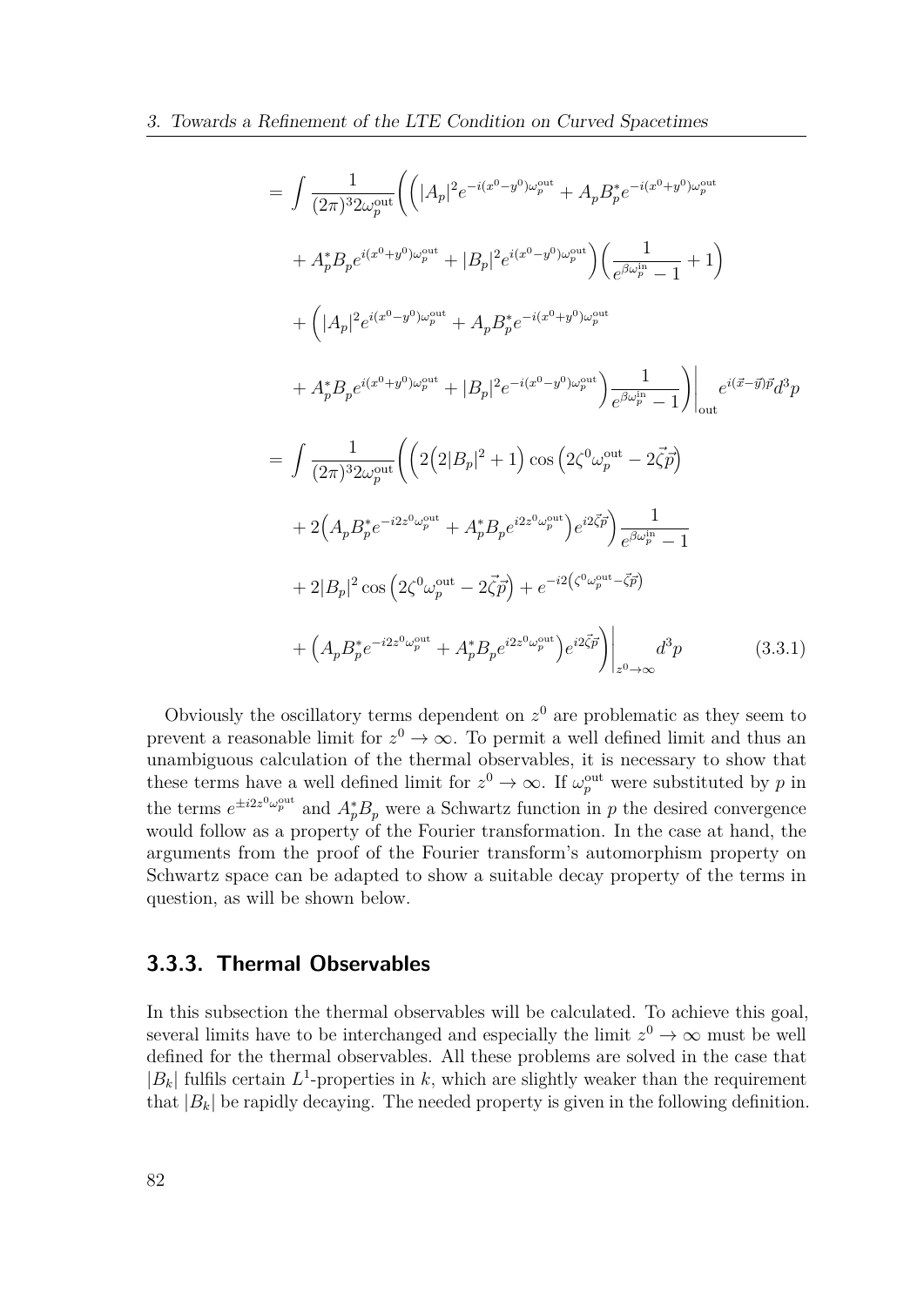$$
\begin{aligned}
&= \int \frac{1}{(2\pi)^3 2\omega_p^{\text{out}}} \Bigg( \Big( |A_p|^2 e^{-i(x^0-y^0)\omega_p^{\text{out}}} + A_p B_p^* e^{-i(x^0+y^0)\omega_p^{\text{out}}} \\
&\quad + A_p^* B_p e^{i(x^0+y^0)\omega_p^{\text{out}}} + |B_p|^2 e^{i(x^0-y^0)\omega_p^{\text{out}}} \Big) \Big( \frac{1}{e^{\beta\omega_p^{\text{in}}}-1} + 1 \Big) \\
&\quad + \Big( |A_p|^2 e^{i(x^0-y^0)\omega_p^{\text{out}}} + A_p B_p^* e^{-i(x^0+y^0)\omega_p^{\text{out}}} \\
&\quad + A_p^* B_p e^{i(x^0+y^0)\omega_p^{\text{out}}} + |B_p|^2 e^{-i(x^0-y^0)\omega_p^{\text{out}}} \Big) \frac{1}{e^{\beta\omega_p^{\text{in}}}-1} \Bigg) \Bigg|_{\text{out}} e^{i(\vec{x}-\vec{y})\vec{p}} d^3p \\
&= \int \frac{1}{(2\pi)^3 2\omega_p^{\text{out}}} \Bigg( \Big( 2\Big(2|B_p|^2+1\Big) \cos\Big(2\zeta^0\omega_p^{\text{out}} - 2\vec{\zeta}\vec{p}\Big) \\
&\quad + 2\Big( A_p B_p^* e^{-i2z^0\omega_p^{\text{out}}} + A_p^* B_p e^{i2z^0\omega_p^{\text{out}}} \Big) e^{i2\vec{\zeta}\vec{p}} \Big) \frac{1}{e^{\beta\omega_p^{\text{in}}}-1} \\
&\quad + 2|B_p|^2 \cos\Big(2\zeta^0\omega_p^{\text{out}} - 2\vec{\zeta}\vec{p}\Big) + e^{-i2\left(\zeta^0\omega_p^{\text{out}} - \vec{\zeta}\vec{p}\right)} \\
&\quad + \Big( A_p B_p^* e^{-i2z^0\omega_p^{\text{out}}} + A_p^* B_p e^{i2z^0\omega_p^{\text{out}}} \Big) e^{i2\vec{\zeta}\vec{p}} \Bigg) \Bigg|_{z^0\to\infty} d^3p \qquad (3.3.1)
\end{aligned}
$$

Obviously the oscillatory terms dependent on $z^0$ are problematic as they seem to prevent a reasonable limit for $z^0 \to \infty$. To permit a well defined limit and thus an unambiguous calculation of the thermal observables, it is necessary to show that these terms have a well defined limit for $z^0 \to \infty$. If $\omega_p^{\text{out}}$ were substituted by $p$ in the terms $e^{\pm i2z^0\omega_p^{\text{out}}}$ and $A_p^* B_p$ were a Schwartz function in $p$ the desired convergence would follow as a property of the Fourier transformation. In the case at hand, the arguments from the proof of the Fourier transform's automorphism property on Schwartz space can be adapted to show a suitable decay property of the terms in question, as will be shown below.

### 3.3.3. Thermal Observables

In this subsection the thermal observables will be calculated. To achieve this goal, several limits have to be interchanged and especially the limit $z^0 \to \infty$ must be well defined for the thermal observables. All these problems are solved in the case that $|B_k|$ fulfils certain $L^1$-properties in $k$, which are slightly weaker than the requirement that $|B_k|$ be rapidly decaying. The needed property is given in the following definition.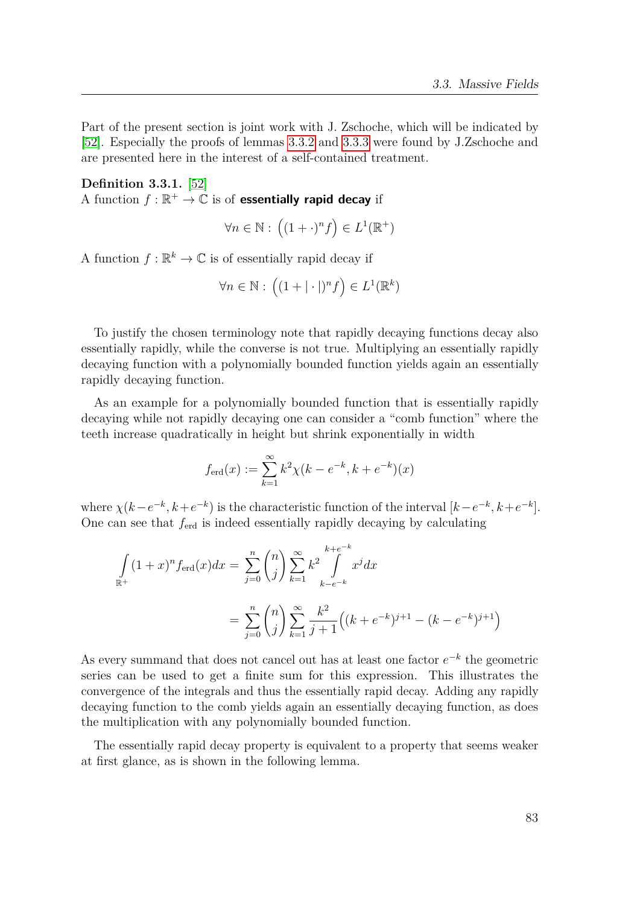Part of the present section is joint work with J. Zschoche, which will be indicated by [52]. Especially the proofs of lemmas 3.3.2 and 3.3.3 were found by J.Zschoche and are presented here in the interest of a self-contained treatment.

**Definition 3.3.1.** [52]
A function $f : \mathbb{R}^+ \to \mathbb{C}$ is of **essentially rapid decay** if

$$\forall n \in \mathbb{N} : \Big((1+\cdot)^n f\Big) \in L^1(\mathbb{R}^+)$$

A function $f : \mathbb{R}^k \to \mathbb{C}$ is of essentially rapid decay if

$$\forall n \in \mathbb{N} : \Big((1+|\cdot|)^n f\Big) \in L^1(\mathbb{R}^k)$$

To justify the chosen terminology note that rapidly decaying functions decay also essentially rapidly, while the converse is not true. Multiplying an essentially rapidly decaying function with a polynomially bounded function yields again an essentially rapidly decaying function.

As an example for a polynomially bounded function that is essentially rapidly decaying while not rapidly decaying one can consider a "comb function" where the teeth increase quadratically in height but shrink exponentially in width

$$f_{\text{erd}}(x) := \sum_{k=1}^{\infty} k^2 \chi(k - e^{-k}, k + e^{-k})(x)$$

where $\chi(k - e^{-k}, k + e^{-k})$ is the characteristic function of the interval $[k - e^{-k}, k + e^{-k}]$. One can see that $f_{\text{erd}}$ is indeed essentially rapidly decaying by calculating

$$\begin{aligned}
\int_{\mathbb{R}^+} (1+x)^n f_{\text{erd}}(x) dx &= \sum_{j=0}^{n} \binom{n}{j} \sum_{k=1}^{\infty} k^2 \int_{k-e^{-k}}^{k+e^{-k}} x^j dx \\
&= \sum_{j=0}^{n} \binom{n}{j} \sum_{k=1}^{\infty} \frac{k^2}{j+1} \Big( (k+e^{-k})^{j+1} - (k-e^{-k})^{j+1} \Big)
\end{aligned}$$

As every summand that does not cancel out has at least one factor $e^{-k}$ the geometric series can be used to get a finite sum for this expression. This illustrates the convergence of the integrals and thus the essentially rapid decay. Adding any rapidly decaying function to the comb yields again an essentially decaying function, as does the multiplication with any polynomially bounded function.

The essentially rapid decay property is equivalent to a property that seems weaker at first glance, as is shown in the following lemma.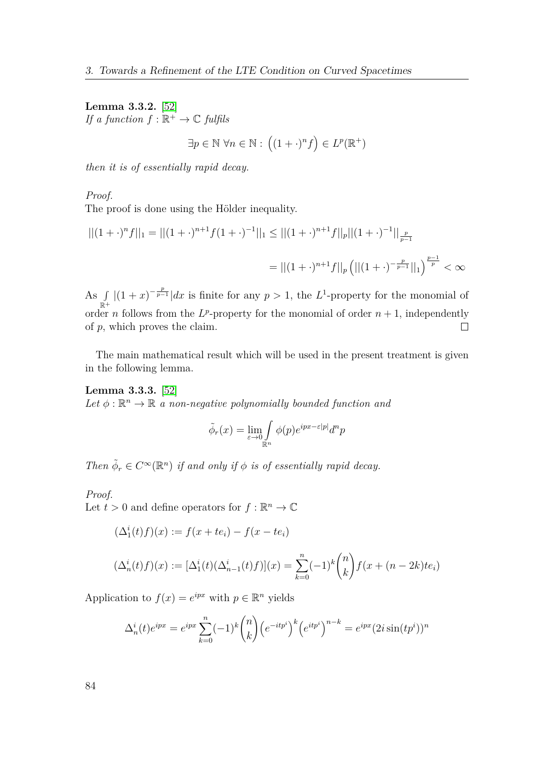**Lemma 3.3.2.** [52]
*If a function $f : \mathbb{R}^+ \to \mathbb{C}$ fulfils*

$$\exists p \in \mathbb{N}\ \forall n \in \mathbb{N} : \left((1+\cdot)^n f\right) \in L^p(\mathbb{R}^+)$$

*then it is of essentially rapid decay.*

*Proof.*
The proof is done using the Hölder inequality.

$$||(1+\cdot)^n f||_1 = ||(1+\cdot)^{n+1} f (1+\cdot)^{-1}||_1 \leq ||(1+\cdot)^{n+1} f||_p ||(1+\cdot)^{-1}||_{\frac{p}{p-1}}$$

$$= ||(1+\cdot)^{n+1} f||_p \left(||(1+\cdot)^{-\frac{p}{p-1}}||_1\right)^{\frac{p-1}{p}} < \infty$$

As $\int_{\mathbb{R}^+} |(1+x)^{-\frac{p}{p-1}}| dx$ is finite for any $p > 1$, the $L^1$-property for the monomial of order $n$ follows from the $L^p$-property for the monomial of order $n+1$, independently of $p$, which proves the claim. $\square$

The main mathematical result which will be used in the present treatment is given in the following lemma.

**Lemma 3.3.3.** [52]
*Let $\phi : \mathbb{R}^n \to \mathbb{R}$ a non-negative polynomially bounded function and*

$$\tilde{\phi}_r(x) = \lim_{\varepsilon \to 0} \int_{\mathbb{R}^n} \phi(p) e^{ipx - \varepsilon|p|} d^n p$$

*Then $\tilde{\phi}_r \in C^\infty(\mathbb{R}^n)$ if and only if $\phi$ is of essentially rapid decay.*

*Proof.*
Let $t > 0$ and define operators for $f : \mathbb{R}^n \to \mathbb{C}$

$$(\Delta_1^i(t) f)(x) := f(x + te_i) - f(x - te_i)$$

$$(\Delta_n^i(t) f)(x) := [\Delta_1^i(t)(\Delta_{n-1}^i(t) f)](x) = \sum_{k=0}^{n} (-1)^k \binom{n}{k} f(x + (n-2k)te_i)$$

Application to $f(x) = e^{ipx}$ with $p \in \mathbb{R}^n$ yields

$$\Delta_n^i(t) e^{ipx} = e^{ipx} \sum_{k=0}^{n} (-1)^k \binom{n}{k} \left(e^{-itp^i}\right)^k \left(e^{itp^i}\right)^{n-k} = e^{ipx}(2i\sin(tp^i))^n$$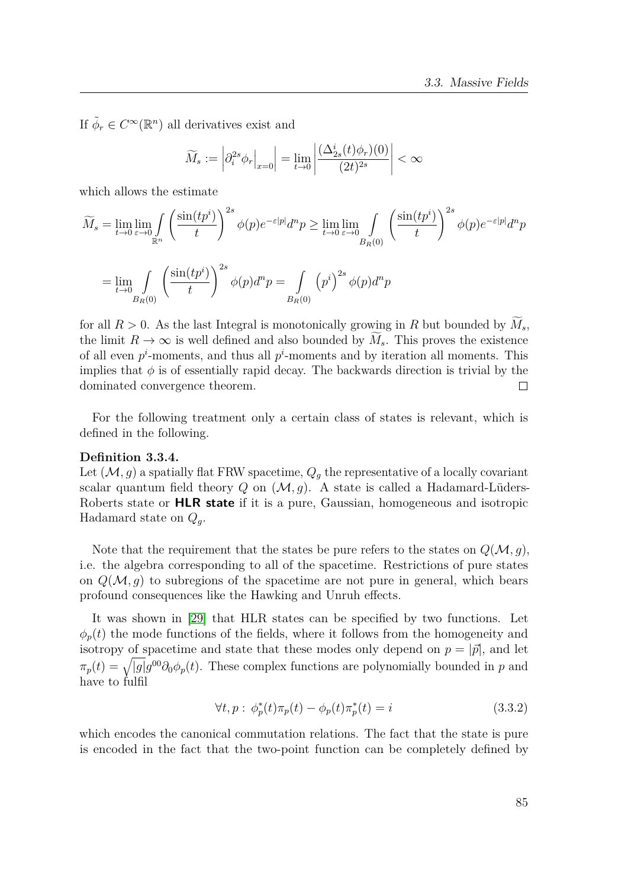If $\tilde{\phi}_r \in C^\infty(\mathbb{R}^n)$ all derivatives exist and

$$\widetilde{M}_s := \left|\partial_i^{2s}\phi_r\Big|_{x=0}\right| = \lim_{t\to 0}\left|\frac{(\Delta^i_{2s}(t)\phi_r)(0)}{(2t)^{2s}}\right| < \infty$$

which allows the estimate

$$\widetilde{M}_s = \lim_{t\to 0}\lim_{\varepsilon\to 0}\int_{\mathbb{R}^n}\left(\frac{\sin(tp^i)}{t}\right)^{2s}\phi(p)e^{-\varepsilon|p|}d^np \geq \lim_{t\to 0}\lim_{\varepsilon\to 0}\int_{B_R(0)}\left(\frac{\sin(tp^i)}{t}\right)^{2s}\phi(p)e^{-\varepsilon|p|}d^np$$

$$= \lim_{t\to 0}\int_{B_R(0)}\left(\frac{\sin(tp^i)}{t}\right)^{2s}\phi(p)d^np = \int_{B_R(0)}\left(p^i\right)^{2s}\phi(p)d^np$$

for all $R > 0$. As the last Integral is monotonically growing in $R$ but bounded by $\widetilde{M}_s$, the limit $R \to \infty$ is well defined and also bounded by $\widetilde{M}_s$. This proves the existence of all even $p^i$-moments, and thus all $p^i$-moments and by iteration all moments. This implies that $\phi$ is of essentially rapid decay. The backwards direction is trivial by the dominated convergence theorem. □

For the following treatment only a certain class of states is relevant, which is defined in the following.

**Definition 3.3.4.**
Let $(\mathcal{M}, g)$ a spatially flat FRW spacetime, $Q_g$ the representative of a locally covariant scalar quantum field theory $Q$ on $(\mathcal{M}, g)$. A state is called a Hadamard-Lüders-Roberts state or **HLR state** if it is a pure, Gaussian, homogeneous and isotropic Hadamard state on $Q_g$.

Note that the requirement that the states be pure refers to the states on $Q(\mathcal{M}, g)$, i.e. the algebra corresponding to all of the spacetime. Restrictions of pure states on $Q(\mathcal{M}, g)$ to subregions of the spacetime are not pure in general, which bears profound consequences like the Hawking and Unruh effects.

It was shown in [29] that HLR states can be specified by two functions. Let $\phi_p(t)$ the mode functions of the fields, where it follows from the homogeneity and isotropy of spacetime and state that these modes only depend on $p = |\vec{p}|$, and let $\pi_p(t) = \sqrt{|g|}g^{00}\partial_0\phi_p(t)$. These complex functions are polynomially bounded in $p$ and have to fulfil

$$\forall t, p : \ \phi_p^*(t)\pi_p(t) - \phi_p(t)\pi_p^*(t) = i \tag{3.3.2}$$

which encodes the canonical commutation relations. The fact that the state is pure is encoded in the fact that the two-point function can be completely defined by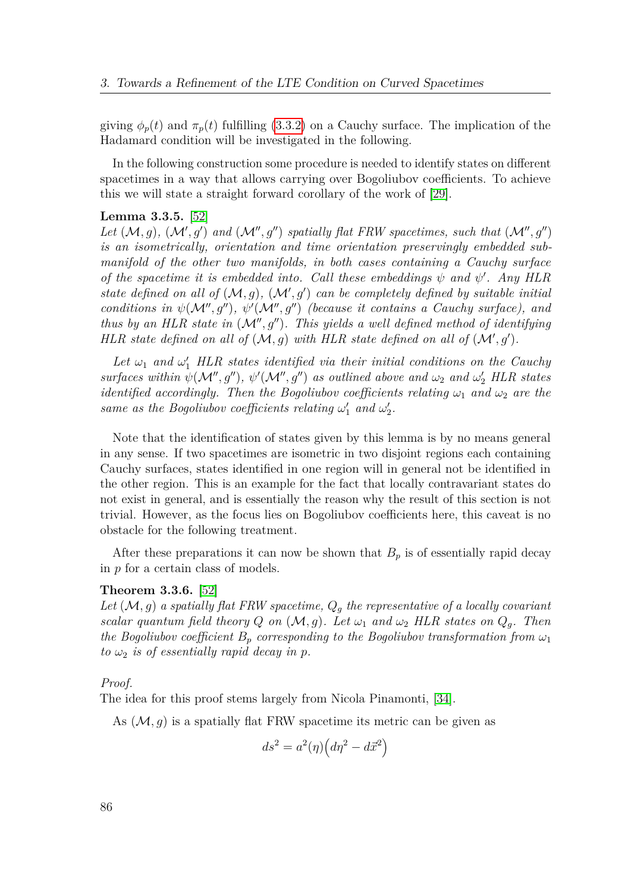giving $\phi_p(t)$ and $\pi_p(t)$ fulfilling (3.3.2) on a Cauchy surface. The implication of the Hadamard condition will be investigated in the following.

In the following construction some procedure is needed to identify states on different spacetimes in a way that allows carrying over Bogoliubov coefficients. To achieve this we will state a straight forward corollary of the work of [29].

**Lemma 3.3.5.** [52]
*Let $(\mathcal{M}, g)$, $(\mathcal{M}', g')$ and $(\mathcal{M}'', g'')$ spatially flat FRW spacetimes, such that $(\mathcal{M}'', g'')$ is an isometrically, orientation and time orientation preservingly embedded submanifold of the other two manifolds, in both cases containing a Cauchy surface of the spacetime it is embedded into. Call these embeddings $\psi$ and $\psi'$. Any HLR state defined on all of $(\mathcal{M}, g)$, $(\mathcal{M}', g')$ can be completely defined by suitable initial conditions in $\psi(\mathcal{M}'', g'')$, $\psi'(\mathcal{M}'', g'')$ (because it contains a Cauchy surface), and thus by an HLR state in $(\mathcal{M}'', g'')$. This yields a well defined method of identifying HLR state defined on all of $(\mathcal{M}, g)$ with HLR state defined on all of $(\mathcal{M}', g')$.*

*Let $\omega_1$ and $\omega_1'$ HLR states identified via their initial conditions on the Cauchy surfaces within $\psi(\mathcal{M}'', g'')$, $\psi'(\mathcal{M}'', g'')$ as outlined above and $\omega_2$ and $\omega_2'$ HLR states identified accordingly. Then the Bogoliubov coefficients relating $\omega_1$ and $\omega_2$ are the same as the Bogoliubov coefficients relating $\omega_1'$ and $\omega_2'$.*

Note that the identification of states given by this lemma is by no means general in any sense. If two spacetimes are isometric in two disjoint regions each containing Cauchy surfaces, states identified in one region will in general not be identified in the other region. This is an example for the fact that locally contravariant states do not exist in general, and is essentially the reason why the result of this section is not trivial. However, as the focus lies on Bogoliubov coefficients here, this caveat is no obstacle for the following treatment.

After these preparations it can now be shown that $B_p$ is of essentially rapid decay in $p$ for a certain class of models.

**Theorem 3.3.6.** [52]
*Let $(\mathcal{M}, g)$ a spatially flat FRW spacetime, $Q_g$ the representative of a locally covariant scalar quantum field theory $Q$ on $(\mathcal{M}, g)$. Let $\omega_1$ and $\omega_2$ HLR states on $Q_g$. Then the Bogoliubov coefficient $B_p$ corresponding to the Bogoliubov transformation from $\omega_1$ to $\omega_2$ is of essentially rapid decay in $p$.*

*Proof.*
The idea for this proof stems largely from Nicola Pinamonti, [34].

As $(\mathcal{M}, g)$ is a spatially flat FRW spacetime its metric can be given as

$$ds^2 = a^2(\eta)\Big(d\eta^2 - d\vec{x}^2\Big)$$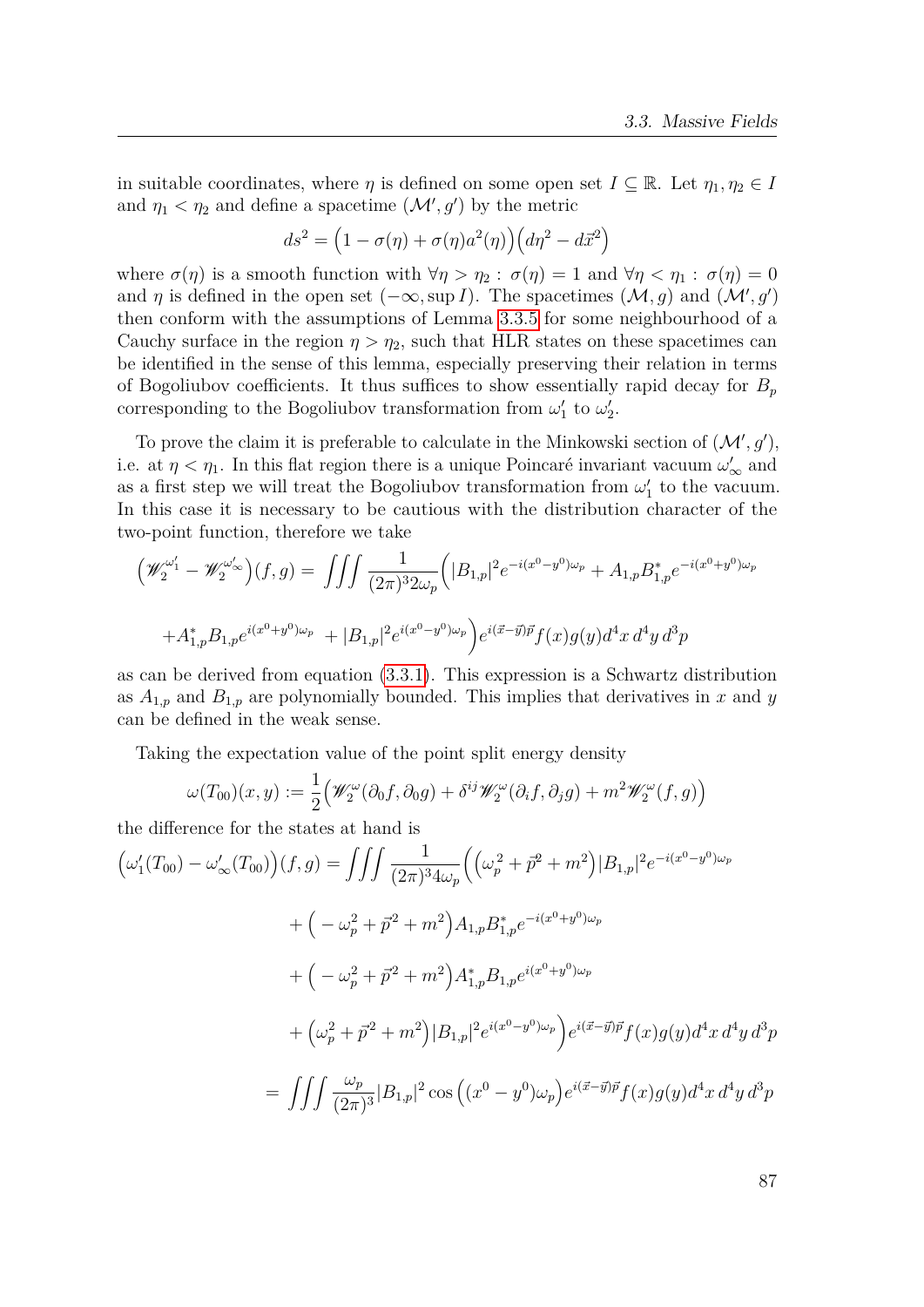in suitable coordinates, where $\eta$ is defined on some open set $I \subseteq \mathbb{R}$. Let $\eta_1, \eta_2 \in I$ and $\eta_1 < \eta_2$ and define a spacetime $(\mathcal{M}', g')$ by the metric

$$ds^2 = \Big(1 - \sigma(\eta) + \sigma(\eta) a^2(\eta)\Big)\Big(d\eta^2 - d\vec{x}^2\Big)$$

where $\sigma(\eta)$ is a smooth function with $\forall \eta > \eta_2 : \sigma(\eta) = 1$ and $\forall \eta < \eta_1 : \sigma(\eta) = 0$ and $\eta$ is defined in the open set $(-\infty, \sup I)$. The spacetimes $(\mathcal{M}, g)$ and $(\mathcal{M}', g')$ then conform with the assumptions of Lemma 3.3.5 for some neighbourhood of a Cauchy surface in the region $\eta > \eta_2$, such that HLR states on these spacetimes can be identified in the sense of this lemma, especially preserving their relation in terms of Bogoliubov coefficients. It thus suffices to show essentially rapid decay for $B_p$ corresponding to the Bogoliubov transformation from $\omega_1'$ to $\omega_2'$.

To prove the claim it is preferable to calculate in the Minkowski section of $(\mathcal{M}', g')$, i.e. at $\eta < \eta_1$. In this flat region there is a unique Poincaré invariant vacuum $\omega_\infty'$ and as a first step we will treat the Bogoliubov transformation from $\omega_1'$ to the vacuum. In this case it is necessary to be cautious with the distribution character of the two-point function, therefore we take

$$\Big(\mathscr{W}_2^{\omega_1'} - \mathscr{W}_2^{\omega_\infty'}\Big)(f,g) = \iiint \frac{1}{(2\pi)^3 2\omega_p}\Big(|B_{1,p}|^2 e^{-i(x^0-y^0)\omega_p} + A_{1,p}B_{1,p}^* e^{-i(x^0+y^0)\omega_p}$$

$$+A_{1,p}^* B_{1,p} e^{i(x^0+y^0)\omega_p} \; + |B_{1,p}|^2 e^{i(x^0-y^0)\omega_p}\Big) e^{i(\vec{x}-\vec{y})\vec{p}} f(x) g(y) d^4x \, d^4y \, d^3p$$

as can be derived from equation (3.3.1). This expression is a Schwartz distribution as $A_{1,p}$ and $B_{1,p}$ are polynomially bounded. This implies that derivatives in $x$ and $y$ can be defined in the weak sense.

Taking the expectation value of the point split energy density

$$\omega(T_{00})(x,y) := \frac{1}{2}\Big(\mathscr{W}_2^{\omega}(\partial_0 f, \partial_0 g) + \delta^{ij}\mathscr{W}_2^{\omega}(\partial_i f, \partial_j g) + m^2 \mathscr{W}_2^{\omega}(f,g)\Big)$$

the difference for the states at hand is

$$\Big(\omega_1'(T_{00}) - \omega_\infty'(T_{00})\Big)(f,g) = \iiint \frac{1}{(2\pi)^3 4\omega_p}\Big(\Big(\omega_p^2 + \vec{p}^2 + m^2\Big)|B_{1,p}|^2 e^{-i(x^0-y^0)\omega_p}$$

$$+ \Big(-\omega_p^2 + \vec{p}^2 + m^2\Big) A_{1,p} B_{1,p}^* e^{-i(x^0+y^0)\omega_p}$$

$$+ \Big(-\omega_p^2 + \vec{p}^2 + m^2\Big) A_{1,p}^* B_{1,p} e^{i(x^0+y^0)\omega_p}$$

$$+ \Big(\omega_p^2 + \vec{p}^2 + m^2\Big)|B_{1,p}|^2 e^{i(x^0-y^0)\omega_p}\Big) e^{i(\vec{x}-\vec{y})\vec{p}} f(x) g(y) d^4x \, d^4y \, d^3p$$

$$= \iiint \frac{\omega_p}{(2\pi)^3}|B_{1,p}|^2 \cos\Big((x^0 - y^0)\omega_p\Big) e^{i(\vec{x}-\vec{y})\vec{p}} f(x) g(y) d^4x \, d^4y \, d^3p$$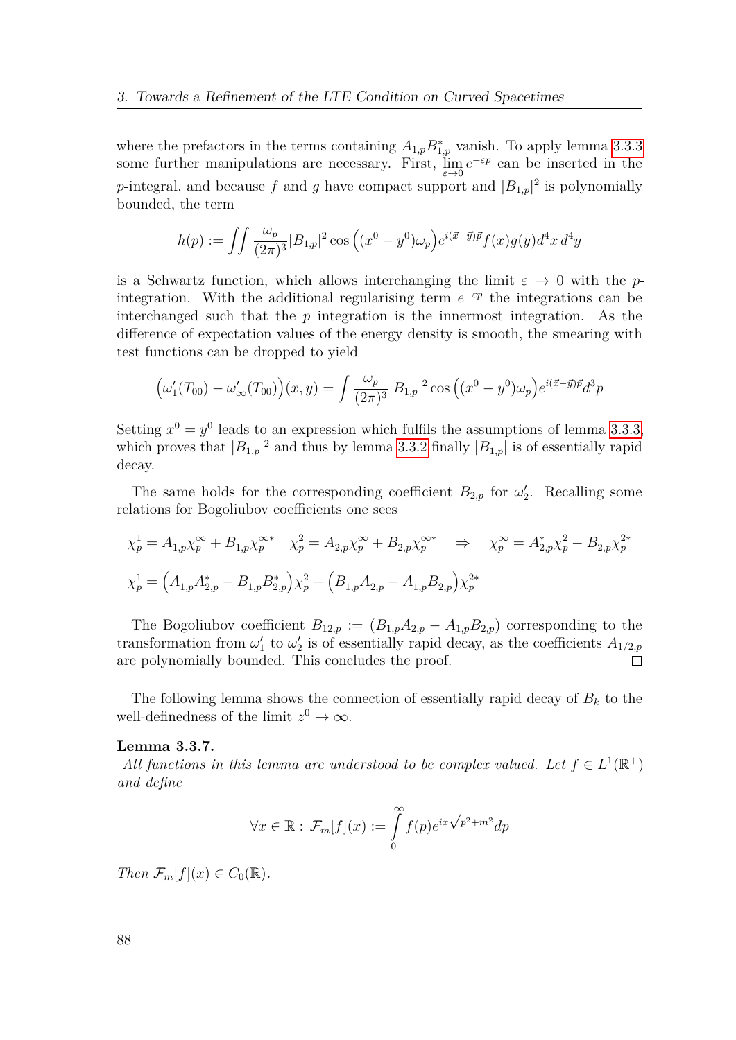where the prefactors in the terms containing $A_{1,p}B^*_{1,p}$ vanish. To apply lemma 3.3.3 some further manipulations are necessary. First, $\lim_{\varepsilon \to 0} e^{-\varepsilon p}$ can be inserted in the $p$-integral, and because $f$ and $g$ have compact support and $|B_{1,p}|^2$ is polynomially bounded, the term

$$h(p) := \iint \frac{\omega_p}{(2\pi)^3} |B_{1,p}|^2 \cos\Big((x^0 - y^0)\omega_p\Big) e^{i(\vec{x}-\vec{y})\vec{p}} f(x) g(y) d^4x\, d^4y$$

is a Schwartz function, which allows interchanging the limit $\varepsilon \to 0$ with the $p$-integration. With the additional regularising term $e^{-\varepsilon p}$ the integrations can be interchanged such that the $p$ integration is the innermost integration. As the difference of expectation values of the energy density is smooth, the smearing with test functions can be dropped to yield

$$\Big(\omega_1'(T_{00}) - \omega_\infty'(T_{00})\Big)(x,y) = \int \frac{\omega_p}{(2\pi)^3} |B_{1,p}|^2 \cos\Big((x^0 - y^0)\omega_p\Big) e^{i(\vec{x}-\vec{y})\vec{p}} d^3p$$

Setting $x^0 = y^0$ leads to an expression which fulfils the assumptions of lemma 3.3.3, which proves that $|B_{1,p}|^2$ and thus by lemma 3.3.2 finally $|B_{1,p}|$ is of essentially rapid decay.

The same holds for the corresponding coefficient $B_{2,p}$ for $\omega_2'$. Recalling some relations for Bogoliubov coefficients one sees

$$\chi^1_p = A_{1,p}\chi^\infty_p + B_{1,p}\chi^{\infty *}_p \quad \chi^2_p = A_{2,p}\chi^\infty_p + B_{2,p}\chi^{\infty *}_p \quad \Rightarrow \quad \chi^\infty_p = A^*_{2,p}\chi^2_p - B_{2,p}\chi^{2*}_p$$

$$\chi^1_p = \Big(A_{1,p}A^*_{2,p} - B_{1,p}B^*_{2,p}\Big)\chi^2_p + \Big(B_{1,p}A_{2,p} - A_{1,p}B_{2,p}\Big)\chi^{2*}_p$$

The Bogoliubov coefficient $B_{12,p} := (B_{1,p}A_{2,p} - A_{1,p}B_{2,p})$ corresponding to the transformation from $\omega_1'$ to $\omega_2'$ is of essentially rapid decay, as the coefficients $A_{1/2,p}$ are polynomially bounded. This concludes the proof. □

The following lemma shows the connection of essentially rapid decay of $B_k$ to the well-definedness of the limit $z^0 \to \infty$.

**Lemma 3.3.7.**
*All functions in this lemma are understood to be complex valued. Let $f \in L^1(\mathbb{R}^+)$ and define*

$$\forall x \in \mathbb{R} : \mathcal{F}_m[f](x) := \int_0^\infty f(p) e^{ix\sqrt{p^2+m^2}} dp$$

*Then $\mathcal{F}_m[f](x) \in C_0(\mathbb{R})$.*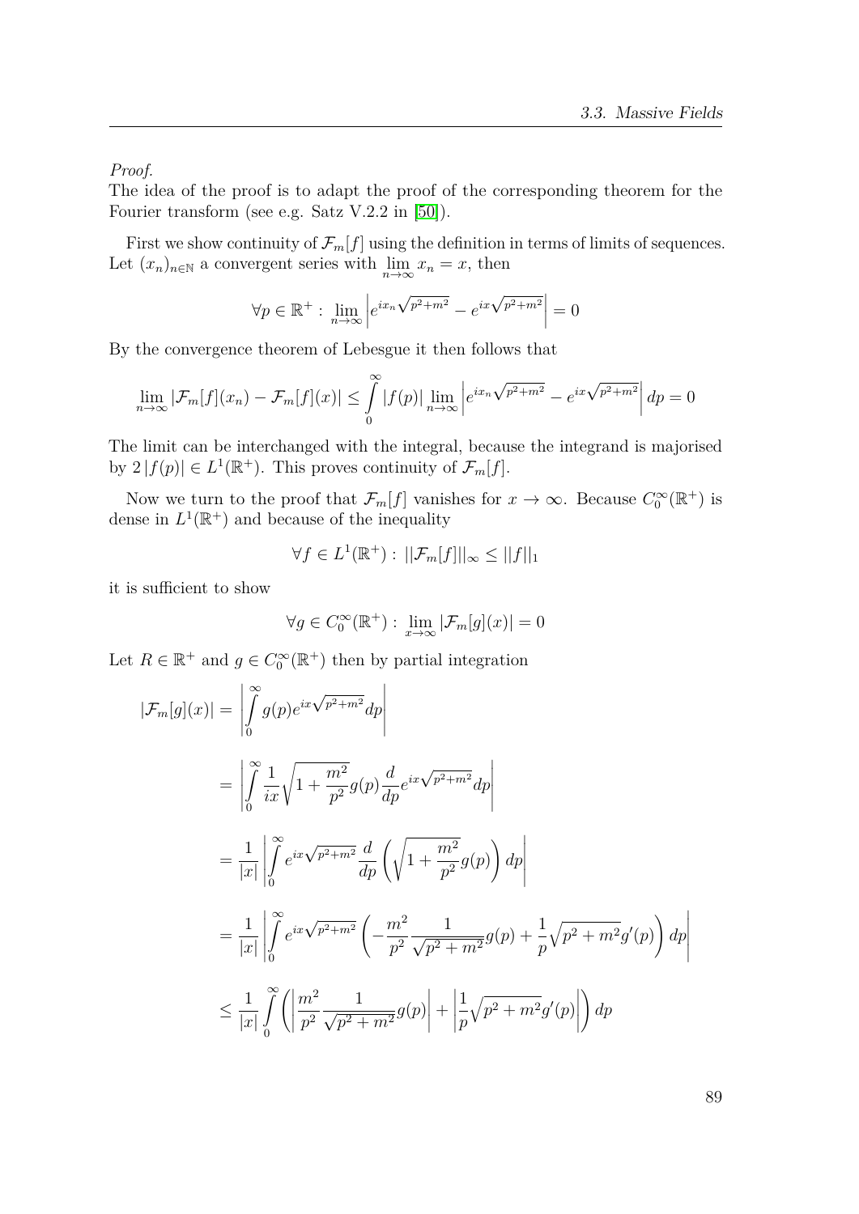*Proof.*
The idea of the proof is to adapt the proof of the corresponding theorem for the Fourier transform (see e.g. Satz V.2.2 in [50]).

First we show continuity of $\mathcal{F}_m[f]$ using the definition in terms of limits of sequences. Let $(x_n)_{n\in\mathbb{N}}$ a convergent series with $\lim_{n\to\infty} x_n = x$, then

$$\forall p \in \mathbb{R}^+ : \lim_{n\to\infty} \left| e^{ix_n\sqrt{p^2+m^2}} - e^{ix\sqrt{p^2+m^2}} \right| = 0$$

By the convergence theorem of Lebesgue it then follows that

$$\lim_{n\to\infty} |\mathcal{F}_m[f](x_n) - \mathcal{F}_m[f](x)| \leq \int_0^\infty |f(p)| \lim_{n\to\infty} \left| e^{ix_n\sqrt{p^2+m^2}} - e^{ix\sqrt{p^2+m^2}} \right| dp = 0$$

The limit can be interchanged with the integral, because the integrand is majorised by $2\,|f(p)| \in L^1(\mathbb{R}^+)$. This proves continuity of $\mathcal{F}_m[f]$.

Now we turn to the proof that $\mathcal{F}_m[f]$ vanishes for $x \to \infty$. Because $C_0^\infty(\mathbb{R}^+)$ is dense in $L^1(\mathbb{R}^+)$ and because of the inequality

$$\forall f \in L^1(\mathbb{R}^+) : ||\mathcal{F}_m[f]||_\infty \leq ||f||_1$$

it is sufficient to show

$$\forall g \in C_0^\infty(\mathbb{R}^+) : \lim_{x\to\infty} |\mathcal{F}_m[g](x)| = 0$$

Let $R \in \mathbb{R}^+$ and $g \in C_0^\infty(\mathbb{R}^+)$ then by partial integration

$$\begin{aligned}
|\mathcal{F}_m[g](x)| &= \left| \int_0^\infty g(p) e^{ix\sqrt{p^2+m^2}} dp \right| \\
&= \left| \int_0^\infty \frac{1}{ix} \sqrt{1 + \frac{m^2}{p^2}}\, g(p) \frac{d}{dp} e^{ix\sqrt{p^2+m^2}} dp \right| \\
&= \frac{1}{|x|} \left| \int_0^\infty e^{ix\sqrt{p^2+m^2}} \frac{d}{dp} \left( \sqrt{1 + \frac{m^2}{p^2}}\, g(p) \right) dp \right| \\
&= \frac{1}{|x|} \left| \int_0^\infty e^{ix\sqrt{p^2+m^2}} \left( -\frac{m^2}{p^2} \frac{1}{\sqrt{p^2+m^2}} g(p) + \frac{1}{p} \sqrt{p^2+m^2}\, g'(p) \right) dp \right| \\
&\leq \frac{1}{|x|} \int_0^\infty \left( \left| \frac{m^2}{p^2} \frac{1}{\sqrt{p^2+m^2}} g(p) \right| + \left| \frac{1}{p} \sqrt{p^2+m^2}\, g'(p) \right| \right) dp
\end{aligned}$$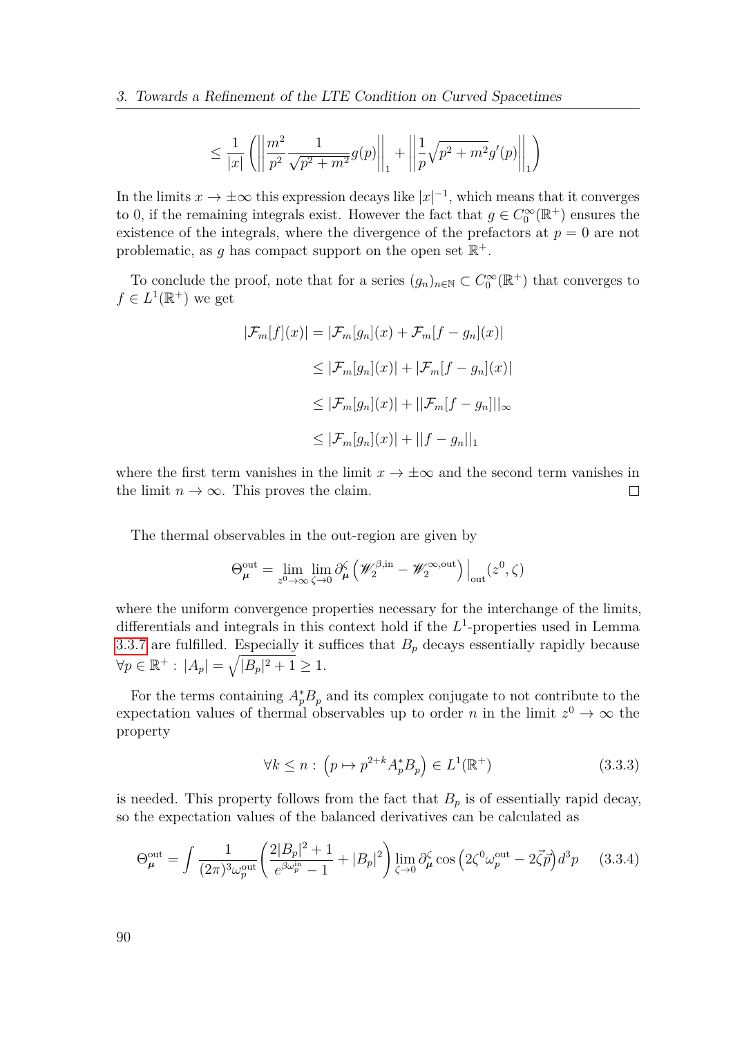$$\leq \frac{1}{|x|}\left(\left|\left|\frac{m^2}{p^2}\frac{1}{\sqrt{p^2+m^2}}g(p)\right|\right|_1 + \left|\left|\frac{1}{p}\sqrt{p^2+m^2}g'(p)\right|\right|_1\right)$$

In the limits $x \to \pm\infty$ this expression decays like $|x|^{-1}$, which means that it converges to 0, if the remaining integrals exist. However the fact that $g \in C_0^\infty(\mathbb{R}^+)$ ensures the existence of the integrals, where the divergence of the prefactors at $p = 0$ are not problematic, as $g$ has compact support on the open set $\mathbb{R}^+$.

To conclude the proof, note that for a series $(g_n)_{n\in\mathbb{N}} \subset C_0^\infty(\mathbb{R}^+)$ that converges to $f \in L^1(\mathbb{R}^+)$ we get

$$\begin{aligned}
|\mathcal{F}_m[f](x)| &= |\mathcal{F}_m[g_n](x) + \mathcal{F}_m[f-g_n](x)| \\
&\leq |\mathcal{F}_m[g_n](x)| + |\mathcal{F}_m[f-g_n](x)| \\
&\leq |\mathcal{F}_m[g_n](x)| + ||\mathcal{F}_m[f-g_n]||_\infty \\
&\leq |\mathcal{F}_m[g_n](x)| + ||f-g_n||_1
\end{aligned}$$

where the first term vanishes in the limit $x \to \pm\infty$ and the second term vanishes in the limit $n \to \infty$. This proves the claim. □

The thermal observables in the out-region are given by

$$\Theta_{\boldsymbol{\mu}}^{\text{out}} = \lim_{z^0\to\infty}\lim_{\zeta\to 0}\partial_{\boldsymbol{\mu}}^{\zeta}\left(\mathscr{W}_2^{\beta,\text{in}} - \mathscr{W}_2^{\infty,\text{out}}\right)\Big|_{\text{out}}(z^0,\zeta)$$

where the uniform convergence properties necessary for the interchange of the limits, differentials and integrals in this context hold if the $L^1$-properties used in Lemma 3.3.7 are fulfilled. Especially it suffices that $B_p$ decays essentially rapidly because $\forall p \in \mathbb{R}^+ : |A_p| = \sqrt{|B_p|^2+1} \geq 1$.

For the terms containing $A_p^* B_p$ and its complex conjugate to not contribute to the expectation values of thermal observables up to order $n$ in the limit $z^0 \to \infty$ the property

$$\forall k \leq n : \left(p \mapsto p^{2+k}A_p^*B_p\right) \in L^1(\mathbb{R}^+) \tag{3.3.3}$$

is needed. This property follows from the fact that $B_p$ is of essentially rapid decay, so the expectation values of the balanced derivatives can be calculated as

$$\Theta_{\boldsymbol{\mu}}^{\text{out}} = \int \frac{1}{(2\pi)^3\omega_p^{\text{out}}}\left(\frac{2|B_p|^2+1}{e^{\beta\omega_p^{\text{in}}}-1} + |B_p|^2\right)\lim_{\zeta\to 0}\partial_{\boldsymbol{\mu}}^{\zeta}\cos\left(2\zeta^0\omega_p^{\text{out}} - 2\vec{\zeta}\vec{p}\right)d^3p \tag{3.3.4}$$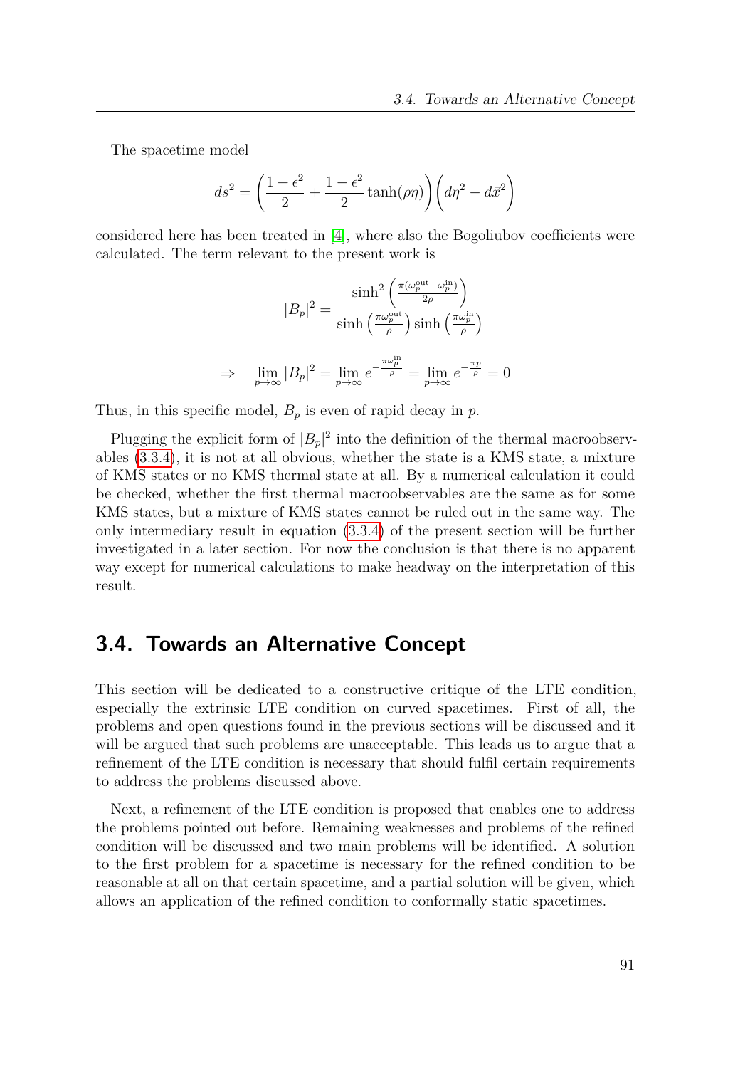The spacetime model

$$ds^2 = \left(\frac{1+\epsilon^2}{2} + \frac{1-\epsilon^2}{2}\tanh(\rho\eta)\right)\left(d\eta^2 - d\vec{x}^2\right)$$

considered here has been treated in [4], where also the Bogoliubov coefficients were calculated. The term relevant to the present work is

$$|B_p|^2 = \frac{\sinh^2\left(\frac{\pi(\omega_p^{\text{out}} - \omega_p^{\text{in}})}{2\rho}\right)}{\sinh\left(\frac{\pi\omega_p^{\text{out}}}{\rho}\right)\sinh\left(\frac{\pi\omega_p^{\text{in}}}{\rho}\right)}$$

$$\Rightarrow \quad \lim_{p\to\infty}|B_p|^2 = \lim_{p\to\infty} e^{-\frac{\pi\omega_p^{\text{in}}}{\rho}} = \lim_{p\to\infty} e^{-\frac{\pi p}{\rho}} = 0$$

Thus, in this specific model, $B_p$ is even of rapid decay in $p$.

Plugging the explicit form of $|B_p|^2$ into the definition of the thermal macroobservables (3.3.4), it is not at all obvious, whether the state is a KMS state, a mixture of KMS states or no KMS thermal state at all. By a numerical calculation it could be checked, whether the first thermal macroobservables are the same as for some KMS states, but a mixture of KMS states cannot be ruled out in the same way. The only intermediary result in equation (3.3.4) of the present section will be further investigated in a later section. For now the conclusion is that there is no apparent way except for numerical calculations to make headway on the interpretation of this result.

## 3.4. Towards an Alternative Concept

This section will be dedicated to a constructive critique of the LTE condition, especially the extrinsic LTE condition on curved spacetimes. First of all, the problems and open questions found in the previous sections will be discussed and it will be argued that such problems are unacceptable. This leads us to argue that a refinement of the LTE condition is necessary that should fulfil certain requirements to address the problems discussed above.

Next, a refinement of the LTE condition is proposed that enables one to address the problems pointed out before. Remaining weaknesses and problems of the refined condition will be discussed and two main problems will be identified. A solution to the first problem for a spacetime is necessary for the refined condition to be reasonable at all on that certain spacetime, and a partial solution will be given, which allows an application of the refined condition to conformally static spacetimes.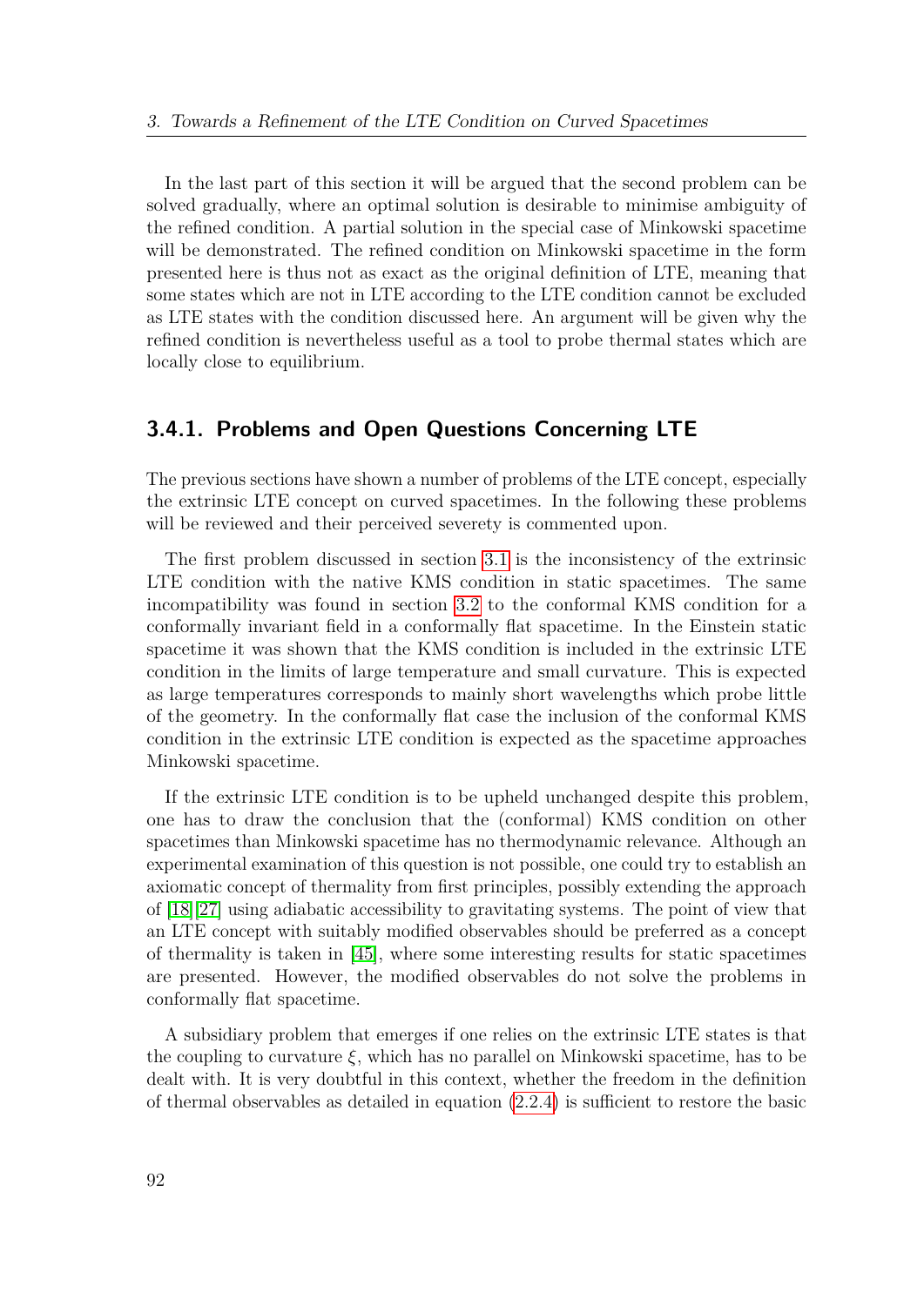In the last part of this section it will be argued that the second problem can be solved gradually, where an optimal solution is desirable to minimise ambiguity of the refined condition. A partial solution in the special case of Minkowski spacetime will be demonstrated. The refined condition on Minkowski spacetime in the form presented here is thus not as exact as the original definition of LTE, meaning that some states which are not in LTE according to the LTE condition cannot be excluded as LTE states with the condition discussed here. An argument will be given why the refined condition is nevertheless useful as a tool to probe thermal states which are locally close to equilibrium.

### 3.4.1. Problems and Open Questions Concerning LTE

The previous sections have shown a number of problems of the LTE concept, especially the extrinsic LTE concept on curved spacetimes. In the following these problems will be reviewed and their perceived severety is commented upon.

The first problem discussed in section 3.1 is the inconsistency of the extrinsic LTE condition with the native KMS condition in static spacetimes. The same incompatibility was found in section 3.2 to the conformal KMS condition for a conformally invariant field in a conformally flat spacetime. In the Einstein static spacetime it was shown that the KMS condition is included in the extrinsic LTE condition in the limits of large temperature and small curvature. This is expected as large temperatures corresponds to mainly short wavelengths which probe little of the geometry. In the conformally flat case the inclusion of the conformal KMS condition in the extrinsic LTE condition is expected as the spacetime approaches Minkowski spacetime.

If the extrinsic LTE condition is to be upheld unchanged despite this problem, one has to draw the conclusion that the (conformal) KMS condition on other spacetimes than Minkowski spacetime has no thermodynamic relevance. Although an experimental examination of this question is not possible, one could try to establish an axiomatic concept of thermality from first principles, possibly extending the approach of [18][27] using adiabatic accessibility to gravitating systems. The point of view that an LTE concept with suitably modified observables should be preferred as a concept of thermality is taken in [45], where some interesting results for static spacetimes are presented. However, the modified observables do not solve the problems in conformally flat spacetime.

A subsidiary problem that emerges if one relies on the extrinsic LTE states is that the coupling to curvature $\xi$, which has no parallel on Minkowski spacetime, has to be dealt with. It is very doubtful in this context, whether the freedom in the definition of thermal observables as detailed in equation (2.2.4) is sufficient to restore the basic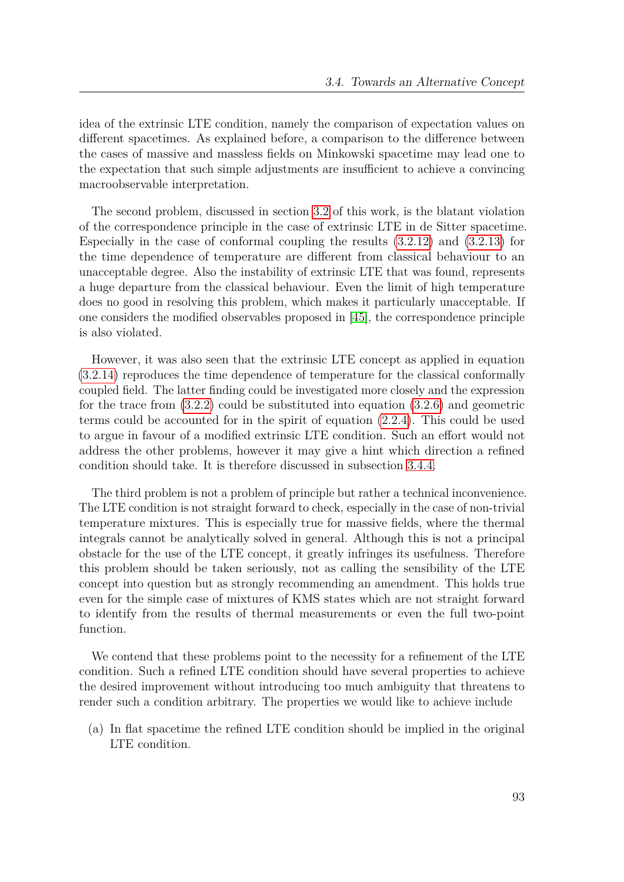idea of the extrinsic LTE condition, namely the comparison of expectation values on different spacetimes. As explained before, a comparison to the difference between the cases of massive and massless fields on Minkowski spacetime may lead one to the expectation that such simple adjustments are insufficient to achieve a convincing macroobservable interpretation.

The second problem, discussed in section 3.2 of this work, is the blatant violation of the correspondence principle in the case of extrinsic LTE in de Sitter spacetime. Especially in the case of conformal coupling the results (3.2.12) and (3.2.13) for the time dependence of temperature are different from classical behaviour to an unacceptable degree. Also the instability of extrinsic LTE that was found, represents a huge departure from the classical behaviour. Even the limit of high temperature does no good in resolving this problem, which makes it particularly unacceptable. If one considers the modified observables proposed in [45], the correspondence principle is also violated.

However, it was also seen that the extrinsic LTE concept as applied in equation (3.2.14) reproduces the time dependence of temperature for the classical conformally coupled field. The latter finding could be investigated more closely and the expression for the trace from (3.2.2) could be substituted into equation (3.2.6) and geometric terms could be accounted for in the spirit of equation (2.2.4). This could be used to argue in favour of a modified extrinsic LTE condition. Such an effort would not address the other problems, however it may give a hint which direction a refined condition should take. It is therefore discussed in subsection 3.4.4.

The third problem is not a problem of principle but rather a technical inconvenience. The LTE condition is not straight forward to check, especially in the case of non-trivial temperature mixtures. This is especially true for massive fields, where the thermal integrals cannot be analytically solved in general. Although this is not a principal obstacle for the use of the LTE concept, it greatly infringes its usefulness. Therefore this problem should be taken seriously, not as calling the sensibility of the LTE concept into question but as strongly recommending an amendment. This holds true even for the simple case of mixtures of KMS states which are not straight forward to identify from the results of thermal measurements or even the full two-point function.

We contend that these problems point to the necessity for a refinement of the LTE condition. Such a refined LTE condition should have several properties to achieve the desired improvement without introducing too much ambiguity that threatens to render such a condition arbitrary. The properties we would like to achieve include

(a) In flat spacetime the refined LTE condition should be implied in the original LTE condition.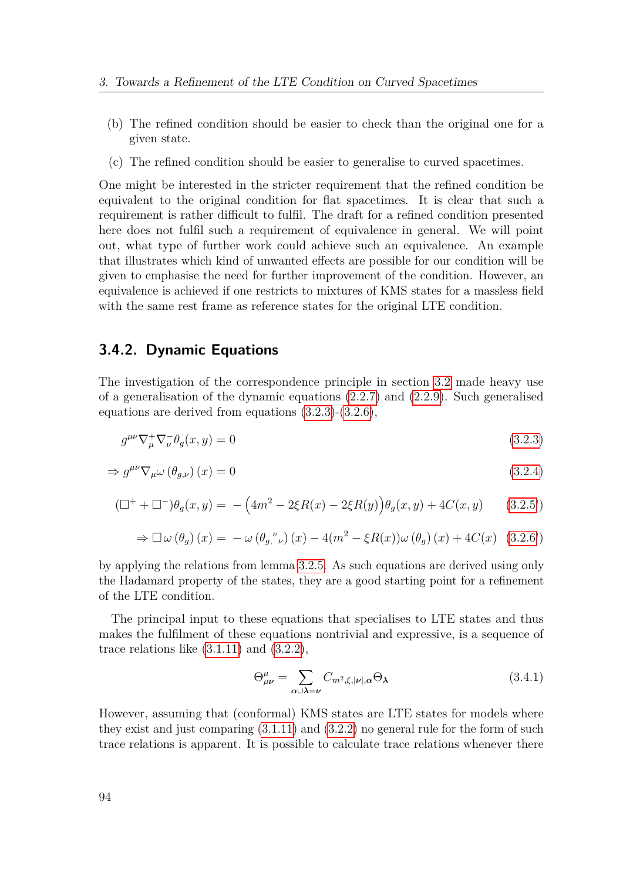(b) The refined condition should be easier to check than the original one for a given state.

(c) The refined condition should be easier to generalise to curved spacetimes.

One might be interested in the stricter requirement that the refined condition be equivalent to the original condition for flat spacetimes. It is clear that such a requirement is rather difficult to fulfil. The draft for a refined condition presented here does not fulfil such a requirement of equivalence in general. We will point out, what type of further work could achieve such an equivalence. An example that illustrates which kind of unwanted effects are possible for our condition will be given to emphasise the need for further improvement of the condition. However, an equivalence is achieved if one restricts to mixtures of KMS states for a massless field with the same rest frame as reference states for the original LTE condition.

### 3.4.2. Dynamic Equations

The investigation of the correspondence principle in section 3.2 made heavy use of a generalisation of the dynamic equations (2.2.7) and (2.2.9). Such generalised equations are derived from equations (3.2.3)-(3.2.6),

$$g^{\mu\nu}\nabla^+_\mu\nabla^-_\nu\theta_g(x,y) = 0 \tag{3.2.3}$$

$$\Rightarrow g^{\mu\nu}\nabla_\mu\omega\left(\theta_{g,\nu}\right)(x) = 0 \tag{3.2.4}$$

$$(\Box^+ + \Box^-)\theta_g(x,y) = -\Big(4m^2 - 2\xi R(x) - 2\xi R(y)\Big)\theta_g(x,y) + 4C(x,y) \tag{3.2.5}$$

$$\Rightarrow \Box\,\omega\left(\theta_g\right)(x) = -\,\omega\left(\theta_{g,}{}^{\nu}{}_{\nu}\right)(x) - 4(m^2 - \xi R(x))\omega\left(\theta_g\right)(x) + 4C(x) \tag{3.2.6}$$

by applying the relations from lemma 3.2.5. As such equations are derived using only the Hadamard property of the states, they are a good starting point for a refinement of the LTE condition.

The principal input to these equations that specialises to LTE states and thus makes the fulfilment of these equations nontrivial and expressive, is a sequence of trace relations like (3.1.11) and (3.2.2),

$$\Theta^\mu_{\mu\boldsymbol{\nu}} = \sum_{\boldsymbol{\alpha}\cup\boldsymbol{\lambda}=\boldsymbol{\nu}} C_{m^2,\xi,|\boldsymbol{\nu}|,\boldsymbol{\alpha}}\Theta_{\boldsymbol{\lambda}} \tag{3.4.1}$$

However, assuming that (conformal) KMS states are LTE states for models where they exist and just comparing (3.1.11) and (3.2.2) no general rule for the form of such trace relations is apparent. It is possible to calculate trace relations whenever there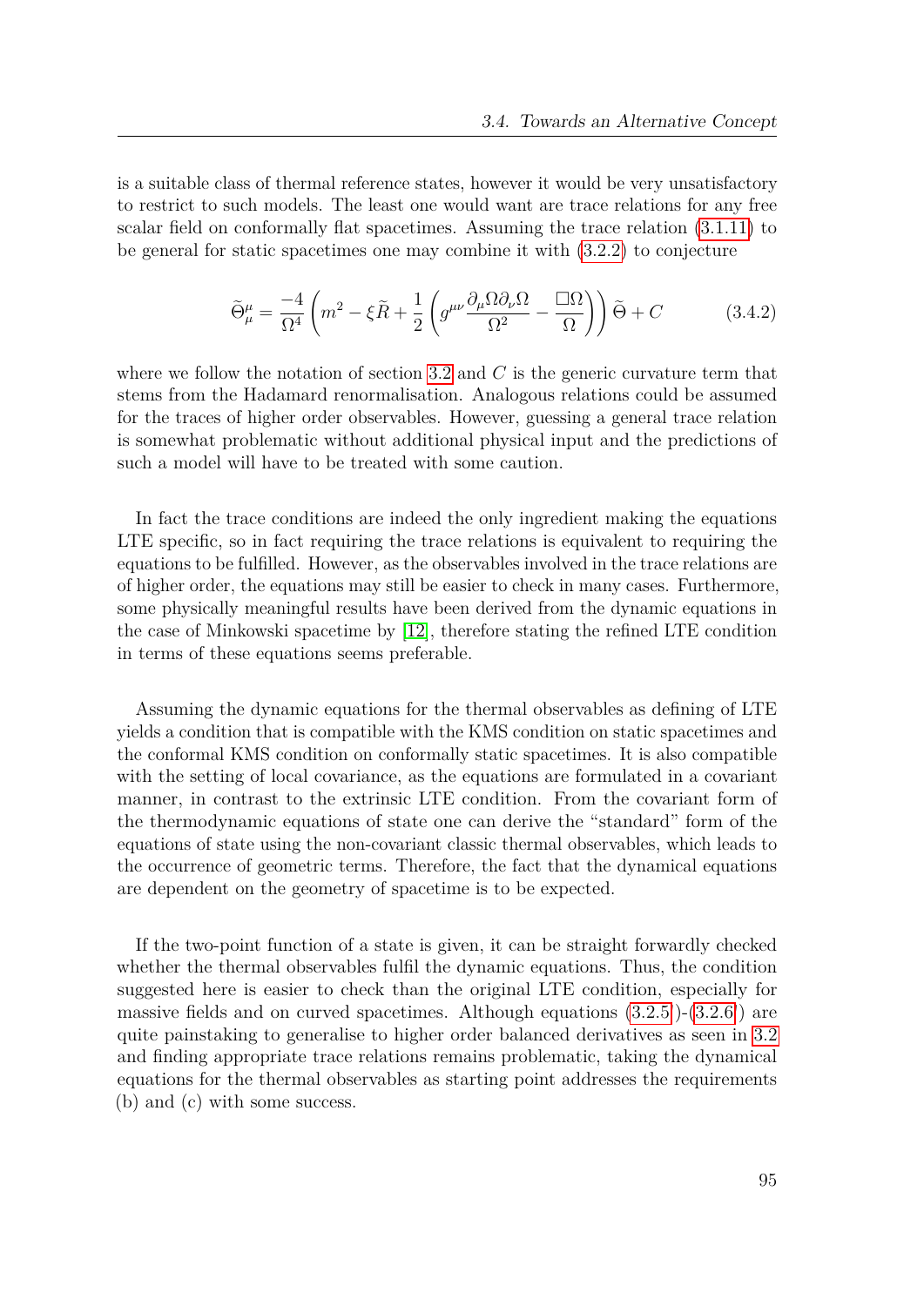is a suitable class of thermal reference states, however it would be very unsatisfactory to restrict to such models. The least one would want are trace relations for any free scalar field on conformally flat spacetimes. Assuming the trace relation (3.1.11) to be general for static spacetimes one may combine it with (3.2.2) to conjecture

$$\widetilde{\Theta}^{\mu}_{\mu} = \frac{-4}{\Omega^4}\left(m^2 - \xi\widetilde{R} + \frac{1}{2}\left(g^{\mu\nu}\frac{\partial_\mu\Omega\partial_\nu\Omega}{\Omega^2} - \frac{\Box\Omega}{\Omega}\right)\right)\widetilde{\Theta} + C \tag{3.4.2}$$

where we follow the notation of section 3.2 and $C$ is the generic curvature term that stems from the Hadamard renormalisation. Analogous relations could be assumed for the traces of higher order observables. However, guessing a general trace relation is somewhat problematic without additional physical input and the predictions of such a model will have to be treated with some caution.

In fact the trace conditions are indeed the only ingredient making the equations LTE specific, so in fact requiring the trace relations is equivalent to requiring the equations to be fulfilled. However, as the observables involved in the trace relations are of higher order, the equations may still be easier to check in many cases. Furthermore, some physically meaningful results have been derived from the dynamic equations in the case of Minkowski spacetime by [12], therefore stating the refined LTE condition in terms of these equations seems preferable.

Assuming the dynamic equations for the thermal observables as defining of LTE yields a condition that is compatible with the KMS condition on static spacetimes and the conformal KMS condition on conformally static spacetimes. It is also compatible with the setting of local covariance, as the equations are formulated in a covariant manner, in contrast to the extrinsic LTE condition. From the covariant form of the thermodynamic equations of state one can derive the "standard" form of the equations of state using the non-covariant classic thermal observables, which leads to the occurrence of geometric terms. Therefore, the fact that the dynamical equations are dependent on the geometry of spacetime is to be expected.

If the two-point function of a state is given, it can be straight forwardly checked whether the thermal observables fulfil the dynamic equations. Thus, the condition suggested here is easier to check than the original LTE condition, especially for massive fields and on curved spacetimes. Although equations (3.2.5)-(3.2.6) are quite painstaking to generalise to higher order balanced derivatives as seen in 3.2 and finding appropriate trace relations remains problematic, taking the dynamical equations for the thermal observables as starting point addresses the requirements (b) and (c) with some success.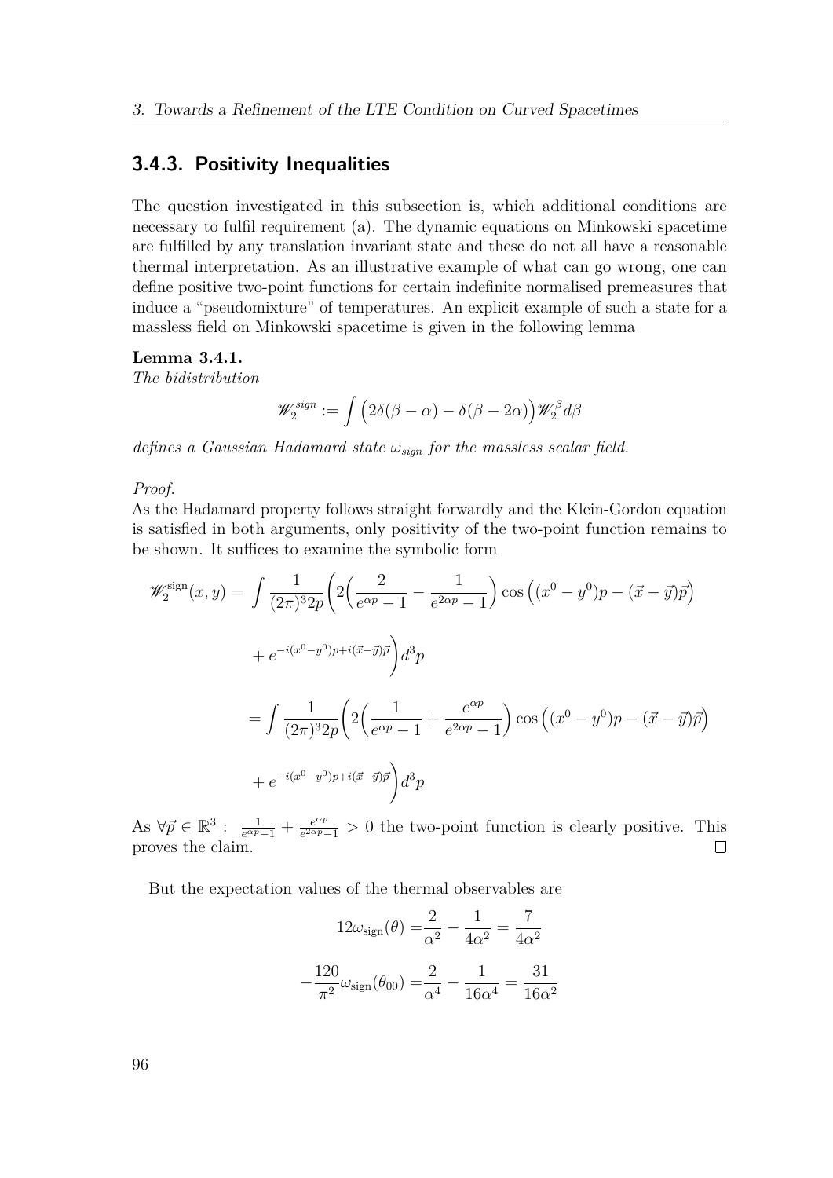### 3.4.3. Positivity Inequalities

The question investigated in this subsection is, which additional conditions are necessary to fulfil requirement (a). The dynamic equations on Minkowski spacetime are fulfilled by any translation invariant state and these do not all have a reasonable thermal interpretation. As an illustrative example of what can go wrong, one can define positive two-point functions for certain indefinite normalised premeasures that induce a "pseudomixture" of temperatures. An explicit example of such a state for a massless field on Minkowski spacetime is given in the following lemma

**Lemma 3.4.1.**
*The bidistribution*

$$\mathscr{W}_2^{sign} := \int \Big(2\delta(\beta - \alpha) - \delta(\beta - 2\alpha)\Big)\mathscr{W}_2^{\beta} d\beta$$

*defines a Gaussian Hadamard state $\omega_{sign}$ for the massless scalar field.*

*Proof.*
As the Hadamard property follows straight forwardly and the Klein-Gordon equation is satisfied in both arguments, only positivity of the two-point function remains to be shown. It suffices to examine the symbolic form

$$\begin{aligned}
\mathscr{W}_2^{\text{sign}}(x,y) = &\int \frac{1}{(2\pi)^3 2p}\Bigg(2\Big(\frac{2}{e^{\alpha p}-1} - \frac{1}{e^{2\alpha p}-1}\Big)\cos\Big((x^0-y^0)p - (\vec{x}-\vec{y})\vec{p}\Big) \\
&+ e^{-i(x^0-y^0)p + i(\vec{x}-\vec{y})\vec{p}}\Bigg)d^3p \\
= &\int \frac{1}{(2\pi)^3 2p}\Bigg(2\Big(\frac{1}{e^{\alpha p}-1} + \frac{e^{\alpha p}}{e^{2\alpha p}-1}\Big)\cos\Big((x^0-y^0)p - (\vec{x}-\vec{y})\vec{p}\Big) \\
&+ e^{-i(x^0-y^0)p + i(\vec{x}-\vec{y})\vec{p}}\Bigg)d^3p
\end{aligned}$$

As $\forall \vec{p} \in \mathbb{R}^3 : \ \frac{1}{e^{\alpha p}-1} + \frac{e^{\alpha p}}{e^{2\alpha p}-1} > 0$ the two-point function is clearly positive. This proves the claim. ∎

But the expectation values of the thermal observables are

$$\begin{aligned}
12\omega_{\text{sign}}(\theta) =& \frac{2}{\alpha^2} - \frac{1}{4\alpha^2} = \frac{7}{4\alpha^2} \\
-\frac{120}{\pi^2}\omega_{\text{sign}}(\theta_{00}) =& \frac{2}{\alpha^4} - \frac{1}{16\alpha^4} = \frac{31}{16\alpha^2}
\end{aligned}$$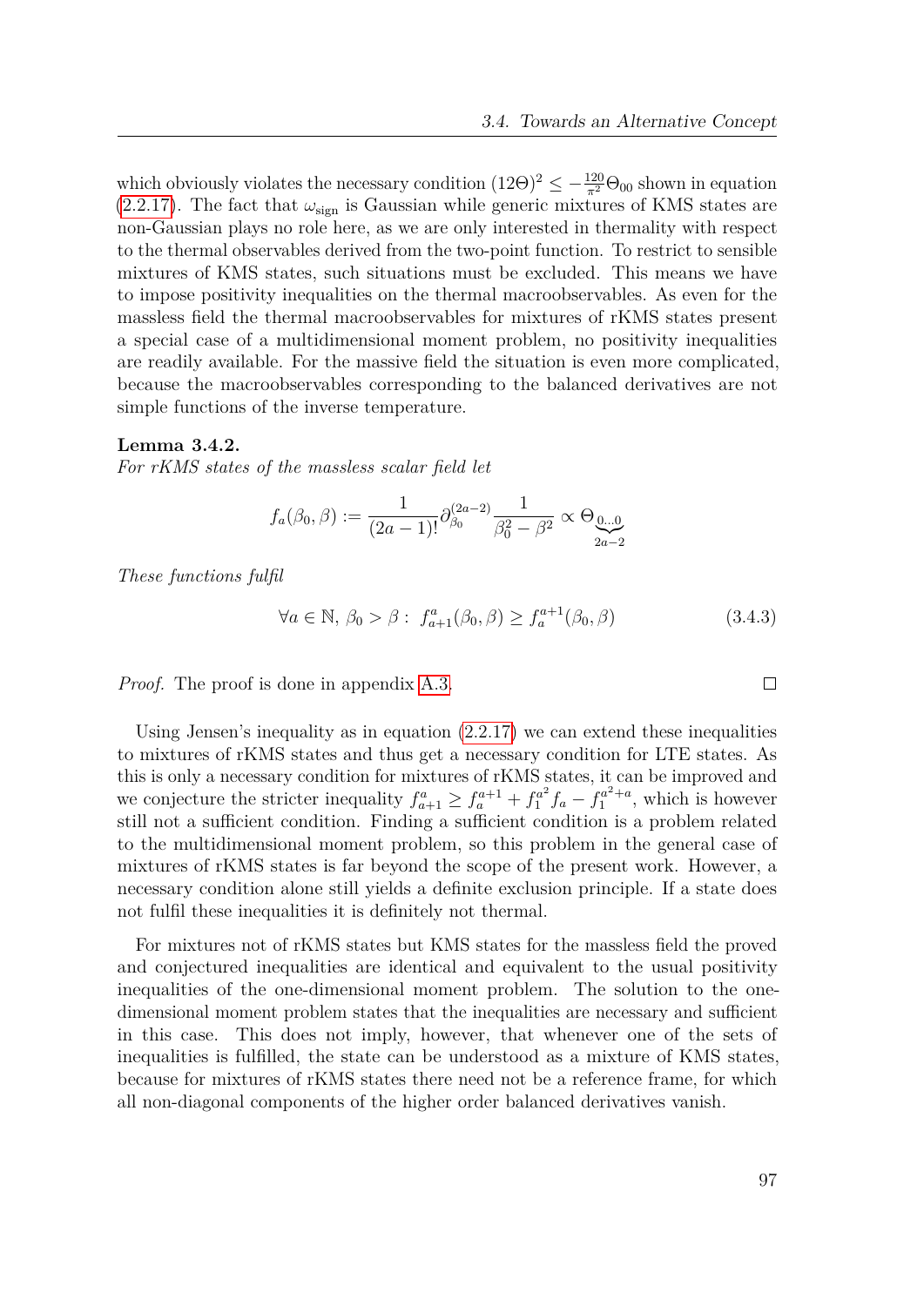which obviously violates the necessary condition $(12\Theta)^2 \leq -\frac{120}{\pi^2}\Theta_{00}$ shown in equation (2.2.17). The fact that $\omega_{\text{sign}}$ is Gaussian while generic mixtures of KMS states are non-Gaussian plays no role here, as we are only interested in thermality with respect to the thermal observables derived from the two-point function. To restrict to sensible mixtures of KMS states, such situations must be excluded. This means we have to impose positivity inequalities on the thermal macroobservables. As even for the massless field the thermal macroobservables for mixtures of rKMS states present a special case of a multidimensional moment problem, no positivity inequalities are readily available. For the massive field the situation is even more complicated, because the macroobservables corresponding to the balanced derivatives are not simple functions of the inverse temperature.

**Lemma 3.4.2.**
*For rKMS states of the massless scalar field let*

$$f_a(\beta_0, \beta) := \frac{1}{(2a-1)!}\partial_{\beta_0}^{(2a-2)} \frac{1}{\beta_0^2 - \beta^2} \propto \Theta_{\underbrace{0\ldots0}_{2a-2}}$$

*These functions fulfil*

$$\forall a \in \mathbb{N},\ \beta_0 > \beta :\ f_{a+1}^a(\beta_0, \beta) \geq f_a^{a+1}(\beta_0, \beta) \tag{3.4.3}$$

*Proof.* The proof is done in appendix A.3. $\square$

Using Jensen's inequality as in equation (2.2.17) we can extend these inequalities to mixtures of rKMS states and thus get a necessary condition for LTE states. As this is only a necessary condition for mixtures of rKMS states, it can be improved and we conjecture the stricter inequality $f_{a+1}^a \geq f_a^{a+1} + f_1^{a^2} f_a - f_1^{a^2+a}$, which is however still not a sufficient condition. Finding a sufficient condition is a problem related to the multidimensional moment problem, so this problem in the general case of mixtures of rKMS states is far beyond the scope of the present work. However, a necessary condition alone still yields a definite exclusion principle. If a state does not fulfil these inequalities it is definitely not thermal.

For mixtures not of rKMS states but KMS states for the massless field the proved and conjectured inequalities are identical and equivalent to the usual positivity inequalities of the one-dimensional moment problem. The solution to the one-dimensional moment problem states that the inequalities are necessary and sufficient in this case. This does not imply, however, that whenever one of the sets of inequalities is fulfilled, the state can be understood as a mixture of KMS states, because for mixtures of rKMS states there need not be a reference frame, for which all non-diagonal components of the higher order balanced derivatives vanish.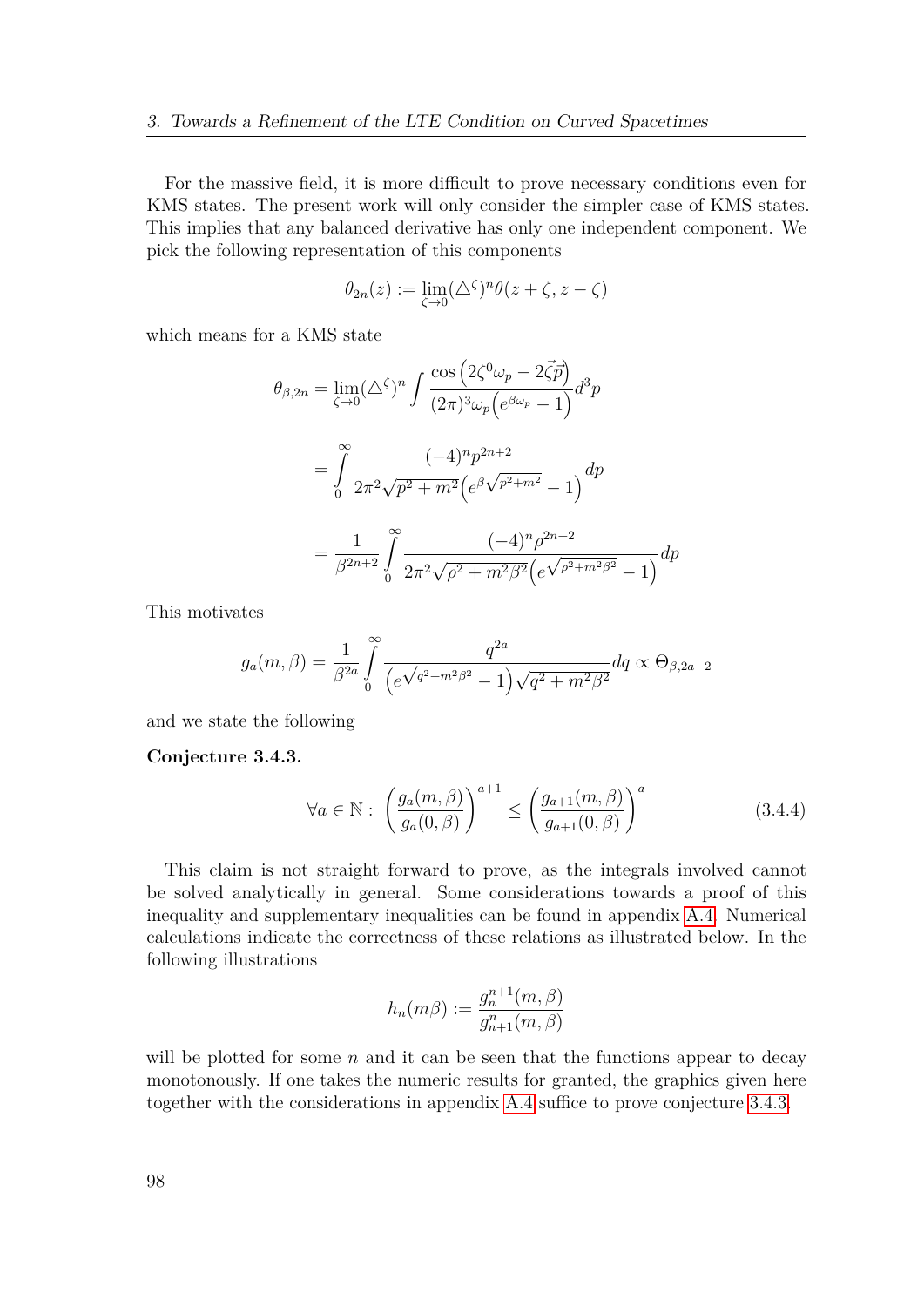For the massive field, it is more difficult to prove necessary conditions even for KMS states. The present work will only consider the simpler case of KMS states. This implies that any balanced derivative has only one independent component. We pick the following representation of this components

$$\theta_{2n}(z) := \lim_{\zeta\to 0}(\triangle^{\zeta})^n \theta(z+\zeta, z-\zeta)$$

which means for a KMS state

$$\theta_{\beta,2n} = \lim_{\zeta\to 0}(\triangle^{\zeta})^n \int \frac{\cos\left(2\zeta^0\omega_p - 2\vec{\zeta}\vec{p}\right)}{(2\pi)^3\omega_p\left(e^{\beta\omega_p}-1\right)}d^3p$$

$$= \int_0^\infty \frac{(-4)^n p^{2n+2}}{2\pi^2\sqrt{p^2+m^2}\left(e^{\beta\sqrt{p^2+m^2}}-1\right)}dp$$

$$= \frac{1}{\beta^{2n+2}}\int_0^\infty \frac{(-4)^n \rho^{2n+2}}{2\pi^2\sqrt{\rho^2+m^2\beta^2}\left(e^{\sqrt{\rho^2+m^2\beta^2}}-1\right)}dp$$

This motivates

$$g_a(m,\beta) = \frac{1}{\beta^{2a}}\int_0^\infty \frac{q^{2a}}{\left(e^{\sqrt{q^2+m^2\beta^2}}-1\right)\sqrt{q^2+m^2\beta^2}}dq \propto \Theta_{\beta,2a-2}$$

and we state the following

**Conjecture 3.4.3.**

$$\forall a\in\mathbb{N}:\ \left(\frac{g_a(m,\beta)}{g_a(0,\beta)}\right)^{a+1} \leq \left(\frac{g_{a+1}(m,\beta)}{g_{a+1}(0,\beta)}\right)^{a} \tag{3.4.4}$$

This claim is not straight forward to prove, as the integrals involved cannot be solved analytically in general. Some considerations towards a proof of this inequality and supplementary inequalities can be found in appendix A.4. Numerical calculations indicate the correctness of these relations as illustrated below. In the following illustrations

$$h_n(m\beta) := \frac{g_n^{n+1}(m,\beta)}{g_{n+1}^n(m,\beta)}$$

will be plotted for some $n$ and it can be seen that the functions appear to decay monotonously. If one takes the numeric results for granted, the graphics given here together with the considerations in appendix A.4 suffice to prove conjecture 3.4.3.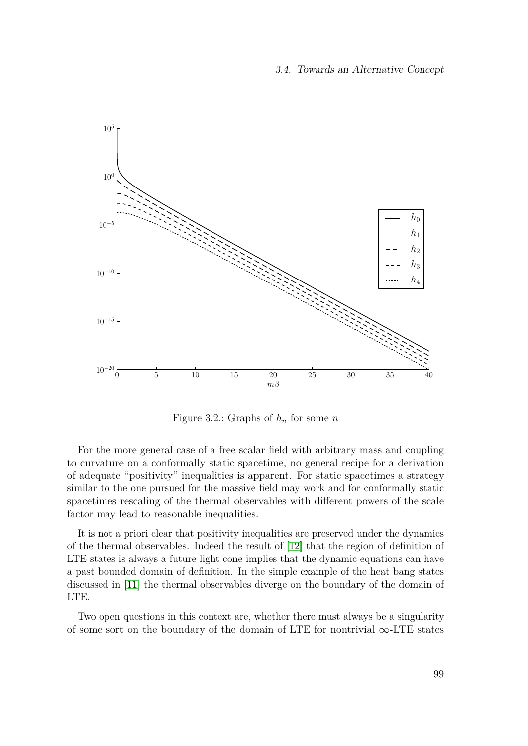Figure 3.2.: Graphs of $h_n$ for some $n$

For the more general case of a free scalar field with arbitrary mass and coupling to curvature on a conformally static spacetime, no general recipe for a derivation of adequate "positivity" inequalities is apparent. For static spacetimes a strategy similar to the one pursued for the massive field may work and for conformally static spacetimes rescaling of the thermal observables with different powers of the scale factor may lead to reasonable inequalities.

It is not a priori clear that positivity inequalities are preserved under the dynamics of the thermal observables. Indeed the result of [12] that the region of definition of LTE states is always a future light cone implies that the dynamic equations can have a past bounded domain of definition. In the simple example of the heat bang states discussed in [11] the thermal observables diverge on the boundary of the domain of LTE.

Two open questions in this context are, whether there must always be a singularity of some sort on the boundary of the domain of LTE for nontrivial $\infty$-LTE states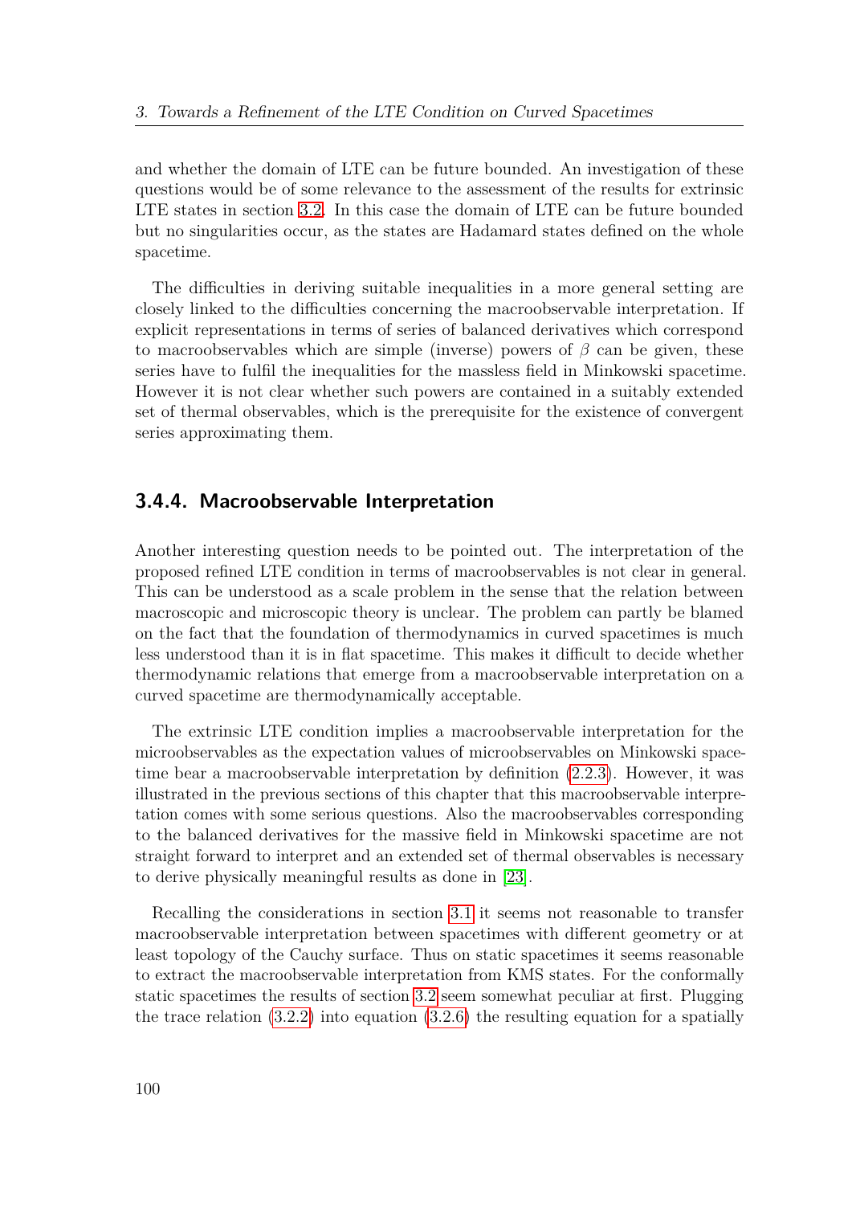and whether the domain of LTE can be future bounded. An investigation of these questions would be of some relevance to the assessment of the results for extrinsic LTE states in section 3.2. In this case the domain of LTE can be future bounded but no singularities occur, as the states are Hadamard states defined on the whole spacetime.

The difficulties in deriving suitable inequalities in a more general setting are closely linked to the difficulties concerning the macroobservable interpretation. If explicit representations in terms of series of balanced derivatives which correspond to macroobservables which are simple (inverse) powers of $\beta$ can be given, these series have to fulfil the inequalities for the massless field in Minkowski spacetime. However it is not clear whether such powers are contained in a suitably extended set of thermal observables, which is the prerequisite for the existence of convergent series approximating them.

### 3.4.4. Macroobservable Interpretation

Another interesting question needs to be pointed out. The interpretation of the proposed refined LTE condition in terms of macroobservables is not clear in general. This can be understood as a scale problem in the sense that the relation between macroscopic and microscopic theory is unclear. The problem can partly be blamed on the fact that the foundation of thermodynamics in curved spacetimes is much less understood than it is in flat spacetime. This makes it difficult to decide whether thermodynamic relations that emerge from a macroobservable interpretation on a curved spacetime are thermodynamically acceptable.

The extrinsic LTE condition implies a macroobservable interpretation for the microobservables as the expectation values of microobservables on Minkowski spacetime bear a macroobservable interpretation by definition (2.2.3). However, it was illustrated in the previous sections of this chapter that this macroobservable interpretation comes with some serious questions. Also the macroobservables corresponding to the balanced derivatives for the massive field in Minkowski spacetime are not straight forward to interpret and an extended set of thermal observables is necessary to derive physically meaningful results as done in [23].

Recalling the considerations in section 3.1 it seems not reasonable to transfer macroobservable interpretation between spacetimes with different geometry or at least topology of the Cauchy surface. Thus on static spacetimes it seems reasonable to extract the macroobservable interpretation from KMS states. For the conformally static spacetimes the results of section 3.2 seem somewhat peculiar at first. Plugging the trace relation (3.2.2) into equation (3.2.6) the resulting equation for a spatially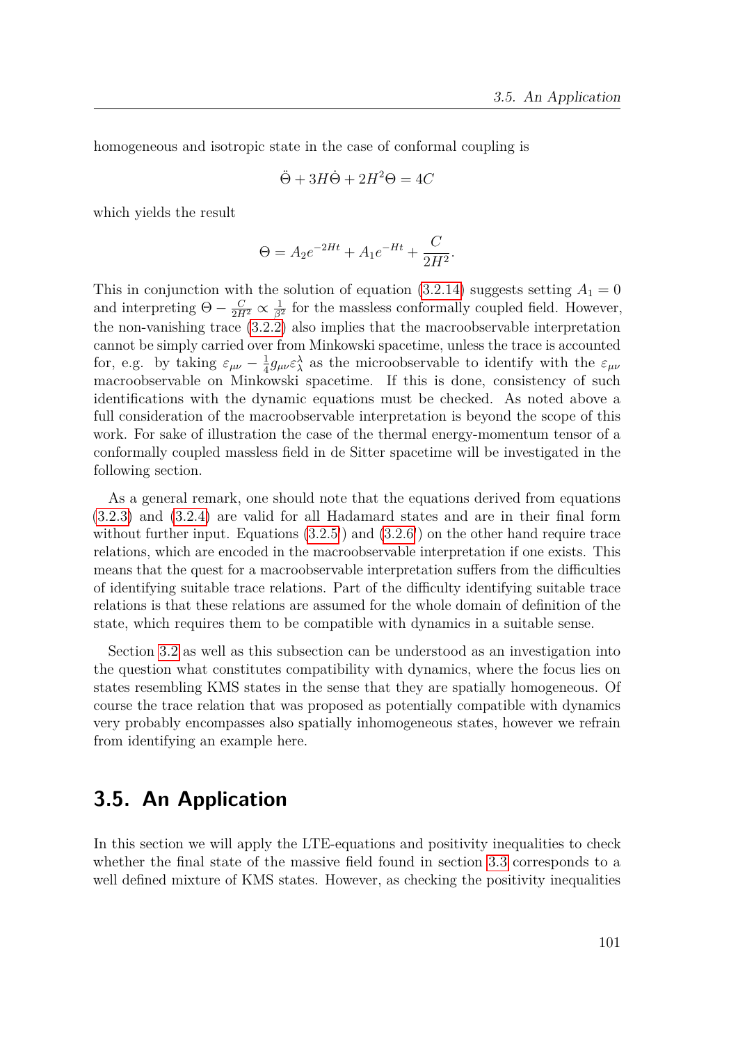homogeneous and isotropic state in the case of conformal coupling is

$$\ddot{\Theta} + 3H\dot{\Theta} + 2H^2\Theta = 4C$$

which yields the result

$$\Theta = A_2 e^{-2Ht} + A_1 e^{-Ht} + \frac{C}{2H^2}.$$

This in conjunction with the solution of equation (3.2.14) suggests setting $A_1 = 0$ and interpreting $\Theta - \frac{C}{2H^2} \propto \frac{1}{\beta^2}$ for the massless conformally coupled field. However, the non-vanishing trace (3.2.2) also implies that the macroobservable interpretation cannot be simply carried over from Minkowski spacetime, unless the trace is accounted for, e.g. by taking $\varepsilon_{\mu\nu} - \frac{1}{4}g_{\mu\nu}\varepsilon^{\lambda}_{\lambda}$ as the microobservable to identify with the $\varepsilon_{\mu\nu}$ macroobservable on Minkowski spacetime. If this is done, consistency of such identifications with the dynamic equations must be checked. As noted above a full consideration of the macroobservable interpretation is beyond the scope of this work. For sake of illustration the case of the thermal energy-momentum tensor of a conformally coupled massless field in de Sitter spacetime will be investigated in the following section.

As a general remark, one should note that the equations derived from equations (3.2.3) and (3.2.4) are valid for all Hadamard states and are in their final form without further input. Equations (3.2.5') and (3.2.6') on the other hand require trace relations, which are encoded in the macroobservable interpretation if one exists. This means that the quest for a macroobservable interpretation suffers from the difficulties of identifying suitable trace relations. Part of the difficulty identifying suitable trace relations is that these relations are assumed for the whole domain of definition of the state, which requires them to be compatible with dynamics in a suitable sense.

Section 3.2 as well as this subsection can be understood as an investigation into the question what constitutes compatibility with dynamics, where the focus lies on states resembling KMS states in the sense that they are spatially homogeneous. Of course the trace relation that was proposed as potentially compatible with dynamics very probably encompasses also spatially inhomogeneous states, however we refrain from identifying an example here.

## 3.5. An Application

In this section we will apply the LTE-equations and positivity inequalities to check whether the final state of the massive field found in section 3.3 corresponds to a well defined mixture of KMS states. However, as checking the positivity inequalities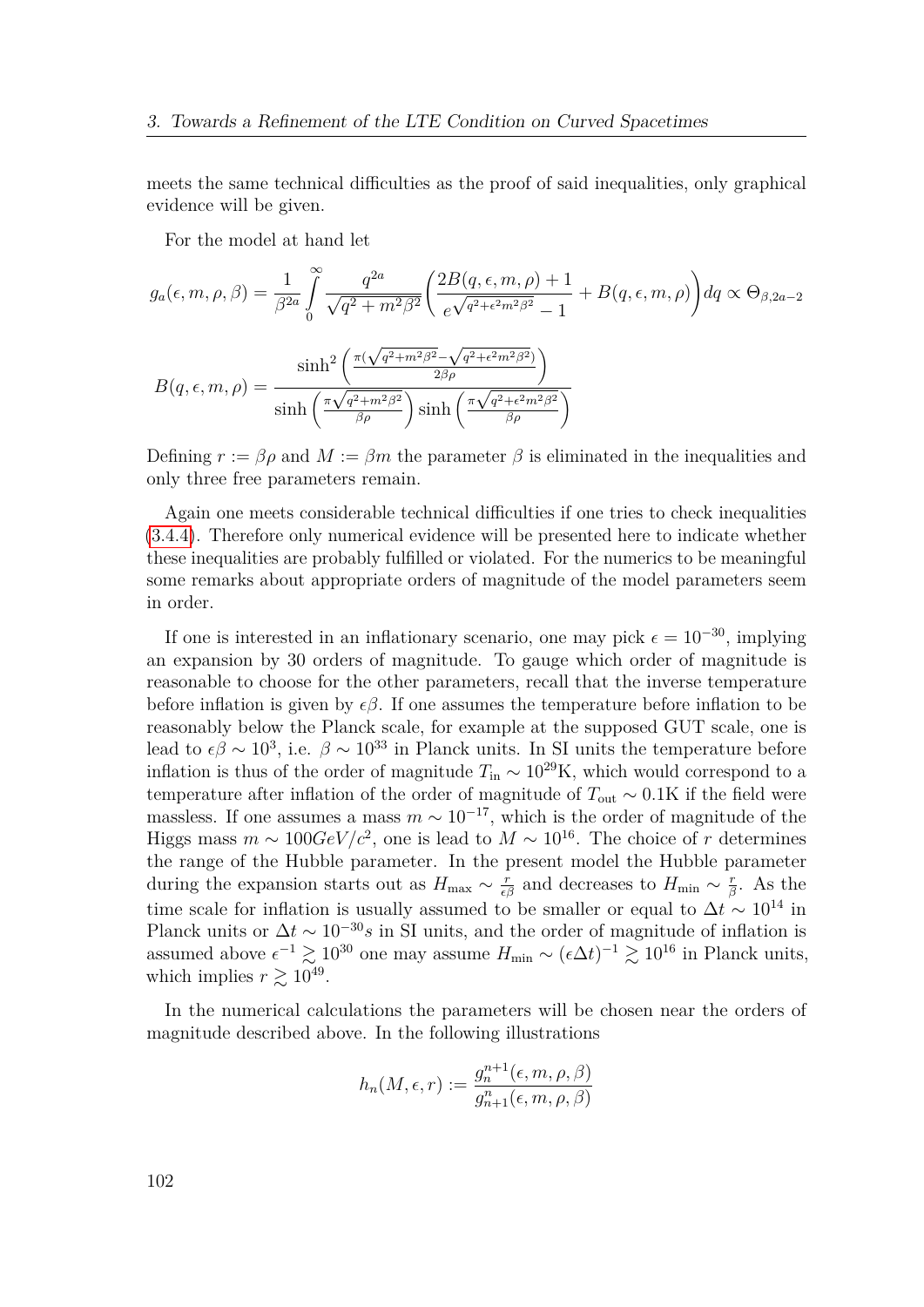meets the same technical difficulties as the proof of said inequalities, only graphical evidence will be given.

For the model at hand let

$$g_a(\epsilon, m, \rho, \beta) = \frac{1}{\beta^{2a}} \int_0^\infty \frac{q^{2a}}{\sqrt{q^2 + m^2\beta^2}} \left( \frac{2B(q, \epsilon, m, \rho) + 1}{e^{\sqrt{q^2+\epsilon^2 m^2 \beta^2}} - 1} + B(q, \epsilon, m, \rho) \right) dq \propto \Theta_{\beta, 2a-2}$$

$$B(q, \epsilon, m, \rho) = \frac{\sinh^2\left(\frac{\pi(\sqrt{q^2+m^2\beta^2} - \sqrt{q^2+\epsilon^2 m^2 \beta^2})}{2\beta\rho}\right)}{\sinh\left(\frac{\pi\sqrt{q^2+m^2\beta^2}}{\beta\rho}\right) \sinh\left(\frac{\pi\sqrt{q^2+\epsilon^2 m^2\beta^2}}{\beta\rho}\right)}$$

Defining $r := \beta\rho$ and $M := \beta m$ the parameter $\beta$ is eliminated in the inequalities and only three free parameters remain.

Again one meets considerable technical difficulties if one tries to check inequalities (3.4.4). Therefore only numerical evidence will be presented here to indicate whether these inequalities are probably fulfilled or violated. For the numerics to be meaningful some remarks about appropriate orders of magnitude of the model parameters seem in order.

If one is interested in an inflationary scenario, one may pick $\epsilon = 10^{-30}$, implying an expansion by 30 orders of magnitude. To gauge which order of magnitude is reasonable to choose for the other parameters, recall that the inverse temperature before inflation is given by $\epsilon\beta$. If one assumes the temperature before inflation to be reasonably below the Planck scale, for example at the supposed GUT scale, one is lead to $\epsilon\beta \sim 10^3$, i.e. $\beta \sim 10^{33}$ in Planck units. In SI units the temperature before inflation is thus of the order of magnitude $T_{\text{in}} \sim 10^{29}$K, which would correspond to a temperature after inflation of the order of magnitude of $T_{\text{out}} \sim 0.1$K if the field were massless. If one assumes a mass $m \sim 10^{-17}$, which is the order of magnitude of the Higgs mass $m \sim 100 GeV/c^2$, one is lead to $M \sim 10^{16}$. The choice of $r$ determines the range of the Hubble parameter. In the present model the Hubble parameter during the expansion starts out as $H_{\max} \sim \frac{r}{\epsilon\beta}$ and decreases to $H_{\min} \sim \frac{r}{\beta}$. As the time scale for inflation is usually assumed to be smaller or equal to $\Delta t \sim 10^{14}$ in Planck units or $\Delta t \sim 10^{-30}s$ in SI units, and the order of magnitude of inflation is assumed above $\epsilon^{-1} \gtrsim 10^{30}$ one may assume $H_{\min} \sim (\epsilon\Delta t)^{-1} \gtrsim 10^{16}$ in Planck units, which implies $r \gtrsim 10^{49}$.

In the numerical calculations the parameters will be chosen near the orders of magnitude described above. In the following illustrations

$$h_n(M, \epsilon, r) := \frac{g_n^{n+1}(\epsilon, m, \rho, \beta)}{g_{n+1}^n(\epsilon, m, \rho, \beta)}$$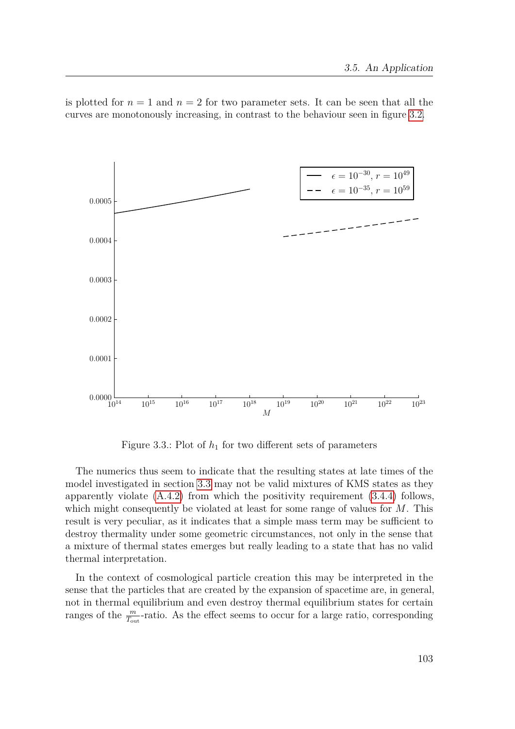is plotted for $n = 1$ and $n = 2$ for two parameter sets. It can be seen that all the curves are monotonously increasing, in contrast to the behaviour seen in figure 3.2.

Figure 3.3.: Plot of $h_1$ for two different sets of parameters

The numerics thus seem to indicate that the resulting states at late times of the model investigated in section 3.3 may not be valid mixtures of KMS states as they apparently violate (A.4.2) from which the positivity requirement (3.4.4) follows, which might consequently be violated at least for some range of values for $M$. This result is very peculiar, as it indicates that a simple mass term may be sufficient to destroy thermality under some geometric circumstances, not only in the sense that a mixture of thermal states emerges but really leading to a state that has no valid thermal interpretation.

In the context of cosmological particle creation this may be interpreted in the sense that the particles that are created by the expansion of spacetime are, in general, not in thermal equilibrium and even destroy thermal equilibrium states for certain ranges of the $\frac{m}{T_{\text{out}}}$-ratio. As the effect seems to occur for a large ratio, corresponding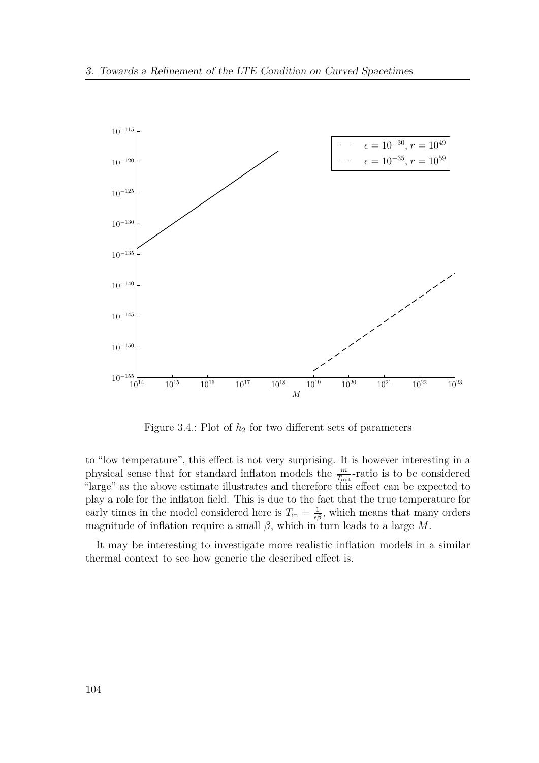Figure 3.4.: Plot of $h_2$ for two different sets of parameters

to "low temperature", this effect is not very surprising. It is however interesting in a physical sense that for standard inflaton models the $\frac{m}{T_{\text{out}}}$-ratio is to be considered "large" as the above estimate illustrates and therefore this effect can be expected to play a role for the inflaton field. This is due to the fact that the true temperature for early times in the model considered here is $T_{\text{in}} = \frac{1}{\epsilon\beta}$, which means that many orders magnitude of inflation require a small $\beta$, which in turn leads to a large $M$.

It may be interesting to investigate more realistic inflation models in a similar thermal context to see how generic the described effect is.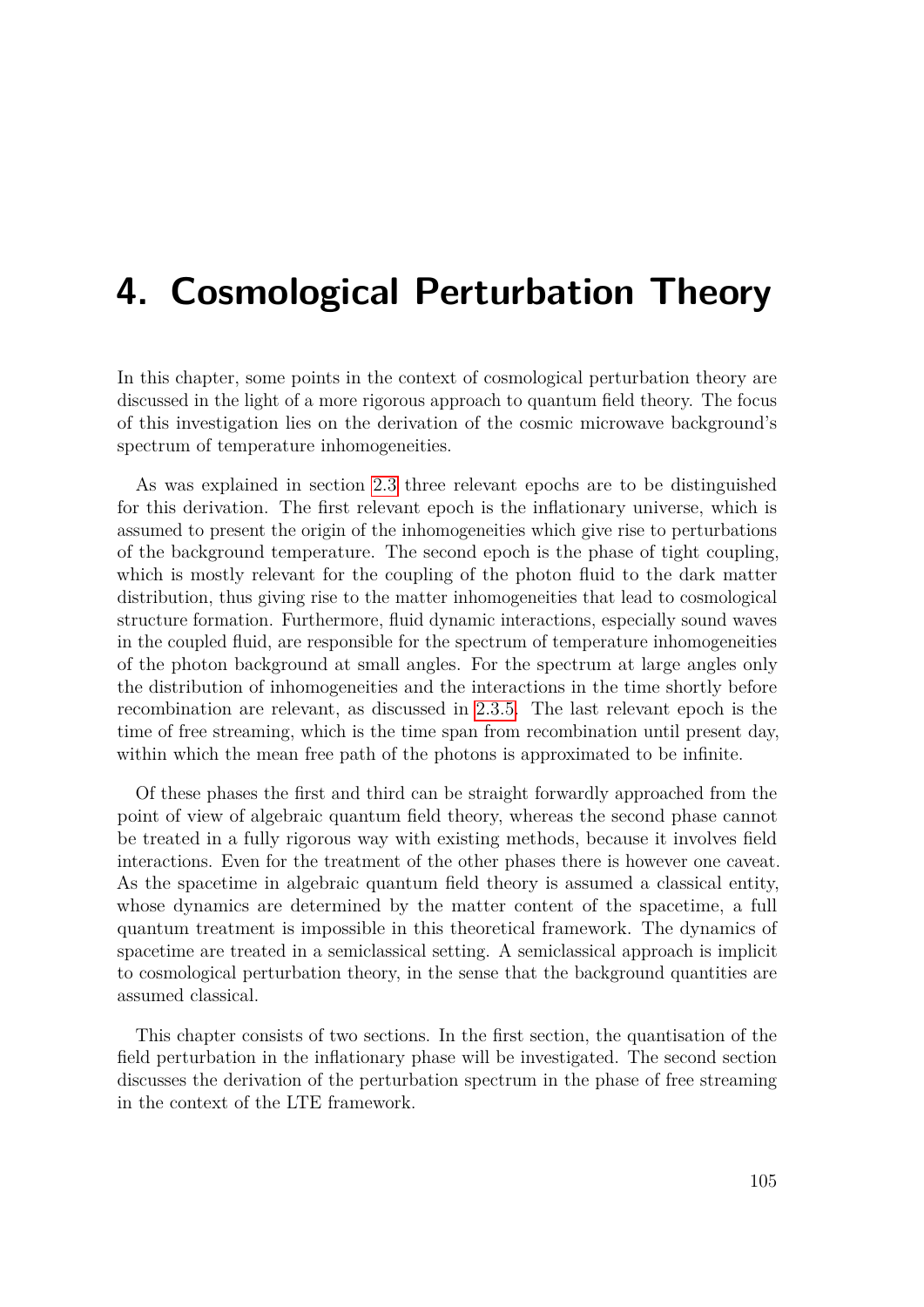# 4. Cosmological Perturbation Theory

In this chapter, some points in the context of cosmological perturbation theory are discussed in the light of a more rigorous approach to quantum field theory. The focus of this investigation lies on the derivation of the cosmic microwave background's spectrum of temperature inhomogeneities.

As was explained in section 2.3 three relevant epochs are to be distinguished for this derivation. The first relevant epoch is the inflationary universe, which is assumed to present the origin of the inhomogeneities which give rise to perturbations of the background temperature. The second epoch is the phase of tight coupling, which is mostly relevant for the coupling of the photon fluid to the dark matter distribution, thus giving rise to the matter inhomogeneities that lead to cosmological structure formation. Furthermore, fluid dynamic interactions, especially sound waves in the coupled fluid, are responsible for the spectrum of temperature inhomogeneities of the photon background at small angles. For the spectrum at large angles only the distribution of inhomogeneities and the interactions in the time shortly before recombination are relevant, as discussed in 2.3.5. The last relevant epoch is the time of free streaming, which is the time span from recombination until present day, within which the mean free path of the photons is approximated to be infinite.

Of these phases the first and third can be straight forwardly approached from the point of view of algebraic quantum field theory, whereas the second phase cannot be treated in a fully rigorous way with existing methods, because it involves field interactions. Even for the treatment of the other phases there is however one caveat. As the spacetime in algebraic quantum field theory is assumed a classical entity, whose dynamics are determined by the matter content of the spacetime, a full quantum treatment is impossible in this theoretical framework. The dynamics of spacetime are treated in a semiclassical setting. A semiclassical approach is implicit to cosmological perturbation theory, in the sense that the background quantities are assumed classical.

This chapter consists of two sections. In the first section, the quantisation of the field perturbation in the inflationary phase will be investigated. The second section discusses the derivation of the perturbation spectrum in the phase of free streaming in the context of the LTE framework.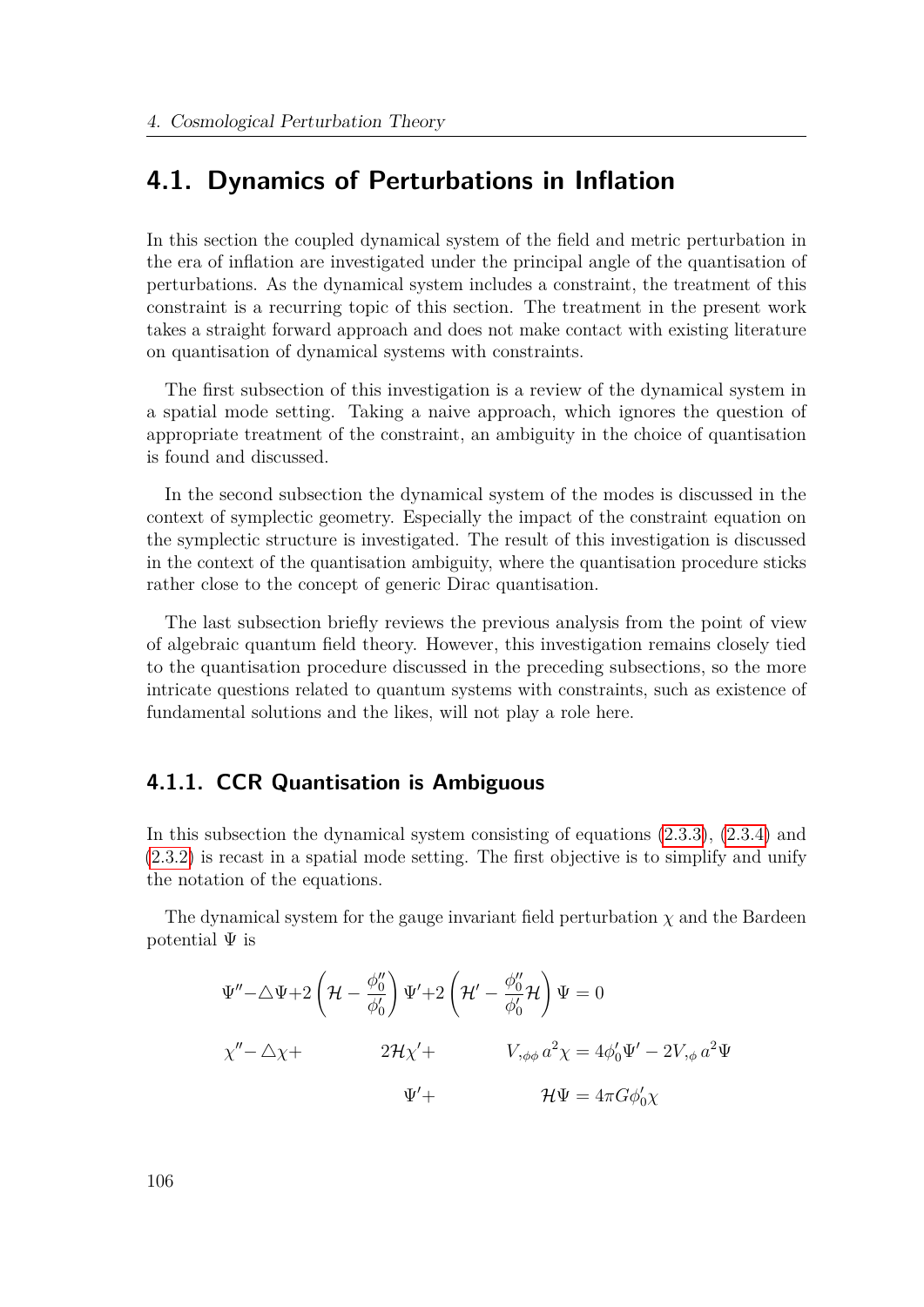## 4.1. Dynamics of Perturbations in Inflation

In this section the coupled dynamical system of the field and metric perturbation in the era of inflation are investigated under the principal angle of the quantisation of perturbations. As the dynamical system includes a constraint, the treatment of this constraint is a recurring topic of this section. The treatment in the present work takes a straight forward approach and does not make contact with existing literature on quantisation of dynamical systems with constraints.

The first subsection of this investigation is a review of the dynamical system in a spatial mode setting. Taking a naive approach, which ignores the question of appropriate treatment of the constraint, an ambiguity in the choice of quantisation is found and discussed.

In the second subsection the dynamical system of the modes is discussed in the context of symplectic geometry. Especially the impact of the constraint equation on the symplectic structure is investigated. The result of this investigation is discussed in the context of the quantisation ambiguity, where the quantisation procedure sticks rather close to the concept of generic Dirac quantisation.

The last subsection briefly reviews the previous analysis from the point of view of algebraic quantum field theory. However, this investigation remains closely tied to the quantisation procedure discussed in the preceding subsections, so the more intricate questions related to quantum systems with constraints, such as existence of fundamental solutions and the likes, will not play a role here.

### 4.1.1. CCR Quantisation is Ambiguous

In this subsection the dynamical system consisting of equations (2.3.3), (2.3.4) and (2.3.2) is recast in a spatial mode setting. The first objective is to simplify and unify the notation of the equations.

The dynamical system for the gauge invariant field perturbation $\chi$ and the Bardeen potential $\Psi$ is

$$
\begin{aligned}
\Psi'' - \triangle\Psi + 2\left(\mathcal{H} - \frac{\phi_0''}{\phi_0'}\right)\Psi' + 2\left(\mathcal{H}' - \frac{\phi_0''}{\phi_0'}\mathcal{H}\right)\Psi &= 0 \\
\chi'' - \triangle\chi + 2\mathcal{H}\chi' + V_{,\phi\phi}\, a^2\chi &= 4\phi_0'\Psi' - 2V_{,\phi}\, a^2\Psi \\
\Psi' + \mathcal{H}\Psi &= 4\pi G\phi_0'\chi
\end{aligned}
$$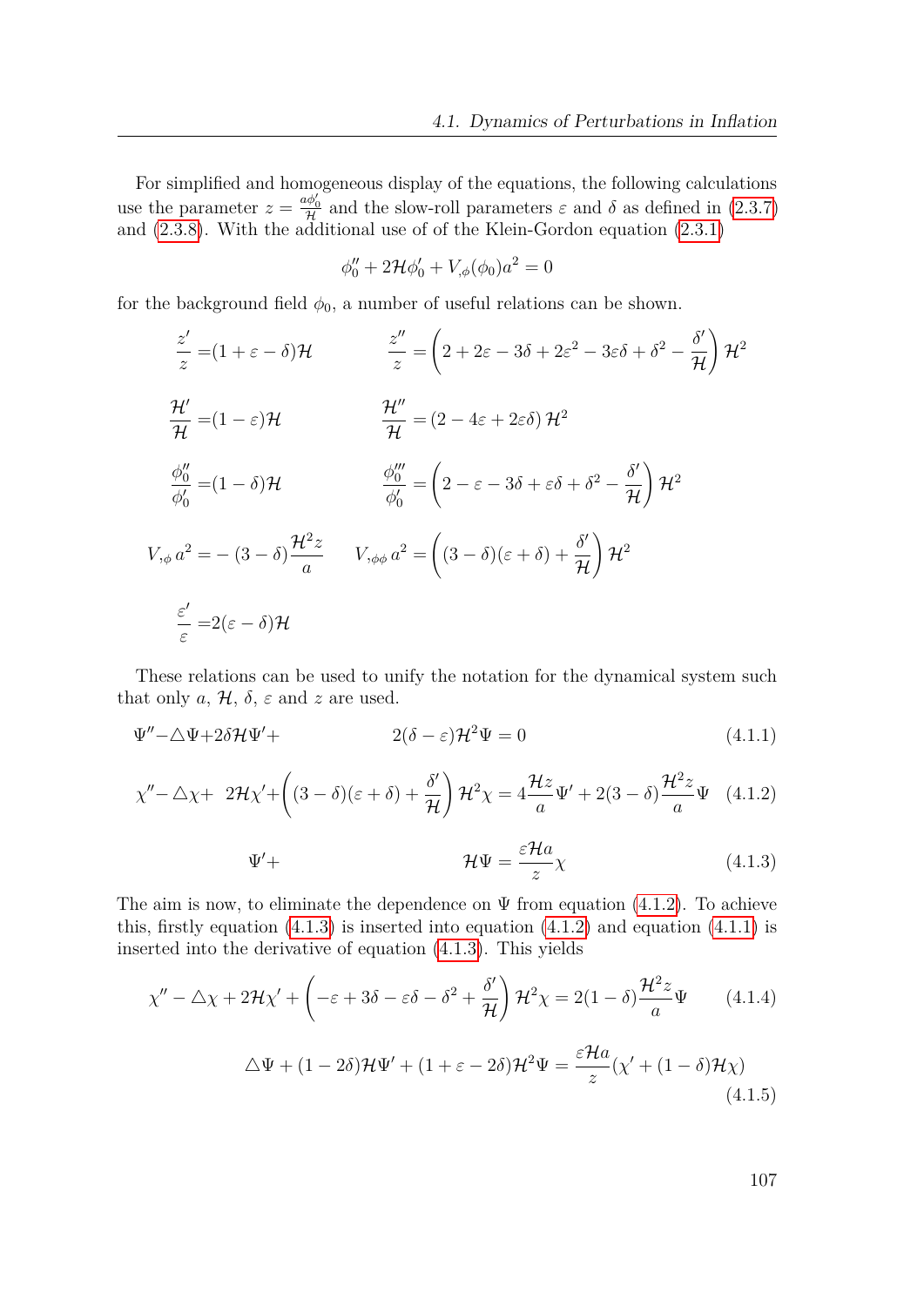For simplified and homogeneous display of the equations, the following calculations use the parameter $z = \frac{a\phi_0'}{\mathcal{H}}$ and the slow-roll parameters $\varepsilon$ and $\delta$ as defined in (2.3.7) and (2.3.8). With the additional use of of the Klein-Gordon equation (2.3.1)

$$\phi_0'' + 2\mathcal{H}\phi_0' + V_{,\phi}(\phi_0)a^2 = 0$$

for the background field $\phi_0$, a number of useful relations can be shown.

$$\frac{z'}{z} = (1+\varepsilon-\delta)\mathcal{H} \qquad \frac{z''}{z} = \left(2 + 2\varepsilon - 3\delta + 2\varepsilon^2 - 3\varepsilon\delta + \delta^2 - \frac{\delta'}{\mathcal{H}}\right)\mathcal{H}^2$$

$$\frac{\mathcal{H}'}{\mathcal{H}} = (1-\varepsilon)\mathcal{H} \qquad \frac{\mathcal{H}''}{\mathcal{H}} = (2 - 4\varepsilon + 2\varepsilon\delta)\,\mathcal{H}^2$$

$$\frac{\phi_0''}{\phi_0'} = (1-\delta)\mathcal{H} \qquad \frac{\phi_0'''}{\phi_0'} = \left(2 - \varepsilon - 3\delta + \varepsilon\delta + \delta^2 - \frac{\delta'}{\mathcal{H}}\right)\mathcal{H}^2$$

$$V_{,\phi}\, a^2 = -(3-\delta)\frac{\mathcal{H}^2 z}{a} \qquad V_{,\phi\phi}\, a^2 = \left((3-\delta)(\varepsilon+\delta) + \frac{\delta'}{\mathcal{H}}\right)\mathcal{H}^2$$

$$\frac{\varepsilon'}{\varepsilon} = 2(\varepsilon-\delta)\mathcal{H}$$

These relations can be used to unify the notation for the dynamical system such that only $a$, $\mathcal{H}$, $\delta$, $\varepsilon$ and $z$ are used.

$$\Psi'' - \triangle\Psi + 2\delta\mathcal{H}\Psi' + 2(\delta-\varepsilon)\mathcal{H}^2\Psi = 0 \tag{4.1.1}$$

$$\chi'' - \triangle\chi + 2\mathcal{H}\chi' + \left((3-\delta)(\varepsilon+\delta) + \frac{\delta'}{\mathcal{H}}\right)\mathcal{H}^2\chi = 4\frac{\mathcal{H}z}{a}\Psi' + 2(3-\delta)\frac{\mathcal{H}^2 z}{a}\Psi \tag{4.1.2}$$

$$\Psi' + \mathcal{H}\Psi = \frac{\varepsilon\mathcal{H}a}{z}\chi \tag{4.1.3}$$

The aim is now, to eliminate the dependence on $\Psi$ from equation (4.1.2). To achieve this, firstly equation (4.1.3) is inserted into equation (4.1.2) and equation (4.1.1) is inserted into the derivative of equation (4.1.3). This yields

$$\chi'' - \triangle\chi + 2\mathcal{H}\chi' + \left(-\varepsilon + 3\delta - \varepsilon\delta - \delta^2 + \frac{\delta'}{\mathcal{H}}\right)\mathcal{H}^2\chi = 2(1-\delta)\frac{\mathcal{H}^2 z}{a}\Psi \tag{4.1.4}$$

$$\triangle\Psi + (1-2\delta)\mathcal{H}\Psi' + (1+\varepsilon-2\delta)\mathcal{H}^2\Psi = \frac{\varepsilon\mathcal{H}a}{z}(\chi' + (1-\delta)\mathcal{H}\chi) \tag{4.1.5}$$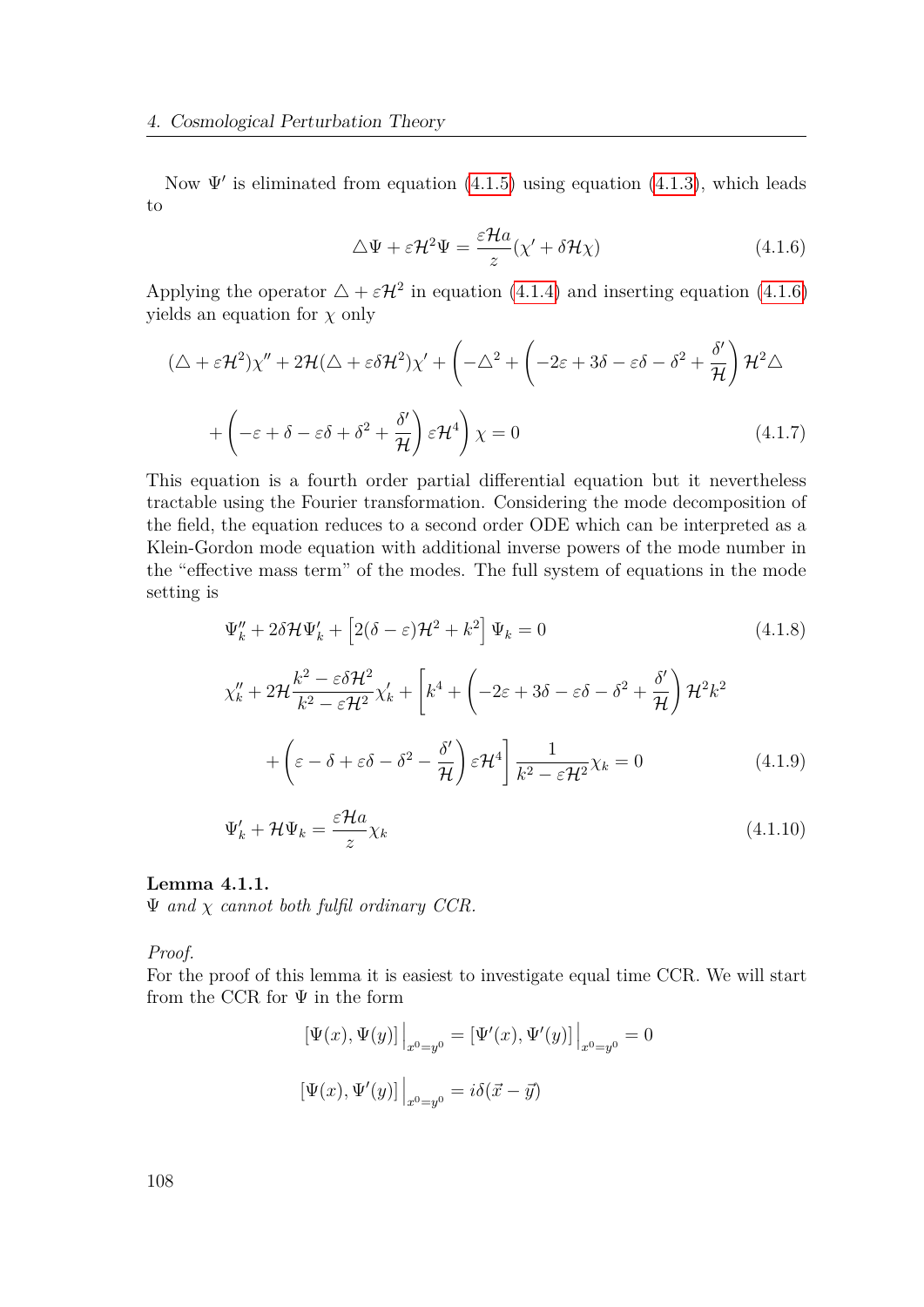Now $\Psi'$ is eliminated from equation (4.1.5) using equation (4.1.3), which leads to

$$\triangle\Psi + \varepsilon\mathcal{H}^2\Psi = \frac{\varepsilon\mathcal{H}a}{z}(\chi' + \delta\mathcal{H}\chi) \tag{4.1.6}$$

Applying the operator $\triangle + \varepsilon\mathcal{H}^2$ in equation (4.1.4) and inserting equation (4.1.6) yields an equation for $\chi$ only

$$\begin{aligned}(\triangle + \varepsilon\mathcal{H}^2)\chi'' + 2\mathcal{H}(\triangle + \varepsilon\delta\mathcal{H}^2)\chi' + \Bigg(-\triangle^2 + \left(-2\varepsilon + 3\delta - \varepsilon\delta - \delta^2 + \frac{\delta'}{\mathcal{H}}\right)\mathcal{H}^2\triangle \\ + \left(-\varepsilon + \delta - \varepsilon\delta + \delta^2 + \frac{\delta'}{\mathcal{H}}\right)\varepsilon\mathcal{H}^4\Bigg)\chi = 0\end{aligned} \tag{4.1.7}$$

This equation is a fourth order partial differential equation but it nevertheless tractable using the Fourier transformation. Considering the mode decomposition of the field, the equation reduces to a second order ODE which can be interpreted as a Klein-Gordon mode equation with additional inverse powers of the mode number in the "effective mass term" of the modes. The full system of equations in the mode setting is

$$\Psi_k'' + 2\delta\mathcal{H}\Psi_k' + \left[2(\delta - \varepsilon)\mathcal{H}^2 + k^2\right]\Psi_k = 0 \tag{4.1.8}$$

$$\begin{aligned}\chi_k'' + 2\mathcal{H}\frac{k^2 - \varepsilon\delta\mathcal{H}^2}{k^2 - \varepsilon\mathcal{H}^2}\chi_k' + \Bigg[k^4 + \left(-2\varepsilon + 3\delta - \varepsilon\delta - \delta^2 + \frac{\delta'}{\mathcal{H}}\right)\mathcal{H}^2k^2 \\ + \left(\varepsilon - \delta + \varepsilon\delta - \delta^2 - \frac{\delta'}{\mathcal{H}}\right)\varepsilon\mathcal{H}^4\Bigg]\frac{1}{k^2 - \varepsilon\mathcal{H}^2}\chi_k = 0\end{aligned} \tag{4.1.9}$$

$$\Psi_k' + \mathcal{H}\Psi_k = \frac{\varepsilon\mathcal{H}a}{z}\chi_k \tag{4.1.10}$$

**Lemma 4.1.1.**
*$\Psi$ and $\chi$ cannot both fulfil ordinary CCR.*

*Proof.*
For the proof of this lemma it is easiest to investigate equal time CCR. We will start from the CCR for $\Psi$ in the form

$$[\Psi(x), \Psi(y)]\Big|_{x^0=y^0} = [\Psi'(x), \Psi'(y)]\Big|_{x^0=y^0} = 0$$

$$[\Psi(x), \Psi'(y)]\Big|_{x^0=y^0} = i\delta(\vec{x} - \vec{y})$$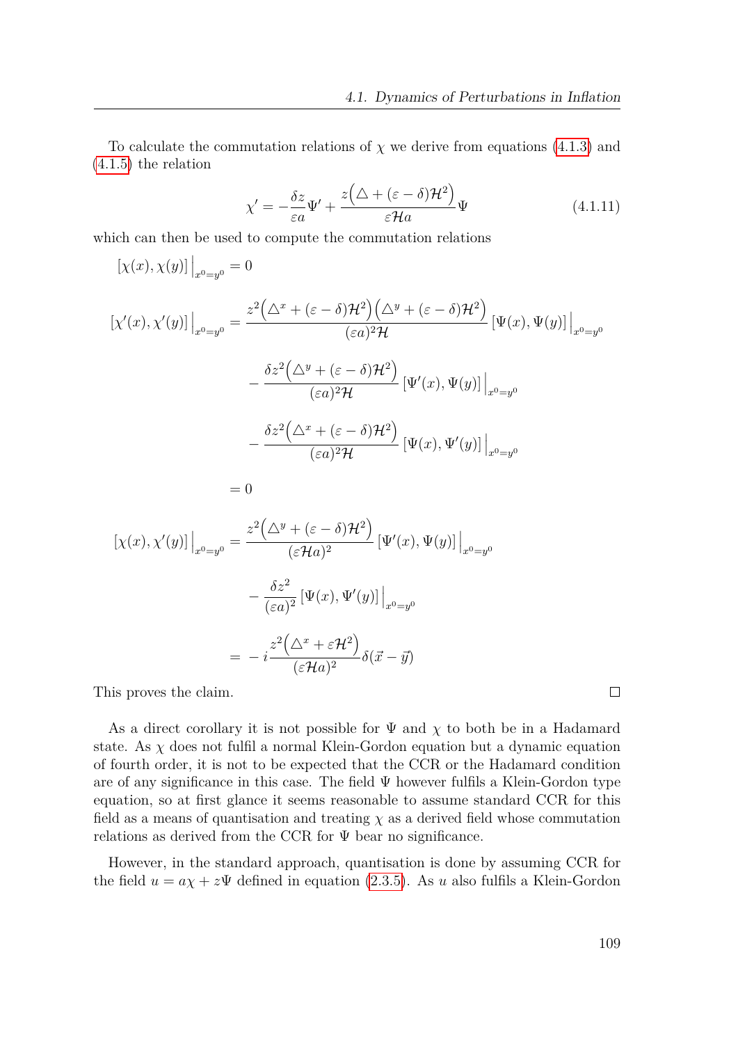To calculate the commutation relations of $\chi$ we derive from equations (4.1.3) and (4.1.5) the relation

$$\chi' = -\frac{\delta z}{\varepsilon a}\Psi' + \frac{z\Big(\triangle + (\varepsilon - \delta)\mathcal{H}^2\Big)}{\varepsilon \mathcal{H} a}\Psi \tag{4.1.11}$$

which can then be used to compute the commutation relations

$$\begin{aligned}
[\chi(x), \chi(y)]\Big|_{x^0=y^0} &= 0 \\
[\chi'(x), \chi'(y)]\Big|_{x^0=y^0} &= \frac{z^2\Big(\triangle^x + (\varepsilon-\delta)\mathcal{H}^2\Big)\Big(\triangle^y + (\varepsilon-\delta)\mathcal{H}^2\Big)}{(\varepsilon a)^2\mathcal{H}}\,[\Psi(x), \Psi(y)]\Big|_{x^0=y^0} \\
&\quad - \frac{\delta z^2\Big(\triangle^y + (\varepsilon-\delta)\mathcal{H}^2\Big)}{(\varepsilon a)^2\mathcal{H}}\,[\Psi'(x), \Psi(y)]\Big|_{x^0=y^0} \\
&\quad - \frac{\delta z^2\Big(\triangle^x + (\varepsilon-\delta)\mathcal{H}^2\Big)}{(\varepsilon a)^2\mathcal{H}}\,[\Psi(x), \Psi'(y)]\Big|_{x^0=y^0} \\
&= 0 \\
[\chi(x), \chi'(y)]\Big|_{x^0=y^0} &= \frac{z^2\Big(\triangle^y + (\varepsilon-\delta)\mathcal{H}^2\Big)}{(\varepsilon \mathcal{H} a)^2}\,[\Psi'(x), \Psi(y)]\Big|_{x^0=y^0} \\
&\quad - \frac{\delta z^2}{(\varepsilon a)^2}\,[\Psi(x), \Psi'(y)]\Big|_{x^0=y^0} \\
&= -\,i\frac{z^2\Big(\triangle^x + \varepsilon\mathcal{H}^2\Big)}{(\varepsilon \mathcal{H} a)^2}\delta(\vec{x} - \vec{y})
\end{aligned}$$

This proves the claim. □

As a direct corollary it is not possible for $\Psi$ and $\chi$ to both be in a Hadamard state. As $\chi$ does not fulfil a normal Klein-Gordon equation but a dynamic equation of fourth order, it is not to be expected that the CCR or the Hadamard condition are of any significance in this case. The field $\Psi$ however fulfils a Klein-Gordon type equation, so at first glance it seems reasonable to assume standard CCR for this field as a means of quantisation and treating $\chi$ as a derived field whose commutation relations as derived from the CCR for $\Psi$ bear no significance.

However, in the standard approach, quantisation is done by assuming CCR for the field $u = a\chi + z\Psi$ defined in equation (2.3.5). As $u$ also fulfils a Klein-Gordon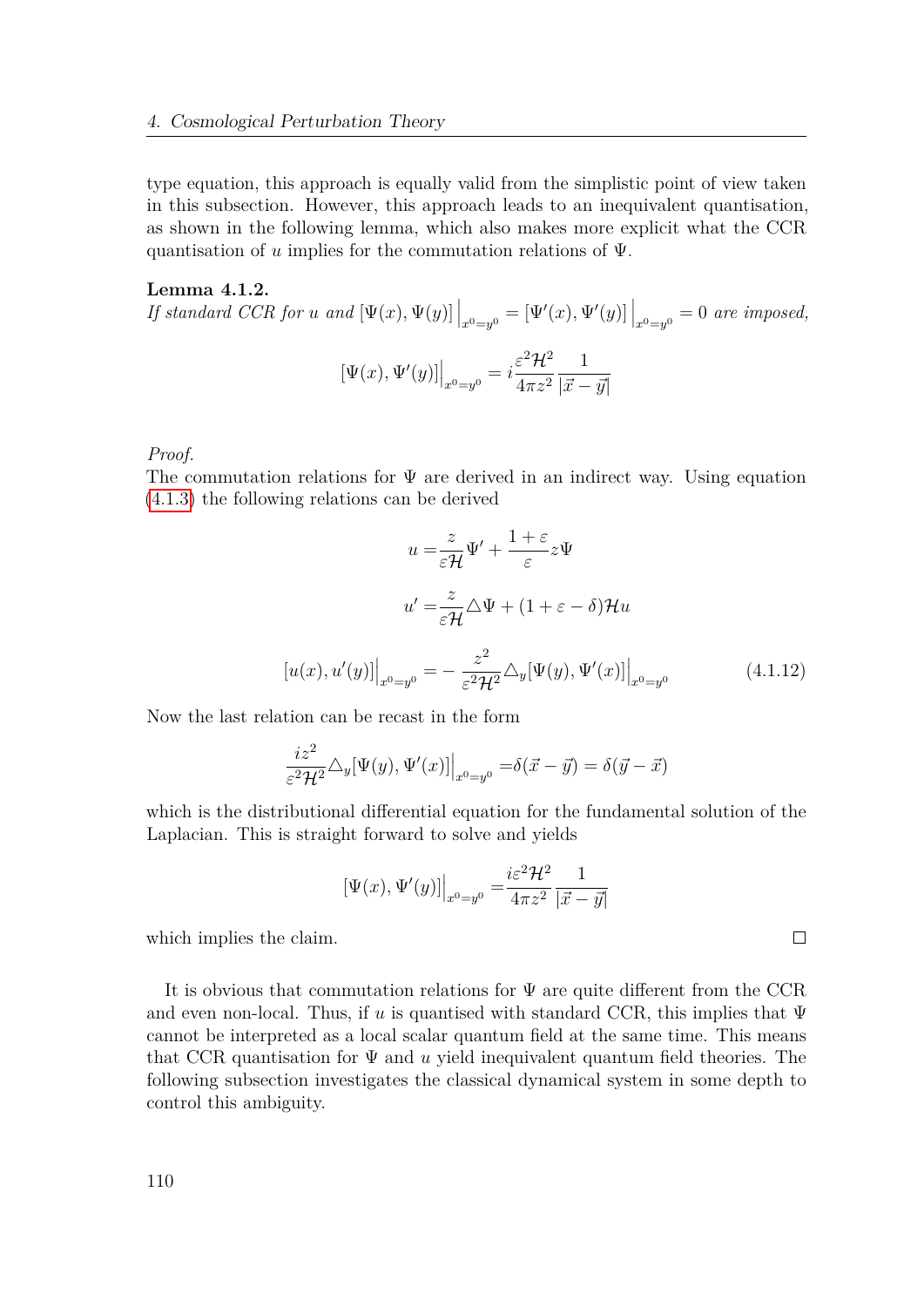type equation, this approach is equally valid from the simplistic point of view taken in this subsection. However, this approach leads to an inequivalent quantisation, as shown in the following lemma, which also makes more explicit what the CCR quantisation of $u$ implies for the commutation relations of $\Psi$.

**Lemma 4.1.2.**
*If standard CCR for $u$ and $[\Psi(x), \Psi(y)]\Big|_{x^0=y^0} = [\Psi'(x), \Psi'(y)]\Big|_{x^0=y^0} = 0$ are imposed,*

$$[\Psi(x), \Psi'(y)]\Big|_{x^0=y^0} = i\frac{\varepsilon^2 \mathcal{H}^2}{4\pi z^2}\frac{1}{|\vec{x}-\vec{y}|}$$

*Proof.*
The commutation relations for $\Psi$ are derived in an indirect way. Using equation (4.1.3) the following relations can be derived

$$u = \frac{z}{\varepsilon \mathcal{H}}\Psi' + \frac{1+\varepsilon}{\varepsilon}z\Psi$$

$$u' = \frac{z}{\varepsilon \mathcal{H}}\triangle\Psi + (1+\varepsilon-\delta)\mathcal{H}u$$

$$[u(x), u'(y)]\Big|_{x^0=y^0} = -\frac{z^2}{\varepsilon^2\mathcal{H}^2}\triangle_y[\Psi(y), \Psi'(x)]\Big|_{x^0=y^0} \tag{4.1.12}$$

Now the last relation can be recast in the form

$$\frac{iz^2}{\varepsilon^2\mathcal{H}^2}\triangle_y[\Psi(y), \Psi'(x)]\Big|_{x^0=y^0} = \delta(\vec{x}-\vec{y}) = \delta(\vec{y}-\vec{x})$$

which is the distributional differential equation for the fundamental solution of the Laplacian. This is straight forward to solve and yields

$$[\Psi(x), \Psi'(y)]\Big|_{x^0=y^0} = \frac{i\varepsilon^2\mathcal{H}^2}{4\pi z^2}\frac{1}{|\vec{x}-\vec{y}|}$$

which implies the claim. □

It is obvious that commutation relations for $\Psi$ are quite different from the CCR and even non-local. Thus, if $u$ is quantised with standard CCR, this implies that $\Psi$ cannot be interpreted as a local scalar quantum field at the same time. This means that CCR quantisation for $\Psi$ and $u$ yield inequivalent quantum field theories. The following subsection investigates the classical dynamical system in some depth to control this ambiguity.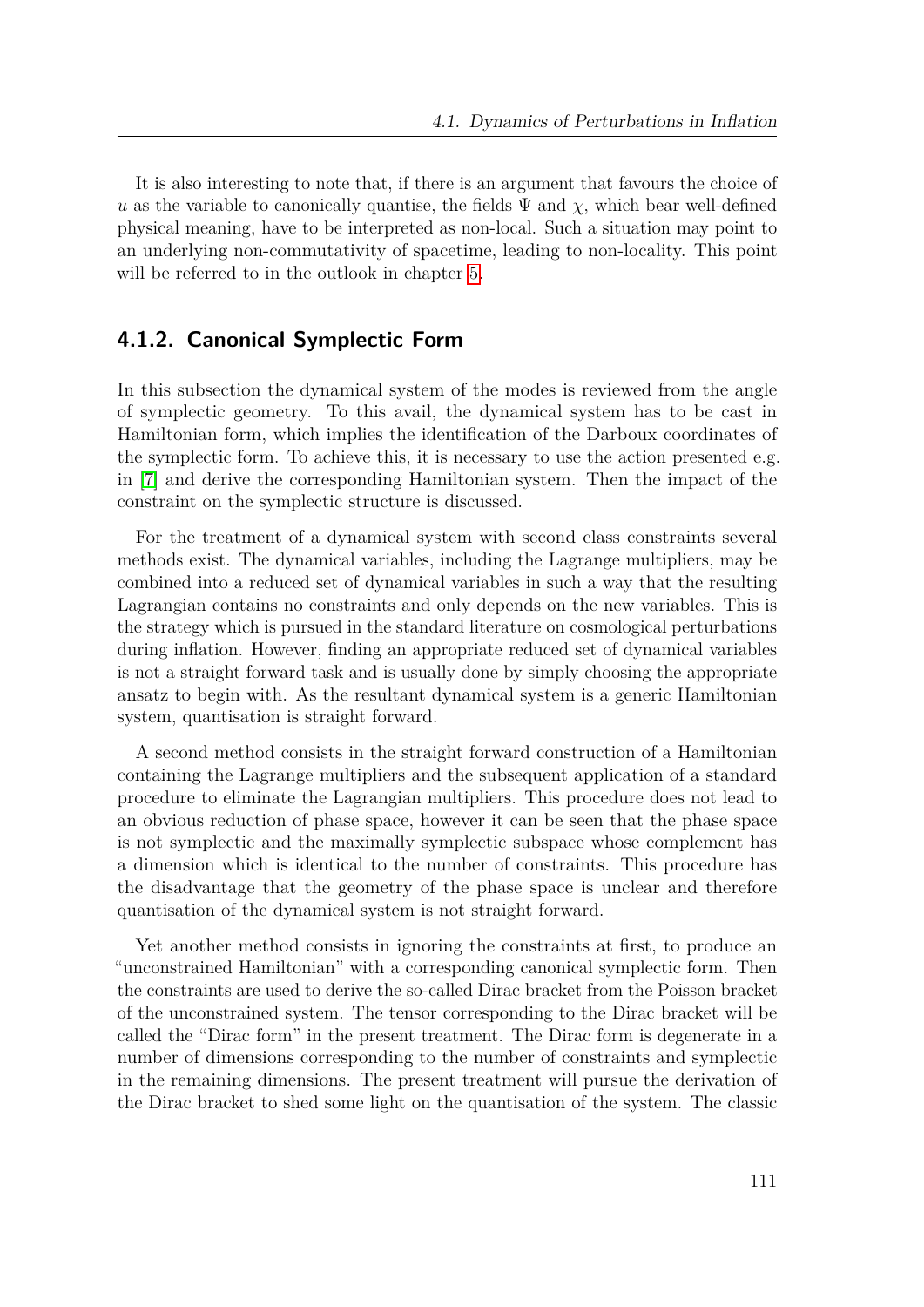It is also interesting to note that, if there is an argument that favours the choice of $u$ as the variable to canonically quantise, the fields $\Psi$ and $\chi$, which bear well-defined physical meaning, have to be interpreted as non-local. Such a situation may point to an underlying non-commutativity of spacetime, leading to non-locality. This point will be referred to in the outlook in chapter 5.

### 4.1.2. Canonical Symplectic Form

In this subsection the dynamical system of the modes is reviewed from the angle of symplectic geometry. To this avail, the dynamical system has to be cast in Hamiltonian form, which implies the identification of the Darboux coordinates of the symplectic form. To achieve this, it is necessary to use the action presented e.g. in [7] and derive the corresponding Hamiltonian system. Then the impact of the constraint on the symplectic structure is discussed.

For the treatment of a dynamical system with second class constraints several methods exist. The dynamical variables, including the Lagrange multipliers, may be combined into a reduced set of dynamical variables in such a way that the resulting Lagrangian contains no constraints and only depends on the new variables. This is the strategy which is pursued in the standard literature on cosmological perturbations during inflation. However, finding an appropriate reduced set of dynamical variables is not a straight forward task and is usually done by simply choosing the appropriate ansatz to begin with. As the resultant dynamical system is a generic Hamiltonian system, quantisation is straight forward.

A second method consists in the straight forward construction of a Hamiltonian containing the Lagrange multipliers and the subsequent application of a standard procedure to eliminate the Lagrangian multipliers. This procedure does not lead to an obvious reduction of phase space, however it can be seen that the phase space is not symplectic and the maximally symplectic subspace whose complement has a dimension which is identical to the number of constraints. This procedure has the disadvantage that the geometry of the phase space is unclear and therefore quantisation of the dynamical system is not straight forward.

Yet another method consists in ignoring the constraints at first, to produce an "unconstrained Hamiltonian" with a corresponding canonical symplectic form. Then the constraints are used to derive the so-called Dirac bracket from the Poisson bracket of the unconstrained system. The tensor corresponding to the Dirac bracket will be called the "Dirac form" in the present treatment. The Dirac form is degenerate in a number of dimensions corresponding to the number of constraints and symplectic in the remaining dimensions. The present treatment will pursue the derivation of the Dirac bracket to shed some light on the quantisation of the system. The classic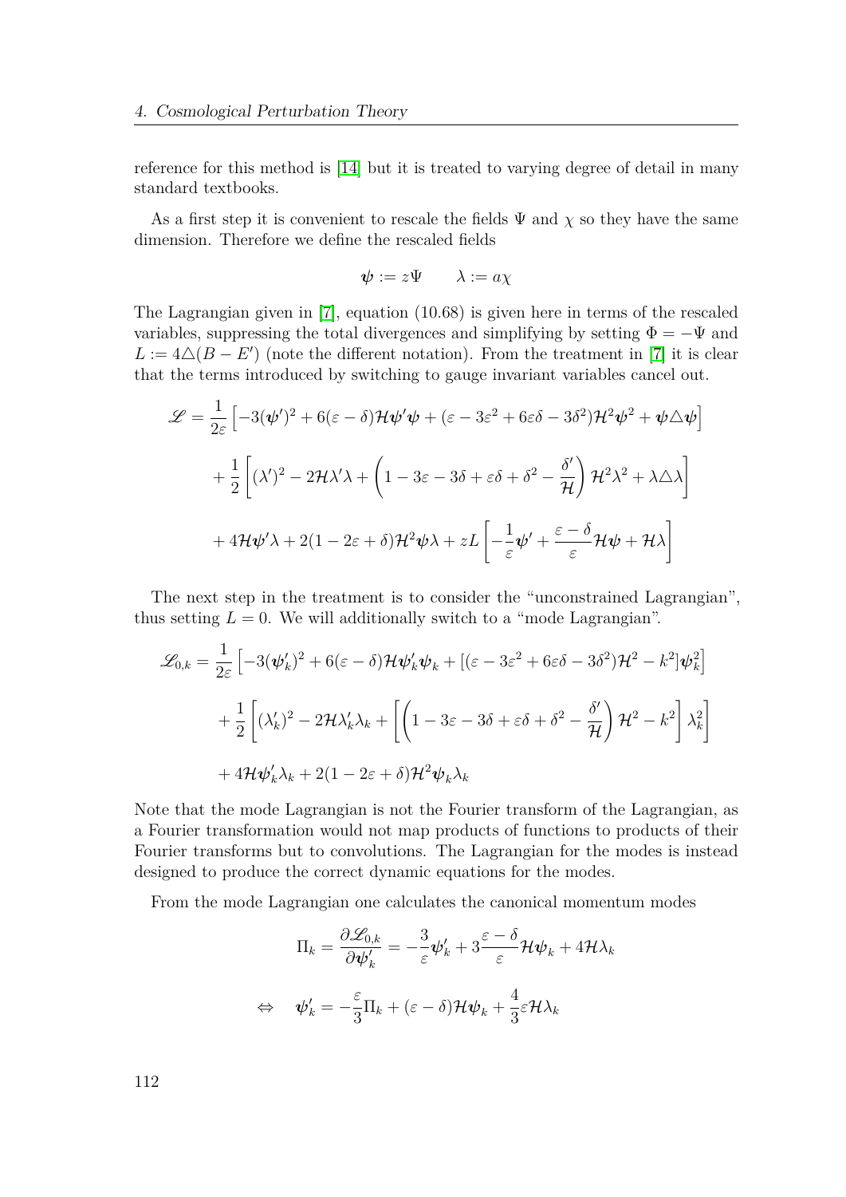reference for this method is [14] but it is treated to varying degree of detail in many standard textbooks.

As a first step it is convenient to rescale the fields $\Psi$ and $\chi$ so they have the same dimension. Therefore we define the rescaled fields

$$\boldsymbol{\psi} := z\Psi \qquad \lambda := a\chi$$

The Lagrangian given in [7], equation (10.68) is given here in terms of the rescaled variables, suppressing the total divergences and simplifying by setting $\Phi = -\Psi$ and $L := 4\triangle(B - E')$ (note the different notation). From the treatment in [7] it is clear that the terms introduced by switching to gauge invariant variables cancel out.

$$\begin{aligned}
\mathscr{L} = &\frac{1}{2\varepsilon}\left[-3(\boldsymbol{\psi}')^2 + 6(\varepsilon - \delta)\mathcal{H}\boldsymbol{\psi}'\boldsymbol{\psi} + (\varepsilon - 3\varepsilon^2 + 6\varepsilon\delta - 3\delta^2)\mathcal{H}^2\boldsymbol{\psi}^2 + \boldsymbol{\psi}\triangle\boldsymbol{\psi}\right] \\
&+ \frac{1}{2}\left[(\lambda')^2 - 2\mathcal{H}\lambda'\lambda + \left(1 - 3\varepsilon - 3\delta + \varepsilon\delta + \delta^2 - \frac{\delta'}{\mathcal{H}}\right)\mathcal{H}^2\lambda^2 + \lambda\triangle\lambda\right] \\
&+ 4\mathcal{H}\boldsymbol{\psi}'\lambda + 2(1 - 2\varepsilon + \delta)\mathcal{H}^2\boldsymbol{\psi}\lambda + zL\left[-\frac{1}{\varepsilon}\boldsymbol{\psi}' + \frac{\varepsilon - \delta}{\varepsilon}\mathcal{H}\boldsymbol{\psi} + \mathcal{H}\lambda\right]
\end{aligned}$$

The next step in the treatment is to consider the "unconstrained Lagrangian", thus setting $L = 0$. We will additionally switch to a "mode Lagrangian".

$$\begin{aligned}
\mathscr{L}_{0,k} = &\frac{1}{2\varepsilon}\left[-3(\boldsymbol{\psi}_k')^2 + 6(\varepsilon - \delta)\mathcal{H}\boldsymbol{\psi}_k'\boldsymbol{\psi}_k + [(\varepsilon - 3\varepsilon^2 + 6\varepsilon\delta - 3\delta^2)\mathcal{H}^2 - k^2]\boldsymbol{\psi}_k^2\right] \\
&+ \frac{1}{2}\left[(\lambda_k')^2 - 2\mathcal{H}\lambda_k'\lambda_k + \left[\left(1 - 3\varepsilon - 3\delta + \varepsilon\delta + \delta^2 - \frac{\delta'}{\mathcal{H}}\right)\mathcal{H}^2 - k^2\right]\lambda_k^2\right] \\
&+ 4\mathcal{H}\boldsymbol{\psi}_k'\lambda_k + 2(1 - 2\varepsilon + \delta)\mathcal{H}^2\boldsymbol{\psi}_k\lambda_k
\end{aligned}$$

Note that the mode Lagrangian is not the Fourier transform of the Lagrangian, as a Fourier transformation would not map products of functions to products of their Fourier transforms but to convolutions. The Lagrangian for the modes is instead designed to produce the correct dynamic equations for the modes.

From the mode Lagrangian one calculates the canonical momentum modes

$$\begin{aligned}
\Pi_k = \frac{\partial\mathscr{L}_{0,k}}{\partial\boldsymbol{\psi}_k'} &= -\frac{3}{\varepsilon}\boldsymbol{\psi}_k' + 3\frac{\varepsilon - \delta}{\varepsilon}\mathcal{H}\boldsymbol{\psi}_k + 4\mathcal{H}\lambda_k \\
\Leftrightarrow \quad \boldsymbol{\psi}_k' &= -\frac{\varepsilon}{3}\Pi_k + (\varepsilon - \delta)\mathcal{H}\boldsymbol{\psi}_k + \frac{4}{3}\varepsilon\mathcal{H}\lambda_k
\end{aligned}$$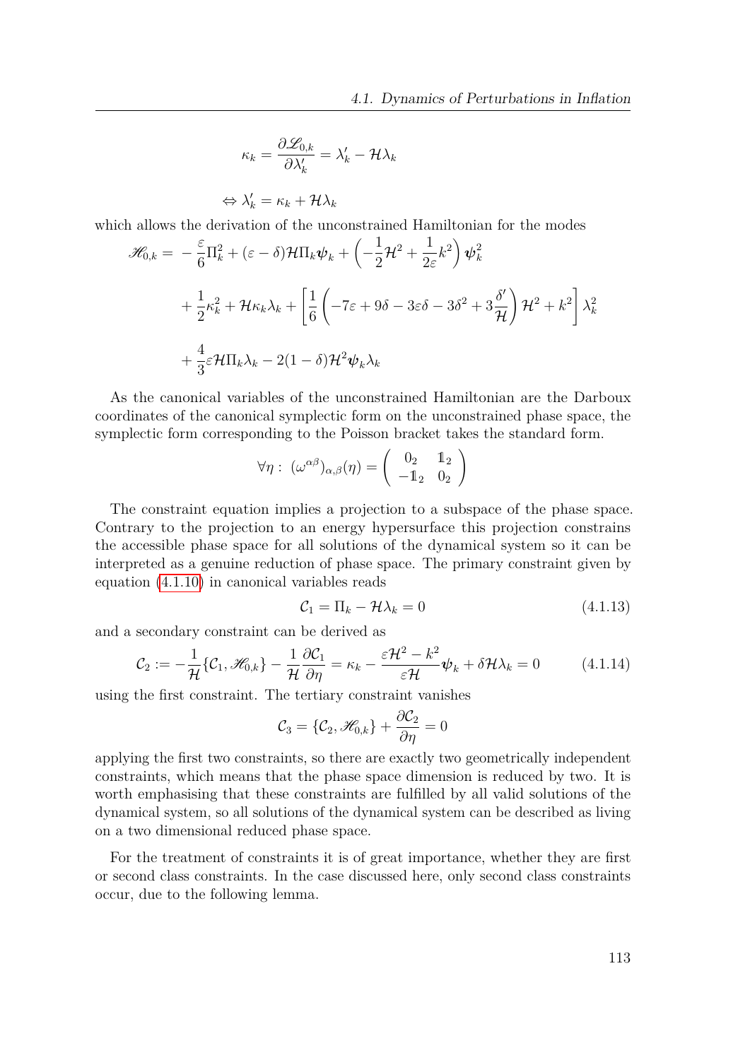$$\kappa_k = \frac{\partial \mathscr{L}_{0,k}}{\partial \lambda_k'} = \lambda_k' - \mathcal{H}\lambda_k$$

$$\Leftrightarrow \lambda_k' = \kappa_k + \mathcal{H}\lambda_k$$

which allows the derivation of the unconstrained Hamiltonian for the modes

$$\begin{aligned}
\mathscr{H}_{0,k} = & -\frac{\varepsilon}{6}\Pi_k^2 + (\varepsilon - \delta)\mathcal{H}\Pi_k \boldsymbol{\psi}_k + \left(-\frac{1}{2}\mathcal{H}^2 + \frac{1}{2\varepsilon}k^2\right)\boldsymbol{\psi}_k^2 \\
& + \frac{1}{2}\kappa_k^2 + \mathcal{H}\kappa_k\lambda_k + \left[\frac{1}{6}\left(-7\varepsilon + 9\delta - 3\varepsilon\delta - 3\delta^2 + 3\frac{\delta'}{\mathcal{H}}\right)\mathcal{H}^2 + k^2\right]\lambda_k^2 \\
& + \frac{4}{3}\varepsilon\mathcal{H}\Pi_k\lambda_k - 2(1-\delta)\mathcal{H}^2\boldsymbol{\psi}_k\lambda_k
\end{aligned}$$

As the canonical variables of the unconstrained Hamiltonian are the Darboux coordinates of the canonical symplectic form on the unconstrained phase space, the symplectic form corresponding to the Poisson bracket takes the standard form.

$$\forall \eta: \ (\omega^{\alpha\beta})_{\alpha,\beta}(\eta) = \begin{pmatrix} 0_2 & \mathbb{1}_2 \\ -\mathbb{1}_2 & 0_2 \end{pmatrix}$$

The constraint equation implies a projection to a subspace of the phase space. Contrary to the projection to an energy hypersurface this projection constrains the accessible phase space for all solutions of the dynamical system so it can be interpreted as a genuine reduction of phase space. The primary constraint given by equation (4.1.10) in canonical variables reads

$$\mathcal{C}_1 = \Pi_k - \mathcal{H}\lambda_k = 0 \tag{4.1.13}$$

and a secondary constraint can be derived as

$$\mathcal{C}_2 := -\frac{1}{\mathcal{H}}\{\mathcal{C}_1, \mathscr{H}_{0,k}\} - \frac{1}{\mathcal{H}}\frac{\partial \mathcal{C}_1}{\partial \eta} = \kappa_k - \frac{\varepsilon\mathcal{H}^2 - k^2}{\varepsilon\mathcal{H}}\boldsymbol{\psi}_k + \delta\mathcal{H}\lambda_k = 0 \tag{4.1.14}$$

using the first constraint. The tertiary constraint vanishes

$$\mathcal{C}_3 = \{\mathcal{C}_2, \mathscr{H}_{0,k}\} + \frac{\partial \mathcal{C}_2}{\partial \eta} = 0$$

applying the first two constraints, so there are exactly two geometrically independent constraints, which means that the phase space dimension is reduced by two. It is worth emphasising that these constraints are fulfilled by all valid solutions of the dynamical system, so all solutions of the dynamical system can be described as living on a two dimensional reduced phase space.

For the treatment of constraints it is of great importance, whether they are first or second class constraints. In the case discussed here, only second class constraints occur, due to the following lemma.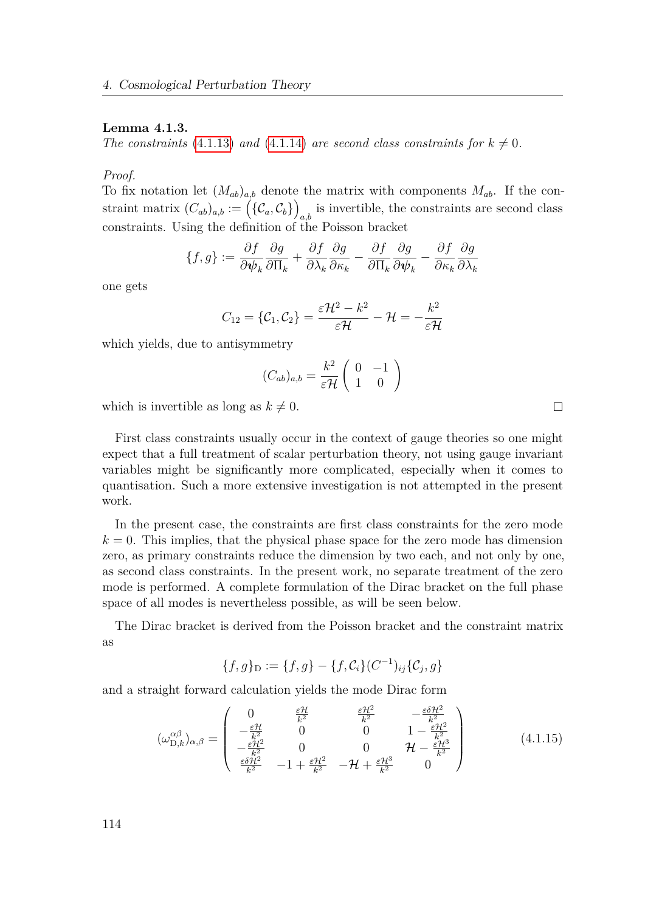**Lemma 4.1.3.**
*The constraints* (4.1.13) *and* (4.1.14) *are second class constraints for* $k \neq 0$.

*Proof.*
To fix notation let $(M_{ab})_{a,b}$ denote the matrix with components $M_{ab}$. If the constraint matrix $(C_{ab})_{a,b} := \left(\{\mathcal{C}_a, \mathcal{C}_b\}\right)_{a,b}$ is invertible, the constraints are second class constraints. Using the definition of the Poisson bracket

$$\{f, g\} := \frac{\partial f}{\partial \boldsymbol{\psi}_k}\frac{\partial g}{\partial \Pi_k} + \frac{\partial f}{\partial \lambda_k}\frac{\partial g}{\partial \kappa_k} - \frac{\partial f}{\partial \Pi_k}\frac{\partial g}{\partial \boldsymbol{\psi}_k} - \frac{\partial f}{\partial \kappa_k}\frac{\partial g}{\partial \lambda_k}$$

one gets

$$C_{12} = \{\mathcal{C}_1, \mathcal{C}_2\} = \frac{\varepsilon\mathcal{H}^2 - k^2}{\varepsilon\mathcal{H}} - \mathcal{H} = -\frac{k^2}{\varepsilon\mathcal{H}}$$

which yields, due to antisymmetry

$$(C_{ab})_{a,b} = \frac{k^2}{\varepsilon\mathcal{H}}\begin{pmatrix} 0 & -1 \\ 1 & 0 \end{pmatrix}$$

which is invertible as long as $k \neq 0$. □

First class constraints usually occur in the context of gauge theories so one might expect that a full treatment of scalar perturbation theory, not using gauge invariant variables might be significantly more complicated, especially when it comes to quantisation. Such a more extensive investigation is not attempted in the present work.

In the present case, the constraints are first class constraints for the zero mode $k = 0$. This implies, that the physical phase space for the zero mode has dimension zero, as primary constraints reduce the dimension by two each, and not only by one, as second class constraints. In the present work, no separate treatment of the zero mode is performed. A complete formulation of the Dirac bracket on the full phase space of all modes is nevertheless possible, as will be seen below.

The Dirac bracket is derived from the Poisson bracket and the constraint matrix as

$$\{f, g\}_{\mathrm{D}} := \{f, g\} - \{f, \mathcal{C}_i\}(C^{-1})_{ij}\{\mathcal{C}_j, g\}$$

and a straight forward calculation yields the mode Dirac form

$$(\omega^{\alpha\beta}_{\mathrm{D},k})_{\alpha,\beta} = \begin{pmatrix} 0 & \frac{\varepsilon\mathcal{H}}{k^2} & \frac{\varepsilon\mathcal{H}^2}{k^2} & -\frac{\varepsilon\delta\mathcal{H}^2}{k^2} \\ -\frac{\varepsilon\mathcal{H}}{k^2} & 0 & 0 & 1 - \frac{\varepsilon\mathcal{H}^2}{k^2} \\ -\frac{\varepsilon\mathcal{H}^2}{k^2} & 0 & 0 & \mathcal{H} - \frac{\varepsilon\mathcal{H}^3}{k^2} \\ \frac{\varepsilon\delta\mathcal{H}^2}{k^2} & -1 + \frac{\varepsilon\mathcal{H}^2}{k^2} & -\mathcal{H} + \frac{\varepsilon\mathcal{H}^3}{k^2} & 0 \end{pmatrix} \tag{4.1.15}$$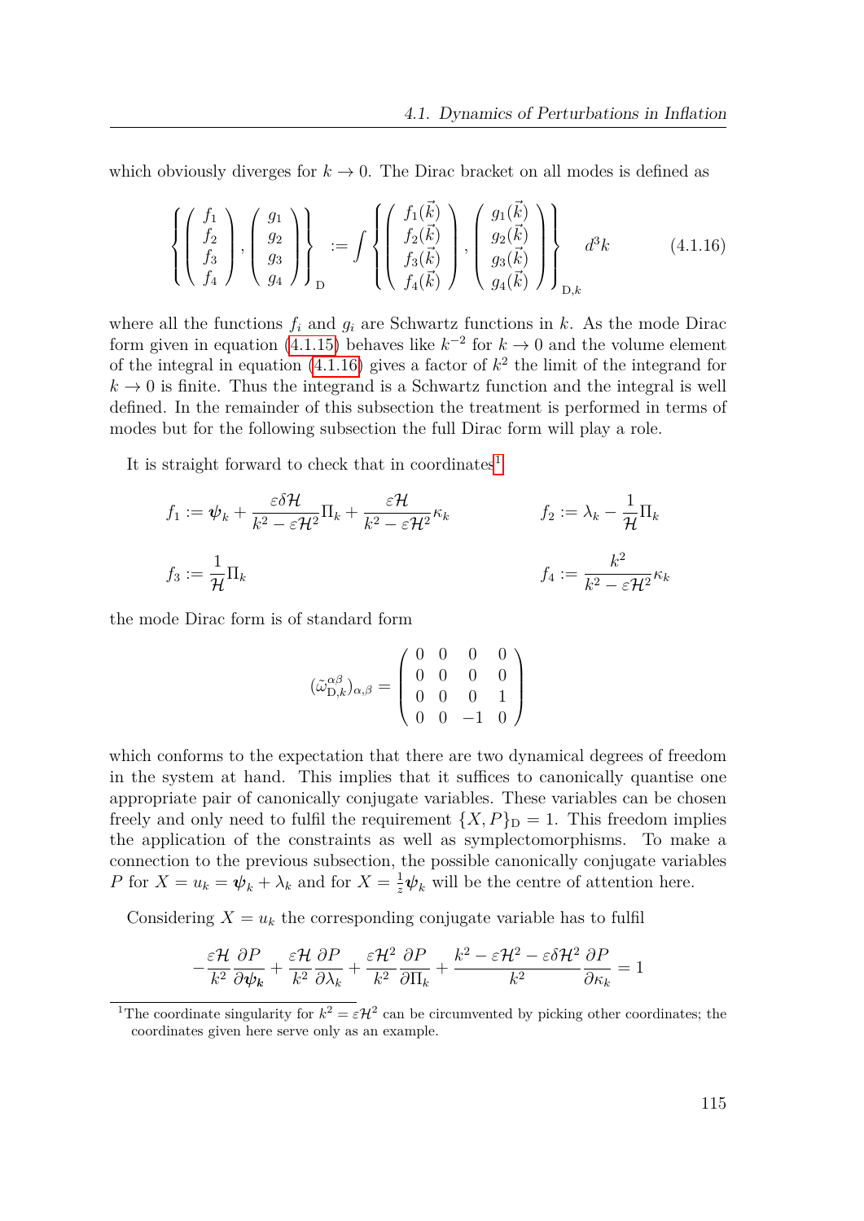which obviously diverges for $k \to 0$. The Dirac bracket on all modes is defined as

$$\left\{ \begin{pmatrix} f_1 \\ f_2 \\ f_3 \\ f_4 \end{pmatrix}, \begin{pmatrix} g_1 \\ g_2 \\ g_3 \\ g_4 \end{pmatrix} \right\}_{\mathrm{D}} := \int \left\{ \begin{pmatrix} f_1(\vec{k}) \\ f_2(\vec{k}) \\ f_3(\vec{k}) \\ f_4(\vec{k}) \end{pmatrix}, \begin{pmatrix} g_1(\vec{k}) \\ g_2(\vec{k}) \\ g_3(\vec{k}) \\ g_4(\vec{k}) \end{pmatrix} \right\}_{\mathrm{D},k} d^3k \tag{4.1.16}$$

where all the functions $f_i$ and $g_i$ are Schwartz functions in $k$. As the mode Dirac form given in equation (4.1.15) behaves like $k^{-2}$ for $k \to 0$ and the volume element of the integral in equation (4.1.16) gives a factor of $k^2$ the limit of the integrand for $k \to 0$ is finite. Thus the integrand is a Schwartz function and the integral is well defined. In the remainder of this subsection the treatment is performed in terms of modes but for the following subsection the full Dirac form will play a role.

It is straight forward to check that in coordinates[1]

$$f_1 := \boldsymbol{\psi}_k + \frac{\varepsilon\delta\mathcal{H}}{k^2 - \varepsilon\mathcal{H}^2}\Pi_k + \frac{\varepsilon\mathcal{H}}{k^2 - \varepsilon\mathcal{H}^2}\kappa_k \qquad f_2 := \lambda_k - \frac{1}{\mathcal{H}}\Pi_k$$

$$f_3 := \frac{1}{\mathcal{H}}\Pi_k \qquad f_4 := \frac{k^2}{k^2 - \varepsilon\mathcal{H}^2}\kappa_k$$

the mode Dirac form is of standard form

$$(\tilde{\omega}^{\alpha\beta}_{\mathrm{D},k})_{\alpha,\beta} = \begin{pmatrix} 0 & 0 & 0 & 0 \\ 0 & 0 & 0 & 0 \\ 0 & 0 & 0 & 1 \\ 0 & 0 & -1 & 0 \end{pmatrix}$$

which conforms to the expectation that there are two dynamical degrees of freedom in the system at hand. This implies that it suffices to canonically quantise one appropriate pair of canonically conjugate variables. These variables can be chosen freely and only need to fulfil the requirement $\{X, P\}_{\mathrm{D}} = 1$. This freedom implies the application of the constraints as well as symplectomorphisms. To make a connection to the previous subsection, the possible canonically conjugate variables $P$ for $X = u_k = \boldsymbol{\psi}_k + \lambda_k$ and for $X = \frac{1}{z}\boldsymbol{\psi}_k$ will be the centre of attention here.

Considering $X = u_k$ the corresponding conjugate variable has to fulfil

$$-\frac{\varepsilon\mathcal{H}}{k^2}\frac{\partial P}{\partial\boldsymbol{\psi}_k} + \frac{\varepsilon\mathcal{H}}{k^2}\frac{\partial P}{\partial\lambda_k} + \frac{\varepsilon\mathcal{H}^2}{k^2}\frac{\partial P}{\partial\Pi_k} + \frac{k^2 - \varepsilon\mathcal{H}^2 - \varepsilon\delta\mathcal{H}^2}{k^2}\frac{\partial P}{\partial\kappa_k} = 1$$

[1] The coordinate singularity for $k^2 = \varepsilon\mathcal{H}^2$ can be circumvented by picking other coordinates; the coordinates given here serve only as an example.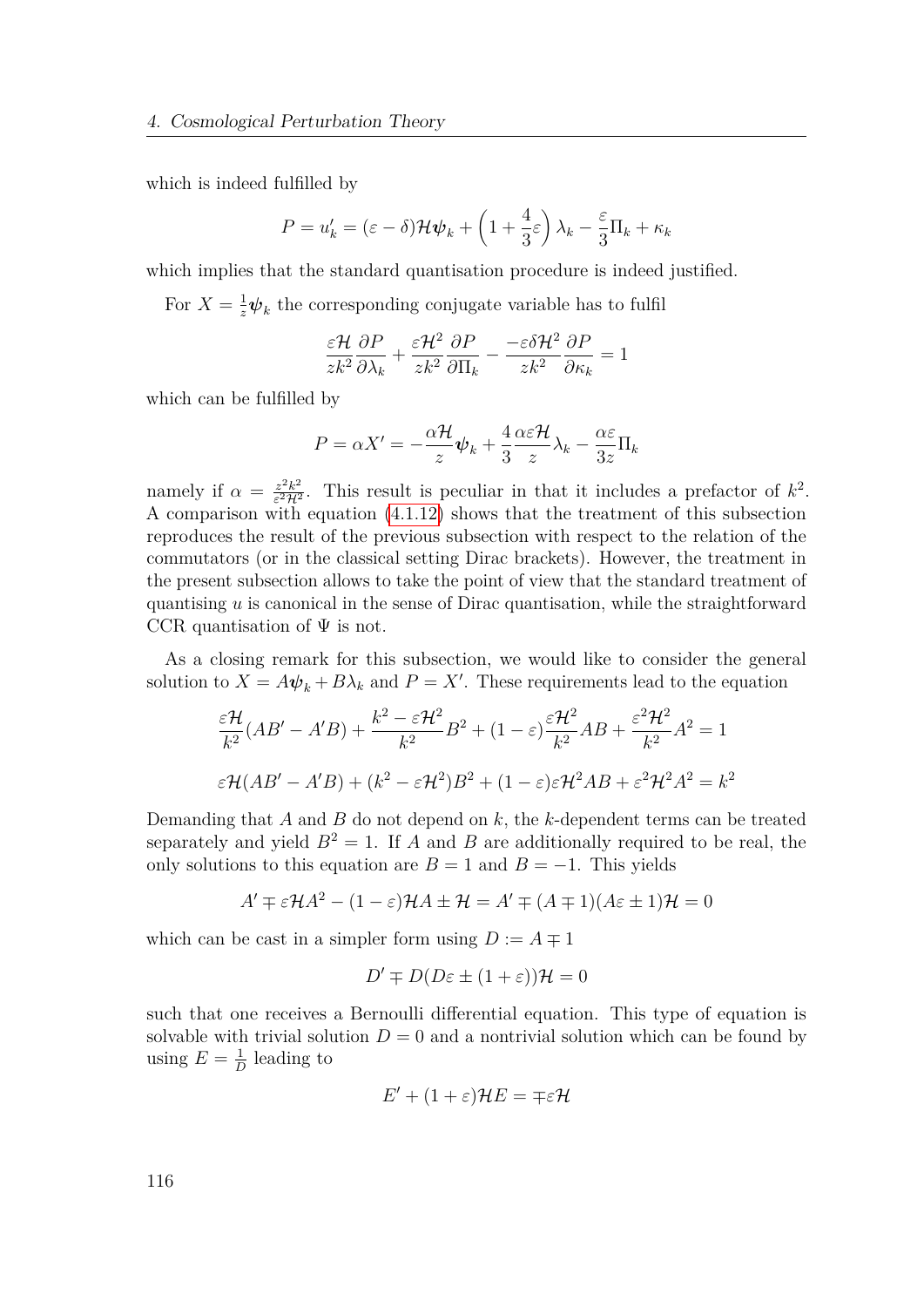which is indeed fulfilled by

$$P = u_k' = (\varepsilon - \delta)\mathcal{H}\boldsymbol{\psi}_k + \left(1 + \frac{4}{3}\varepsilon\right)\lambda_k - \frac{\varepsilon}{3}\Pi_k + \kappa_k$$

which implies that the standard quantisation procedure is indeed justified.

For $X = \frac{1}{z}\boldsymbol{\psi}_k$ the corresponding conjugate variable has to fulfil

$$\frac{\varepsilon\mathcal{H}}{zk^2}\frac{\partial P}{\partial \lambda_k} + \frac{\varepsilon\mathcal{H}^2}{zk^2}\frac{\partial P}{\partial \Pi_k} - \frac{-\varepsilon\delta\mathcal{H}^2}{zk^2}\frac{\partial P}{\partial \kappa_k} = 1$$

which can be fulfilled by

$$P = \alpha X' = -\frac{\alpha\mathcal{H}}{z}\boldsymbol{\psi}_k + \frac{4}{3}\frac{\alpha\varepsilon\mathcal{H}}{z}\lambda_k - \frac{\alpha\varepsilon}{3z}\Pi_k$$

namely if $\alpha = \frac{z^2k^2}{\varepsilon^2\mathcal{H}^2}$. This result is peculiar in that it includes a prefactor of $k^2$. A comparison with equation (4.1.12) shows that the treatment of this subsection reproduces the result of the previous subsection with respect to the relation of the commutators (or in the classical setting Dirac brackets). However, the treatment in the present subsection allows to take the point of view that the standard treatment of quantising $u$ is canonical in the sense of Dirac quantisation, while the straightforward CCR quantisation of $\Psi$ is not.

As a closing remark for this subsection, we would like to consider the general solution to $X = A\boldsymbol{\psi}_k + B\lambda_k$ and $P = X'$. These requirements lead to the equation

$$\frac{\varepsilon\mathcal{H}}{k^2}(AB' - A'B) + \frac{k^2 - \varepsilon\mathcal{H}^2}{k^2}B^2 + (1-\varepsilon)\frac{\varepsilon\mathcal{H}^2}{k^2}AB + \frac{\varepsilon^2\mathcal{H}^2}{k^2}A^2 = 1$$

$$\varepsilon\mathcal{H}(AB' - A'B) + (k^2 - \varepsilon\mathcal{H}^2)B^2 + (1-\varepsilon)\varepsilon\mathcal{H}^2AB + \varepsilon^2\mathcal{H}^2A^2 = k^2$$

Demanding that $A$ and $B$ do not depend on $k$, the $k$-dependent terms can be treated separately and yield $B^2 = 1$. If $A$ and $B$ are additionally required to be real, the only solutions to this equation are $B = 1$ and $B = -1$. This yields

$$A' \mp \varepsilon\mathcal{H}A^2 - (1-\varepsilon)\mathcal{H}A \pm \mathcal{H} = A' \mp (A \mp 1)(A\varepsilon \pm 1)\mathcal{H} = 0$$

which can be cast in a simpler form using $D := A \mp 1$

$$D' \mp D(D\varepsilon \pm (1+\varepsilon))\mathcal{H} = 0$$

such that one receives a Bernoulli differential equation. This type of equation is solvable with trivial solution $D = 0$ and a nontrivial solution which can be found by using $E = \frac{1}{D}$ leading to

$$E' + (1+\varepsilon)\mathcal{H}E = \mp\varepsilon\mathcal{H}$$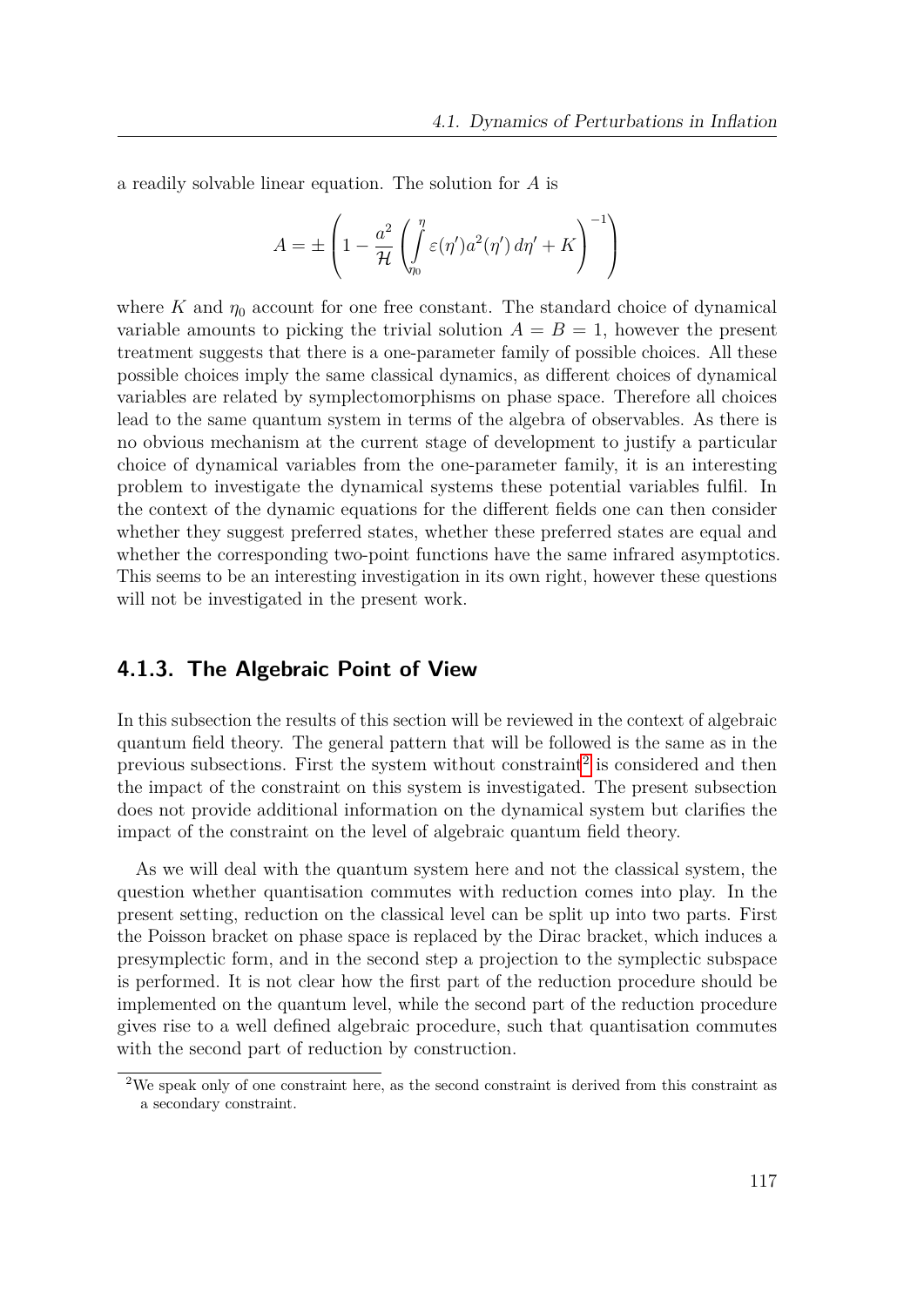a readily solvable linear equation. The solution for $A$ is

$$A = \pm \left( 1 - \frac{a^2}{\mathcal{H}} \left( \int_{\eta_0}^{\eta} \varepsilon(\eta') a^2(\eta') \, d\eta' + K \right)^{-1} \right)$$

where $K$ and $\eta_0$ account for one free constant. The standard choice of dynamical variable amounts to picking the trivial solution $A = B = 1$, however the present treatment suggests that there is a one-parameter family of possible choices. All these possible choices imply the same classical dynamics, as different choices of dynamical variables are related by symplectomorphisms on phase space. Therefore all choices lead to the same quantum system in terms of the algebra of observables. As there is no obvious mechanism at the current stage of development to justify a particular choice of dynamical variables from the one-parameter family, it is an interesting problem to investigate the dynamical systems these potential variables fulfil. In the context of the dynamic equations for the different fields one can then consider whether they suggest preferred states, whether these preferred states are equal and whether the corresponding two-point functions have the same infrared asymptotics. This seems to be an interesting investigation in its own right, however these questions will not be investigated in the present work.

### 4.1.3. The Algebraic Point of View

In this subsection the results of this section will be reviewed in the context of algebraic quantum field theory. The general pattern that will be followed is the same as in the previous subsections. First the system without constraint[2] is considered and then the impact of the constraint on this system is investigated. The present subsection does not provide additional information on the dynamical system but clarifies the impact of the constraint on the level of algebraic quantum field theory.

As we will deal with the quantum system here and not the classical system, the question whether quantisation commutes with reduction comes into play. In the present setting, reduction on the classical level can be split up into two parts. First the Poisson bracket on phase space is replaced by the Dirac bracket, which induces a presymplectic form, and in the second step a projection to the symplectic subspace is performed. It is not clear how the first part of the reduction procedure should be implemented on the quantum level, while the second part of the reduction procedure gives rise to a well defined algebraic procedure, such that quantisation commutes with the second part of reduction by construction.

[2] We speak only of one constraint here, as the second constraint is derived from this constraint as a secondary constraint.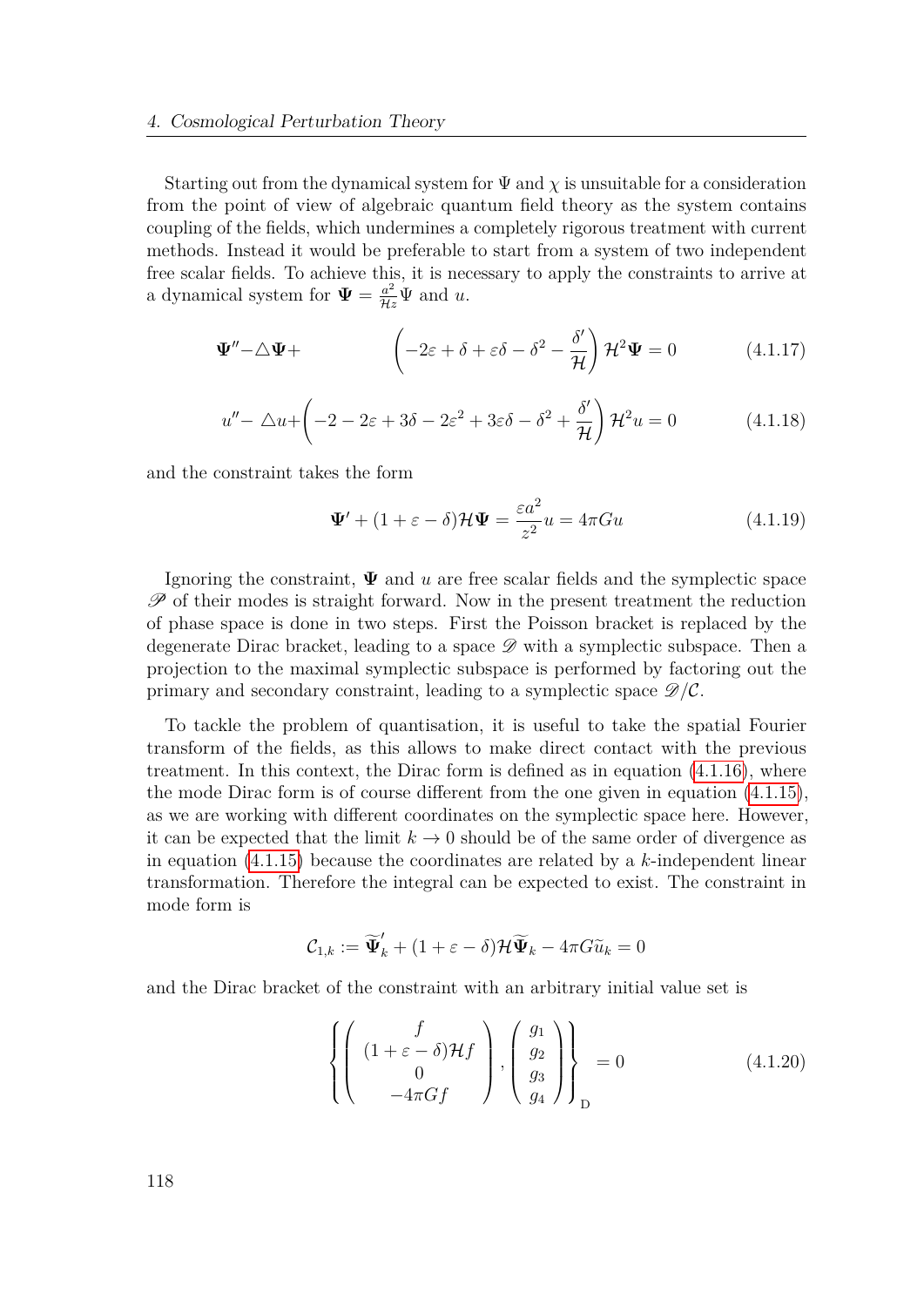Starting out from the dynamical system for $\Psi$ and $\chi$ is unsuitable for a consideration from the point of view of algebraic quantum field theory as the system contains coupling of the fields, which undermines a completely rigorous treatment with current methods. Instead it would be preferable to start from a system of two independent free scalar fields. To achieve this, it is necessary to apply the constraints to arrive at a dynamical system for $\boldsymbol{\Psi} = \frac{a^2}{\mathcal{H}z}\Psi$ and $u$.

$$\boldsymbol{\Psi}'' - \triangle\boldsymbol{\Psi} + \left(-2\varepsilon + \delta + \varepsilon\delta - \delta^2 - \frac{\delta'}{\mathcal{H}}\right)\mathcal{H}^2\boldsymbol{\Psi} = 0 \tag{4.1.17}$$

$$u'' - \triangle u + \left(-2 - 2\varepsilon + 3\delta - 2\varepsilon^2 + 3\varepsilon\delta - \delta^2 + \frac{\delta'}{\mathcal{H}}\right)\mathcal{H}^2 u = 0 \tag{4.1.18}$$

and the constraint takes the form

$$\boldsymbol{\Psi}' + (1 + \varepsilon - \delta)\mathcal{H}\boldsymbol{\Psi} = \frac{\varepsilon a^2}{z^2}u = 4\pi G u \tag{4.1.19}$$

Ignoring the constraint, $\boldsymbol{\Psi}$ and $u$ are free scalar fields and the symplectic space $\mathscr{P}$ of their modes is straight forward. Now in the present treatment the reduction of phase space is done in two steps. First the Poisson bracket is replaced by the degenerate Dirac bracket, leading to a space $\mathscr{D}$ with a symplectic subspace. Then a projection to the maximal symplectic subspace is performed by factoring out the primary and secondary constraint, leading to a symplectic space $\mathscr{D}/\mathcal{C}$.

To tackle the problem of quantisation, it is useful to take the spatial Fourier transform of the fields, as this allows to make direct contact with the previous treatment. In this context, the Dirac form is defined as in equation (4.1.16), where the mode Dirac form is of course different from the one given in equation (4.1.15), as we are working with different coordinates on the symplectic space here. However, it can be expected that the limit $k \to 0$ should be of the same order of divergence as in equation (4.1.15) because the coordinates are related by a $k$-independent linear transformation. Therefore the integral can be expected to exist. The constraint in mode form is

$$\mathcal{C}_{1,k} := \widetilde{\boldsymbol{\Psi}}_k' + (1 + \varepsilon - \delta)\mathcal{H}\widetilde{\boldsymbol{\Psi}}_k - 4\pi G\widetilde{u}_k = 0$$

and the Dirac bracket of the constraint with an arbitrary initial value set is

$$\left\{ \begin{pmatrix} f \\ (1 + \varepsilon - \delta)\mathcal{H}f \\ 0 \\ -4\pi G f \end{pmatrix}, \begin{pmatrix} g_1 \\ g_2 \\ g_3 \\ g_4 \end{pmatrix} \right\}_{\mathrm{D}} = 0 \tag{4.1.20}$$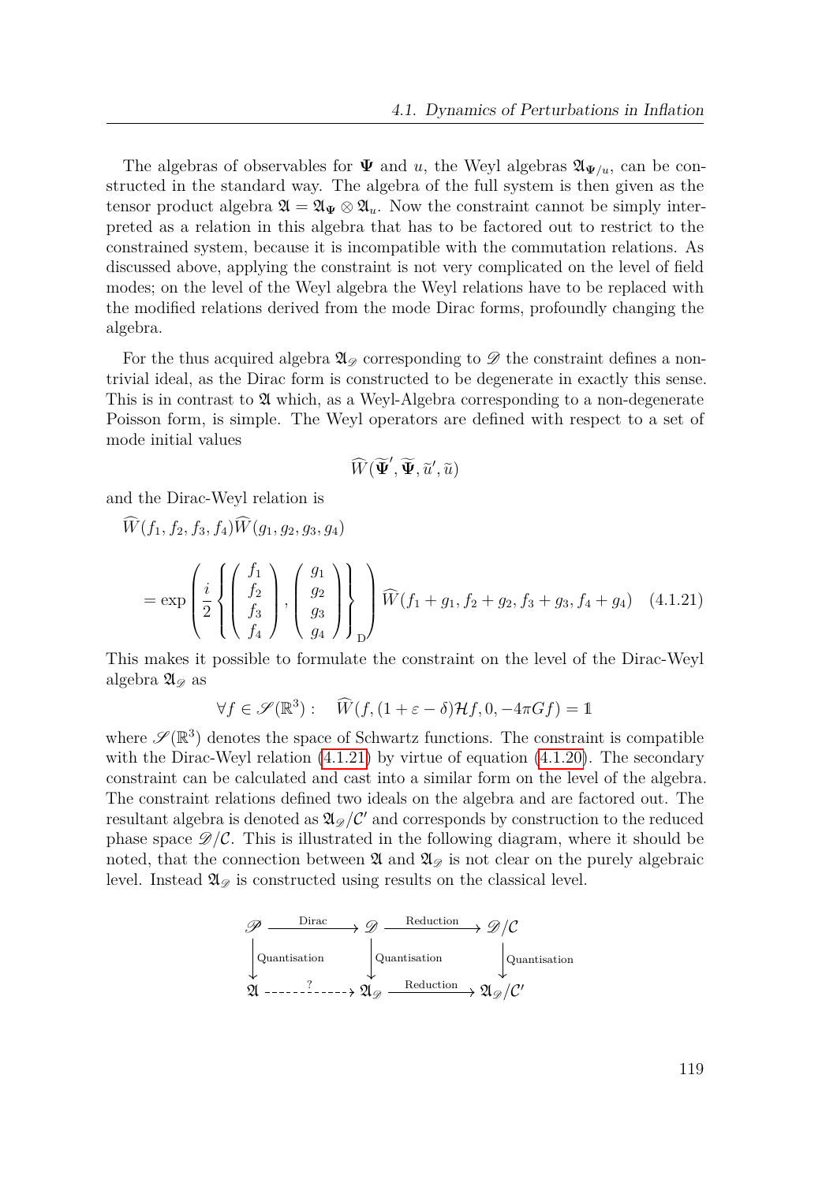The algebras of observables for $\mathbf{\Psi}$ and $u$, the Weyl algebras $\mathfrak{A}_{\mathbf{\Psi}/u}$, can be constructed in the standard way. The algebra of the full system is then given as the tensor product algebra $\mathfrak{A} = \mathfrak{A}_{\mathbf{\Psi}} \otimes \mathfrak{A}_u$. Now the constraint cannot be simply interpreted as a relation in this algebra that has to be factored out to restrict to the constrained system, because it is incompatible with the commutation relations. As discussed above, applying the constraint is not very complicated on the level of field modes; on the level of the Weyl algebra the Weyl relations have to be replaced with the modified relations derived from the mode Dirac forms, profoundly changing the algebra.

For the thus acquired algebra $\mathfrak{A}_{\mathscr{D}}$ corresponding to $\mathscr{D}$ the constraint defines a non-trivial ideal, as the Dirac form is constructed to be degenerate in exactly this sense. This is in contrast to $\mathfrak{A}$ which, as a Weyl-Algebra corresponding to a non-degenerate Poisson form, is simple. The Weyl operators are defined with respect to a set of mode initial values

$$\widehat{W}(\widetilde{\mathbf{\Psi}}', \widetilde{\mathbf{\Psi}}, \tilde{u}', \tilde{u})$$

and the Dirac-Weyl relation is

$$\widehat{W}(f_1, f_2, f_3, f_4)\widehat{W}(g_1, g_2, g_3, g_4)$$

$$= \exp\left( \frac{i}{2} \left\{ \begin{pmatrix} f_1 \\ f_2 \\ f_3 \\ f_4 \end{pmatrix}, \begin{pmatrix} g_1 \\ g_2 \\ g_3 \\ g_4 \end{pmatrix} \right\}_{\mathrm{D}} \right) \widehat{W}(f_1 + g_1, f_2 + g_2, f_3 + g_3, f_4 + g_4) \quad (4.1.21)$$

This makes it possible to formulate the constraint on the level of the Dirac-Weyl algebra $\mathfrak{A}_{\mathscr{D}}$ as

$$\forall f \in \mathscr{S}(\mathbb{R}^3): \quad \widehat{W}(f, (1 + \varepsilon - \delta)\mathcal{H}f, 0, -4\pi G f) = \mathbb{1}$$

where $\mathscr{S}(\mathbb{R}^3)$ denotes the space of Schwartz functions. The constraint is compatible with the Dirac-Weyl relation (4.1.21) by virtue of equation (4.1.20). The secondary constraint can be calculated and cast into a similar form on the level of the algebra. The constraint relations defined two ideals on the algebra and are factored out. The resultant algebra is denoted as $\mathfrak{A}_{\mathscr{D}}/\mathcal{C}'$ and corresponds by construction to the reduced phase space $\mathscr{D}/\mathcal{C}$. This is illustrated in the following diagram, where it should be noted, that the connection between $\mathfrak{A}$ and $\mathfrak{A}_{\mathscr{D}}$ is not clear on the purely algebraic level. Instead $\mathfrak{A}_{\mathscr{D}}$ is constructed using results on the classical level.

$$\begin{array}{ccccc}
\mathscr{P} & \xrightarrow{\text{Dirac}} & \mathscr{D} & \xrightarrow{\text{Reduction}} & \mathscr{D}/\mathcal{C} \\
\downarrow{\scriptstyle \text{Quantisation}} & & \downarrow{\scriptstyle \text{Quantisation}} & & \downarrow{\scriptstyle \text{Quantisation}} \\
\mathfrak{A} & \dashrightarrow{?} & \mathfrak{A}_{\mathscr{D}} & \xrightarrow{\text{Reduction}} & \mathfrak{A}_{\mathscr{D}}/\mathcal{C}'
\end{array}$$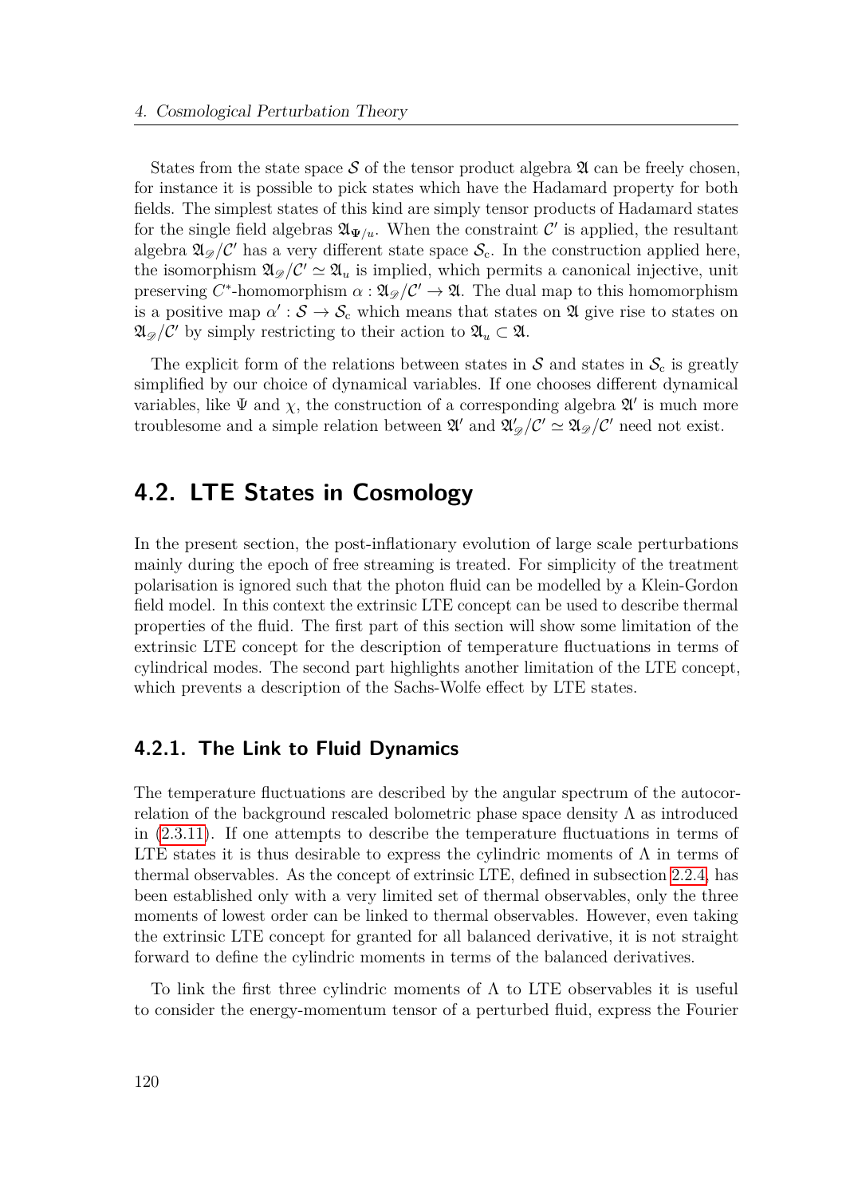States from the state space $\mathcal{S}$ of the tensor product algebra $\mathfrak{A}$ can be freely chosen, for instance it is possible to pick states which have the Hadamard property for both fields. The simplest states of this kind are simply tensor products of Hadamard states for the single field algebras $\mathfrak{A}_{\Psi/u}$. When the constraint $\mathcal{C}'$ is applied, the resultant algebra $\mathfrak{A}_{\mathscr{D}}/\mathcal{C}'$ has a very different state space $\mathcal{S}_c$. In the construction applied here, the isomorphism $\mathfrak{A}_{\mathscr{D}}/\mathcal{C}' \simeq \mathfrak{A}_u$ is implied, which permits a canonical injective, unit preserving $C^*$-homomorphism $\alpha : \mathfrak{A}_{\mathscr{D}}/\mathcal{C}' \to \mathfrak{A}$. The dual map to this homomorphism is a positive map $\alpha' : \mathcal{S} \to \mathcal{S}_c$ which means that states on $\mathfrak{A}$ give rise to states on $\mathfrak{A}_{\mathscr{D}}/\mathcal{C}'$ by simply restricting to their action to $\mathfrak{A}_u \subset \mathfrak{A}$.

The explicit form of the relations between states in $\mathcal{S}$ and states in $\mathcal{S}_c$ is greatly simplified by our choice of dynamical variables. If one chooses different dynamical variables, like $\Psi$ and $\chi$, the construction of a corresponding algebra $\mathfrak{A}'$ is much more troublesome and a simple relation between $\mathfrak{A}'$ and $\mathfrak{A}'_{\mathscr{D}}/\mathcal{C}' \simeq \mathfrak{A}_{\mathscr{D}}/\mathcal{C}'$ need not exist.

## 4.2. LTE States in Cosmology

In the present section, the post-inflationary evolution of large scale perturbations mainly during the epoch of free streaming is treated. For simplicity of the treatment polarisation is ignored such that the photon fluid can be modelled by a Klein-Gordon field model. In this context the extrinsic LTE concept can be used to describe thermal properties of the fluid. The first part of this section will show some limitation of the extrinsic LTE concept for the description of temperature fluctuations in terms of cylindrical modes. The second part highlights another limitation of the LTE concept, which prevents a description of the Sachs-Wolfe effect by LTE states.

### 4.2.1. The Link to Fluid Dynamics

The temperature fluctuations are described by the angular spectrum of the autocorrelation of the background rescaled bolometric phase space density $\Lambda$ as introduced in (2.3.11). If one attempts to describe the temperature fluctuations in terms of LTE states it is thus desirable to express the cylindric moments of $\Lambda$ in terms of thermal observables. As the concept of extrinsic LTE, defined in subsection 2.2.4, has been established only with a very limited set of thermal observables, only the three moments of lowest order can be linked to thermal observables. However, even taking the extrinsic LTE concept for granted for all balanced derivative, it is not straight forward to define the cylindric moments in terms of the balanced derivatives.

To link the first three cylindric moments of $\Lambda$ to LTE observables it is useful to consider the energy-momentum tensor of a perturbed fluid, express the Fourier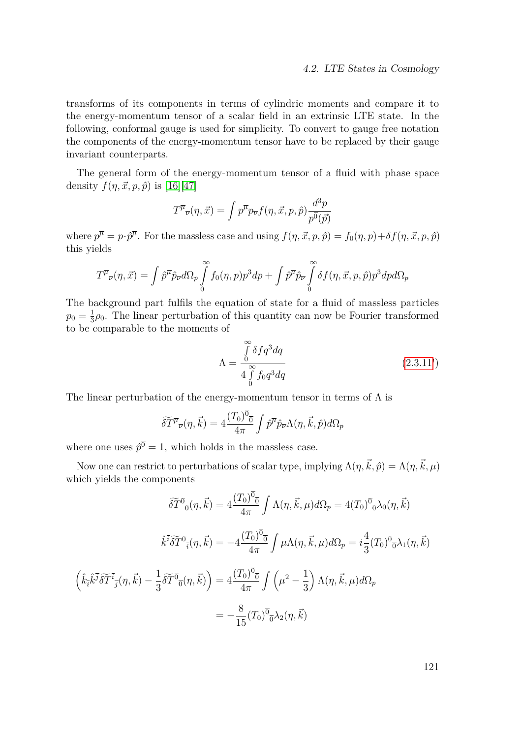transforms of its components in terms of cylindric moments and compare it to the energy-momentum tensor of a scalar field in an extrinsic LTE state. In the following, conformal gauge is used for simplicity. To convert to gauge free notation the components of the energy-momentum tensor have to be replaced by their gauge invariant counterparts.

The general form of the energy-momentum tensor of a fluid with phase space density $f(\eta, \vec{x}, p, \hat{p})$ is [16][47]

$$T^{\overline{\mu}}{}_{\overline{\nu}}(\eta, \vec{x}) = \int p^{\overline{\mu}} p_{\overline{\nu}} f(\eta, \vec{x}, p, \hat{p}) \frac{d^3p}{p^{\overline{0}}(\vec{p})}$$

where $p^{\overline{\mu}} = p \cdot \hat{p}^{\overline{\mu}}$. For the massless case and using $f(\eta, \vec{x}, p, \hat{p}) = f_0(\eta, p) + \delta f(\eta, \vec{x}, p, \hat{p})$ this yields

$$T^{\overline{\mu}}{}_{\overline{\nu}}(\eta, \vec{x}) = \int \hat{p}^{\overline{\mu}} \hat{p}_{\overline{\nu}} d\Omega_p \int_0^\infty f_0(\eta, p) p^3 dp + \int \hat{p}^{\overline{\mu}} \hat{p}_{\overline{\nu}} \int_0^\infty \delta f(\eta, \vec{x}, p, \hat{p}) p^3 dp d\Omega_p$$

The background part fulfils the equation of state for a fluid of massless particles $p_0 = \frac{1}{3}\rho_0$. The linear perturbation of this quantity can now be Fourier transformed to be comparable to the moments of

$$\Lambda = \frac{\int_0^\infty \delta f q^3 dq}{4 \int_0^\infty f_0 q^3 dq} \tag{2.3.11}$$

The linear perturbation of the energy-momentum tensor in terms of $\Lambda$ is

$$\widetilde{\delta T}^{\overline{\mu}}{}_{\overline{\nu}}(\eta, \vec{k}) = 4 \frac{(T_0)^{\overline{0}}{}_{\overline{0}}}{4\pi} \int \hat{p}^{\overline{\mu}} \hat{p}_{\overline{\nu}} \Lambda(\eta, \vec{k}, \hat{p}) d\Omega_p$$

where one uses $\hat{p}^{\overline{0}} = 1$, which holds in the massless case.

Now one can restrict to perturbations of scalar type, implying $\Lambda(\eta, \vec{k}, \hat{p}) = \Lambda(\eta, \vec{k}, \mu)$ which yields the components

$$\widetilde{\delta T}^{\overline{0}}{}_{\overline{0}}(\eta, \vec{k}) = 4 \frac{(T_0)^{\overline{0}}{}_{\overline{0}}}{4\pi} \int \Lambda(\eta, \vec{k}, \mu) d\Omega_p = 4 (T_0)^{\overline{0}}{}_{\overline{0}} \lambda_0(\eta, \vec{k})$$

$$\hat{k}^{\overline{i}} \widetilde{\delta T}^{\overline{0}}{}_{\overline{i}}(\eta, \vec{k}) = -4 \frac{(T_0)^{\overline{0}}{}_{\overline{0}}}{4\pi} \int \mu \Lambda(\eta, \vec{k}, \mu) d\Omega_p = i \frac{4}{3} (T_0)^{\overline{0}}{}_{\overline{0}} \lambda_1(\eta, \vec{k})$$

$$\begin{aligned}
\left( \hat{k}_{\overline{i}} \hat{k}^{\overline{j}} \widetilde{\delta T}^{\overline{i}}{}_{\overline{j}}(\eta, \vec{k}) - \frac{1}{3} \widetilde{\delta T}^{\overline{0}}{}_{\overline{0}}(\eta, \vec{k}) \right) &= 4 \frac{(T_0)^{\overline{0}}{}_{\overline{0}}}{4\pi} \int \left( \mu^2 - \frac{1}{3} \right) \Lambda(\eta, \vec{k}, \mu) d\Omega_p \\
&= -\frac{8}{15} (T_0)^{\overline{0}}{}_{\overline{0}} \lambda_2(\eta, \vec{k})
\end{aligned}$$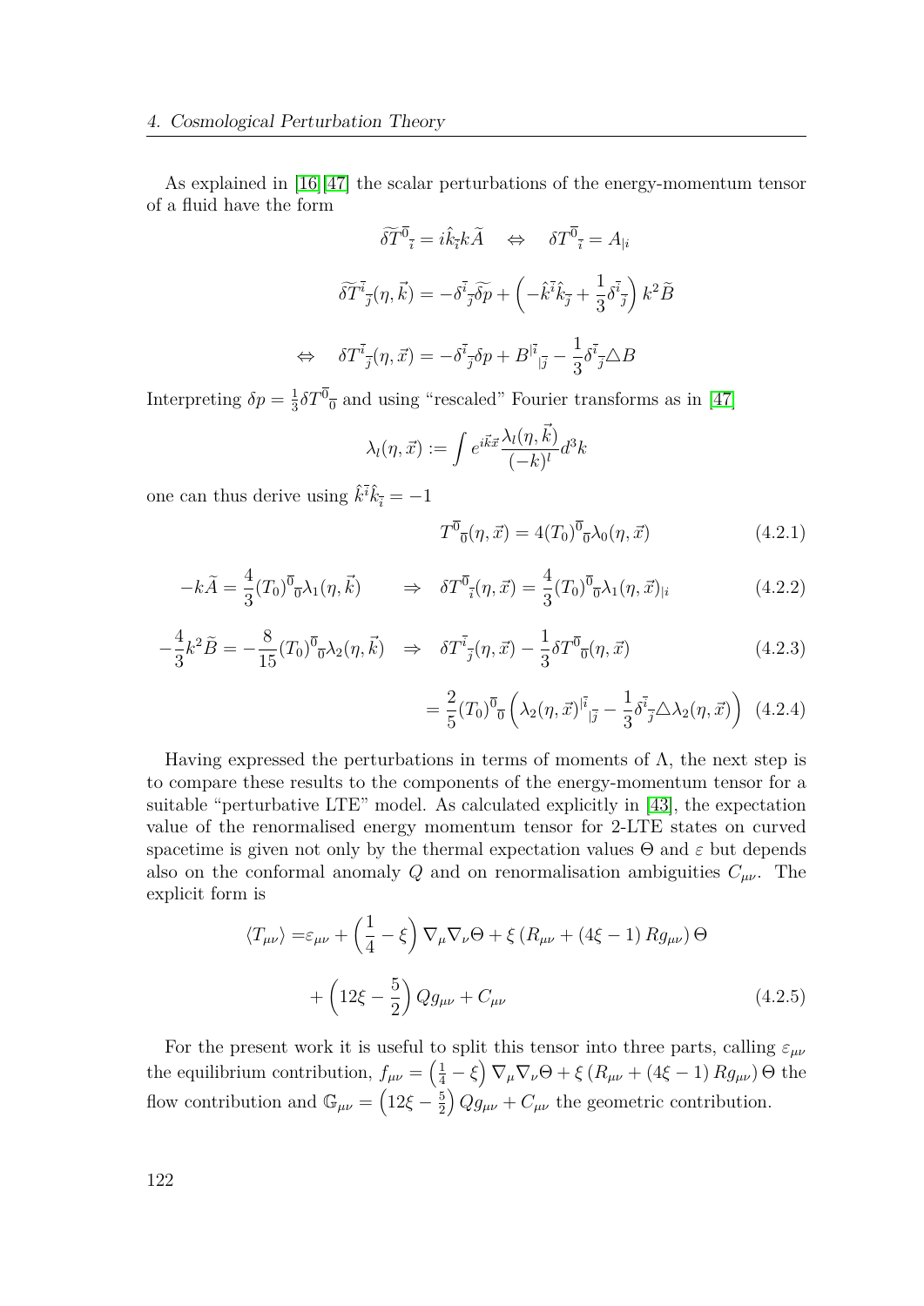As explained in [16][47] the scalar perturbations of the energy-momentum tensor of a fluid have the form

$$\widetilde{\delta T}^{\overline{0}}{}_{\overline{i}} = i\hat{k}_{\overline{i}} k\widetilde{A} \quad \Leftrightarrow \quad \delta T^{\overline{0}}{}_{\overline{i}} = A_{|i}$$

$$\widetilde{\delta T}^{\overline{i}}{}_{\overline{j}}(\eta, \vec{k}) = -\delta^{\overline{i}}{}_{\overline{j}}\widetilde{\delta p} + \left(-\hat{k}^{\overline{i}}\hat{k}_{\overline{j}} + \frac{1}{3}\delta^{\overline{i}}{}_{\overline{j}}\right) k^2 \widetilde{B}$$

$$\Leftrightarrow \quad \delta T^{\overline{i}}{}_{\overline{j}}(\eta, \vec{x}) = -\delta^{\overline{i}}{}_{\overline{j}}\delta p + B^{|\overline{i}}{}_{|\overline{j}} - \frac{1}{3}\delta^{\overline{i}}{}_{\overline{j}}\triangle B$$

Interpreting $\delta p = \frac{1}{3}\delta T^{\overline{0}}{}_{\overline{0}}$ and using "rescaled" Fourier transforms as in [47]

$$\lambda_l(\eta, \vec{x}) := \int e^{i\vec{k}\vec{x}} \frac{\lambda_l(\eta, \vec{k})}{(-k)^l} d^3k$$

one can thus derive using $\hat{k}^{\overline{i}}\hat{k}_{\overline{i}} = -1$

$$T^{\overline{0}}{}_{\overline{0}}(\eta, \vec{x}) = 4(T_0)^{\overline{0}}{}_{\overline{0}}\lambda_0(\eta, \vec{x}) \tag{4.2.1}$$

$$-k\widetilde{A} = \frac{4}{3}(T_0)^{\overline{0}}{}_{\overline{0}}\lambda_1(\eta, \vec{k}) \qquad \Rightarrow \quad \delta T^{\overline{0}}{}_{\overline{i}}(\eta, \vec{x}) = \frac{4}{3}(T_0)^{\overline{0}}{}_{\overline{0}}\lambda_1(\eta, \vec{x})_{|i} \tag{4.2.2}$$

$$-\frac{4}{3}k^2\widetilde{B} = -\frac{8}{15}(T_0)^{\overline{0}}{}_{\overline{0}}\lambda_2(\eta, \vec{k}) \quad \Rightarrow \quad \delta T^{\overline{i}}{}_{\overline{j}}(\eta, \vec{x}) - \frac{1}{3}\delta T^{\overline{0}}{}_{\overline{0}}(\eta, \vec{x}) \tag{4.2.3}$$

$$= \frac{2}{5}(T_0)^{\overline{0}}{}_{\overline{0}}\left(\lambda_2(\eta, \vec{x})^{|\overline{i}}{}_{|\overline{j}} - \frac{1}{3}\delta^{\overline{i}}{}_{\overline{j}}\triangle\lambda_2(\eta, \vec{x})\right) \tag{4.2.4}$$

Having expressed the perturbations in terms of moments of $\Lambda$, the next step is to compare these results to the components of the energy-momentum tensor for a suitable "perturbative LTE" model. As calculated explicitly in [43], the expectation value of the renormalised energy momentum tensor for 2-LTE states on curved spacetime is given not only by the thermal expectation values $\Theta$ and $\varepsilon$ but depends also on the conformal anomaly $Q$ and on renormalisation ambiguities $C_{\mu\nu}$. The explicit form is

$$\begin{aligned}\langle T_{\mu\nu}\rangle =& \varepsilon_{\mu\nu} + \left(\frac{1}{4} - \xi\right)\nabla_\mu\nabla_\nu\Theta + \xi\left(R_{\mu\nu} + (4\xi - 1)Rg_{\mu\nu}\right)\Theta \\ &+ \left(12\xi - \frac{5}{2}\right)Qg_{\mu\nu} + C_{\mu\nu}\end{aligned} \tag{4.2.5}$$

For the present work it is useful to split this tensor into three parts, calling $\varepsilon_{\mu\nu}$ the equilibrium contribution, $f_{\mu\nu} = \left(\frac{1}{4} - \xi\right)\nabla_\mu\nabla_\nu\Theta + \xi\left(R_{\mu\nu} + (4\xi - 1)Rg_{\mu\nu}\right)\Theta$ the flow contribution and $\mathbb{G}_{\mu\nu} = \left(12\xi - \frac{5}{2}\right)Qg_{\mu\nu} + C_{\mu\nu}$ the geometric contribution.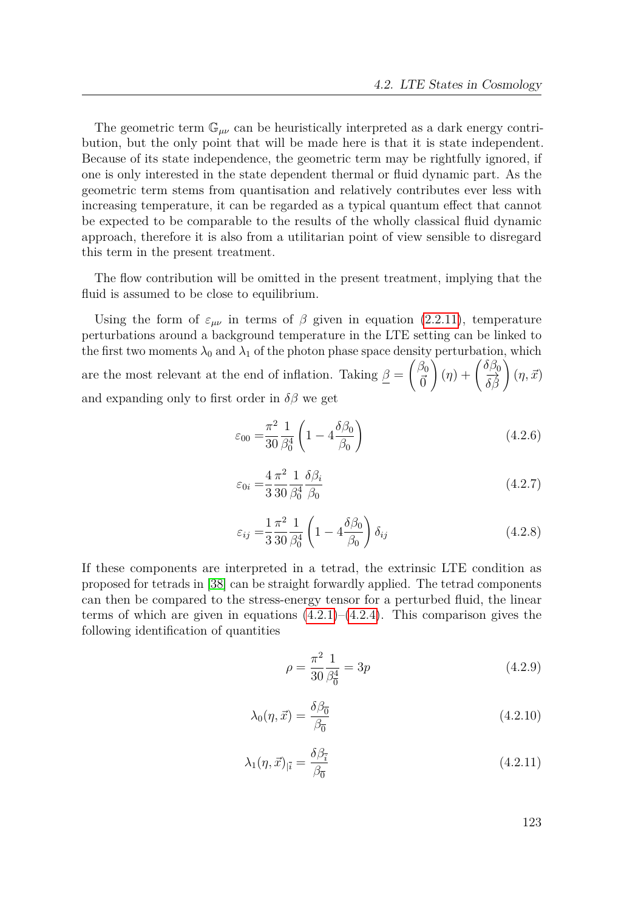The geometric term $\mathbb{G}_{\mu\nu}$ can be heuristically interpreted as a dark energy contribution, but the only point that will be made here is that it is state independent. Because of its state independence, the geometric term may be rightfully ignored, if one is only interested in the state dependent thermal or fluid dynamic part. As the geometric term stems from quantisation and relatively contributes ever less with increasing temperature, it can be regarded as a typical quantum effect that cannot be expected to be comparable to the results of the wholly classical fluid dynamic approach, therefore it is also from a utilitarian point of view sensible to disregard this term in the present treatment.

The flow contribution will be omitted in the present treatment, implying that the fluid is assumed to be close to equilibrium.

Using the form of $\varepsilon_{\mu\nu}$ in terms of $\beta$ given in equation (2.2.11), temperature perturbations around a background temperature in the LTE setting can be linked to the first two moments $\lambda_0$ and $\lambda_1$ of the photon phase space density perturbation, which are the most relevant at the end of inflation. Taking $\underline{\beta} = \begin{pmatrix} \beta_0 \\ \vec{0} \end{pmatrix}(\eta) + \begin{pmatrix} \delta\beta_0 \\ \vec{\delta\beta} \end{pmatrix}(\eta, \vec{x})$ and expanding only to first order in $\delta\beta$ we get

$$\varepsilon_{00} = \frac{\pi^2}{30}\frac{1}{\beta_0^4}\left(1 - 4\frac{\delta\beta_0}{\beta_0}\right) \tag{4.2.6}$$

$$\varepsilon_{0i} = \frac{4}{3}\frac{\pi^2}{30}\frac{1}{\beta_0^4}\frac{\delta\beta_i}{\beta_0} \tag{4.2.7}$$

$$\varepsilon_{ij} = \frac{1}{3}\frac{\pi^2}{30}\frac{1}{\beta_0^4}\left(1 - 4\frac{\delta\beta_0}{\beta_0}\right)\delta_{ij} \tag{4.2.8}$$

If these components are interpreted in a tetrad, the extrinsic LTE condition as proposed for tetrads in [38] can be straight forwardly applied. The tetrad components can then be compared to the stress-energy tensor for a perturbed fluid, the linear terms of which are given in equations (4.2.1)–(4.2.4). This comparison gives the following identification of quantities

$$\rho = \frac{\pi^2}{30}\frac{1}{\beta_{\overline{0}}^4} = 3p \tag{4.2.9}$$

$$\lambda_0(\eta, \vec{x}) = \frac{\delta\beta_{\overline{0}}}{\beta_{\overline{0}}} \tag{4.2.10}$$

$$\lambda_1(\eta, \vec{x})_{|\overline{i}} = \frac{\delta\beta_{\overline{i}}}{\beta_{\overline{0}}} \tag{4.2.11}$$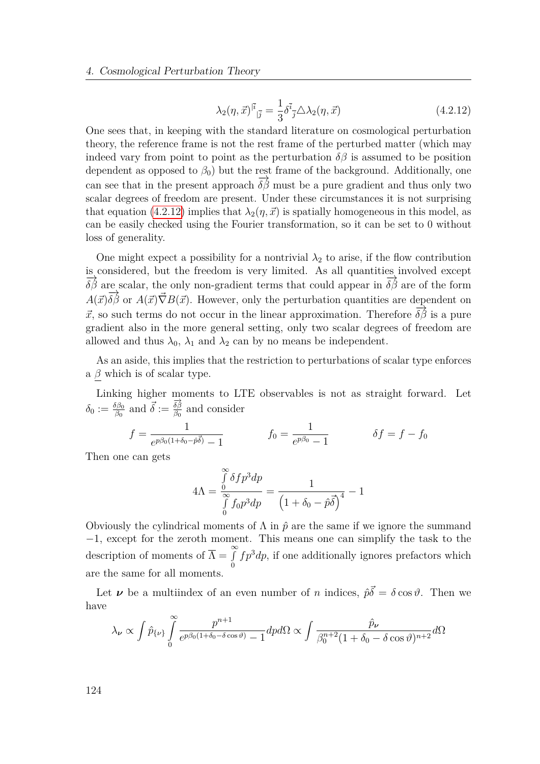$$\lambda_2(\eta,\vec{x})^{|\bar{i}}{}_{|\bar{j}} = \frac{1}{3}\delta^{\bar{i}}{}_{\bar{j}}\triangle\lambda_2(\eta,\vec{x}) \tag{4.2.12}$$

One sees that, in keeping with the standard literature on cosmological perturbation theory, the reference frame is not the rest frame of the perturbed matter (which may indeed vary from point to point as the perturbation $\delta\beta$ is assumed to be position dependent as opposed to $\beta_0$) but the rest frame of the background. Additionally, one can see that in the present approach $\overrightarrow{\delta\beta}$ must be a pure gradient and thus only two scalar degrees of freedom are present. Under these circumstances it is not surprising that equation (4.2.12) implies that $\lambda_2(\eta,\vec{x})$ is spatially homogeneous in this model, as can be easily checked using the Fourier transformation, so it can be set to 0 without loss of generality.

One might expect a possibility for a nontrivial $\lambda_2$ to arise, if the flow contribution is considered, but the freedom is very limited. As all quantities involved except $\overrightarrow{\delta\beta}$ are scalar, the only non-gradient terms that could appear in $\overrightarrow{\delta\beta}$ are of the form $A(\vec{x})\overrightarrow{\delta\beta}$ or $A(\vec{x})\vec{\nabla}B(\vec{x})$. However, only the perturbation quantities are dependent on $\vec{x}$, so such terms do not occur in the linear approximation. Therefore $\overrightarrow{\delta\beta}$ is a pure gradient also in the more general setting, only two scalar degrees of freedom are allowed and thus $\lambda_0$, $\lambda_1$ and $\lambda_2$ can by no means be independent.

As an aside, this implies that the restriction to perturbations of scalar type enforces a $\underline{\beta}$ which is of scalar type.

Linking higher moments to LTE observables is not as straight forward. Let $\delta_0 := \frac{\delta\beta_0}{\beta_0}$ and $\vec{\delta} := \frac{\overrightarrow{\delta\beta}}{\beta_0}$ and consider

$$f = \frac{1}{e^{p\beta_0(1+\delta_0-\hat{p}\vec{\delta})}-1} \qquad\qquad f_0 = \frac{1}{e^{p\beta_0}-1} \qquad\qquad \delta f = f - f_0$$

Then one can gets

$$4\Lambda = \frac{\int_0^\infty \delta f p^3 dp}{\int_0^\infty f_0 p^3 dp} = \frac{1}{\left(1+\delta_0-\hat{p}\vec{\delta}\right)^4} - 1$$

Obviously the cylindrical moments of $\Lambda$ in $\hat{p}$ are the same if we ignore the summand $-1$, except for the zeroth moment. This means one can simplify the task to the description of moments of $\overline{\Lambda} = \int_0^\infty f p^3 dp$, if one additionally ignores prefactors which are the same for all moments.

Let $\boldsymbol{\nu}$ be a multiindex of an even number of $n$ indices, $\hat{p}\vec{\delta} = \delta\cos\vartheta$. Then we have

$$\lambda_{\boldsymbol{\nu}} \propto \int \hat{p}_{\{\nu\}} \int_0^\infty \frac{p^{n+1}}{e^{p\beta_0(1+\delta_0-\delta\cos\vartheta)}-1} dp d\Omega \propto \int \frac{\hat{p}_{\boldsymbol{\nu}}}{\beta_0^{n+2}(1+\delta_0-\delta\cos\vartheta)^{n+2}} d\Omega$$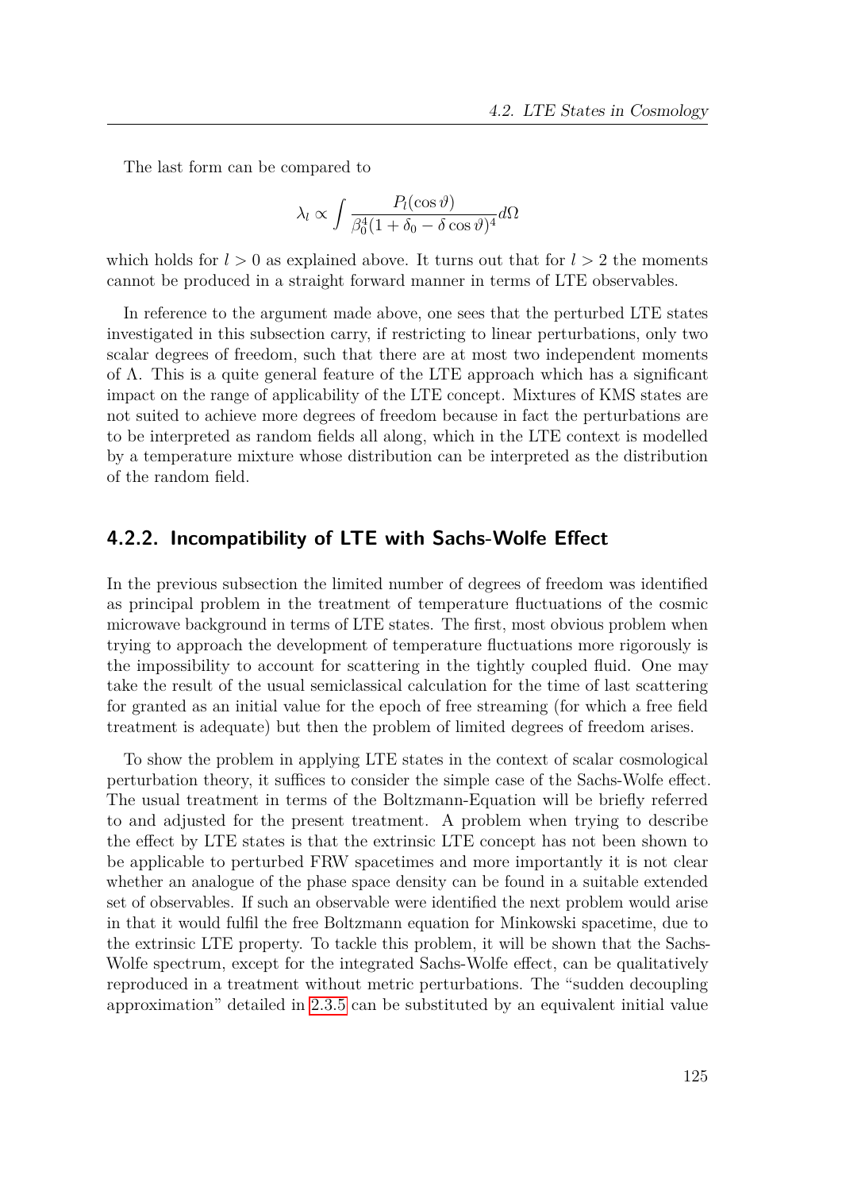The last form can be compared to

$$\lambda_l \propto \int \frac{P_l(\cos\vartheta)}{\beta_0^4(1+\delta_0-\delta\cos\vartheta)^4} d\Omega$$

which holds for $l > 0$ as explained above. It turns out that for $l > 2$ the moments cannot be produced in a straight forward manner in terms of LTE observables.

In reference to the argument made above, one sees that the perturbed LTE states investigated in this subsection carry, if restricting to linear perturbations, only two scalar degrees of freedom, such that there are at most two independent moments of $\Lambda$. This is a quite general feature of the LTE approach which has a significant impact on the range of applicability of the LTE concept. Mixtures of KMS states are not suited to achieve more degrees of freedom because in fact the perturbations are to be interpreted as random fields all along, which in the LTE context is modelled by a temperature mixture whose distribution can be interpreted as the distribution of the random field.

### 4.2.2. Incompatibility of LTE with Sachs-Wolfe Effect

In the previous subsection the limited number of degrees of freedom was identified as principal problem in the treatment of temperature fluctuations of the cosmic microwave background in terms of LTE states. The first, most obvious problem when trying to approach the development of temperature fluctuations more rigorously is the impossibility to account for scattering in the tightly coupled fluid. One may take the result of the usual semiclassical calculation for the time of last scattering for granted as an initial value for the epoch of free streaming (for which a free field treatment is adequate) but then the problem of limited degrees of freedom arises.

To show the problem in applying LTE states in the context of scalar cosmological perturbation theory, it suffices to consider the simple case of the Sachs-Wolfe effect. The usual treatment in terms of the Boltzmann-Equation will be briefly referred to and adjusted for the present treatment. A problem when trying to describe the effect by LTE states is that the extrinsic LTE concept has not been shown to be applicable to perturbed FRW spacetimes and more importantly it is not clear whether an analogue of the phase space density can be found in a suitable extended set of observables. If such an observable were identified the next problem would arise in that it would fulfil the free Boltzmann equation for Minkowski spacetime, due to the extrinsic LTE property. To tackle this problem, it will be shown that the Sachs-Wolfe spectrum, except for the integrated Sachs-Wolfe effect, can be qualitatively reproduced in a treatment without metric perturbations. The "sudden decoupling approximation" detailed in 2.3.5 can be substituted by an equivalent initial value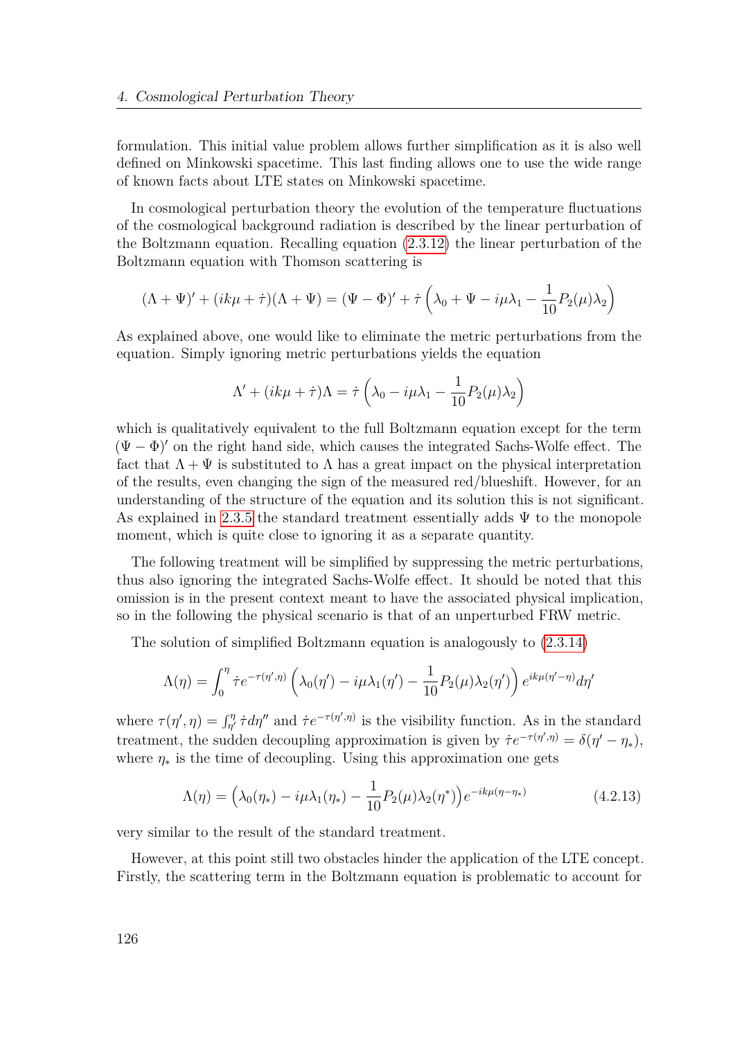formulation. This initial value problem allows further simplification as it is also well defined on Minkowski spacetime. This last finding allows one to use the wide range of known facts about LTE states on Minkowski spacetime.

In cosmological perturbation theory the evolution of the temperature fluctuations of the cosmological background radiation is described by the linear perturbation of the Boltzmann equation. Recalling equation (2.3.12) the linear perturbation of the Boltzmann equation with Thomson scattering is

$$(\Lambda + \Psi)' + (ik\mu + \dot{\tau})(\Lambda + \Psi) = (\Psi - \Phi)' + \dot{\tau}\left(\lambda_0 + \Psi - i\mu\lambda_1 - \frac{1}{10}P_2(\mu)\lambda_2\right)$$

As explained above, one would like to eliminate the metric perturbations from the equation. Simply ignoring metric perturbations yields the equation

$$\Lambda' + (ik\mu + \dot{\tau})\Lambda = \dot{\tau}\left(\lambda_0 - i\mu\lambda_1 - \frac{1}{10}P_2(\mu)\lambda_2\right)$$

which is qualitatively equivalent to the full Boltzmann equation except for the term $(\Psi - \Phi)'$ on the right hand side, which causes the integrated Sachs-Wolfe effect. The fact that $\Lambda + \Psi$ is substituted to $\Lambda$ has a great impact on the physical interpretation of the results, even changing the sign of the measured red/blueshift. However, for an understanding of the structure of the equation and its solution this is not significant. As explained in 2.3.5 the standard treatment essentially adds $\Psi$ to the monopole moment, which is quite close to ignoring it as a separate quantity.

The following treatment will be simplified by suppressing the metric perturbations, thus also ignoring the integrated Sachs-Wolfe effect. It should be noted that this omission is in the present context meant to have the associated physical implication, so in the following the physical scenario is that of an unperturbed FRW metric.

The solution of simplified Boltzmann equation is analogously to (2.3.14)

$$\Lambda(\eta) = \int_0^\eta \dot{\tau} e^{-\tau(\eta',\eta)}\left(\lambda_0(\eta') - i\mu\lambda_1(\eta') - \frac{1}{10}P_2(\mu)\lambda_2(\eta')\right)e^{ik\mu(\eta'-\eta)}d\eta'$$

where $\tau(\eta', \eta) = \int_{\eta'}^{\eta} \dot{\tau} d\eta''$ and $\dot{\tau}e^{-\tau(\eta',\eta)}$ is the visibility function. As in the standard treatment, the sudden decoupling approximation is given by $\dot{\tau}e^{-\tau(\eta',\eta)} = \delta(\eta' - \eta_*)$, where $\eta_*$ is the time of decoupling. Using this approximation one gets

$$\Lambda(\eta) = \left(\lambda_0(\eta_*) - i\mu\lambda_1(\eta_*) - \frac{1}{10}P_2(\mu)\lambda_2(\eta^*)\right)e^{-ik\mu(\eta-\eta_*)} \tag{4.2.13}$$

very similar to the result of the standard treatment.

However, at this point still two obstacles hinder the application of the LTE concept. Firstly, the scattering term in the Boltzmann equation is problematic to account for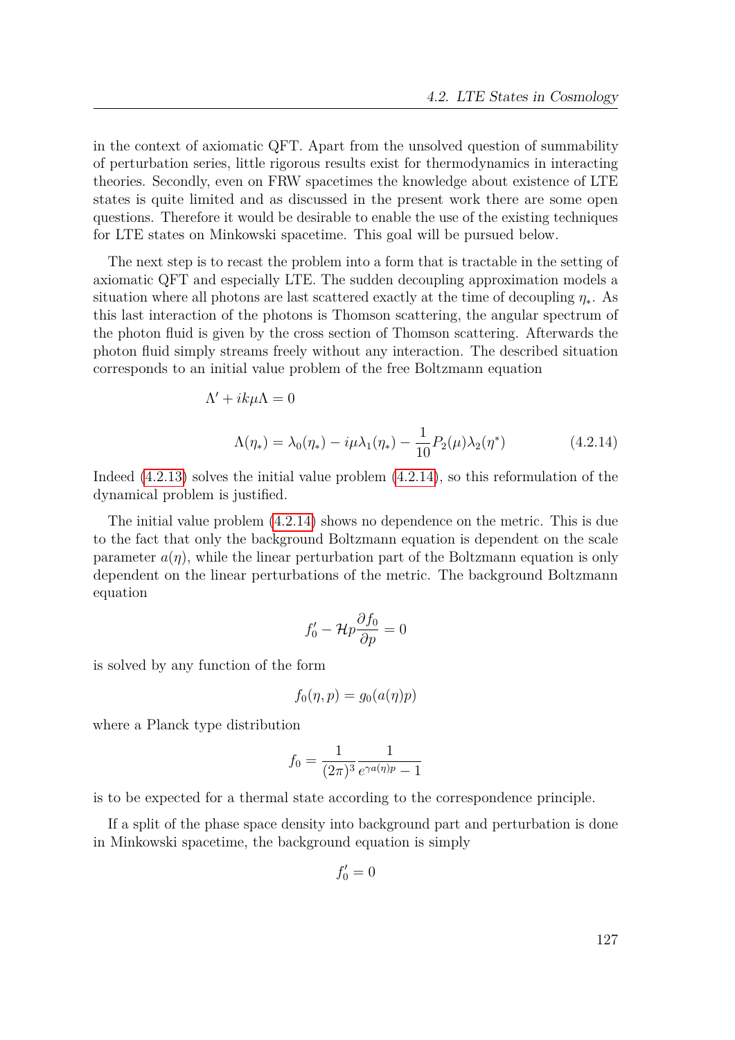in the context of axiomatic QFT. Apart from the unsolved question of summability of perturbation series, little rigorous results exist for thermodynamics in interacting theories. Secondly, even on FRW spacetimes the knowledge about existence of LTE states is quite limited and as discussed in the present work there are some open questions. Therefore it would be desirable to enable the use of the existing techniques for LTE states on Minkowski spacetime. This goal will be pursued below.

The next step is to recast the problem into a form that is tractable in the setting of axiomatic QFT and especially LTE. The sudden decoupling approximation models a situation where all photons are last scattered exactly at the time of decoupling $\eta_*$. As this last interaction of the photons is Thomson scattering, the angular spectrum of the photon fluid is given by the cross section of Thomson scattering. Afterwards the photon fluid simply streams freely without any interaction. The described situation corresponds to an initial value problem of the free Boltzmann equation

$$
\begin{aligned}
&\Lambda' + ik\mu\Lambda = 0 \\
&\Lambda(\eta_*) = \lambda_0(\eta_*) - i\mu\lambda_1(\eta_*) - \frac{1}{10}P_2(\mu)\lambda_2(\eta^*) \qquad (4.2.14)
\end{aligned}
$$

Indeed (4.2.13) solves the initial value problem (4.2.14), so this reformulation of the dynamical problem is justified.

The initial value problem (4.2.14) shows no dependence on the metric. This is due to the fact that only the background Boltzmann equation is dependent on the scale parameter $a(\eta)$, while the linear perturbation part of the Boltzmann equation is only dependent on the linear perturbations of the metric. The background Boltzmann equation

$$
f_0' - \mathcal{H}p\frac{\partial f_0}{\partial p} = 0
$$

is solved by any function of the form

$$
f_0(\eta, p) = g_0(a(\eta)p)
$$

where a Planck type distribution

$$
f_0 = \frac{1}{(2\pi)^3}\frac{1}{e^{\gamma a(\eta)p} - 1}
$$

is to be expected for a thermal state according to the correspondence principle.

If a split of the phase space density into background part and perturbation is done in Minkowski spacetime, the background equation is simply

$$
f_0' = 0
$$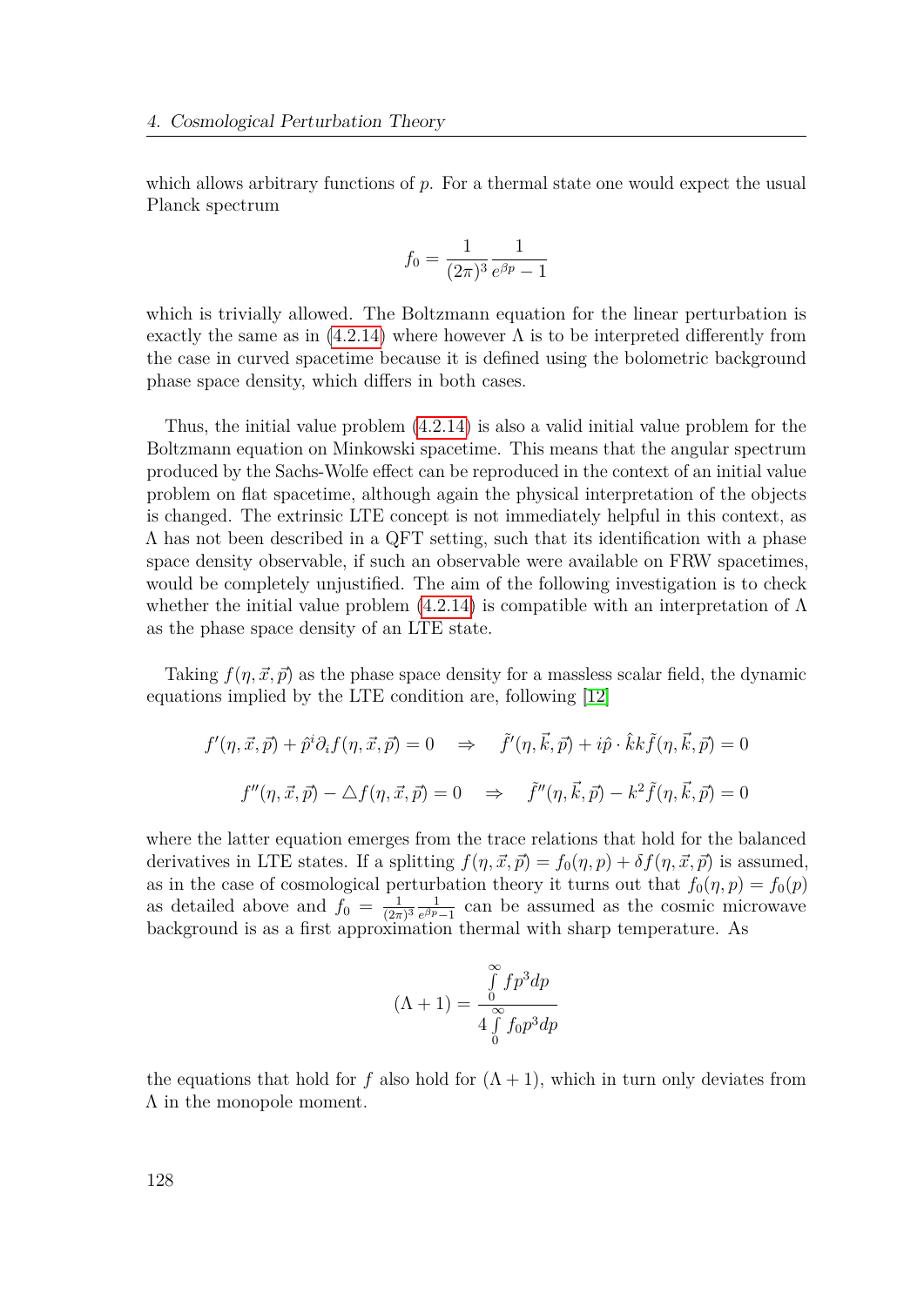which allows arbitrary functions of $p$. For a thermal state one would expect the usual Planck spectrum

$$f_0 = \frac{1}{(2\pi)^3}\frac{1}{e^{\beta p}-1}$$

which is trivially allowed. The Boltzmann equation for the linear perturbation is exactly the same as in (4.2.14) where however $\Lambda$ is to be interpreted differently from the case in curved spacetime because it is defined using the bolometric background phase space density, which differs in both cases.

Thus, the initial value problem (4.2.14) is also a valid initial value problem for the Boltzmann equation on Minkowski spacetime. This means that the angular spectrum produced by the Sachs-Wolfe effect can be reproduced in the context of an initial value problem on flat spacetime, although again the physical interpretation of the objects is changed. The extrinsic LTE concept is not immediately helpful in this context, as $\Lambda$ has not been described in a QFT setting, such that its identification with a phase space density observable, if such an observable were available on FRW spacetimes, would be completely unjustified. The aim of the following investigation is to check whether the initial value problem (4.2.14) is compatible with an interpretation of $\Lambda$ as the phase space density of an LTE state.

Taking $f(\eta, \vec{x}, \vec{p})$ as the phase space density for a massless scalar field, the dynamic equations implied by the LTE condition are, following [12]

$$f'(\eta, \vec{x}, \vec{p}) + \hat{p}^i \partial_i f(\eta, \vec{x}, \vec{p}) = 0 \quad \Rightarrow \quad \tilde{f}'(\eta, \vec{k}, \vec{p}) + i\hat{p}\cdot\hat{k}k\tilde{f}(\eta, \vec{k}, \vec{p}) = 0$$

$$f''(\eta, \vec{x}, \vec{p}) - \triangle f(\eta, \vec{x}, \vec{p}) = 0 \quad \Rightarrow \quad \tilde{f}''(\eta, \vec{k}, \vec{p}) - k^2\tilde{f}(\eta, \vec{k}, \vec{p}) = 0$$

where the latter equation emerges from the trace relations that hold for the balanced derivatives in LTE states. If a splitting $f(\eta, \vec{x}, \vec{p}) = f_0(\eta, p) + \delta f(\eta, \vec{x}, \vec{p})$ is assumed, as in the case of cosmological perturbation theory it turns out that $f_0(\eta, p) = f_0(p)$ as detailed above and $f_0 = \frac{1}{(2\pi)^3}\frac{1}{e^{\beta p}-1}$ can be assumed as the cosmic microwave background is as a first approximation thermal with sharp temperature. As

$$(\Lambda + 1) = \frac{\int\limits_0^\infty f p^3 dp}{4\int\limits_0^\infty f_0 p^3 dp}$$

the equations that hold for $f$ also hold for $(\Lambda + 1)$, which in turn only deviates from $\Lambda$ in the monopole moment.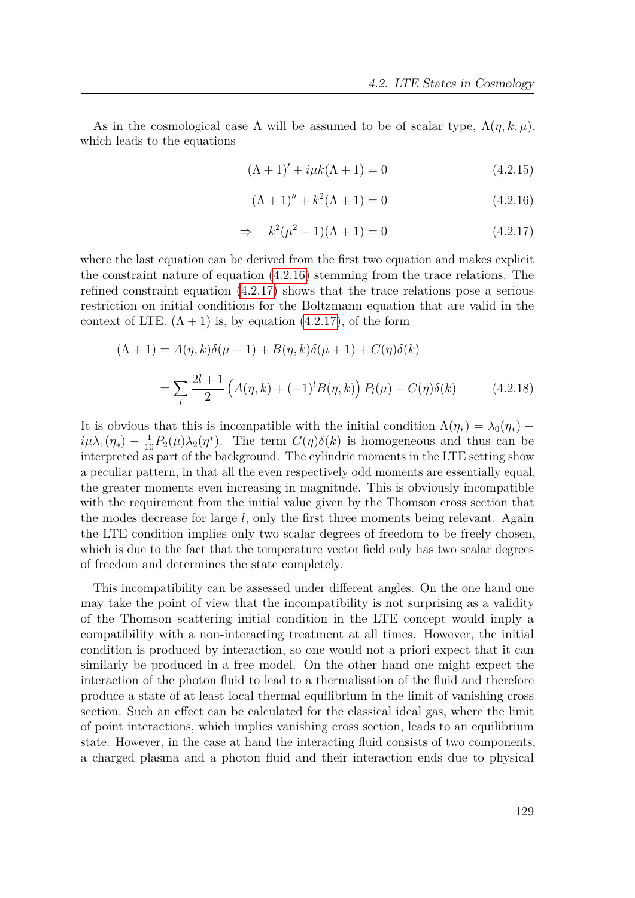As in the cosmological case $\Lambda$ will be assumed to be of scalar type, $\Lambda(\eta, k, \mu)$, which leads to the equations

$$(\Lambda + 1)' + i\mu k(\Lambda + 1) = 0 \tag{4.2.15}$$

$$(\Lambda + 1)'' + k^2(\Lambda + 1) = 0 \tag{4.2.16}$$

$$\Rightarrow \quad k^2(\mu^2 - 1)(\Lambda + 1) = 0 \tag{4.2.17}$$

where the last equation can be derived from the first two equation and makes explicit the constraint nature of equation (4.2.16) stemming from the trace relations. The refined constraint equation (4.2.17) shows that the trace relations pose a serious restriction on initial conditions for the Boltzmann equation that are valid in the context of LTE. $(\Lambda + 1)$ is, by equation (4.2.17), of the form

$$\begin{aligned}
(\Lambda + 1) &= A(\eta, k)\delta(\mu - 1) + B(\eta, k)\delta(\mu + 1) + C(\eta)\delta(k) \\
&= \sum_l \frac{2l+1}{2}\left(A(\eta, k) + (-1)^l B(\eta, k)\right) P_l(\mu) + C(\eta)\delta(k)
\end{aligned} \tag{4.2.18}$$

It is obvious that this is incompatible with the initial condition $\Lambda(\eta_*) = \lambda_0(\eta_*) - i\mu\lambda_1(\eta_*) - \frac{1}{10}P_2(\mu)\lambda_2(\eta^*)$. The term $C(\eta)\delta(k)$ is homogeneous and thus can be interpreted as part of the background. The cylindric moments in the LTE setting show a peculiar pattern, in that all the even respectively odd moments are essentially equal, the greater moments even increasing in magnitude. This is obviously incompatible with the requirement from the initial value given by the Thomson cross section that the modes decrease for large $l$, only the first three moments being relevant. Again the LTE condition implies only two scalar degrees of freedom to be freely chosen, which is due to the fact that the temperature vector field only has two scalar degrees of freedom and determines the state completely.

This incompatibility can be assessed under different angles. On the one hand one may take the point of view that the incompatibility is not surprising as a validity of the Thomson scattering initial condition in the LTE concept would imply a compatibility with a non-interacting treatment at all times. However, the initial condition is produced by interaction, so one would not a priori expect that it can similarly be produced in a free model. On the other hand one might expect the interaction of the photon fluid to lead to a thermalisation of the fluid and therefore produce a state of at least local thermal equilibrium in the limit of vanishing cross section. Such an effect can be calculated for the classical ideal gas, where the limit of point interactions, which implies vanishing cross section, leads to an equilibrium state. However, in the case at hand the interacting fluid consists of two components, a charged plasma and a photon fluid and their interaction ends due to physical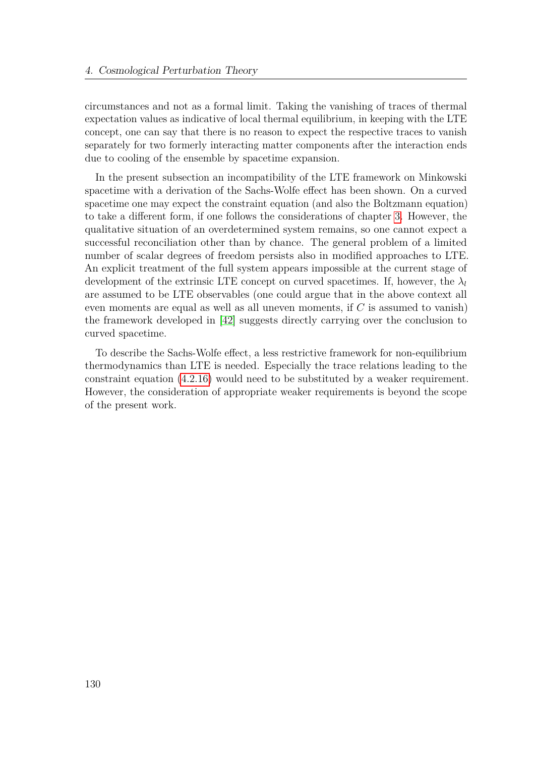circumstances and not as a formal limit. Taking the vanishing of traces of thermal expectation values as indicative of local thermal equilibrium, in keeping with the LTE concept, one can say that there is no reason to expect the respective traces to vanish separately for two formerly interacting matter components after the interaction ends due to cooling of the ensemble by spacetime expansion.

In the present subsection an incompatibility of the LTE framework on Minkowski spacetime with a derivation of the Sachs-Wolfe effect has been shown. On a curved spacetime one may expect the constraint equation (and also the Boltzmann equation) to take a different form, if one follows the considerations of chapter 3. However, the qualitative situation of an overdetermined system remains, so one cannot expect a successful reconciliation other than by chance. The general problem of a limited number of scalar degrees of freedom persists also in modified approaches to LTE. An explicit treatment of the full system appears impossible at the current stage of development of the extrinsic LTE concept on curved spacetimes. If, however, the $\lambda_l$ are assumed to be LTE observables (one could argue that in the above context all even moments are equal as well as all uneven moments, if $C$ is assumed to vanish) the framework developed in [42] suggests directly carrying over the conclusion to curved spacetime.

To describe the Sachs-Wolfe effect, a less restrictive framework for non-equilibrium thermodynamics than LTE is needed. Especially the trace relations leading to the constraint equation (4.2.16) would need to be substituted by a weaker requirement. However, the consideration of appropriate weaker requirements is beyond the scope of the present work.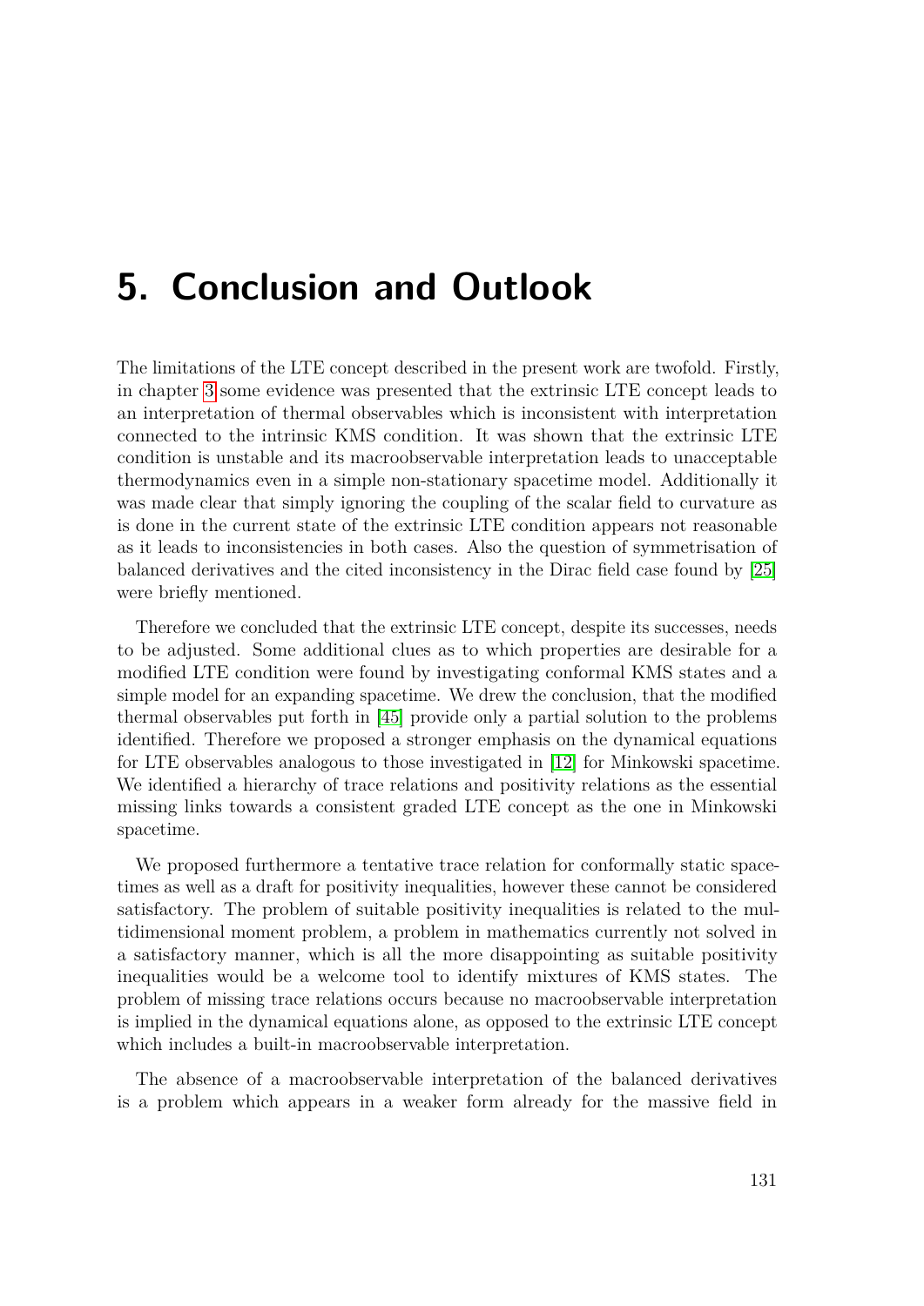# 5. Conclusion and Outlook

The limitations of the LTE concept described in the present work are twofold. Firstly, in chapter 3 some evidence was presented that the extrinsic LTE concept leads to an interpretation of thermal observables which is inconsistent with interpretation connected to the intrinsic KMS condition. It was shown that the extrinsic LTE condition is unstable and its macroobservable interpretation leads to unacceptable thermodynamics even in a simple non-stationary spacetime model. Additionally it was made clear that simply ignoring the coupling of the scalar field to curvature as is done in the current state of the extrinsic LTE condition appears not reasonable as it leads to inconsistencies in both cases. Also the question of symmetrisation of balanced derivatives and the cited inconsistency in the Dirac field case found by [25] were briefly mentioned.

Therefore we concluded that the extrinsic LTE concept, despite its successes, needs to be adjusted. Some additional clues as to which properties are desirable for a modified LTE condition were found by investigating conformal KMS states and a simple model for an expanding spacetime. We drew the conclusion, that the modified thermal observables put forth in [45] provide only a partial solution to the problems identified. Therefore we proposed a stronger emphasis on the dynamical equations for LTE observables analogous to those investigated in [12] for Minkowski spacetime. We identified a hierarchy of trace relations and positivity relations as the essential missing links towards a consistent graded LTE concept as the one in Minkowski spacetime.

We proposed furthermore a tentative trace relation for conformally static spacetimes as well as a draft for positivity inequalities, however these cannot be considered satisfactory. The problem of suitable positivity inequalities is related to the multidimensional moment problem, a problem in mathematics currently not solved in a satisfactory manner, which is all the more disappointing as suitable positivity inequalities would be a welcome tool to identify mixtures of KMS states. The problem of missing trace relations occurs because no macroobservable interpretation is implied in the dynamical equations alone, as opposed to the extrinsic LTE concept which includes a built-in macroobservable interpretation.

The absence of a macroobservable interpretation of the balanced derivatives is a problem which appears in a weaker form already for the massive field in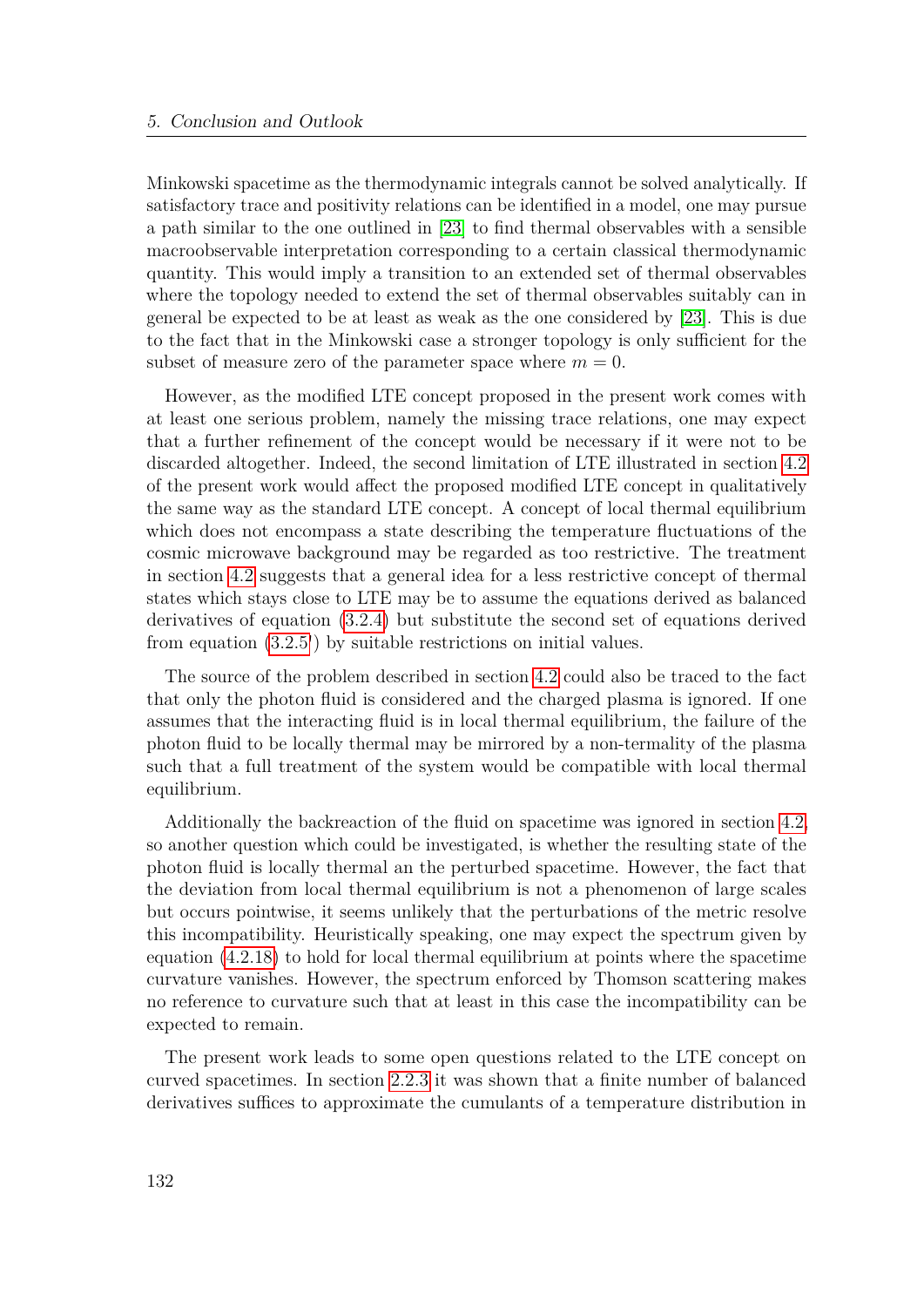Minkowski spacetime as the thermodynamic integrals cannot be solved analytically. If satisfactory trace and positivity relations can be identified in a model, one may pursue a path similar to the one outlined in [23] to find thermal observables with a sensible macroobservable interpretation corresponding to a certain classical thermodynamic quantity. This would imply a transition to an extended set of thermal observables where the topology needed to extend the set of thermal observables suitably can in general be expected to be at least as weak as the one considered by [23]. This is due to the fact that in the Minkowski case a stronger topology is only sufficient for the subset of measure zero of the parameter space where $m = 0$.

However, as the modified LTE concept proposed in the present work comes with at least one serious problem, namely the missing trace relations, one may expect that a further refinement of the concept would be necessary if it were not to be discarded altogether. Indeed, the second limitation of LTE illustrated in section 4.2 of the present work would affect the proposed modified LTE concept in qualitatively the same way as the standard LTE concept. A concept of local thermal equilibrium which does not encompass a state describing the temperature fluctuations of the cosmic microwave background may be regarded as too restrictive. The treatment in section 4.2 suggests that a general idea for a less restrictive concept of thermal states which stays close to LTE may be to assume the equations derived as balanced derivatives of equation (3.2.4) but substitute the second set of equations derived from equation (3.2.5') by suitable restrictions on initial values.

The source of the problem described in section 4.2 could also be traced to the fact that only the photon fluid is considered and the charged plasma is ignored. If one assumes that the interacting fluid is in local thermal equilibrium, the failure of the photon fluid to be locally thermal may be mirrored by a non-termality of the plasma such that a full treatment of the system would be compatible with local thermal equilibrium.

Additionally the backreaction of the fluid on spacetime was ignored in section 4.2, so another question which could be investigated, is whether the resulting state of the photon fluid is locally thermal an the perturbed spacetime. However, the fact that the deviation from local thermal equilibrium is not a phenomenon of large scales but occurs pointwise, it seems unlikely that the perturbations of the metric resolve this incompatibility. Heuristically speaking, one may expect the spectrum given by equation (4.2.18) to hold for local thermal equilibrium at points where the spacetime curvature vanishes. However, the spectrum enforced by Thomson scattering makes no reference to curvature such that at least in this case the incompatibility can be expected to remain.

The present work leads to some open questions related to the LTE concept on curved spacetimes. In section 2.2.3 it was shown that a finite number of balanced derivatives suffices to approximate the cumulants of a temperature distribution in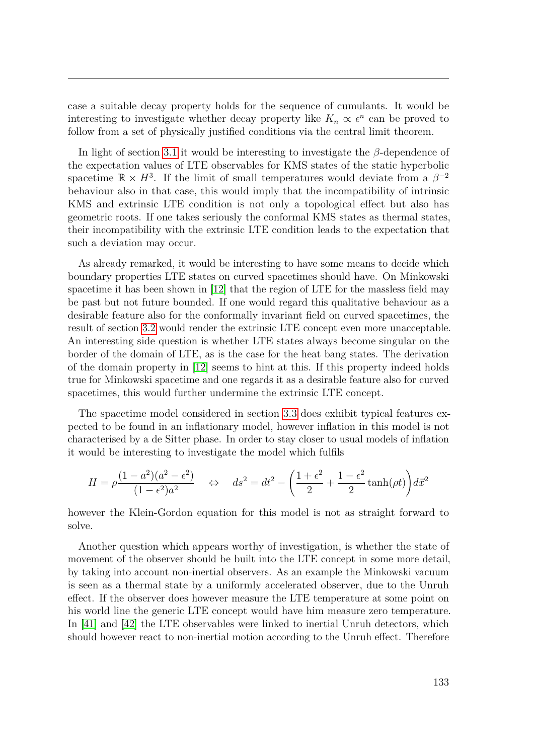case a suitable decay property holds for the sequence of cumulants. It would be interesting to investigate whether decay property like $K_n \propto \epsilon^n$ can be proved to follow from a set of physically justified conditions via the central limit theorem.

In light of section 3.1 it would be interesting to investigate the $\beta$-dependence of the expectation values of LTE observables for KMS states of the static hyperbolic spacetime $\mathbb{R} \times H^3$. If the limit of small temperatures would deviate from a $\beta^{-2}$ behaviour also in that case, this would imply that the incompatibility of intrinsic KMS and extrinsic LTE condition is not only a topological effect but also has geometric roots. If one takes seriously the conformal KMS states as thermal states, their incompatibility with the extrinsic LTE condition leads to the expectation that such a deviation may occur.

As already remarked, it would be interesting to have some means to decide which boundary properties LTE states on curved spacetimes should have. On Minkowski spacetime it has been shown in [12] that the region of LTE for the massless field may be past but not future bounded. If one would regard this qualitative behaviour as a desirable feature also for the conformally invariant field on curved spacetimes, the result of section 3.2 would render the extrinsic LTE concept even more unacceptable. An interesting side question is whether LTE states always become singular on the border of the domain of LTE, as is the case for the heat bang states. The derivation of the domain property in [12] seems to hint at this. If this property indeed holds true for Minkowski spacetime and one regards it as a desirable feature also for curved spacetimes, this would further undermine the extrinsic LTE concept.

The spacetime model considered in section 3.3 does exhibit typical features expected to be found in an inflationary model, however inflation in this model is not characterised by a de Sitter phase. In order to stay closer to usual models of inflation it would be interesting to investigate the model which fulfils

$$H = \rho \frac{(1-a^2)(a^2-\epsilon^2)}{(1-\epsilon^2)a^2} \quad \Leftrightarrow \quad ds^2 = dt^2 - \left(\frac{1+\epsilon^2}{2} + \frac{1-\epsilon^2}{2}\tanh(\rho t)\right) d\vec{x}^2$$

however the Klein-Gordon equation for this model is not as straight forward to solve.

Another question which appears worthy of investigation, is whether the state of movement of the observer should be built into the LTE concept in some more detail, by taking into account non-inertial observers. As an example the Minkowski vacuum is seen as a thermal state by a uniformly accelerated observer, due to the Unruh effect. If the observer does however measure the LTE temperature at some point on his world line the generic LTE concept would have him measure zero temperature. In [41] and [42] the LTE observables were linked to inertial Unruh detectors, which should however react to non-inertial motion according to the Unruh effect. Therefore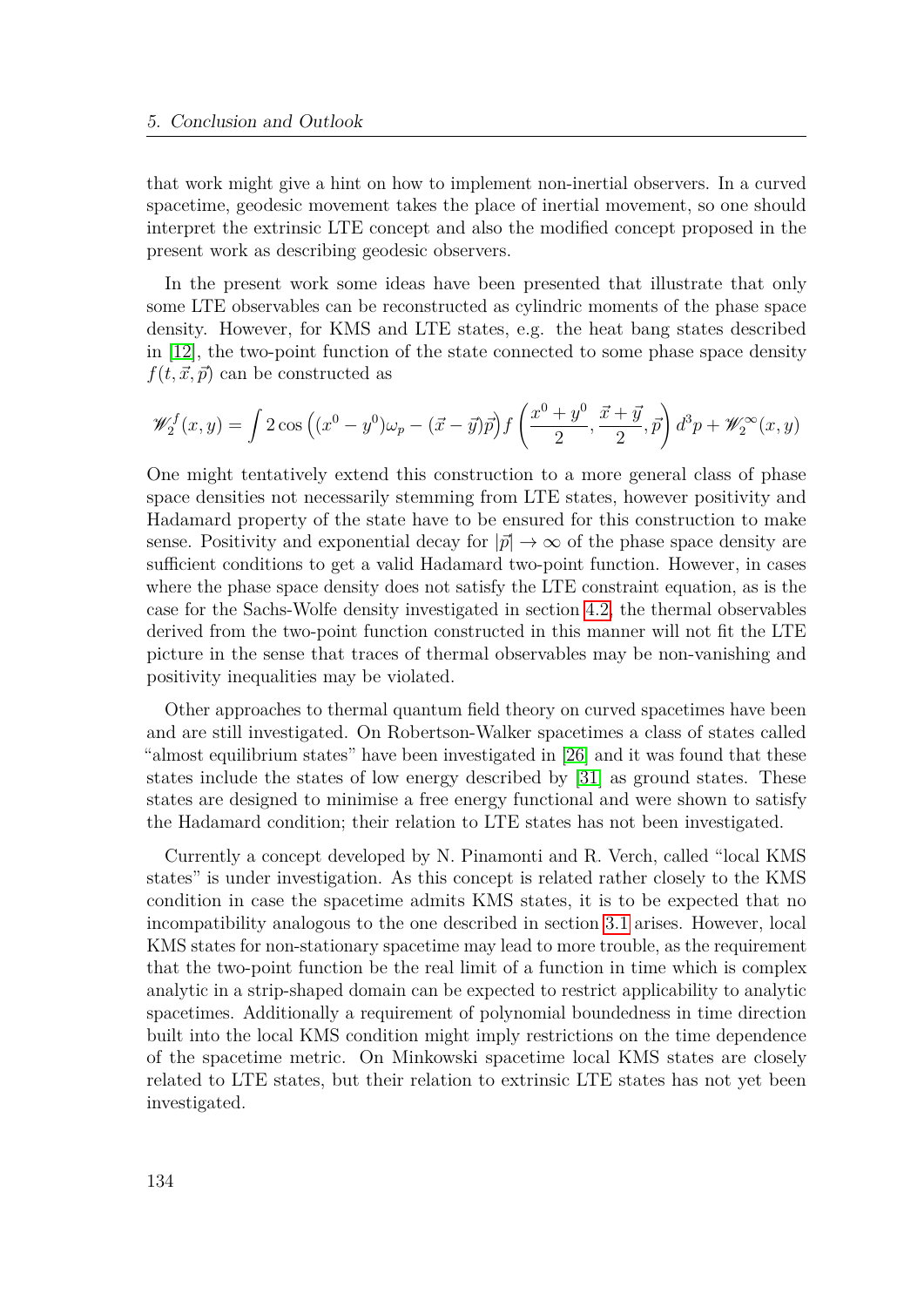that work might give a hint on how to implement non-inertial observers. In a curved spacetime, geodesic movement takes the place of inertial movement, so one should interpret the extrinsic LTE concept and also the modified concept proposed in the present work as describing geodesic observers.

In the present work some ideas have been presented that illustrate that only some LTE observables can be reconstructed as cylindric moments of the phase space density. However, for KMS and LTE states, e.g. the heat bang states described in [12], the two-point function of the state connected to some phase space density $f(t, \vec{x}, \vec{p})$ can be constructed as

$$\mathscr{W}_2^f(x,y) = \int 2\cos\left((x^0 - y^0)\omega_p - (\vec{x} - \vec{y})\vec{p}\right) f\left(\frac{x^0 + y^0}{2}, \frac{\vec{x} + \vec{y}}{2}, \vec{p}\right) d^3p + \mathscr{W}_2^\infty(x,y)$$

One might tentatively extend this construction to a more general class of phase space densities not necessarily stemming from LTE states, however positivity and Hadamard property of the state have to be ensured for this construction to make sense. Positivity and exponential decay for $|\vec{p}| \to \infty$ of the phase space density are sufficient conditions to get a valid Hadamard two-point function. However, in cases where the phase space density does not satisfy the LTE constraint equation, as is the case for the Sachs-Wolfe density investigated in section 4.2, the thermal observables derived from the two-point function constructed in this manner will not fit the LTE picture in the sense that traces of thermal observables may be non-vanishing and positivity inequalities may be violated.

Other approaches to thermal quantum field theory on curved spacetimes have been and are still investigated. On Robertson-Walker spacetimes a class of states called "almost equilibrium states" have been investigated in [26] and it was found that these states include the states of low energy described by [31] as ground states. These states are designed to minimise a free energy functional and were shown to satisfy the Hadamard condition; their relation to LTE states has not been investigated.

Currently a concept developed by N. Pinamonti and R. Verch, called "local KMS states" is under investigation. As this concept is related rather closely to the KMS condition in case the spacetime admits KMS states, it is to be expected that no incompatibility analogous to the one described in section 3.1 arises. However, local KMS states for non-stationary spacetime may lead to more trouble, as the requirement that the two-point function be the real limit of a function in time which is complex analytic in a strip-shaped domain can be expected to restrict applicability to analytic spacetimes. Additionally a requirement of polynomial boundedness in time direction built into the local KMS condition might imply restrictions on the time dependence of the spacetime metric. On Minkowski spacetime local KMS states are closely related to LTE states, but their relation to extrinsic LTE states has not yet been investigated.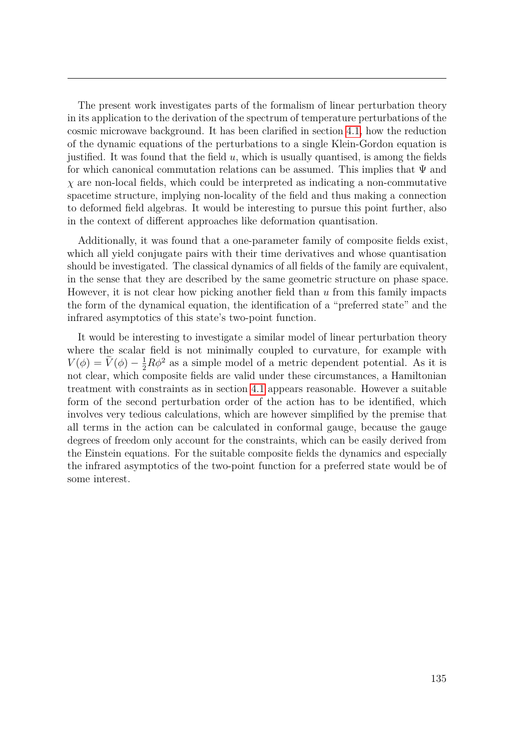The present work investigates parts of the formalism of linear perturbation theory in its application to the derivation of the spectrum of temperature perturbations of the cosmic microwave background. It has been clarified in section 4.1, how the reduction of the dynamic equations of the perturbations to a single Klein-Gordon equation is justified. It was found that the field $u$, which is usually quantised, is among the fields for which canonical commutation relations can be assumed. This implies that $\Psi$ and $\chi$ are non-local fields, which could be interpreted as indicating a non-commutative spacetime structure, implying non-locality of the field and thus making a connection to deformed field algebras. It would be interesting to pursue this point further, also in the context of different approaches like deformation quantisation.

Additionally, it was found that a one-parameter family of composite fields exist, which all yield conjugate pairs with their time derivatives and whose quantisation should be investigated. The classical dynamics of all fields of the family are equivalent, in the sense that they are described by the same geometric structure on phase space. However, it is not clear how picking another field than $u$ from this family impacts the form of the dynamical equation, the identification of a "preferred state" and the infrared asymptotics of this state's two-point function.

It would be interesting to investigate a similar model of linear perturbation theory where the scalar field is not minimally coupled to curvature, for example with $V(\phi) = \widetilde{V}(\phi) - \frac{1}{2}R\phi^2$ as a simple model of a metric dependent potential. As it is not clear, which composite fields are valid under these circumstances, a Hamiltonian treatment with constraints as in section 4.1 appears reasonable. However a suitable form of the second perturbation order of the action has to be identified, which involves very tedious calculations, which are however simplified by the premise that all terms in the action can be calculated in conformal gauge, because the gauge degrees of freedom only account for the constraints, which can be easily derived from the Einstein equations. For the suitable composite fields the dynamics and especially the infrared asymptotics of the two-point function for a preferred state would be of some interest.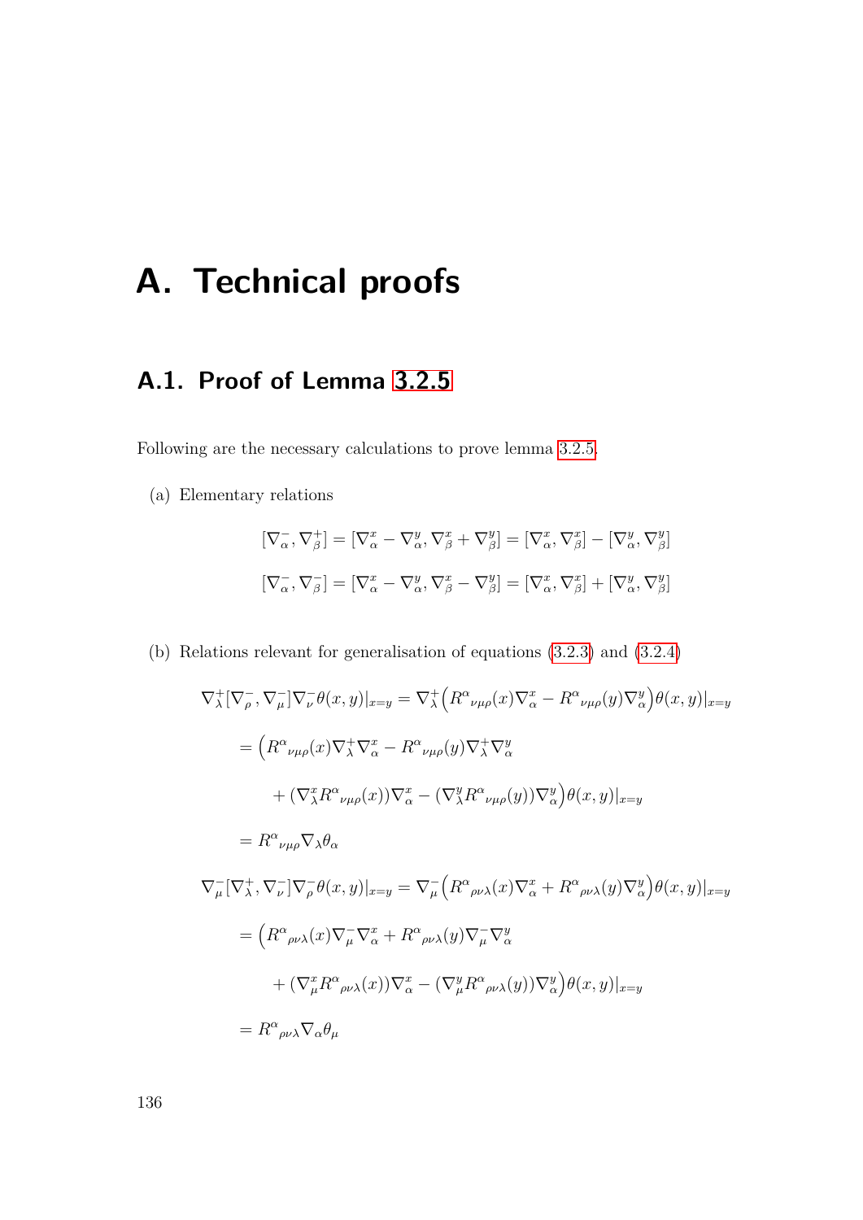# A. Technical proofs

## A.1. Proof of Lemma 3.2.5

Following are the necessary calculations to prove lemma 3.2.5.

(a) Elementary relations

$$[\nabla^-_\alpha, \nabla^+_\beta] = [\nabla^x_\alpha - \nabla^y_\alpha, \nabla^x_\beta + \nabla^y_\beta] = [\nabla^x_\alpha, \nabla^x_\beta] - [\nabla^y_\alpha, \nabla^y_\beta]$$

$$[\nabla^-_\alpha, \nabla^-_\beta] = [\nabla^x_\alpha - \nabla^y_\alpha, \nabla^x_\beta - \nabla^y_\beta] = [\nabla^x_\alpha, \nabla^x_\beta] + [\nabla^y_\alpha, \nabla^y_\beta]$$

(b) Relations relevant for generalisation of equations (3.2.3) and (3.2.4)

$$\nabla^+_\lambda [\nabla^-_\rho, \nabla^-_\mu] \nabla^-_\nu \theta(x,y)|_{x=y} = \nabla^+_\lambda \Big( R^\alpha{}_{\nu\mu\rho}(x) \nabla^x_\alpha - R^\alpha{}_{\nu\mu\rho}(y) \nabla^y_\alpha \Big) \theta(x,y)|_{x=y}$$

$$= \Big( R^\alpha{}_{\nu\mu\rho}(x) \nabla^+_\lambda \nabla^x_\alpha - R^\alpha{}_{\nu\mu\rho}(y) \nabla^+_\lambda \nabla^y_\alpha$$

$$+ (\nabla^x_\lambda R^\alpha{}_{\nu\mu\rho}(x)) \nabla^x_\alpha - (\nabla^y_\lambda R^\alpha{}_{\nu\mu\rho}(y)) \nabla^y_\alpha \Big) \theta(x,y)|_{x=y}$$

$$= R^\alpha{}_{\nu\mu\rho} \nabla_\lambda \theta_\alpha$$

$$\nabla^-_\mu [\nabla^+_\lambda, \nabla^-_\nu] \nabla^-_\rho \theta(x,y)|_{x=y} = \nabla^-_\mu \Big( R^\alpha{}_{\rho\nu\lambda}(x) \nabla^x_\alpha + R^\alpha{}_{\rho\nu\lambda}(y) \nabla^y_\alpha \Big) \theta(x,y)|_{x=y}$$

$$= \Big( R^\alpha{}_{\rho\nu\lambda}(x) \nabla^-_\mu \nabla^x_\alpha + R^\alpha{}_{\rho\nu\lambda}(y) \nabla^-_\mu \nabla^y_\alpha$$

$$+ (\nabla^x_\mu R^\alpha{}_{\rho\nu\lambda}(x)) \nabla^x_\alpha - (\nabla^y_\mu R^\alpha{}_{\rho\nu\lambda}(y)) \nabla^y_\alpha \Big) \theta(x,y)|_{x=y}$$

$$= R^\alpha{}_{\rho\nu\lambda} \nabla_\alpha \theta_\mu$$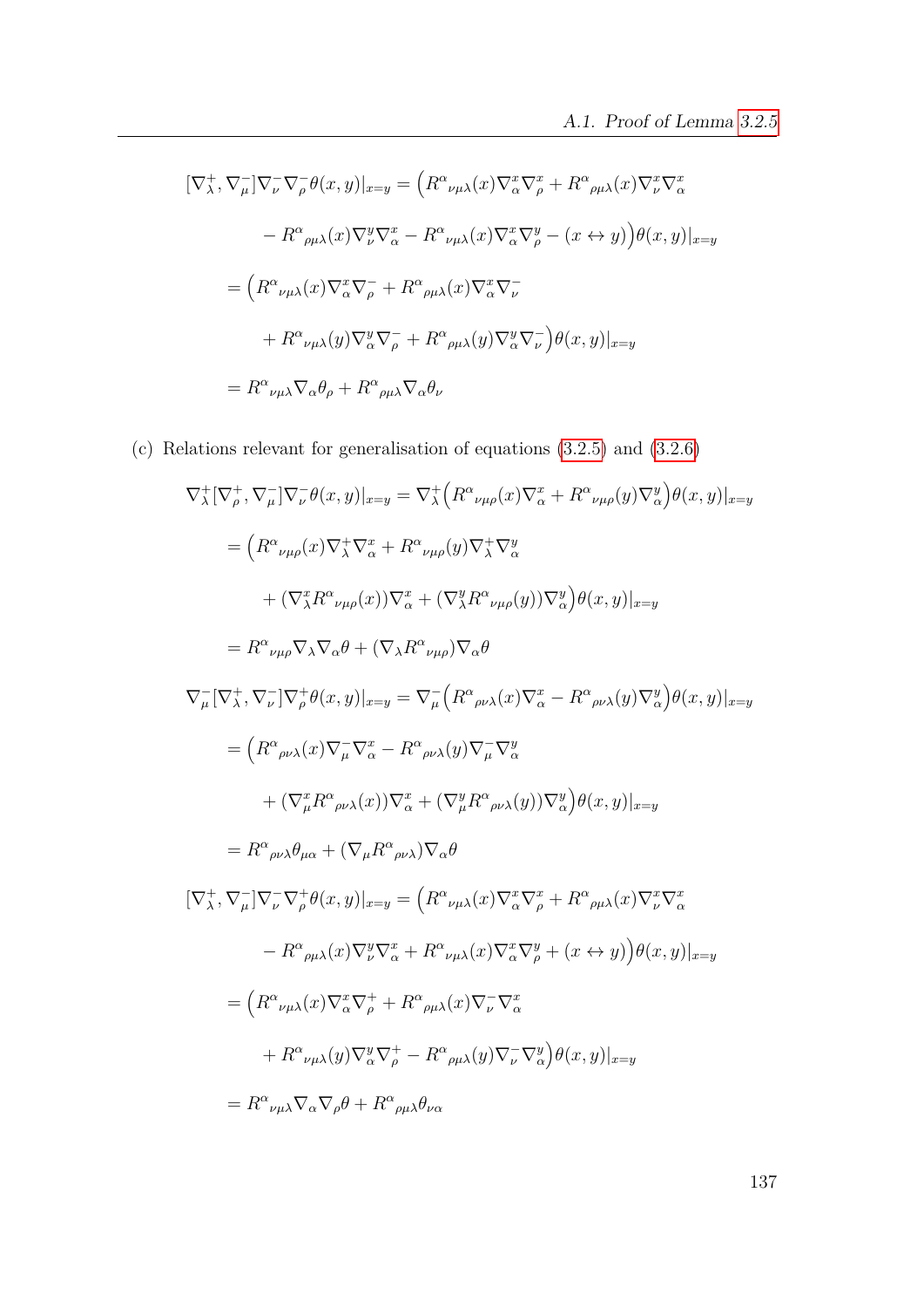$$
\begin{aligned}
[\nabla^+_\lambda, \nabla^-_\mu]\nabla^-_\nu\nabla^-_\rho\theta(x,y)|_{x=y} &= \Big(R^\alpha{}_{\nu\mu\lambda}(x)\nabla^x_\alpha\nabla^x_\rho + R^\alpha{}_{\rho\mu\lambda}(x)\nabla^x_\nu\nabla^x_\alpha \\
&\quad - R^\alpha{}_{\rho\mu\lambda}(x)\nabla^y_\nu\nabla^x_\alpha - R^\alpha{}_{\nu\mu\lambda}(x)\nabla^x_\alpha\nabla^y_\rho - (x\leftrightarrow y)\Big)\theta(x,y)|_{x=y} \\
&= \Big(R^\alpha{}_{\nu\mu\lambda}(x)\nabla^x_\alpha\nabla^-_\rho + R^\alpha{}_{\rho\mu\lambda}(x)\nabla^x_\alpha\nabla^-_\nu \\
&\quad + R^\alpha{}_{\nu\mu\lambda}(y)\nabla^y_\alpha\nabla^-_\rho + R^\alpha{}_{\rho\mu\lambda}(y)\nabla^y_\alpha\nabla^-_\nu\Big)\theta(x,y)|_{x=y} \\
&= R^\alpha{}_{\nu\mu\lambda}\nabla_\alpha\theta_\rho + R^\alpha{}_{\rho\mu\lambda}\nabla_\alpha\theta_\nu
\end{aligned}
$$

(c) Relations relevant for generalisation of equations (3.2.5) and (3.2.6)

$$
\begin{aligned}
\nabla^+_\lambda[\nabla^+_\rho, \nabla^-_\mu]\nabla^-_\nu\theta(x,y)|_{x=y} &= \nabla^+_\lambda\Big(R^\alpha{}_{\nu\mu\rho}(x)\nabla^x_\alpha + R^\alpha{}_{\nu\mu\rho}(y)\nabla^y_\alpha\Big)\theta(x,y)|_{x=y} \\
&= \Big(R^\alpha{}_{\nu\mu\rho}(x)\nabla^+_\lambda\nabla^x_\alpha + R^\alpha{}_{\nu\mu\rho}(y)\nabla^+_\lambda\nabla^y_\alpha \\
&\quad + (\nabla^x_\lambda R^\alpha{}_{\nu\mu\rho}(x))\nabla^x_\alpha + (\nabla^y_\lambda R^\alpha{}_{\nu\mu\rho}(y))\nabla^y_\alpha\Big)\theta(x,y)|_{x=y} \\
&= R^\alpha{}_{\nu\mu\rho}\nabla_\lambda\nabla_\alpha\theta + (\nabla_\lambda R^\alpha{}_{\nu\mu\rho})\nabla_\alpha\theta
\end{aligned}
$$

$$
\begin{aligned}
\nabla^-_\mu[\nabla^+_\lambda, \nabla^-_\nu]\nabla^+_\rho\theta(x,y)|_{x=y} &= \nabla^-_\mu\Big(R^\alpha{}_{\rho\nu\lambda}(x)\nabla^x_\alpha - R^\alpha{}_{\rho\nu\lambda}(y)\nabla^y_\alpha\Big)\theta(x,y)|_{x=y} \\
&= \Big(R^\alpha{}_{\rho\nu\lambda}(x)\nabla^-_\mu\nabla^x_\alpha - R^\alpha{}_{\rho\nu\lambda}(y)\nabla^-_\mu\nabla^y_\alpha \\
&\quad + (\nabla^x_\mu R^\alpha{}_{\rho\nu\lambda}(x))\nabla^x_\alpha + (\nabla^y_\mu R^\alpha{}_{\rho\nu\lambda}(y))\nabla^y_\alpha\Big)\theta(x,y)|_{x=y} \\
&= R^\alpha{}_{\rho\nu\lambda}\theta_{\mu\alpha} + (\nabla_\mu R^\alpha{}_{\rho\nu\lambda})\nabla_\alpha\theta
\end{aligned}
$$

$$
\begin{aligned}
[\nabla^+_\lambda, \nabla^-_\mu]\nabla^-_\nu\nabla^+_\rho\theta(x,y)|_{x=y} &= \Big(R^\alpha{}_{\nu\mu\lambda}(x)\nabla^x_\alpha\nabla^x_\rho + R^\alpha{}_{\rho\mu\lambda}(x)\nabla^x_\nu\nabla^x_\alpha \\
&\quad - R^\alpha{}_{\rho\mu\lambda}(x)\nabla^y_\nu\nabla^x_\alpha + R^\alpha{}_{\nu\mu\lambda}(x)\nabla^x_\alpha\nabla^y_\rho + (x\leftrightarrow y)\Big)\theta(x,y)|_{x=y} \\
&= \Big(R^\alpha{}_{\nu\mu\lambda}(x)\nabla^x_\alpha\nabla^+_\rho + R^\alpha{}_{\rho\mu\lambda}(x)\nabla^-_\nu\nabla^x_\alpha \\
&\quad + R^\alpha{}_{\nu\mu\lambda}(y)\nabla^y_\alpha\nabla^+_\rho - R^\alpha{}_{\rho\mu\lambda}(y)\nabla^-_\nu\nabla^y_\alpha\Big)\theta(x,y)|_{x=y} \\
&= R^\alpha{}_{\nu\mu\lambda}\nabla_\alpha\nabla_\rho\theta + R^\alpha{}_{\rho\mu\lambda}\theta_{\nu\alpha}
\end{aligned}
$$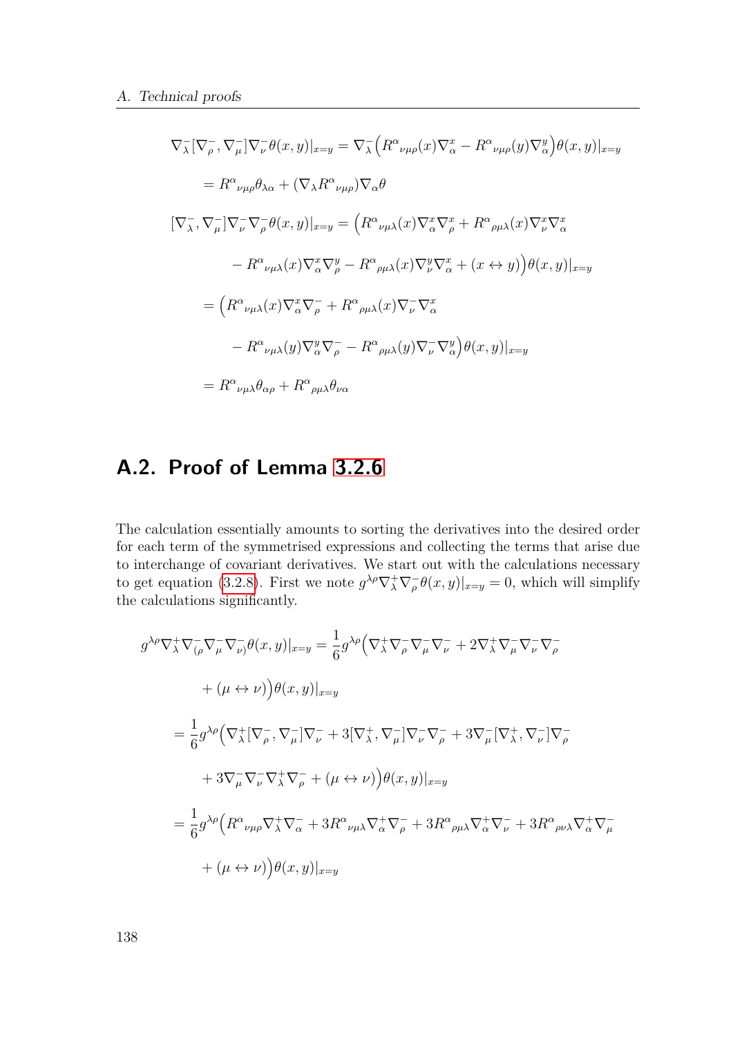$$\nabla^-_\lambda [\nabla^-_\rho, \nabla^-_\mu] \nabla^-_\nu \theta(x,y)|_{x=y} = \nabla^-_\lambda \Big( R^\alpha{}_{\nu\mu\rho}(x) \nabla^x_\alpha - R^\alpha{}_{\nu\mu\rho}(y) \nabla^y_\alpha \Big) \theta(x,y)|_{x=y}$$

$$= R^\alpha{}_{\nu\mu\rho} \theta_{\lambda\alpha} + (\nabla_\lambda R^\alpha{}_{\nu\mu\rho}) \nabla_\alpha \theta$$

$$[\nabla^-_\lambda, \nabla^-_\mu] \nabla^-_\nu \nabla^-_\rho \theta(x,y)|_{x=y} = \Big( R^\alpha{}_{\nu\mu\lambda}(x) \nabla^x_\alpha \nabla^x_\rho + R^\alpha{}_{\rho\mu\lambda}(x) \nabla^x_\nu \nabla^x_\alpha$$

$$- R^\alpha{}_{\nu\mu\lambda}(x) \nabla^x_\alpha \nabla^y_\rho - R^\alpha{}_{\rho\mu\lambda}(x) \nabla^y_\nu \nabla^x_\alpha + (x \leftrightarrow y) \Big) \theta(x,y)|_{x=y}$$

$$= \Big( R^\alpha{}_{\nu\mu\lambda}(x) \nabla^x_\alpha \nabla^-_\rho + R^\alpha{}_{\rho\mu\lambda}(x) \nabla^-_\nu \nabla^x_\alpha$$

$$- R^\alpha{}_{\nu\mu\lambda}(y) \nabla^y_\alpha \nabla^-_\rho - R^\alpha{}_{\rho\mu\lambda}(y) \nabla^-_\nu \nabla^y_\alpha \Big) \theta(x,y)|_{x=y}$$

$$= R^\alpha{}_{\nu\mu\lambda} \theta_{\alpha\rho} + R^\alpha{}_{\rho\mu\lambda} \theta_{\nu\alpha}$$

## A.2. Proof of Lemma 3.2.6

The calculation essentially amounts to sorting the derivatives into the desired order for each term of the symmetrised expressions and collecting the terms that arise due to interchange of covariant derivatives. We start out with the calculations necessary to get equation (3.2.8). First we note $g^{\lambda\rho} \nabla^+_\lambda \nabla^-_\rho \theta(x,y)|_{x=y} = 0$, which will simplify the calculations significantly.

$$g^{\lambda\rho} \nabla^+_\lambda \nabla^-_{(\rho} \nabla^-_\mu \nabla^-_{\nu)} \theta(x,y)|_{x=y} = \frac{1}{6} g^{\lambda\rho} \Big( \nabla^+_\lambda \nabla^-_\rho \nabla^-_\mu \nabla^-_\nu + 2 \nabla^+_\lambda \nabla^-_\mu \nabla^-_\nu \nabla^-_\rho$$

$$+ (\mu \leftrightarrow \nu) \Big) \theta(x,y)|_{x=y}$$

$$= \frac{1}{6} g^{\lambda\rho} \Big( \nabla^+_\lambda [\nabla^-_\rho, \nabla^-_\mu] \nabla^-_\nu + 3 [\nabla^+_\lambda, \nabla^-_\mu] \nabla^-_\nu \nabla^-_\rho + 3 \nabla^-_\mu [\nabla^+_\lambda, \nabla^-_\nu] \nabla^-_\rho$$

$$+ 3 \nabla^-_\mu \nabla^-_\nu \nabla^+_\lambda \nabla^-_\rho + (\mu \leftrightarrow \nu) \Big) \theta(x,y)|_{x=y}$$

$$= \frac{1}{6} g^{\lambda\rho} \Big( R^\alpha{}_{\nu\mu\rho} \nabla^+_\lambda \nabla^-_\alpha + 3 R^\alpha{}_{\nu\mu\lambda} \nabla^+_\alpha \nabla^-_\rho + 3 R^\alpha{}_{\rho\mu\lambda} \nabla^+_\alpha \nabla^-_\nu + 3 R^\alpha{}_{\rho\nu\lambda} \nabla^+_\alpha \nabla^-_\mu$$

$$+ (\mu \leftrightarrow \nu) \Big) \theta(x,y)|_{x=y}$$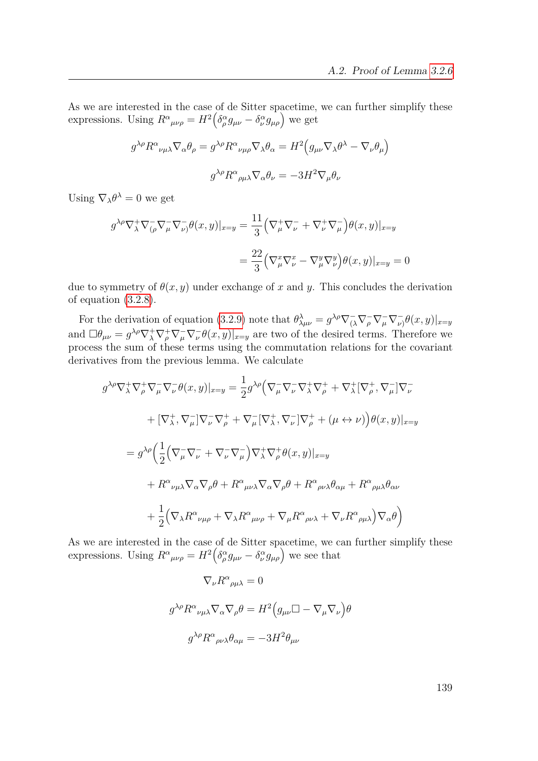As we are interested in the case of de Sitter spacetime, we can further simplify these expressions. Using $R^{\alpha}{}_{\mu\nu\rho} = H^2\left(\delta^{\alpha}_{\rho} g_{\mu\nu} - \delta^{\alpha}_{\nu} g_{\mu\rho}\right)$ we get

$$g^{\lambda\rho} R^{\alpha}{}_{\nu\mu\lambda} \nabla_{\alpha}\theta_{\rho} = g^{\lambda\rho} R^{\alpha}{}_{\nu\mu\rho} \nabla_{\lambda}\theta_{\alpha} = H^2\left(g_{\mu\nu}\nabla_{\lambda}\theta^{\lambda} - \nabla_{\nu}\theta_{\mu}\right)$$

$$g^{\lambda\rho} R^{\alpha}{}_{\rho\mu\lambda} \nabla_{\alpha}\theta_{\nu} = -3H^2 \nabla_{\mu}\theta_{\nu}$$

Using $\nabla_{\lambda}\theta^{\lambda} = 0$ we get

$$\begin{aligned}
g^{\lambda\rho}\nabla^{+}_{\lambda}\nabla^{-}_{(\rho}\nabla^{-}_{\mu}\nabla^{-}_{\nu)}\theta(x,y)|_{x=y} &= \frac{11}{3}\left(\nabla^{+}_{\mu}\nabla^{-}_{\nu} + \nabla^{+}_{\nu}\nabla^{-}_{\mu}\right)\theta(x,y)|_{x=y} \\
&= \frac{22}{3}\left(\nabla^{x}_{\mu}\nabla^{x}_{\nu} - \nabla^{y}_{\mu}\nabla^{y}_{\nu}\right)\theta(x,y)|_{x=y} = 0
\end{aligned}$$

due to symmetry of $\theta(x,y)$ under exchange of $x$ and $y$. This concludes the derivation of equation (3.2.8).

For the derivation of equation (3.2.9) note that $\theta^{\lambda}_{\lambda\mu\nu} = g^{\lambda\rho}\nabla^{-}_{(\lambda}\nabla^{-}_{\rho}\nabla^{-}_{\mu}\nabla^{-}_{\nu)}\theta(x,y)|_{x=y}$ and $\Box\theta_{\mu\nu} = g^{\lambda\rho}\nabla^{+}_{\lambda}\nabla^{+}_{\rho}\nabla^{-}_{\mu}\nabla^{-}_{\nu}\theta(x,y)|_{x=y}$ are two of the desired terms. Therefore we process the sum of these terms using the commutation relations for the covariant derivatives from the previous lemma. We calculate

$$\begin{aligned}
g^{\lambda\rho}\nabla^{+}_{\lambda}\nabla^{+}_{\rho}\nabla^{-}_{\mu}\nabla^{-}_{\nu}\theta(x,y)|_{x=y} &= \frac{1}{2}g^{\lambda\rho}\Big(\nabla^{-}_{\mu}\nabla^{-}_{\nu}\nabla^{+}_{\lambda}\nabla^{+}_{\rho} + \nabla^{+}_{\lambda}[\nabla^{+}_{\rho}, \nabla^{-}_{\mu}]\nabla^{-}_{\nu} \\
&\quad + [\nabla^{+}_{\lambda}, \nabla^{-}_{\mu}]\nabla^{-}_{\nu}\nabla^{+}_{\rho} + \nabla^{-}_{\mu}[\nabla^{+}_{\lambda}, \nabla^{-}_{\nu}]\nabla^{+}_{\rho} + (\mu \leftrightarrow \nu)\Big)\theta(x,y)|_{x=y} \\
&= g^{\lambda\rho}\Big(\frac{1}{2}\left(\nabla^{-}_{\mu}\nabla^{-}_{\nu} + \nabla^{-}_{\nu}\nabla^{-}_{\mu}\right)\nabla^{+}_{\lambda}\nabla^{+}_{\rho}\theta(x,y)|_{x=y} \\
&\quad + R^{\alpha}{}_{\nu\mu\lambda}\nabla_{\alpha}\nabla_{\rho}\theta + R^{\alpha}{}_{\mu\nu\lambda}\nabla_{\alpha}\nabla_{\rho}\theta + R^{\alpha}{}_{\rho\nu\lambda}\theta_{\alpha\mu} + R^{\alpha}{}_{\rho\mu\lambda}\theta_{\alpha\nu} \\
&\quad + \frac{1}{2}\left(\nabla_{\lambda}R^{\alpha}{}_{\nu\mu\rho} + \nabla_{\lambda}R^{\alpha}{}_{\mu\nu\rho} + \nabla_{\mu}R^{\alpha}{}_{\rho\nu\lambda} + \nabla_{\nu}R^{\alpha}{}_{\rho\mu\lambda}\right)\nabla_{\alpha}\theta\Big)
\end{aligned}$$

As we are interested in the case of de Sitter spacetime, we can further simplify these expressions. Using $R^{\alpha}{}_{\mu\nu\rho} = H^2\left(\delta^{\alpha}_{\rho} g_{\mu\nu} - \delta^{\alpha}_{\nu} g_{\mu\rho}\right)$ we see that

$$\nabla_{\nu} R^{\alpha}{}_{\rho\mu\lambda} = 0$$

$$g^{\lambda\rho} R^{\alpha}{}_{\nu\mu\lambda}\nabla_{\alpha}\nabla_{\rho}\theta = H^2\left(g_{\mu\nu}\Box - \nabla_{\mu}\nabla_{\nu}\right)\theta$$

$$g^{\lambda\rho} R^{\alpha}{}_{\rho\nu\lambda}\theta_{\alpha\mu} = -3H^2\theta_{\mu\nu}$$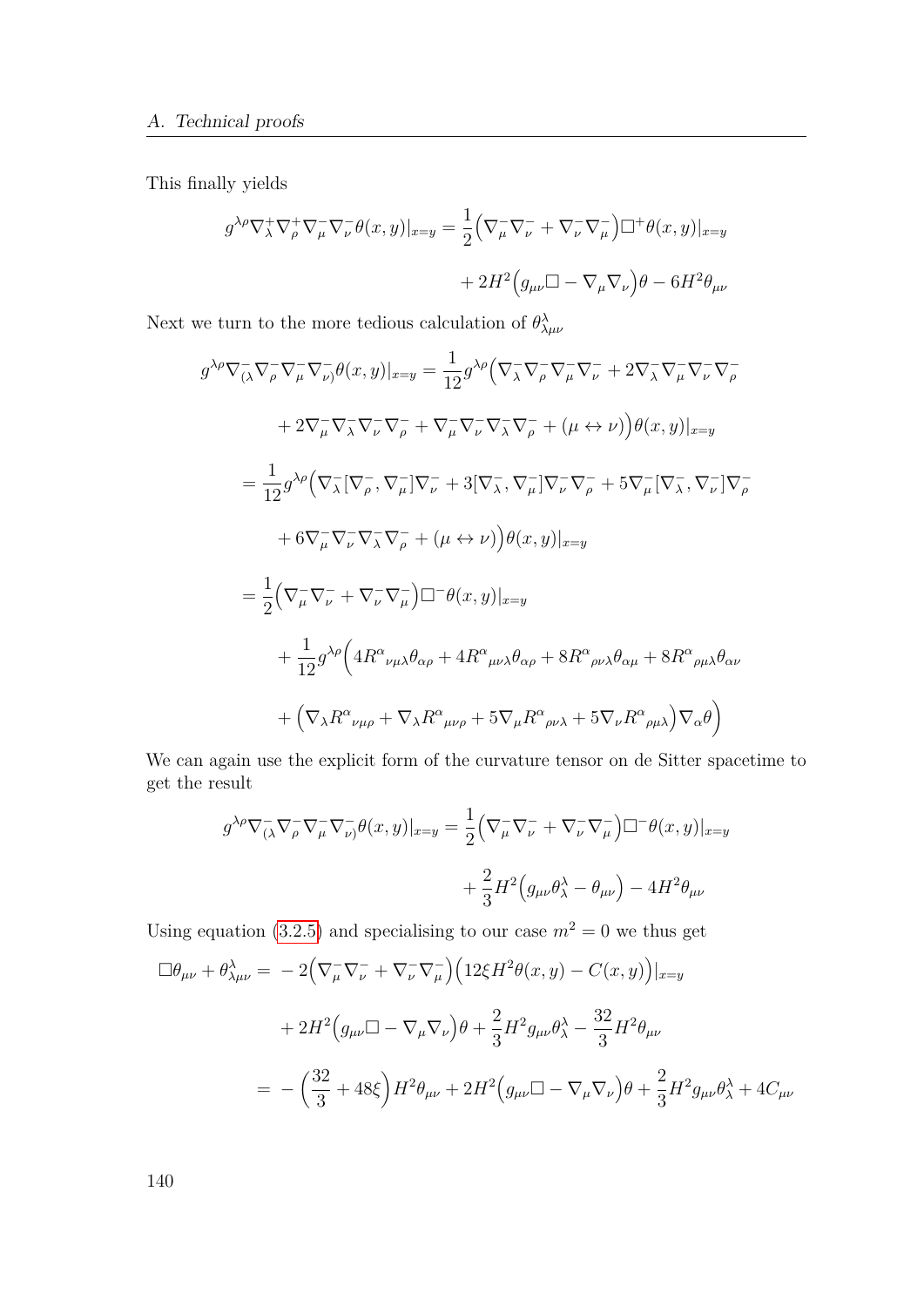This finally yields

$$g^{\lambda\rho}\nabla^+_\lambda\nabla^+_\rho\nabla^-_\mu\nabla^-_\nu\theta(x,y)|_{x=y} = \frac{1}{2}\Big(\nabla^-_\mu\nabla^-_\nu + \nabla^-_\nu\nabla^-_\mu\Big)\Box^+\theta(x,y)|_{x=y}$$

$$+ 2H^2\Big(g_{\mu\nu}\Box - \nabla_\mu\nabla_\nu\Big)\theta - 6H^2\theta_{\mu\nu}$$

Next we turn to the more tedious calculation of $\theta^\lambda_{\lambda\mu\nu}$

$$g^{\lambda\rho}\nabla^-_{(\lambda}\nabla^-_\rho\nabla^-_\mu\nabla^-_{\nu)}\theta(x,y)|_{x=y} = \frac{1}{12}g^{\lambda\rho}\Big(\nabla^-_\lambda\nabla^-_\rho\nabla^-_\mu\nabla^-_\nu + 2\nabla^-_\lambda\nabla^-_\mu\nabla^-_\nu\nabla^-_\rho$$

$$+ 2\nabla^-_\mu\nabla^-_\lambda\nabla^-_\nu\nabla^-_\rho + \nabla^-_\mu\nabla^-_\nu\nabla^-_\lambda\nabla^-_\rho + (\mu \leftrightarrow \nu)\Big)\theta(x,y)|_{x=y}$$

$$= \frac{1}{12}g^{\lambda\rho}\Big(\nabla^-_\lambda[\nabla^-_\rho,\nabla^-_\mu]\nabla^-_\nu + 3[\nabla^-_\lambda,\nabla^-_\mu]\nabla^-_\nu\nabla^-_\rho + 5\nabla^-_\mu[\nabla^-_\lambda,\nabla^-_\nu]\nabla^-_\rho$$

$$+ 6\nabla^-_\mu\nabla^-_\nu\nabla^-_\lambda\nabla^-_\rho + (\mu \leftrightarrow \nu)\Big)\theta(x,y)|_{x=y}$$

$$= \frac{1}{2}\Big(\nabla^-_\mu\nabla^-_\nu + \nabla^-_\nu\nabla^-_\mu\Big)\Box^-\theta(x,y)|_{x=y}$$

$$+ \frac{1}{12}g^{\lambda\rho}\Big(4R^\alpha{}_{\nu\mu\lambda}\theta_{\alpha\rho} + 4R^\alpha{}_{\mu\nu\lambda}\theta_{\alpha\rho} + 8R^\alpha{}_{\rho\nu\lambda}\theta_{\alpha\mu} + 8R^\alpha{}_{\rho\mu\lambda}\theta_{\alpha\nu}$$

$$+ \Big(\nabla_\lambda R^\alpha{}_{\nu\mu\rho} + \nabla_\lambda R^\alpha{}_{\mu\nu\rho} + 5\nabla_\mu R^\alpha{}_{\rho\nu\lambda} + 5\nabla_\nu R^\alpha{}_{\rho\mu\lambda}\Big)\nabla_\alpha\theta\Big)$$

We can again use the explicit form of the curvature tensor on de Sitter spacetime to get the result

$$g^{\lambda\rho}\nabla^-_{(\lambda}\nabla^-_\rho\nabla^-_\mu\nabla^-_{\nu)}\theta(x,y)|_{x=y} = \frac{1}{2}\Big(\nabla^-_\mu\nabla^-_\nu + \nabla^-_\nu\nabla^-_\mu\Big)\Box^-\theta(x,y)|_{x=y}$$

$$+ \frac{2}{3}H^2\Big(g_{\mu\nu}\theta^\lambda_\lambda - \theta_{\mu\nu}\Big) - 4H^2\theta_{\mu\nu}$$

Using equation (3.2.5) and specialising to our case $m^2 = 0$ we thus get

$$\Box\theta_{\mu\nu} + \theta^\lambda_{\lambda\mu\nu} = -2\Big(\nabla^-_\mu\nabla^-_\nu + \nabla^-_\nu\nabla^-_\mu\Big)\Big(12\xi H^2\theta(x,y) - C(x,y)\Big)|_{x=y}$$

$$+ 2H^2\Big(g_{\mu\nu}\Box - \nabla_\mu\nabla_\nu\Big)\theta + \frac{2}{3}H^2 g_{\mu\nu}\theta^\lambda_\lambda - \frac{32}{3}H^2\theta_{\mu\nu}$$

$$= -\Big(\frac{32}{3} + 48\xi\Big)H^2\theta_{\mu\nu} + 2H^2\Big(g_{\mu\nu}\Box - \nabla_\mu\nabla_\nu\Big)\theta + \frac{2}{3}H^2 g_{\mu\nu}\theta^\lambda_\lambda + 4C_{\mu\nu}$$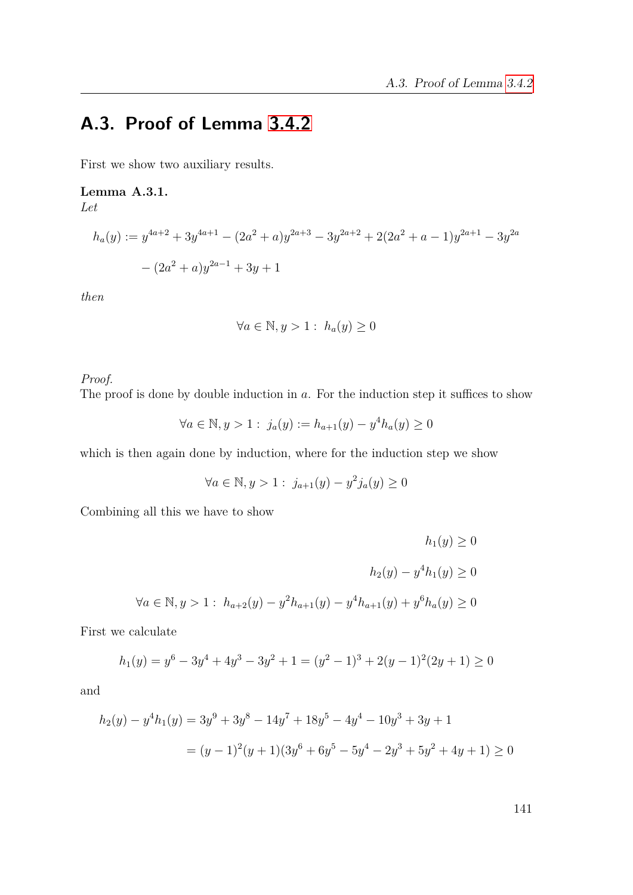## A.3. Proof of Lemma 3.4.2

First we show two auxiliary results.

**Lemma A.3.1.**
*Let*

$$h_a(y) := y^{4a+2} + 3y^{4a+1} - (2a^2+a)y^{2a+3} - 3y^{2a+2} + 2(2a^2+a-1)y^{2a+1} - 3y^{2a}$$
$$- (2a^2+a)y^{2a-1} + 3y + 1$$

*then*

$$\forall a \in \mathbb{N}, y > 1 : \; h_a(y) \geq 0$$

*Proof.*
The proof is done by double induction in $a$. For the induction step it suffices to show

$$\forall a \in \mathbb{N}, y > 1 : \; j_a(y) := h_{a+1}(y) - y^4 h_a(y) \geq 0$$

which is then again done by induction, where for the induction step we show

$$\forall a \in \mathbb{N}, y > 1 : \; j_{a+1}(y) - y^2 j_a(y) \geq 0$$

Combining all this we have to show

$$h_1(y) \geq 0$$
$$h_2(y) - y^4 h_1(y) \geq 0$$
$$\forall a \in \mathbb{N}, y > 1 : \; h_{a+2}(y) - y^2 h_{a+1}(y) - y^4 h_{a+1}(y) + y^6 h_a(y) \geq 0$$

First we calculate

$$h_1(y) = y^6 - 3y^4 + 4y^3 - 3y^2 + 1 = (y^2-1)^3 + 2(y-1)^2(2y+1) \geq 0$$

and

$$h_2(y) - y^4 h_1(y) = 3y^9 + 3y^8 - 14y^7 + 18y^5 - 4y^4 - 10y^3 + 3y + 1$$
$$= (y-1)^2(y+1)(3y^6 + 6y^5 - 5y^4 - 2y^3 + 5y^2 + 4y + 1) \geq 0$$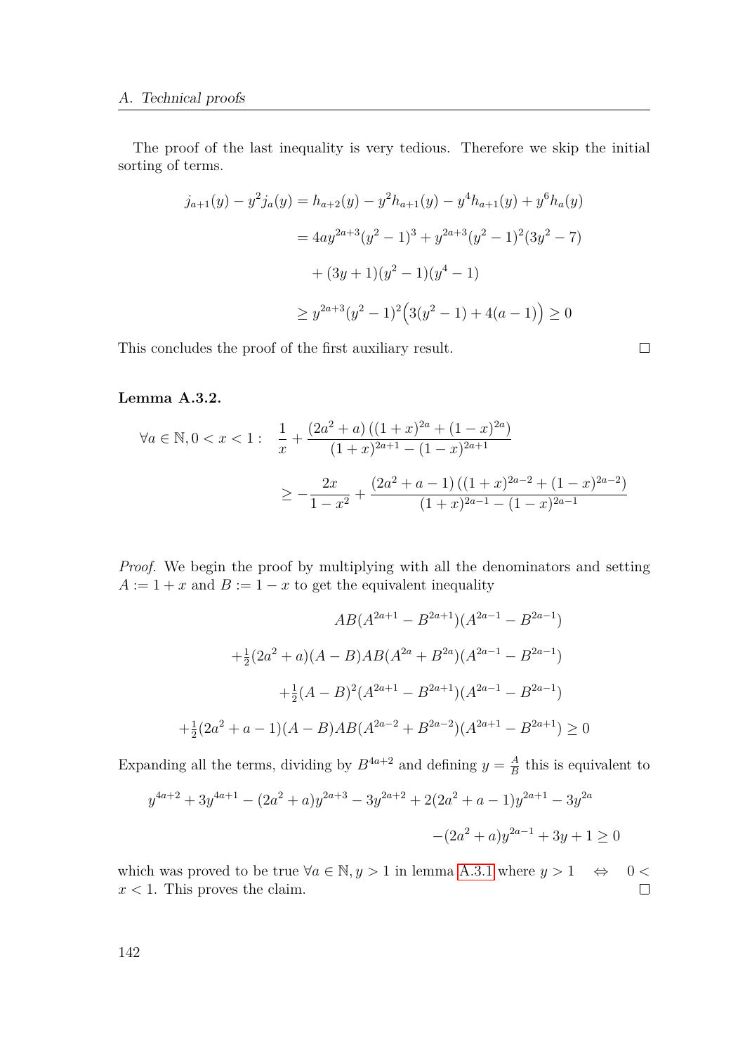The proof of the last inequality is very tedious. Therefore we skip the initial sorting of terms.

$$
\begin{aligned}
j_{a+1}(y) - y^2 j_a(y) &= h_{a+2}(y) - y^2 h_{a+1}(y) - y^4 h_{a+1}(y) + y^6 h_a(y) \\
&= 4ay^{2a+3}(y^2-1)^3 + y^{2a+3}(y^2-1)^2(3y^2-7) \\
&\quad + (3y+1)(y^2-1)(y^4-1) \\
&\geq y^{2a+3}(y^2-1)^2\Big(3(y^2-1) + 4(a-1)\Big) \geq 0
\end{aligned}
$$

This concludes the proof of the first auxiliary result. ∎

**Lemma A.3.2.**

$$
\begin{aligned}
\forall a \in \mathbb{N}, 0 < x < 1: \quad & \frac{1}{x} + \frac{(2a^2+a)\left((1+x)^{2a} + (1-x)^{2a}\right)}{(1+x)^{2a+1} - (1-x)^{2a+1}} \\
& \geq -\frac{2x}{1-x^2} + \frac{(2a^2+a-1)\left((1+x)^{2a-2} + (1-x)^{2a-2}\right)}{(1+x)^{2a-1} - (1-x)^{2a-1}}
\end{aligned}
$$

*Proof.* We begin the proof by multiplying with all the denominators and setting $A := 1+x$ and $B := 1-x$ to get the equivalent inequality

$$
\begin{aligned}
AB(A^{2a+1} - B^{2a+1})(A^{2a-1} - B^{2a-1}) \\
+\tfrac{1}{2}(2a^2+a)(A-B)AB(A^{2a} + B^{2a})(A^{2a-1} - B^{2a-1}) \\
+\tfrac{1}{2}(A-B)^2(A^{2a+1} - B^{2a+1})(A^{2a-1} - B^{2a-1}) \\
+\tfrac{1}{2}(2a^2+a-1)(A-B)AB(A^{2a-2} + B^{2a-2})(A^{2a+1} - B^{2a+1}) \geq 0
\end{aligned}
$$

Expanding all the terms, dividing by $B^{4a+2}$ and defining $y = \frac{A}{B}$ this is equivalent to

$$
\begin{aligned}
y^{4a+2} + 3y^{4a+1} - (2a^2+a)y^{2a+3} - 3y^{2a+2} + 2(2a^2+a-1)y^{2a+1} - 3y^{2a} \\
-(2a^2+a)y^{2a-1} + 3y + 1 \geq 0
\end{aligned}
$$

which was proved to be true $\forall a \in \mathbb{N}, y > 1$ in lemma A.3.1 where $y > 1 \quad \Leftrightarrow \quad 0 < x < 1$. This proves the claim. ∎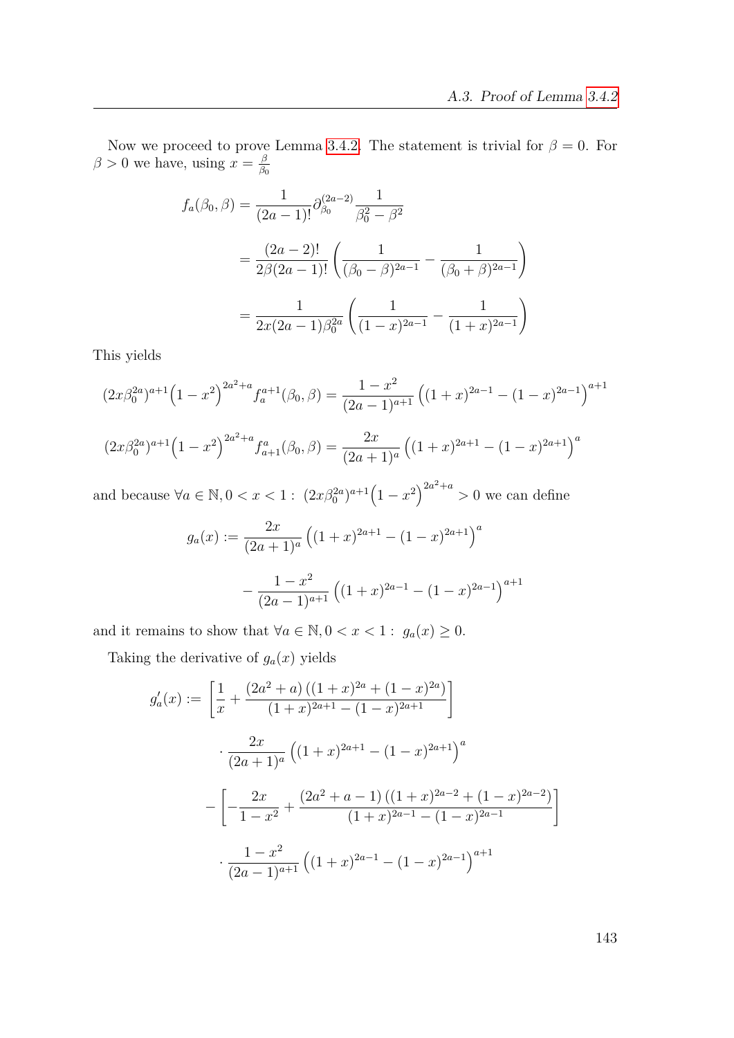Now we proceed to prove Lemma 3.4.2. The statement is trivial for $\beta = 0$. For $\beta > 0$ we have, using $x = \frac{\beta}{\beta_0}$

$$
\begin{aligned}
f_a(\beta_0, \beta) &= \frac{1}{(2a-1)!}\partial_{\beta_0}^{(2a-2)} \frac{1}{\beta_0^2 - \beta^2} \\
&= \frac{(2a-2)!}{2\beta(2a-1)!}\left(\frac{1}{(\beta_0-\beta)^{2a-1}} - \frac{1}{(\beta_0+\beta)^{2a-1}}\right) \\
&= \frac{1}{2x(2a-1)\beta_0^{2a}}\left(\frac{1}{(1-x)^{2a-1}} - \frac{1}{(1+x)^{2a-1}}\right)
\end{aligned}
$$

This yields

$$
(2x\beta_0^{2a})^{a+1}\Big(1-x^2\Big)^{2a^2+a} f_a^{a+1}(\beta_0, \beta) = \frac{1-x^2}{(2a-1)^{a+1}}\left((1+x)^{2a-1} - (1-x)^{2a-1}\right)^{a+1}
$$

$$
(2x\beta_0^{2a})^{a+1}\Big(1-x^2\Big)^{2a^2+a} f_{a+1}^{a}(\beta_0, \beta) = \frac{2x}{(2a+1)^{a}}\left((1+x)^{2a+1} - (1-x)^{2a+1}\right)^{a}
$$

and because $\forall a \in \mathbb{N}, 0 < x < 1: \ (2x\beta_0^{2a})^{a+1}\Big(1-x^2\Big)^{2a^2+a} > 0$ we can define

$$
\begin{aligned}
g_a(x) := &\frac{2x}{(2a+1)^{a}}\left((1+x)^{2a+1} - (1-x)^{2a+1}\right)^{a} \\
&- \frac{1-x^2}{(2a-1)^{a+1}}\left((1+x)^{2a-1} - (1-x)^{2a-1}\right)^{a+1}
\end{aligned}
$$

and it remains to show that $\forall a \in \mathbb{N}, 0 < x < 1: \ g_a(x) \geq 0$.

Taking the derivative of $g_a(x)$ yields

$$
\begin{aligned}
g_a'(x) := &\left[\frac{1}{x} + \frac{(2a^2+a)\left((1+x)^{2a} + (1-x)^{2a}\right)}{(1+x)^{2a+1} - (1-x)^{2a+1}}\right] \\
&\cdot \frac{2x}{(2a+1)^{a}}\left((1+x)^{2a+1} - (1-x)^{2a+1}\right)^{a} \\
&- \left[-\frac{2x}{1-x^2} + \frac{(2a^2+a-1)\left((1+x)^{2a-2} + (1-x)^{2a-2}\right)}{(1+x)^{2a-1} - (1-x)^{2a-1}}\right] \\
&\cdot \frac{1-x^2}{(2a-1)^{a+1}}\left((1+x)^{2a-1} - (1-x)^{2a-1}\right)^{a+1}
\end{aligned}
$$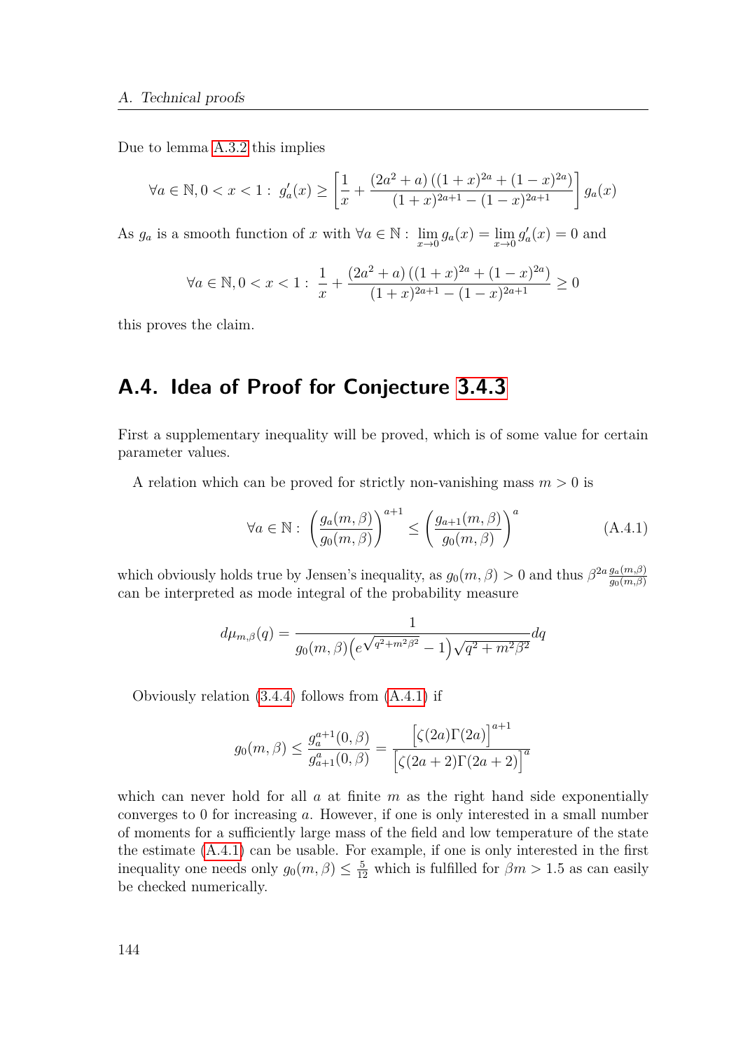Due to lemma A.3.2 this implies

$$\forall a \in \mathbb{N}, 0 < x < 1: \; g_a'(x) \geq \left[ \frac{1}{x} + \frac{(2a^2+a)\left((1+x)^{2a} + (1-x)^{2a}\right)}{(1+x)^{2a+1} - (1-x)^{2a+1}} \right] g_a(x)$$

As $g_a$ is a smooth function of $x$ with $\forall a \in \mathbb{N}: \lim_{x\to 0} g_a(x) = \lim_{x \to 0} g_a'(x) = 0$ and

$$\forall a \in \mathbb{N}, 0 < x < 1: \; \frac{1}{x} + \frac{(2a^2+a)\left((1+x)^{2a} + (1-x)^{2a}\right)}{(1+x)^{2a+1} - (1-x)^{2a+1}} \geq 0$$

this proves the claim.

## A.4. Idea of Proof for Conjecture 3.4.3

First a supplementary inequality will be proved, which is of some value for certain parameter values.

A relation which can be proved for strictly non-vanishing mass $m > 0$ is

$$\forall a \in \mathbb{N}: \; \left( \frac{g_a(m,\beta)}{g_0(m,\beta)} \right)^{a+1} \leq \left( \frac{g_{a+1}(m,\beta)}{g_0(m,\beta)} \right)^{a} \tag{A.4.1}$$

which obviously holds true by Jensen's inequality, as $g_0(m,\beta) > 0$ and thus $\beta^{2a}\frac{g_a(m,\beta)}{g_0(m,\beta)}$ can be interpreted as mode integral of the probability measure

$$d\mu_{m,\beta}(q) = \frac{1}{g_0(m,\beta)\left(e^{\sqrt{q^2+m^2\beta^2}} - 1\right)\sqrt{q^2+m^2\beta^2}} dq$$

Obviously relation (3.4.4) follows from (A.4.1) if

$$g_0(m,\beta) \leq \frac{g_a^{a+1}(0,\beta)}{g_{a+1}^a(0,\beta)} = \frac{\left[\zeta(2a)\Gamma(2a)\right]^{a+1}}{\left[\zeta(2a+2)\Gamma(2a+2)\right]^{a}}$$

which can never hold for all $a$ at finite $m$ as the right hand side exponentially converges to 0 for increasing $a$. However, if one is only interested in a small number of moments for a sufficiently large mass of the field and low temperature of the state the estimate (A.4.1) can be usable. For example, if one is only interested in the first inequality one needs only $g_0(m,\beta) \leq \frac{5}{12}$ which is fulfilled for $\beta m > 1.5$ as can easily be checked numerically.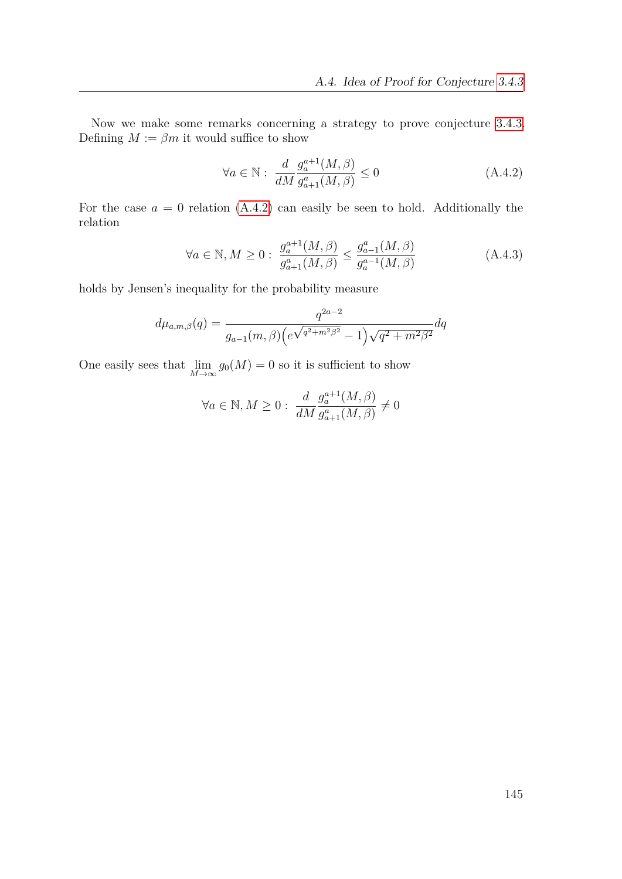Now we make some remarks concerning a strategy to prove conjecture 3.4.3. Defining $M := \beta m$ it would suffice to show

$$\forall a \in \mathbb{N} : \; \frac{d}{dM} \frac{g_a^{a+1}(M,\beta)}{g_{a+1}^{a}(M,\beta)} \leq 0 \tag{A.4.2}$$

For the case $a = 0$ relation (A.4.2) can easily be seen to hold. Additionally the relation

$$\forall a \in \mathbb{N}, M \geq 0 : \; \frac{g_a^{a+1}(M,\beta)}{g_{a+1}^{a}(M,\beta)} \leq \frac{g_{a-1}^{a}(M,\beta)}{g_a^{a-1}(M,\beta)} \tag{A.4.3}$$

holds by Jensen's inequality for the probability measure

$$d\mu_{a,m,\beta}(q) = \frac{q^{2a-2}}{g_{a-1}(m,\beta)\left(e^{\sqrt{q^2+m^2\beta^2}} - 1\right)\sqrt{q^2 + m^2\beta^2}} dq$$

One easily sees that $\lim\limits_{M \to \infty} g_0(M) = 0$ so it is sufficient to show

$$\forall a \in \mathbb{N}, M \geq 0 : \; \frac{d}{dM} \frac{g_a^{a+1}(M,\beta)}{g_{a+1}^{a}(M,\beta)} \neq 0$$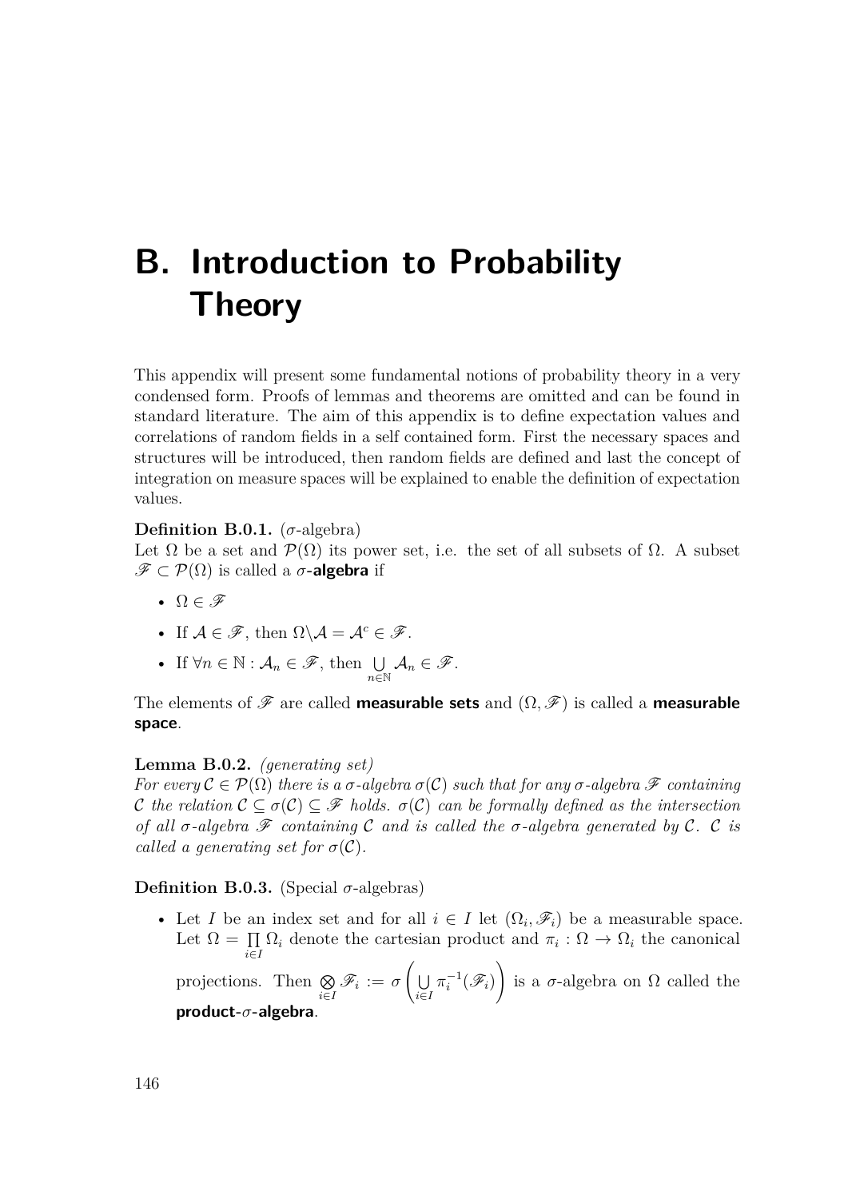# B. Introduction to Probability Theory

This appendix will present some fundamental notions of probability theory in a very condensed form. Proofs of lemmas and theorems are omitted and can be found in standard literature. The aim of this appendix is to define expectation values and correlations of random fields in a self contained form. First the necessary spaces and structures will be introduced, then random fields are defined and last the concept of integration on measure spaces will be explained to enable the definition of expectation values.

**Definition B.0.1.** ($\sigma$-algebra)
Let $\Omega$ be a set and $\mathcal{P}(\Omega)$ its power set, i.e. the set of all subsets of $\Omega$. A subset $\mathscr{F} \subset \mathcal{P}(\Omega)$ is called a **$\sigma$-algebra** if

- $\Omega \in \mathscr{F}$
- If $\mathcal{A} \in \mathscr{F}$, then $\Omega \backslash \mathcal{A} = \mathcal{A}^c \in \mathscr{F}$.
- If $\forall n \in \mathbb{N} : \mathcal{A}_n \in \mathscr{F}$, then $\bigcup\limits_{n \in \mathbb{N}} \mathcal{A}_n \in \mathscr{F}$.

The elements of $\mathscr{F}$ are called **measurable sets** and $(\Omega, \mathscr{F})$ is called a **measurable space**.

**Lemma B.0.2.** *(generating set)*
*For every $\mathcal{C} \in \mathcal{P}(\Omega)$ there is a $\sigma$-algebra $\sigma(\mathcal{C})$ such that for any $\sigma$-algebra $\mathscr{F}$ containing $\mathcal{C}$ the relation $\mathcal{C} \subseteq \sigma(\mathcal{C}) \subseteq \mathscr{F}$ holds. $\sigma(\mathcal{C})$ can be formally defined as the intersection of all $\sigma$-algebra $\mathscr{F}$ containing $\mathcal{C}$ and is called the $\sigma$-algebra generated by $\mathcal{C}$. $\mathcal{C}$ is called a generating set for $\sigma(\mathcal{C})$.*

**Definition B.0.3.** (Special $\sigma$-algebras)

- Let $I$ be an index set and for all $i \in I$ let $(\Omega_i, \mathscr{F}_i)$ be a measurable space. Let $\Omega = \prod\limits_{i \in I} \Omega_i$ denote the cartesian product and $\pi_i : \Omega \to \Omega_i$ the canonical projections. Then $\bigotimes\limits_{i \in I} \mathscr{F}_i := \sigma\left(\bigcup\limits_{i \in I} \pi_i^{-1}(\mathscr{F}_i)\right)$ is a $\sigma$-algebra on $\Omega$ called the **product-$\sigma$-algebra**.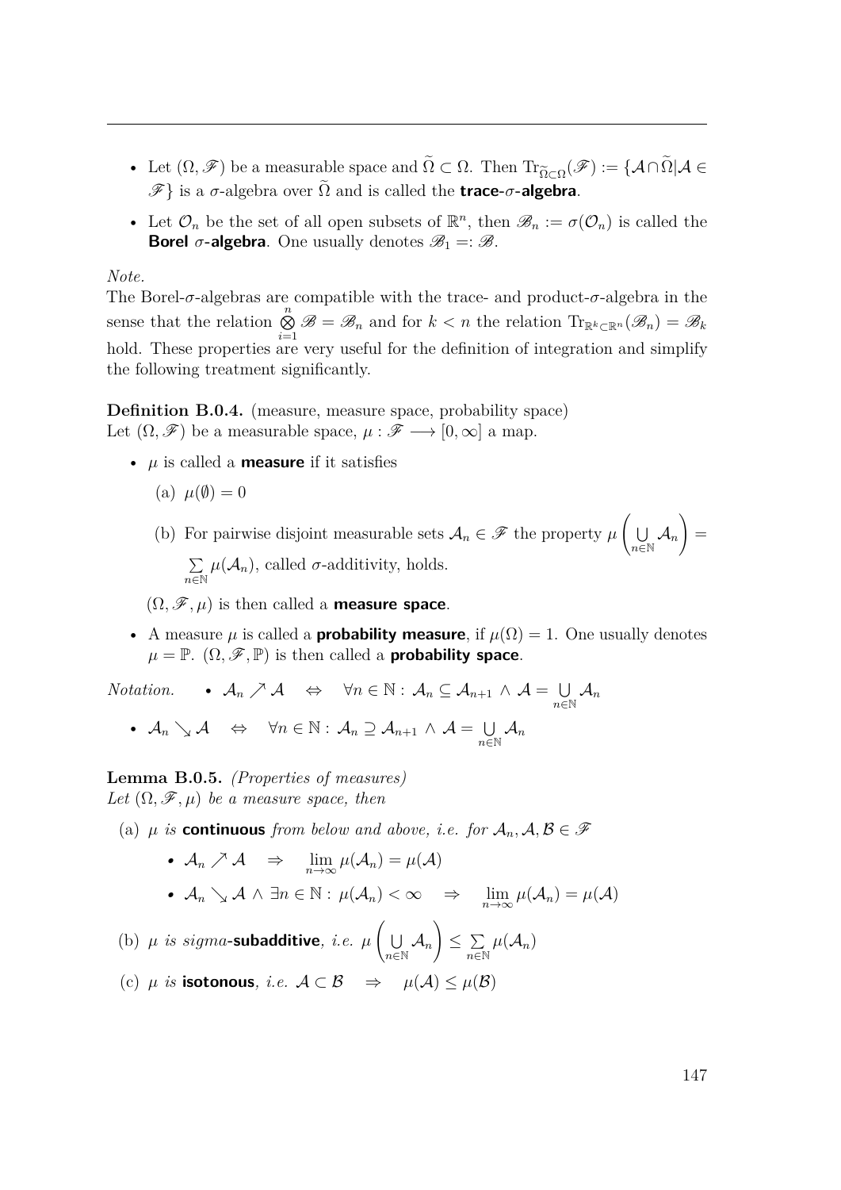- Let $(\Omega, \mathscr{F})$ be a measurable space and $\widetilde{\Omega} \subset \Omega$. Then $\mathrm{Tr}_{\widetilde{\Omega}\subset\Omega}(\mathscr{F}) := \{\mathcal{A} \cap \widetilde{\Omega} | \mathcal{A} \in \mathscr{F}\}$ is a $\sigma$-algebra over $\widetilde{\Omega}$ and is called the **trace-$\sigma$-algebra**.
- Let $\mathcal{O}_n$ be the set of all open subsets of $\mathbb{R}^n$, then $\mathscr{B}_n := \sigma(\mathcal{O}_n)$ is called the **Borel $\sigma$-algebra**. One usually denotes $\mathscr{B}_1 =: \mathscr{B}$.

*Note.*
The Borel-$\sigma$-algebras are compatible with the trace- and product-$\sigma$-algebra in the sense that the relation $\bigotimes_{i=1}^{n} \mathscr{B} = \mathscr{B}_n$ and for $k < n$ the relation $\mathrm{Tr}_{\mathbb{R}^k \subset \mathbb{R}^n}(\mathscr{B}_n) = \mathscr{B}_k$ hold. These properties are very useful for the definition of integration and simplify the following treatment significantly.

**Definition B.0.4.** (measure, measure space, probability space)
Let $(\Omega, \mathscr{F})$ be a measurable space, $\mu : \mathscr{F} \longrightarrow [0, \infty]$ a map.

- $\mu$ is called a **measure** if it satisfies
  (a) $\mu(\emptyset) = 0$
  (b) For pairwise disjoint measurable sets $\mathcal{A}_n \in \mathscr{F}$ the property $\mu\left(\bigcup_{n\in\mathbb{N}} \mathcal{A}_n\right) = \sum_{n\in\mathbb{N}} \mu(\mathcal{A}_n)$, called $\sigma$-additivity, holds.

  $(\Omega, \mathscr{F}, \mu)$ is then called a **measure space**.
- A measure $\mu$ is called a **probability measure**, if $\mu(\Omega) = 1$. One usually denotes $\mu = \mathbb{P}$. $(\Omega, \mathscr{F}, \mathbb{P})$ is then called a **probability space**.

*Notation.*
- $\mathcal{A}_n \nearrow \mathcal{A} \quad \Leftrightarrow \quad \forall n \in \mathbb{N} : \mathcal{A}_n \subseteq \mathcal{A}_{n+1} \wedge \mathcal{A} = \bigcup_{n\in\mathbb{N}} \mathcal{A}_n$
- $\mathcal{A}_n \searrow \mathcal{A} \quad \Leftrightarrow \quad \forall n \in \mathbb{N} : \mathcal{A}_n \supseteq \mathcal{A}_{n+1} \wedge \mathcal{A} = \bigcup_{n\in\mathbb{N}} \mathcal{A}_n$

**Lemma B.0.5.** *(Properties of measures)*
*Let $(\Omega, \mathscr{F}, \mu)$ be a measure space, then*

(a) *$\mu$ is* **continuous** *from below and above, i.e. for $\mathcal{A}_n, \mathcal{A}, \mathcal{B} \in \mathscr{F}$*
  - $\mathcal{A}_n \nearrow \mathcal{A} \quad \Rightarrow \quad \lim_{n\to\infty} \mu(\mathcal{A}_n) = \mu(\mathcal{A})$
  - $\mathcal{A}_n \searrow \mathcal{A} \wedge \exists n \in \mathbb{N} : \mu(\mathcal{A}_n) < \infty \quad \Rightarrow \quad \lim_{n\to\infty} \mu(\mathcal{A}_n) = \mu(\mathcal{A})$

(b) *$\mu$ is sigma-***subadditive***, i.e.* $\mu\left(\bigcup_{n\in\mathbb{N}} \mathcal{A}_n\right) \leq \sum_{n\in\mathbb{N}} \mu(\mathcal{A}_n)$

(c) *$\mu$ is* **isotonous***, i.e.* $\mathcal{A} \subset \mathcal{B} \quad \Rightarrow \quad \mu(\mathcal{A}) \leq \mu(\mathcal{B})$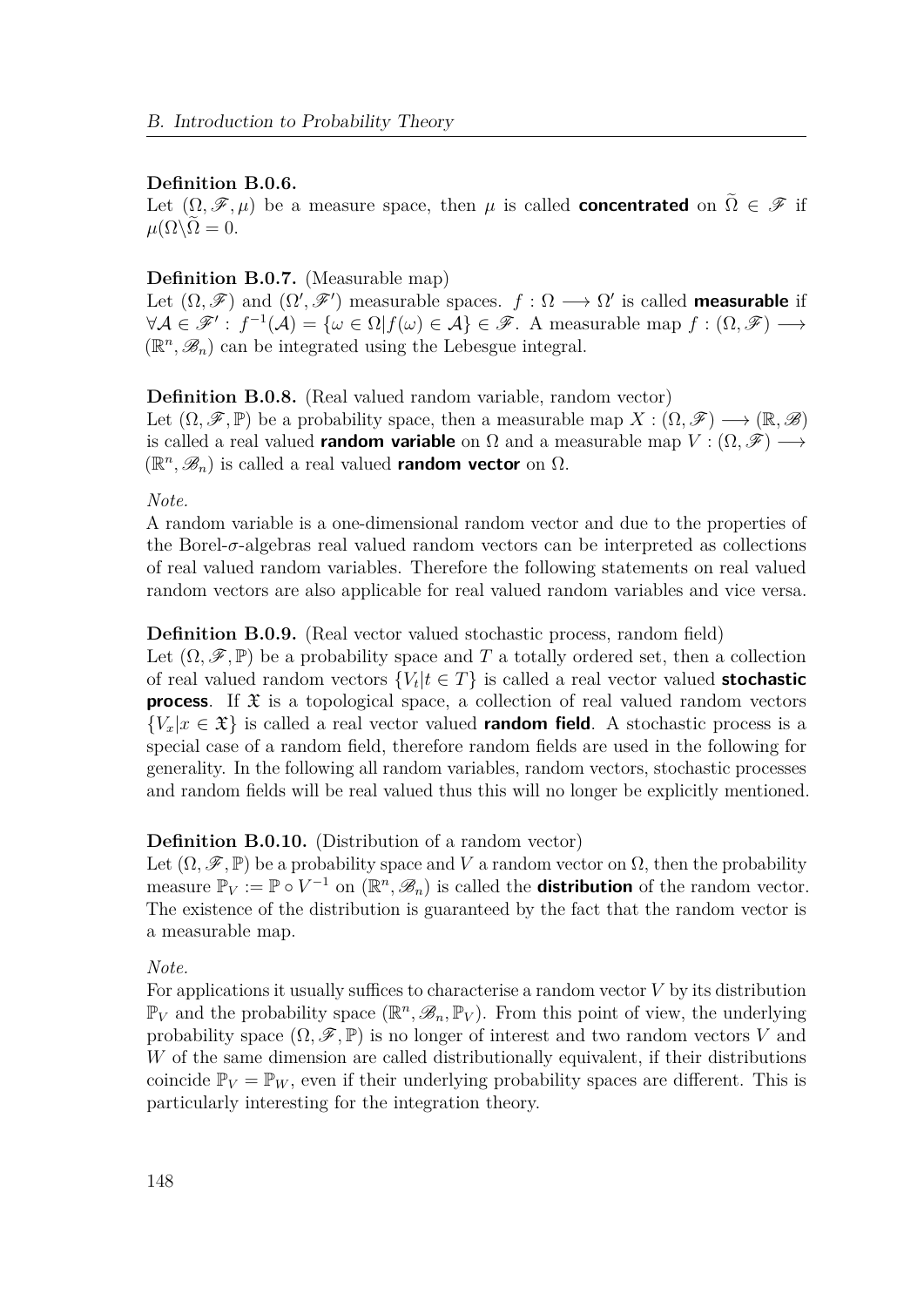**Definition B.0.6.**
Let $(\Omega, \mathscr{F}, \mu)$ be a measure space, then $\mu$ is called **concentrated** on $\widetilde{\Omega} \in \mathscr{F}$ if $\mu(\Omega \backslash \widetilde{\Omega} = 0$.

**Definition B.0.7.** (Measurable map)
Let $(\Omega, \mathscr{F})$ and $(\Omega', \mathscr{F}')$ measurable spaces. $f : \Omega \longrightarrow \Omega'$ is called **measurable** if $\forall \mathcal{A} \in \mathscr{F}' : f^{-1}(\mathcal{A}) = \{\omega \in \Omega | f(\omega) \in \mathcal{A}\} \in \mathscr{F}$. A measurable map $f : (\Omega, \mathscr{F}) \longrightarrow (\mathbb{R}^n, \mathscr{B}_n)$ can be integrated using the Lebesgue integral.

**Definition B.0.8.** (Real valued random variable, random vector)
Let $(\Omega, \mathscr{F}, \mathbb{P})$ be a probability space, then a measurable map $X : (\Omega, \mathscr{F}) \longrightarrow (\mathbb{R}, \mathscr{B})$ is called a real valued **random variable** on $\Omega$ and a measurable map $V : (\Omega, \mathscr{F}) \longrightarrow (\mathbb{R}^n, \mathscr{B}_n)$ is called a real valued **random vector** on $\Omega$.

*Note.*
A random variable is a one-dimensional random vector and due to the properties of the Borel-$\sigma$-algebras real valued random vectors can be interpreted as collections of real valued random variables. Therefore the following statements on real valued random vectors are also applicable for real valued random variables and vice versa.

**Definition B.0.9.** (Real vector valued stochastic process, random field)
Let $(\Omega, \mathscr{F}, \mathbb{P})$ be a probability space and $T$ a totally ordered set, then a collection of real valued random vectors $\{V_t | t \in T\}$ is called a real vector valued **stochastic process**. If $\mathfrak{X}$ is a topological space, a collection of real valued random vectors $\{V_x | x \in \mathfrak{X}\}$ is called a real vector valued **random field**. A stochastic process is a special case of a random field, therefore random fields are used in the following for generality. In the following all random variables, random vectors, stochastic processes and random fields will be real valued thus this will no longer be explicitly mentioned.

**Definition B.0.10.** (Distribution of a random vector)
Let $(\Omega, \mathscr{F}, \mathbb{P})$ be a probability space and $V$ a random vector on $\Omega$, then the probability measure $\mathbb{P}_V := \mathbb{P} \circ V^{-1}$ on $(\mathbb{R}^n, \mathscr{B}_n)$ is called the **distribution** of the random vector. The existence of the distribution is guaranteed by the fact that the random vector is a measurable map.

*Note.*
For applications it usually suffices to characterise a random vector $V$ by its distribution $\mathbb{P}_V$ and the probability space $(\mathbb{R}^n, \mathscr{B}_n, \mathbb{P}_V)$. From this point of view, the underlying probability space $(\Omega, \mathscr{F}, \mathbb{P})$ is no longer of interest and two random vectors $V$ and $W$ of the same dimension are called distributionally equivalent, if their distributions coincide $\mathbb{P}_V = \mathbb{P}_W$, even if their underlying probability spaces are different. This is particularly interesting for the integration theory.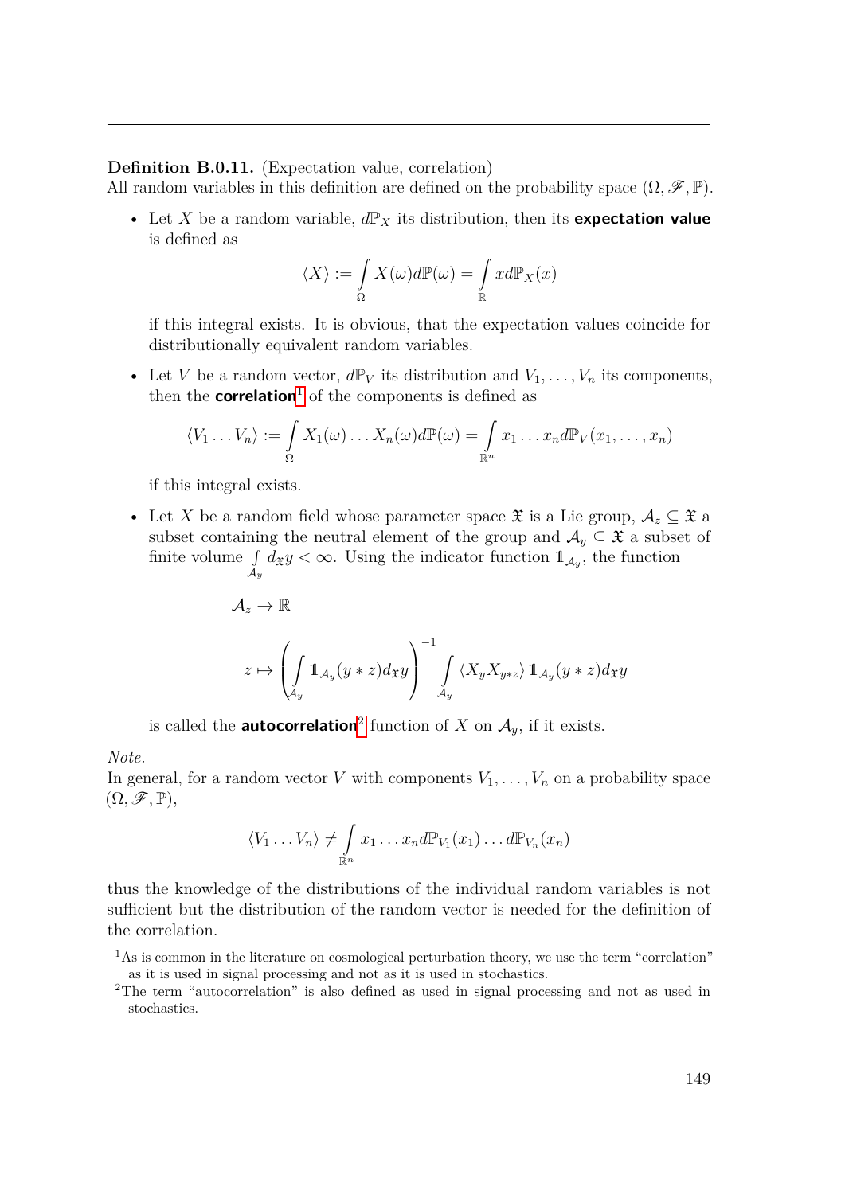**Definition B.0.11.** (Expectation value, correlation)
All random variables in this definition are defined on the probability space $(\Omega, \mathscr{F}, \mathbb{P})$.

- Let $X$ be a random variable, $d\mathbb{P}_X$ its distribution, then its **expectation value** is defined as

$$\langle X \rangle := \int_\Omega X(\omega) d\mathbb{P}(\omega) = \int_\mathbb{R} x d\mathbb{P}_X(x)$$

  if this integral exists. It is obvious, that the expectation values coincide for distributionally equivalent random variables.

- Let $V$ be a random vector, $d\mathbb{P}_V$ its distribution and $V_1, \ldots, V_n$ its components, then the **correlation**[1] of the components is defined as

$$\langle V_1 \ldots V_n \rangle := \int_\Omega X_1(\omega) \ldots X_n(\omega) d\mathbb{P}(\omega) = \int_{\mathbb{R}^n} x_1 \ldots x_n d\mathbb{P}_V(x_1, \ldots, x_n)$$

  if this integral exists.

- Let $X$ be a random field whose parameter space $\mathfrak{X}$ is a Lie group, $\mathcal{A}_z \subseteq \mathfrak{X}$ a subset containing the neutral element of the group and $\mathcal{A}_y \subseteq \mathfrak{X}$ a subset of finite volume $\int_{\mathcal{A}_y} d_\mathfrak{X} y < \infty$. Using the indicator function $\mathbb{1}_{\mathcal{A}_y}$, the function

$$\mathcal{A}_z \to \mathbb{R}$$

$$z \mapsto \left( \int_{\mathcal{A}_y} \mathbb{1}_{\mathcal{A}_y}(y * z) d_\mathfrak{X} y \right)^{-1} \int_{\mathcal{A}_y} \langle X_y X_{y*z} \rangle \, \mathbb{1}_{\mathcal{A}_y}(y * z) d_\mathfrak{X} y$$

  is called the **autocorrelation**[2] function of $X$ on $\mathcal{A}_y$, if it exists.

*Note.*
In general, for a random vector $V$ with components $V_1, \ldots, V_n$ on a probability space $(\Omega, \mathscr{F}, \mathbb{P})$,

$$\langle V_1 \ldots V_n \rangle \neq \int_{\mathbb{R}^n} x_1 \ldots x_n d\mathbb{P}_{V_1}(x_1) \ldots d\mathbb{P}_{V_n}(x_n)$$

thus the knowledge of the distributions of the individual random variables is not sufficient but the distribution of the random vector is needed for the definition of the correlation.

[1] As is common in the literature on cosmological perturbation theory, we use the term "correlation" as it is used in signal processing and not as it is used in stochastics.

[2] The term "autocorrelation" is also defined as used in signal processing and not as used in stochastics.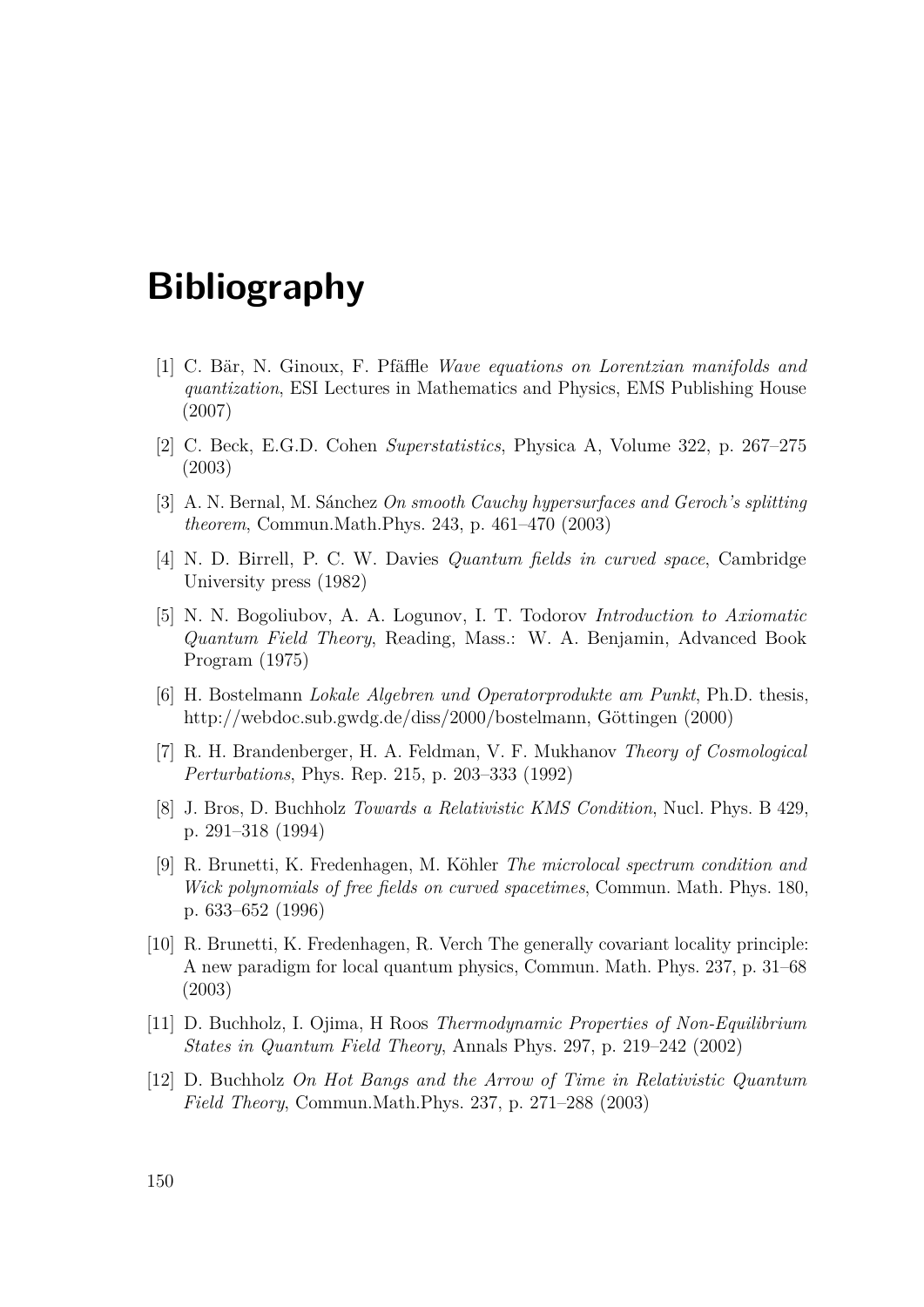# Bibliography

[1] C. Bär, N. Ginoux, F. Pfäffle *Wave equations on Lorentzian manifolds and quantization*, ESI Lectures in Mathematics and Physics, EMS Publishing House (2007)

[2] C. Beck, E.G.D. Cohen *Superstatistics*, Physica A, Volume 322, p. 267–275 (2003)

[3] A. N. Bernal, M. Sánchez *On smooth Cauchy hypersurfaces and Geroch's splitting theorem*, Commun.Math.Phys. 243, p. 461–470 (2003)

[4] N. D. Birrell, P. C. W. Davies *Quantum fields in curved space*, Cambridge University press (1982)

[5] N. N. Bogoliubov, A. A. Logunov, I. T. Todorov *Introduction to Axiomatic Quantum Field Theory*, Reading, Mass.: W. A. Benjamin, Advanced Book Program (1975)

[6] H. Bostelmann *Lokale Algebren und Operatorprodukte am Punkt*, Ph.D. thesis, http://webdoc.sub.gwdg.de/diss/2000/bostelmann, Göttingen (2000)

[7] R. H. Brandenberger, H. A. Feldman, V. F. Mukhanov *Theory of Cosmological Perturbations*, Phys. Rep. 215, p. 203–333 (1992)

[8] J. Bros, D. Buchholz *Towards a Relativistic KMS Condition*, Nucl. Phys. B 429, p. 291–318 (1994)

[9] R. Brunetti, K. Fredenhagen, M. Köhler *The microlocal spectrum condition and Wick polynomials of free fields on curved spacetimes*, Commun. Math. Phys. 180, p. 633–652 (1996)

[10] R. Brunetti, K. Fredenhagen, R. Verch The generally covariant locality principle: A new paradigm for local quantum physics, Commun. Math. Phys. 237, p. 31–68 (2003)

[11] D. Buchholz, I. Ojima, H Roos *Thermodynamic Properties of Non-Equilibrium States in Quantum Field Theory*, Annals Phys. 297, p. 219–242 (2002)

[12] D. Buchholz *On Hot Bangs and the Arrow of Time in Relativistic Quantum Field Theory*, Commun.Math.Phys. 237, p. 271–288 (2003)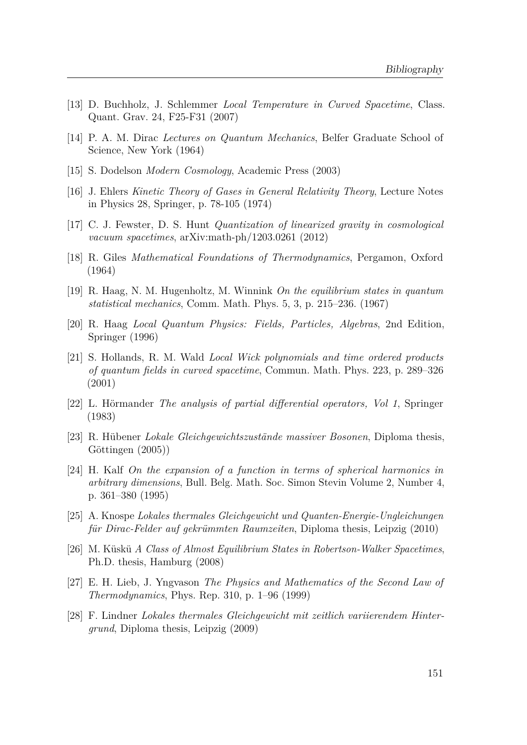[13] D. Buchholz, J. Schlemmer *Local Temperature in Curved Spacetime*, Class. Quant. Grav. 24, F25-F31 (2007)

[14] P. A. M. Dirac *Lectures on Quantum Mechanics*, Belfer Graduate School of Science, New York (1964)

[15] S. Dodelson *Modern Cosmology*, Academic Press (2003)

[16] J. Ehlers *Kinetic Theory of Gases in General Relativity Theory*, Lecture Notes in Physics 28, Springer, p. 78-105 (1974)

[17] C. J. Fewster, D. S. Hunt *Quantization of linearized gravity in cosmological vacuum spacetimes*, arXiv:math-ph/1203.0261 (2012)

[18] R. Giles *Mathematical Foundations of Thermodynamics*, Pergamon, Oxford (1964)

[19] R. Haag, N. M. Hugenholtz, M. Winnink *On the equilibrium states in quantum statistical mechanics*, Comm. Math. Phys. 5, 3, p. 215–236. (1967)

[20] R. Haag *Local Quantum Physics: Fields, Particles, Algebras*, 2nd Edition, Springer (1996)

[21] S. Hollands, R. M. Wald *Local Wick polynomials and time ordered products of quantum fields in curved spacetime*, Commun. Math. Phys. 223, p. 289–326 (2001)

[22] L. Hörmander *The analysis of partial differential operators, Vol 1*, Springer (1983)

[23] R. Hübener *Lokale Gleichgewichtszustände massiver Bosonen*, Diploma thesis, Göttingen (2005))

[24] H. Kalf *On the expansion of a function in terms of spherical harmonics in arbitrary dimensions*, Bull. Belg. Math. Soc. Simon Stevin Volume 2, Number 4, p. 361–380 (1995)

[25] A. Knospe *Lokales thermales Gleichgewicht und Quanten-Energie-Ungleichungen für Dirac-Felder auf gekrümmten Raumzeiten*, Diploma thesis, Leipzig (2010)

[26] M. Küskü *A Class of Almost Equilibrium States in Robertson-Walker Spacetimes*, Ph.D. thesis, Hamburg (2008)

[27] E. H. Lieb, J. Yngvason *The Physics and Mathematics of the Second Law of Thermodynamics*, Phys. Rep. 310, p. 1–96 (1999)

[28] F. Lindner *Lokales thermales Gleichgewicht mit zeitlich variierendem Hintergrund*, Diploma thesis, Leipzig (2009)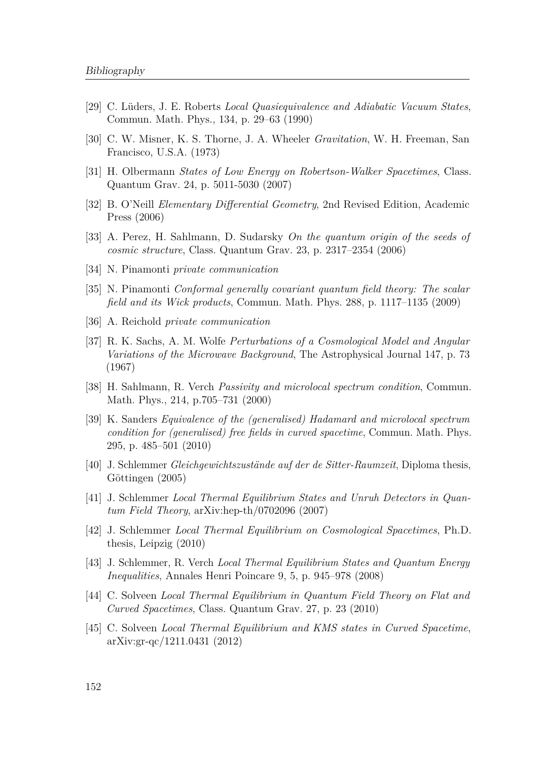[29] C. Lüders, J. E. Roberts *Local Quasiequivalence and Adiabatic Vacuum States*, Commun. Math. Phys., 134, p. 29–63 (1990)

[30] C. W. Misner, K. S. Thorne, J. A. Wheeler *Gravitation*, W. H. Freeman, San Francisco, U.S.A. (1973)

[31] H. Olbermann *States of Low Energy on Robertson-Walker Spacetimes*, Class. Quantum Grav. 24, p. 5011-5030 (2007)

[32] B. O'Neill *Elementary Differential Geometry*, 2nd Revised Edition, Academic Press (2006)

[33] A. Perez, H. Sahlmann, D. Sudarsky *On the quantum origin of the seeds of cosmic structure*, Class. Quantum Grav. 23, p. 2317–2354 (2006)

[34] N. Pinamonti *private communication*

[35] N. Pinamonti *Conformal generally covariant quantum field theory: The scalar field and its Wick products*, Commun. Math. Phys. 288, p. 1117–1135 (2009)

[36] A. Reichold *private communication*

[37] R. K. Sachs, A. M. Wolfe *Perturbations of a Cosmological Model and Angular Variations of the Microwave Background*, The Astrophysical Journal 147, p. 73 (1967)

[38] H. Sahlmann, R. Verch *Passivity and microlocal spectrum condition*, Commun. Math. Phys., 214, p.705–731 (2000)

[39] K. Sanders *Equivalence of the (generalised) Hadamard and microlocal spectrum condition for (generalised) free fields in curved spacetime*, Commun. Math. Phys. 295, p. 485–501 (2010)

[40] J. Schlemmer *Gleichgewichtszustände auf der de Sitter-Raumzeit*, Diploma thesis, Göttingen (2005)

[41] J. Schlemmer *Local Thermal Equilibrium States and Unruh Detectors in Quantum Field Theory*, arXiv:hep-th/0702096 (2007)

[42] J. Schlemmer *Local Thermal Equilibrium on Cosmological Spacetimes*, Ph.D. thesis, Leipzig (2010)

[43] J. Schlemmer, R. Verch *Local Thermal Equilibrium States and Quantum Energy Inequalities*, Annales Henri Poincare 9, 5, p. 945–978 (2008)

[44] C. Solveen *Local Thermal Equilibrium in Quantum Field Theory on Flat and Curved Spacetimes*, Class. Quantum Grav. 27, p. 23 (2010)

[45] C. Solveen *Local Thermal Equilibrium and KMS states in Curved Spacetime*, arXiv:gr-qc/1211.0431 (2012)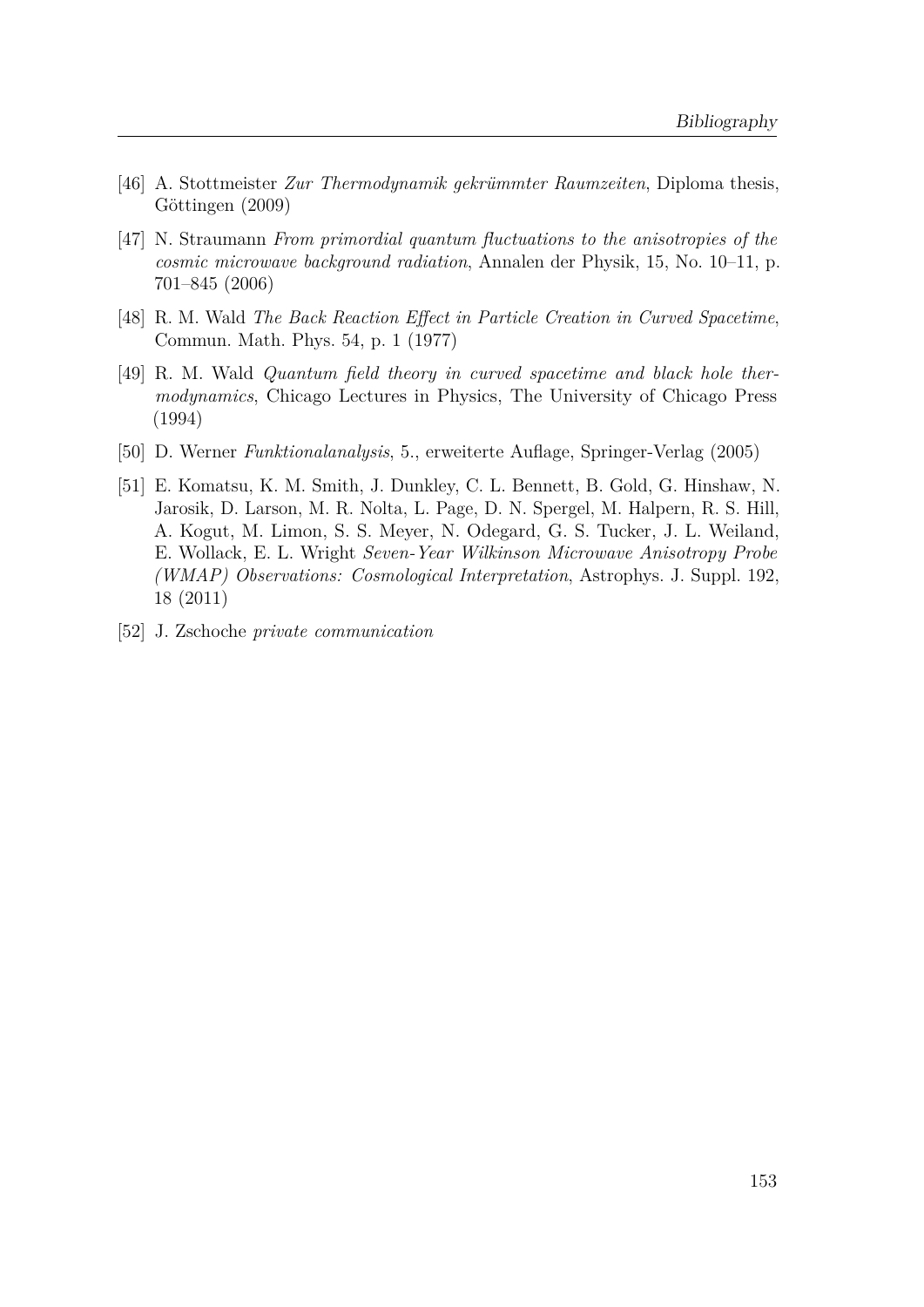[46] A. Stottmeister *Zur Thermodynamik gekrümmter Raumzeiten*, Diploma thesis, Göttingen (2009)

[47] N. Straumann *From primordial quantum fluctuations to the anisotropies of the cosmic microwave background radiation*, Annalen der Physik, 15, No. 10–11, p. 701–845 (2006)

[48] R. M. Wald *The Back Reaction Effect in Particle Creation in Curved Spacetime*, Commun. Math. Phys. 54, p. 1 (1977)

[49] R. M. Wald *Quantum field theory in curved spacetime and black hole thermodynamics*, Chicago Lectures in Physics, The University of Chicago Press (1994)

[50] D. Werner *Funktionalanalysis*, 5., erweiterte Auflage, Springer-Verlag (2005)

[51] E. Komatsu, K. M. Smith, J. Dunkley, C. L. Bennett, B. Gold, G. Hinshaw, N. Jarosik, D. Larson, M. R. Nolta, L. Page, D. N. Spergel, M. Halpern, R. S. Hill, A. Kogut, M. Limon, S. S. Meyer, N. Odegard, G. S. Tucker, J. L. Weiland, E. Wollack, E. L. Wright *Seven-Year Wilkinson Microwave Anisotropy Probe (WMAP) Observations: Cosmological Interpretation*, Astrophys. J. Suppl. 192, 18 (2011)

[52] J. Zschoche *private communication*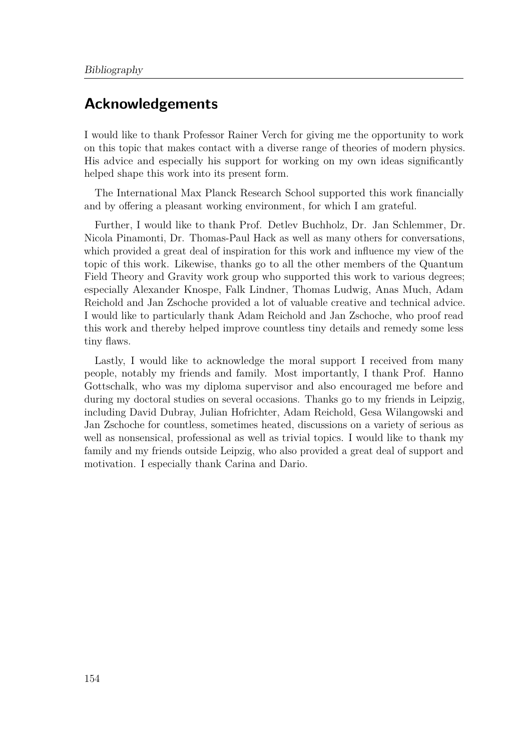## Acknowledgements

I would like to thank Professor Rainer Verch for giving me the opportunity to work on this topic that makes contact with a diverse range of theories of modern physics. His advice and especially his support for working on my own ideas significantly helped shape this work into its present form.

The International Max Planck Research School supported this work financially and by offering a pleasant working environment, for which I am grateful.

Further, I would like to thank Prof. Detlev Buchholz, Dr. Jan Schlemmer, Dr. Nicola Pinamonti, Dr. Thomas-Paul Hack as well as many others for conversations, which provided a great deal of inspiration for this work and influence my view of the topic of this work. Likewise, thanks go to all the other members of the Quantum Field Theory and Gravity work group who supported this work to various degrees; especially Alexander Knospe, Falk Lindner, Thomas Ludwig, Anas Much, Adam Reichold and Jan Zschoche provided a lot of valuable creative and technical advice. I would like to particularly thank Adam Reichold and Jan Zschoche, who proof read this work and thereby helped improve countless tiny details and remedy some less tiny flaws.

Lastly, I would like to acknowledge the moral support I received from many people, notably my friends and family. Most importantly, I thank Prof. Hanno Gottschalk, who was my diploma supervisor and also encouraged me before and during my doctoral studies on several occasions. Thanks go to my friends in Leipzig, including David Dubray, Julian Hofrichter, Adam Reichold, Gesa Wilangowski and Jan Zschoche for countless, sometimes heated, discussions on a variety of serious as well as nonsensical, professional as well as trivial topics. I would like to thank my family and my friends outside Leipzig, who also provided a great deal of support and motivation. I especially thank Carina and Dario.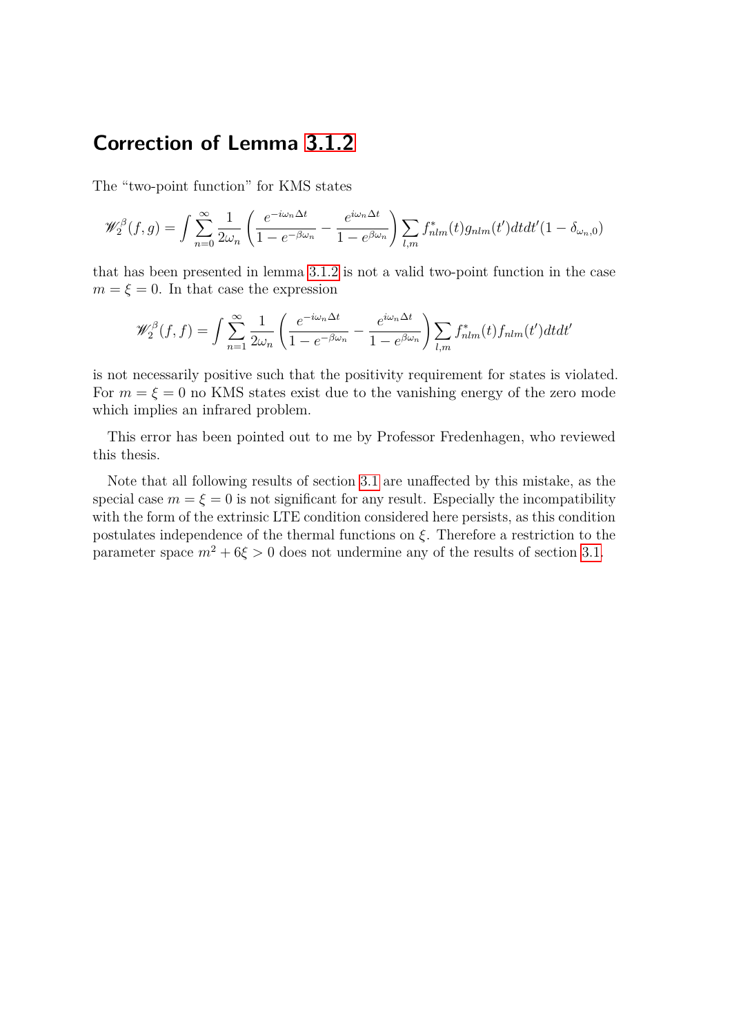## Correction of Lemma 3.1.2

The "two-point function" for KMS states

$$\mathscr{W}_2^\beta(f,g) = \int \sum_{n=0}^{\infty} \frac{1}{2\omega_n} \left( \frac{e^{-i\omega_n \Delta t}}{1-e^{-\beta\omega_n}} - \frac{e^{i\omega_n \Delta t}}{1-e^{\beta\omega_n}} \right) \sum_{l,m} f^*_{nlm}(t) g_{nlm}(t') dt dt' (1-\delta_{\omega_n,0})$$

that has been presented in lemma 3.1.2 is not a valid two-point function in the case $m = \xi = 0$. In that case the expression

$$\mathscr{W}_2^\beta(f,f) = \int \sum_{n=1}^{\infty} \frac{1}{2\omega_n} \left( \frac{e^{-i\omega_n \Delta t}}{1-e^{-\beta\omega_n}} - \frac{e^{i\omega_n \Delta t}}{1-e^{\beta\omega_n}} \right) \sum_{l,m} f^*_{nlm}(t) f_{nlm}(t') dt dt'$$

is not necessarily positive such that the positivity requirement for states is violated. For $m = \xi = 0$ no KMS states exist due to the vanishing energy of the zero mode which implies an infrared problem.

This error has been pointed out to me by Professor Fredenhagen, who reviewed this thesis.

Note that all following results of section 3.1 are unaffected by this mistake, as the special case $m = \xi = 0$ is not significant for any result. Especially the incompatibility with the form of the extrinsic LTE condition considered here persists, as this condition postulates independence of the thermal functions on $\xi$. Therefore a restriction to the parameter space $m^2 + 6\xi > 0$ does not undermine any of the results of section 3.1.